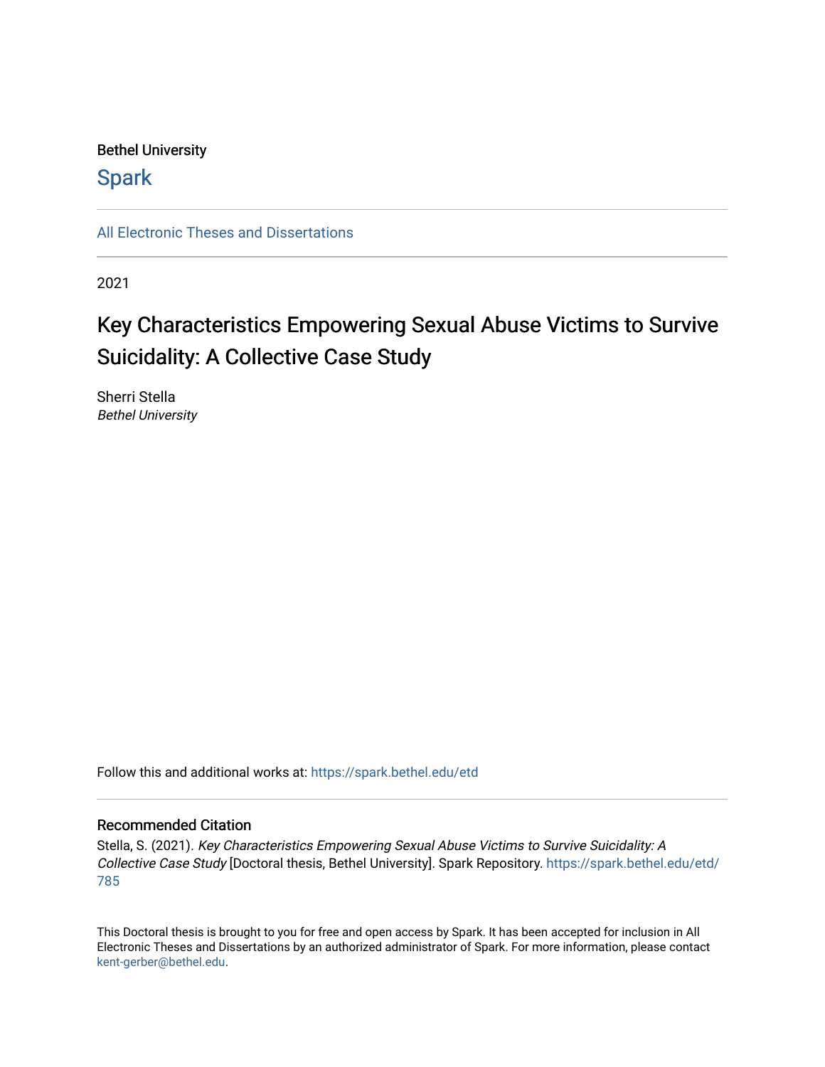Bethel University

# Spark

All Electronic Theses and Dissertations

2021

## Key Characteristics Empowering Sexual Abuse Victims to Survive Suicidality: A Collective Case Study

Sherri Stella
*Bethel University*

Follow this and additional works at: https://spark.bethel.edu/etd

### Recommended Citation

Stella, S. (2021). *Key Characteristics Empowering Sexual Abuse Victims to Survive Suicidality: A Collective Case Study* [Doctoral thesis, Bethel University]. Spark Repository. https://spark.bethel.edu/etd/785

This Doctoral thesis is brought to you for free and open access by Spark. It has been accepted for inclusion in All Electronic Theses and Dissertations by an authorized administrator of Spark. For more information, please contact kent-gerber@bethel.edu.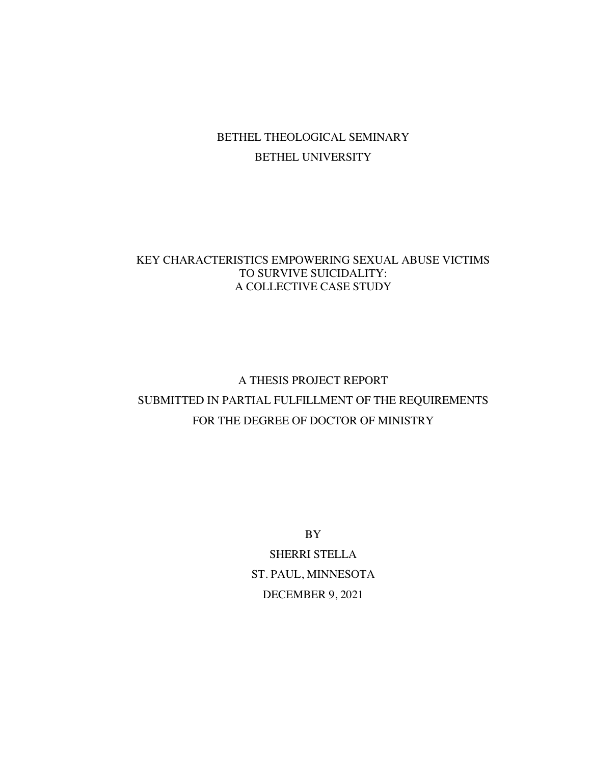BETHEL THEOLOGICAL SEMINARY

BETHEL UNIVERSITY

# KEY CHARACTERISTICS EMPOWERING SEXUAL ABUSE VICTIMS TO SURVIVE SUICIDALITY: A COLLECTIVE CASE STUDY

A THESIS PROJECT REPORT

SUBMITTED IN PARTIAL FULFILLMENT OF THE REQUIREMENTS

FOR THE DEGREE OF DOCTOR OF MINISTRY

BY

SHERRI STELLA

ST. PAUL, MINNESOTA

DECEMBER 9, 2021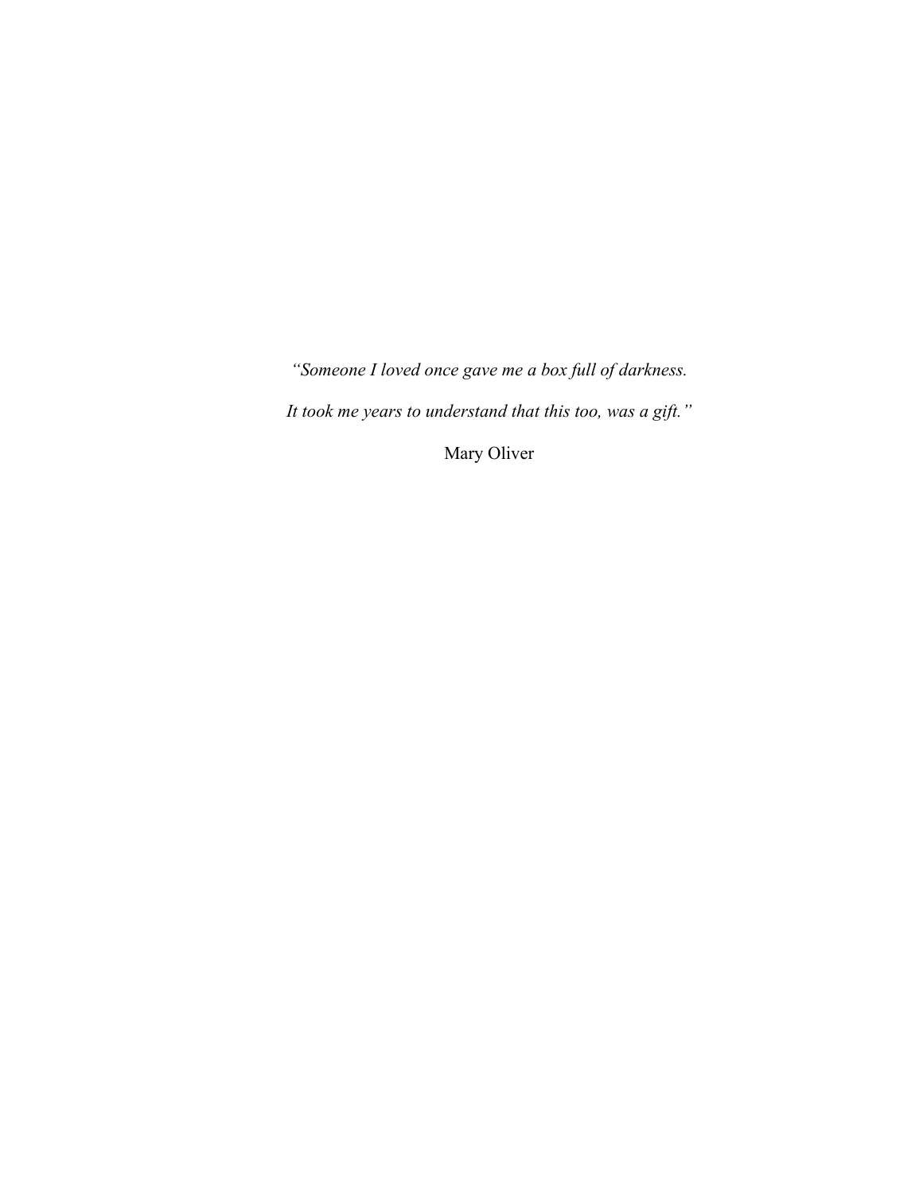*"Someone I loved once gave me a box full of darkness.*

*It took me years to understand that this too, was a gift."*

Mary Oliver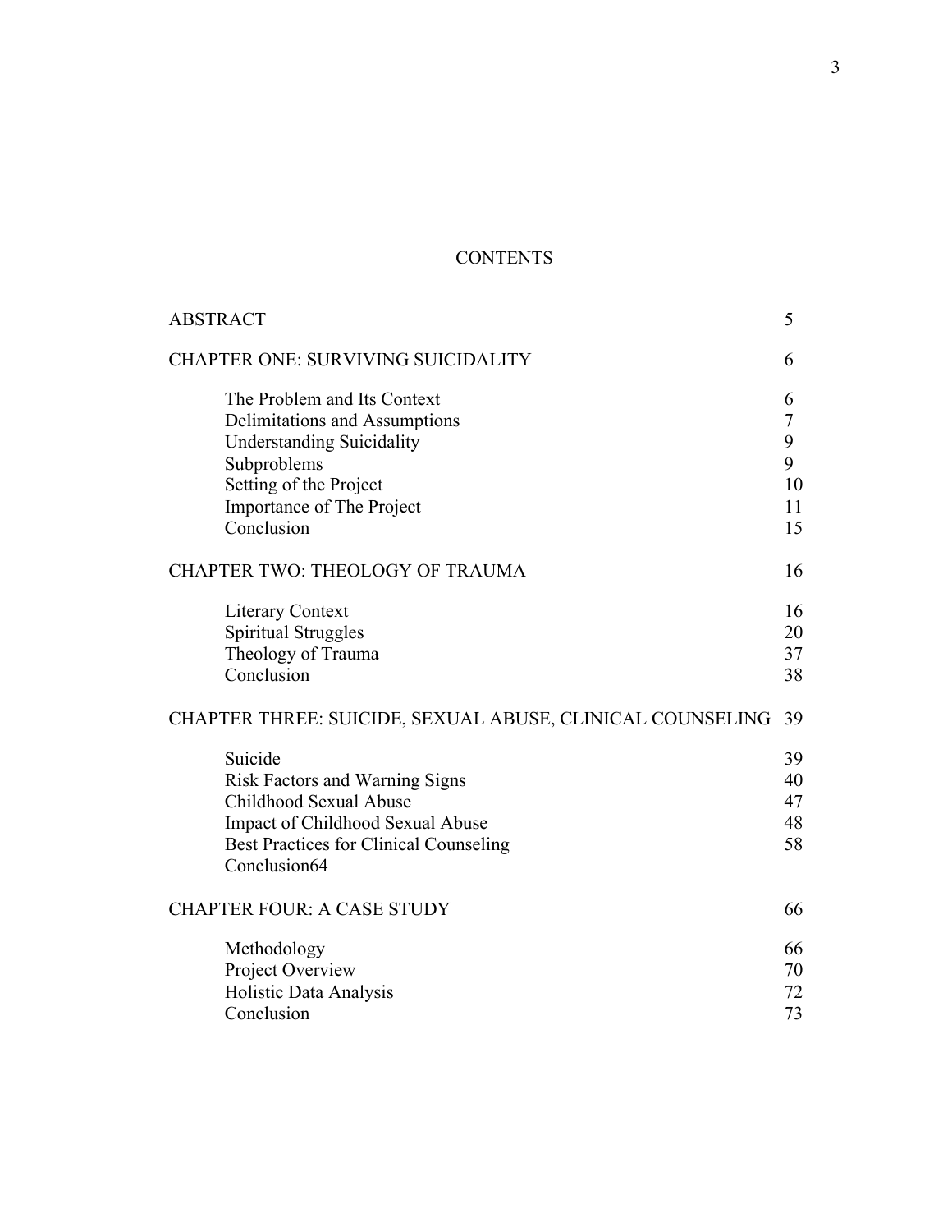# CONTENTS

| | |
|---|---|
| ABSTRACT | 5 |
| CHAPTER ONE: SURVIVING SUICIDALITY | 6 |
| The Problem and Its Context | 6 |
| Delimitations and Assumptions | 7 |
| Understanding Suicidality | 9 |
| Subproblems | 9 |
| Setting of the Project | 10 |
| Importance of The Project | 11 |
| Conclusion | 15 |
| CHAPTER TWO: THEOLOGY OF TRAUMA | 16 |
| Literary Context | 16 |
| Spiritual Struggles | 20 |
| Theology of Trauma | 37 |
| Conclusion | 38 |
| CHAPTER THREE: SUICIDE, SEXUAL ABUSE, CLINICAL COUNSELING | 39 |
| Suicide | 39 |
| Risk Factors and Warning Signs | 40 |
| Childhood Sexual Abuse | 47 |
| Impact of Childhood Sexual Abuse | 48 |
| Best Practices for Clinical Counseling | 58 |
| Conclusion64 | |
| CHAPTER FOUR: A CASE STUDY | 66 |
| Methodology | 66 |
| Project Overview | 70 |
| Holistic Data Analysis | 72 |
| Conclusion | 73 |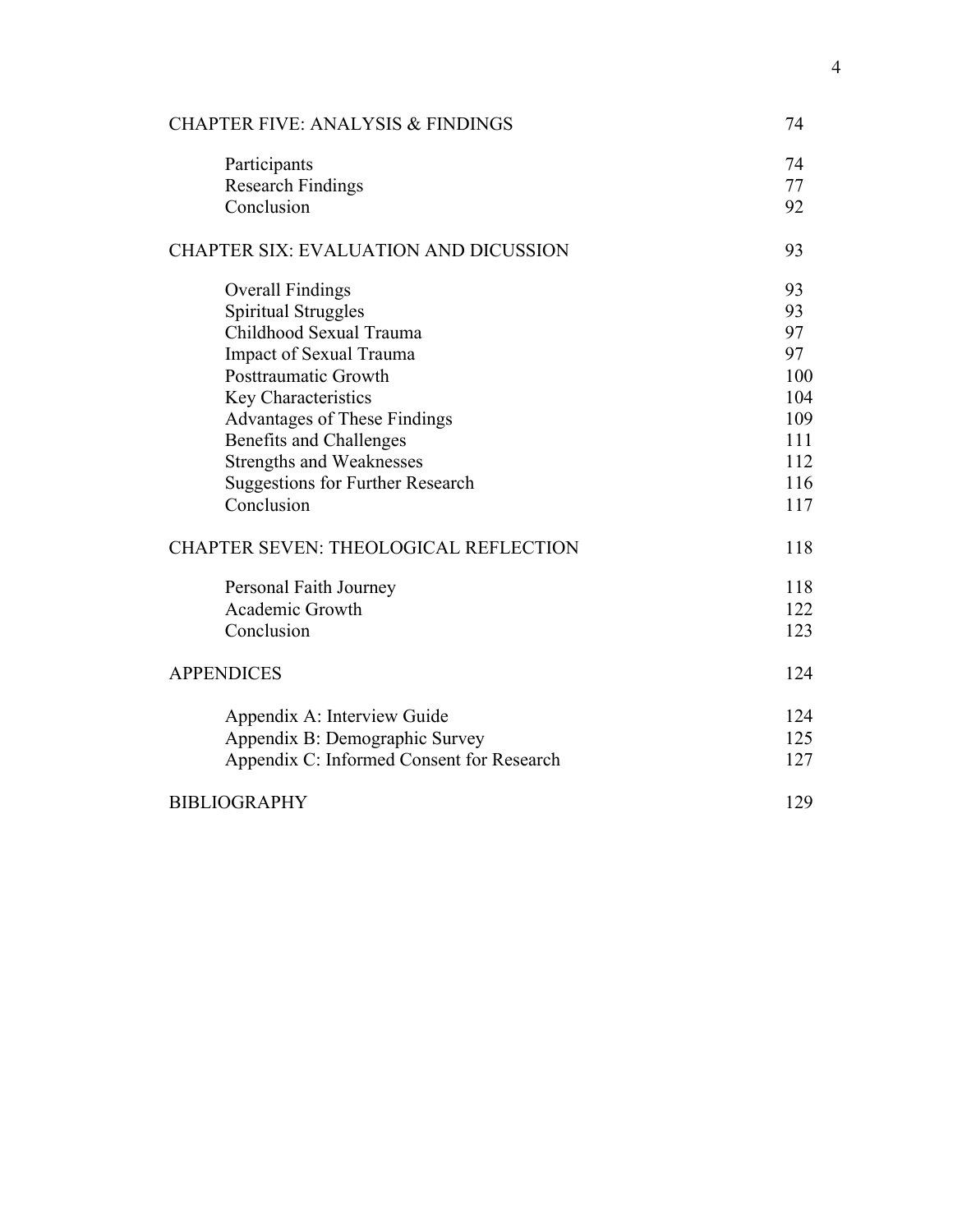| | |
|---|---|
| CHAPTER FIVE: ANALYSIS & FINDINGS | 74 |
| Participants | 74 |
| Research Findings | 77 |
| Conclusion | 92 |
| CHAPTER SIX: EVALUATION AND DICUSSION | 93 |
| Overall Findings | 93 |
| Spiritual Struggles | 93 |
| Childhood Sexual Trauma | 97 |
| Impact of Sexual Trauma | 97 |
| Posttraumatic Growth | 100 |
| Key Characteristics | 104 |
| Advantages of These Findings | 109 |
| Benefits and Challenges | 111 |
| Strengths and Weaknesses | 112 |
| Suggestions for Further Research | 116 |
| Conclusion | 117 |
| CHAPTER SEVEN: THEOLOGICAL REFLECTION | 118 |
| Personal Faith Journey | 118 |
| Academic Growth | 122 |
| Conclusion | 123 |
| APPENDICES | 124 |
| Appendix A: Interview Guide | 124 |
| Appendix B: Demographic Survey | 125 |
| Appendix C: Informed Consent for Research | 127 |
| BIBLIOGRAPHY | 129 |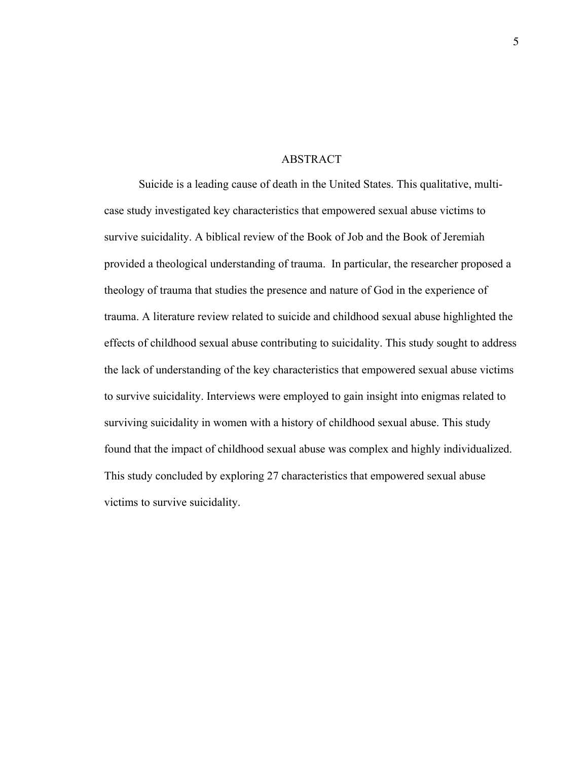# ABSTRACT

Suicide is a leading cause of death in the United States. This qualitative, multi-case study investigated key characteristics that empowered sexual abuse victims to survive suicidality. A biblical review of the Book of Job and the Book of Jeremiah provided a theological understanding of trauma. In particular, the researcher proposed a theology of trauma that studies the presence and nature of God in the experience of trauma. A literature review related to suicide and childhood sexual abuse highlighted the effects of childhood sexual abuse contributing to suicidality. This study sought to address the lack of understanding of the key characteristics that empowered sexual abuse victims to survive suicidality. Interviews were employed to gain insight into enigmas related to surviving suicidality in women with a history of childhood sexual abuse. This study found that the impact of childhood sexual abuse was complex and highly individualized. This study concluded by exploring 27 characteristics that empowered sexual abuse victims to survive suicidality.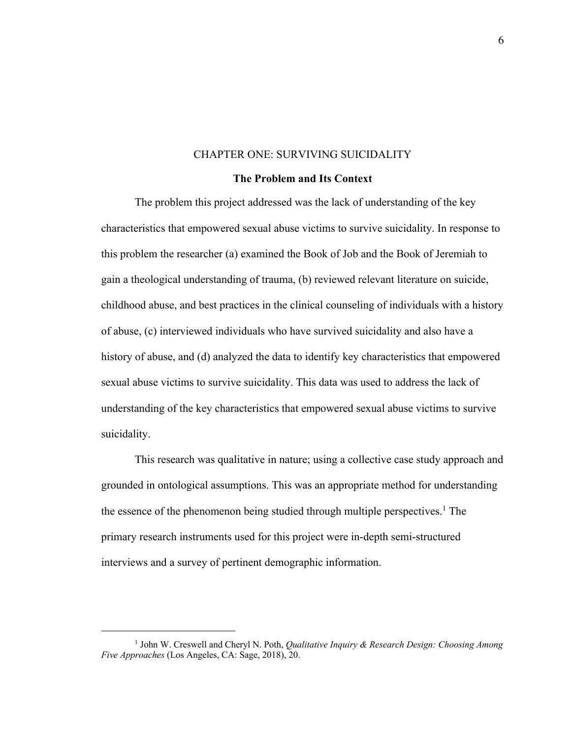# CHAPTER ONE: SURVIVING SUICIDALITY

## The Problem and Its Context

The problem this project addressed was the lack of understanding of the key characteristics that empowered sexual abuse victims to survive suicidality. In response to this problem the researcher (a) examined the Book of Job and the Book of Jeremiah to gain a theological understanding of trauma, (b) reviewed relevant literature on suicide, childhood abuse, and best practices in the clinical counseling of individuals with a history of abuse, (c) interviewed individuals who have survived suicidality and also have a history of abuse, and (d) analyzed the data to identify key characteristics that empowered sexual abuse victims to survive suicidality. This data was used to address the lack of understanding of the key characteristics that empowered sexual abuse victims to survive suicidality.

This research was qualitative in nature; using a collective case study approach and grounded in ontological assumptions. This was an appropriate method for understanding the essence of the phenomenon being studied through multiple perspectives.[1] The primary research instruments used for this project were in-depth semi-structured interviews and a survey of pertinent demographic information.

---

[1] John W. Creswell and Cheryl N. Poth, *Qualitative Inquiry & Research Design: Choosing Among Five Approaches* (Los Angeles, CA: Sage, 2018), 20.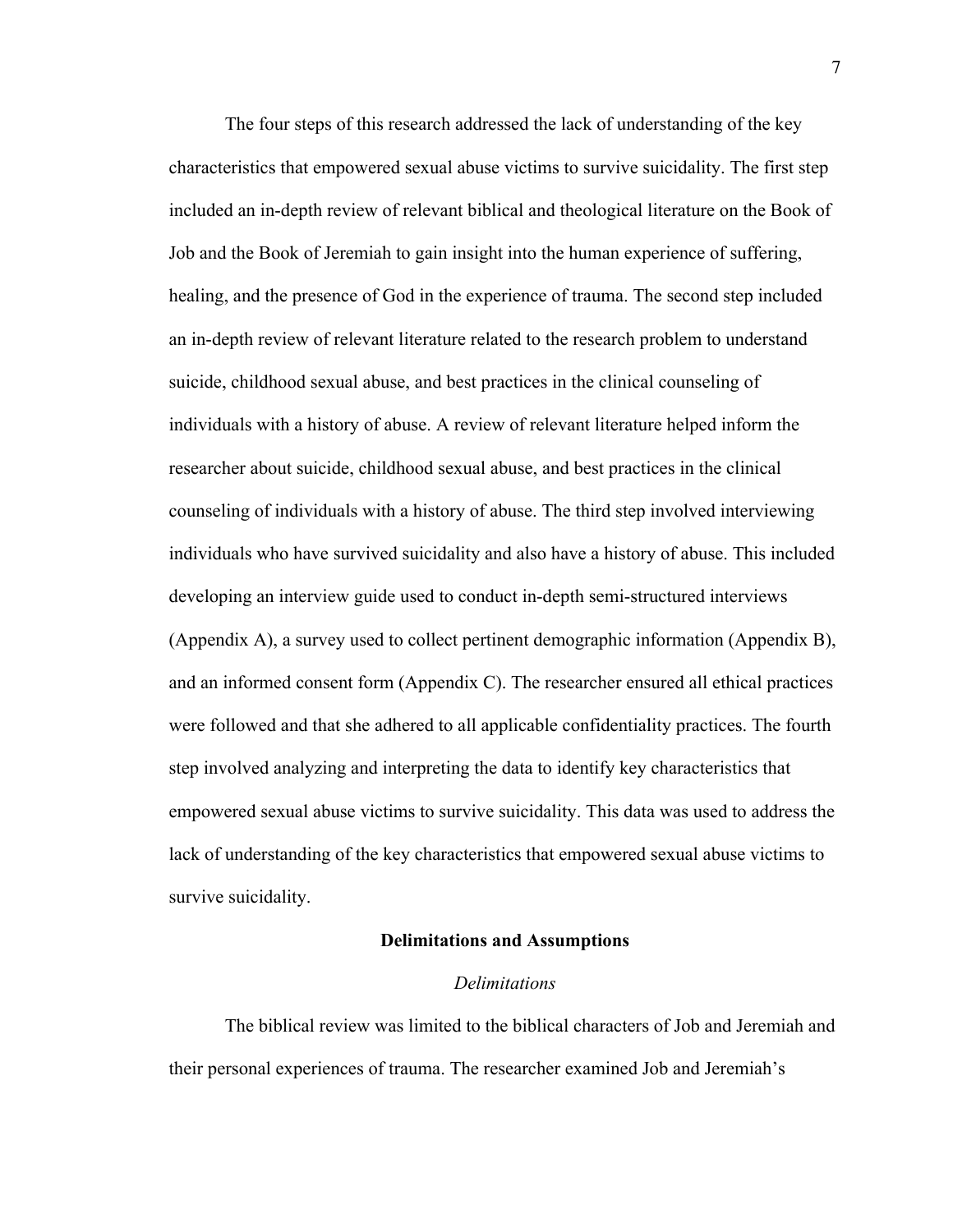The four steps of this research addressed the lack of understanding of the key characteristics that empowered sexual abuse victims to survive suicidality. The first step included an in-depth review of relevant biblical and theological literature on the Book of Job and the Book of Jeremiah to gain insight into the human experience of suffering, healing, and the presence of God in the experience of trauma. The second step included an in-depth review of relevant literature related to the research problem to understand suicide, childhood sexual abuse, and best practices in the clinical counseling of individuals with a history of abuse. A review of relevant literature helped inform the researcher about suicide, childhood sexual abuse, and best practices in the clinical counseling of individuals with a history of abuse. The third step involved interviewing individuals who have survived suicidality and also have a history of abuse. This included developing an interview guide used to conduct in-depth semi-structured interviews (Appendix A), a survey used to collect pertinent demographic information (Appendix B), and an informed consent form (Appendix C). The researcher ensured all ethical practices were followed and that she adhered to all applicable confidentiality practices. The fourth step involved analyzing and interpreting the data to identify key characteristics that empowered sexual abuse victims to survive suicidality. This data was used to address the lack of understanding of the key characteristics that empowered sexual abuse victims to survive suicidality.

## Delimitations and Assumptions

### *Delimitations*

The biblical review was limited to the biblical characters of Job and Jeremiah and their personal experiences of trauma. The researcher examined Job and Jeremiah's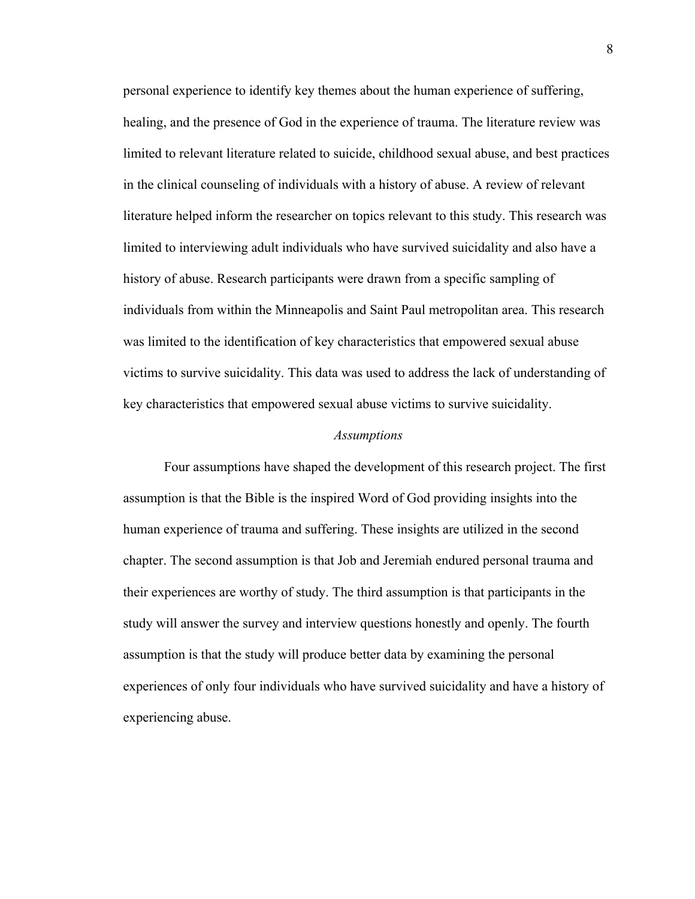personal experience to identify key themes about the human experience of suffering, healing, and the presence of God in the experience of trauma. The literature review was limited to relevant literature related to suicide, childhood sexual abuse, and best practices in the clinical counseling of individuals with a history of abuse. A review of relevant literature helped inform the researcher on topics relevant to this study. This research was limited to interviewing adult individuals who have survived suicidality and also have a history of abuse. Research participants were drawn from a specific sampling of individuals from within the Minneapolis and Saint Paul metropolitan area. This research was limited to the identification of key characteristics that empowered sexual abuse victims to survive suicidality. This data was used to address the lack of understanding of key characteristics that empowered sexual abuse victims to survive suicidality.

### *Assumptions*

Four assumptions have shaped the development of this research project. The first assumption is that the Bible is the inspired Word of God providing insights into the human experience of trauma and suffering. These insights are utilized in the second chapter. The second assumption is that Job and Jeremiah endured personal trauma and their experiences are worthy of study. The third assumption is that participants in the study will answer the survey and interview questions honestly and openly. The fourth assumption is that the study will produce better data by examining the personal experiences of only four individuals who have survived suicidality and have a history of experiencing abuse.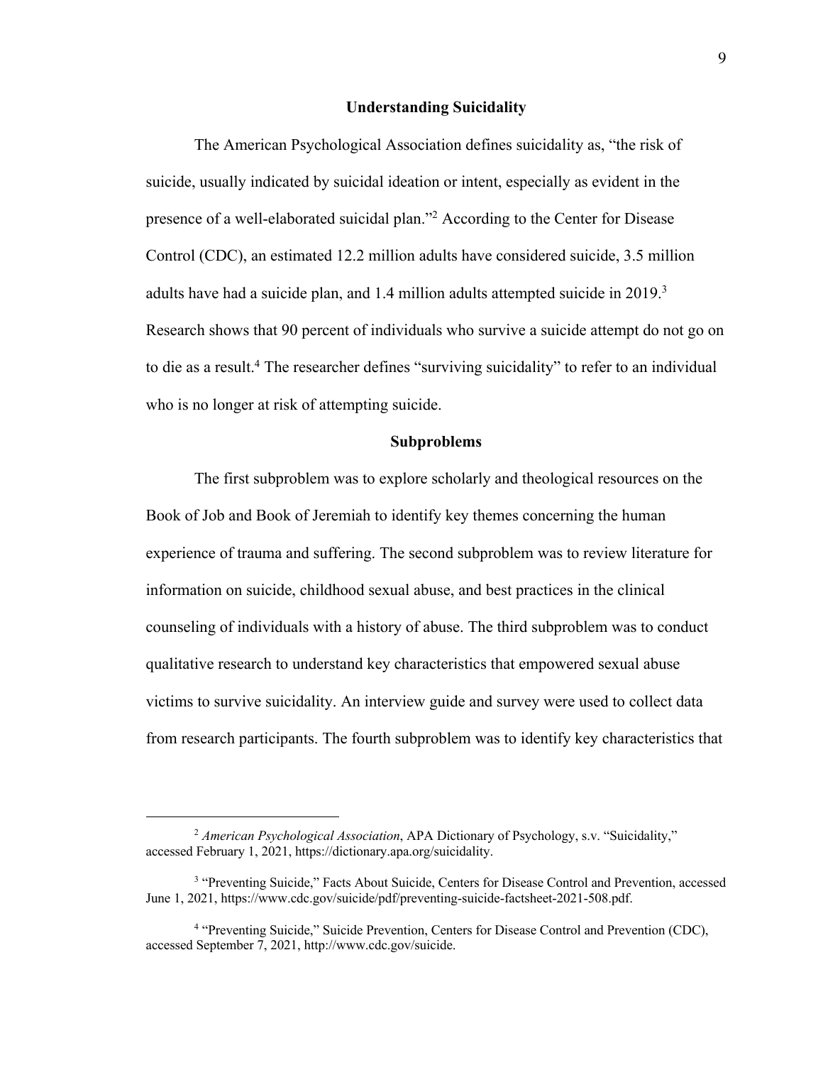## Understanding Suicidality

The American Psychological Association defines suicidality as, "the risk of suicide, usually indicated by suicidal ideation or intent, especially as evident in the presence of a well-elaborated suicidal plan."[2] According to the Center for Disease Control (CDC), an estimated 12.2 million adults have considered suicide, 3.5 million adults have had a suicide plan, and 1.4 million adults attempted suicide in 2019.[3] Research shows that 90 percent of individuals who survive a suicide attempt do not go on to die as a result.[4] The researcher defines "surviving suicidality" to refer to an individual who is no longer at risk of attempting suicide.

## Subproblems

The first subproblem was to explore scholarly and theological resources on the Book of Job and Book of Jeremiah to identify key themes concerning the human experience of trauma and suffering. The second subproblem was to review literature for information on suicide, childhood sexual abuse, and best practices in the clinical counseling of individuals with a history of abuse. The third subproblem was to conduct qualitative research to understand key characteristics that empowered sexual abuse victims to survive suicidality. An interview guide and survey were used to collect data from research participants. The fourth subproblem was to identify key characteristics that

---

[2] *American Psychological Association*, APA Dictionary of Psychology, s.v. "Suicidality," accessed February 1, 2021, https://dictionary.apa.org/suicidality.

[3] "Preventing Suicide," Facts About Suicide, Centers for Disease Control and Prevention, accessed June 1, 2021, https://www.cdc.gov/suicide/pdf/preventing-suicide-factsheet-2021-508.pdf.

[4] "Preventing Suicide," Suicide Prevention, Centers for Disease Control and Prevention (CDC), accessed September 7, 2021, http://www.cdc.gov/suicide.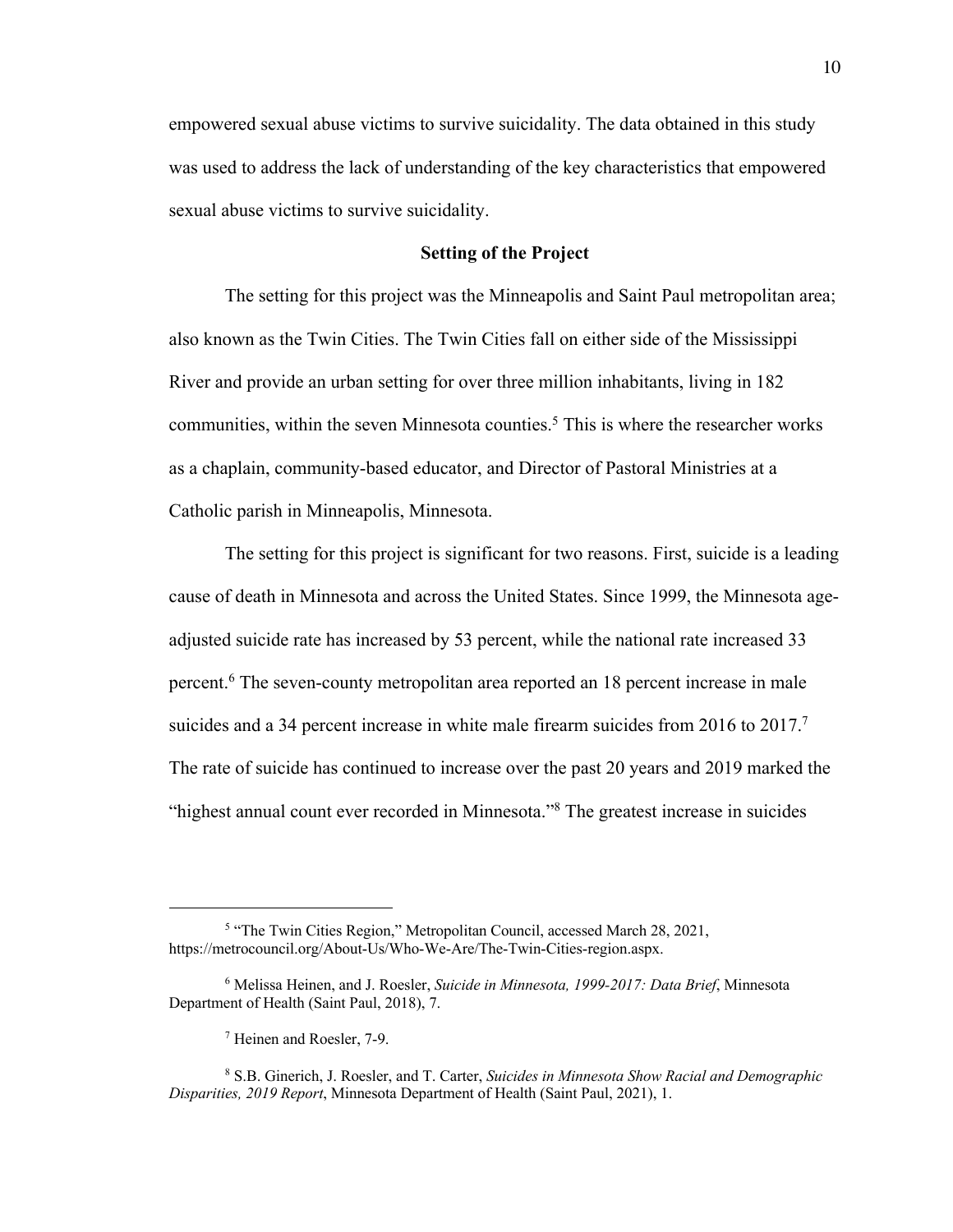empowered sexual abuse victims to survive suicidality. The data obtained in this study was used to address the lack of understanding of the key characteristics that empowered sexual abuse victims to survive suicidality.

## Setting of the Project

The setting for this project was the Minneapolis and Saint Paul metropolitan area; also known as the Twin Cities. The Twin Cities fall on either side of the Mississippi River and provide an urban setting for over three million inhabitants, living in 182 communities, within the seven Minnesota counties.[5] This is where the researcher works as a chaplain, community-based educator, and Director of Pastoral Ministries at a Catholic parish in Minneapolis, Minnesota.

The setting for this project is significant for two reasons. First, suicide is a leading cause of death in Minnesota and across the United States. Since 1999, the Minnesota age-adjusted suicide rate has increased by 53 percent, while the national rate increased 33 percent.[6] The seven-county metropolitan area reported an 18 percent increase in male suicides and a 34 percent increase in white male firearm suicides from 2016 to 2017.[7] The rate of suicide has continued to increase over the past 20 years and 2019 marked the "highest annual count ever recorded in Minnesota."[8] The greatest increase in suicides

---

[5] "The Twin Cities Region," Metropolitan Council, accessed March 28, 2021, https://metrocouncil.org/About-Us/Who-We-Are/The-Twin-Cities-region.aspx.

[6] Melissa Heinen, and J. Roesler, *Suicide in Minnesota, 1999-2017: Data Brief*, Minnesota Department of Health (Saint Paul, 2018), 7.

[7] Heinen and Roesler, 7-9.

[8] S.B. Ginerich, J. Roesler, and T. Carter, *Suicides in Minnesota Show Racial and Demographic Disparities, 2019 Report*, Minnesota Department of Health (Saint Paul, 2021), 1.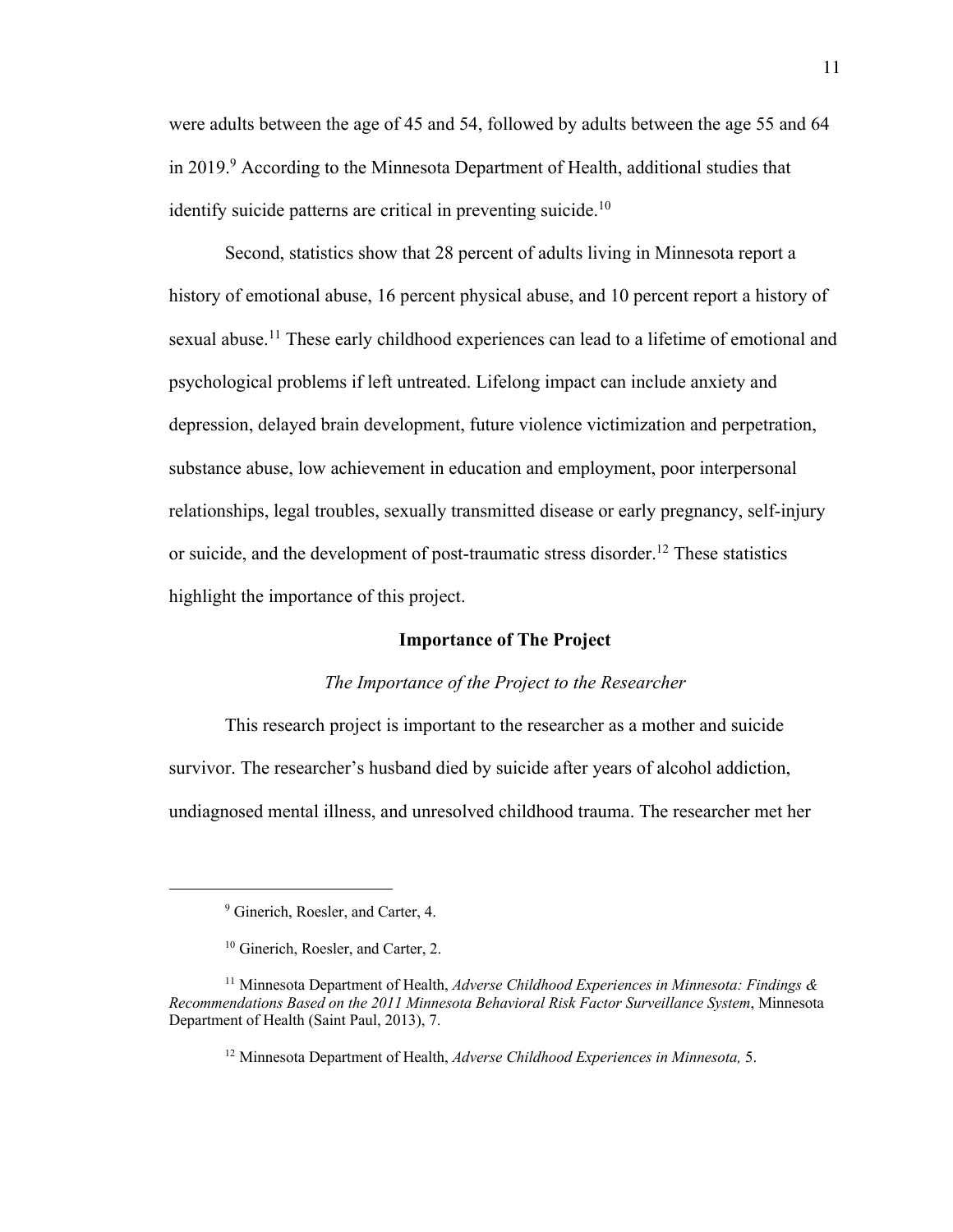were adults between the age of 45 and 54, followed by adults between the age 55 and 64 in 2019.[9] According to the Minnesota Department of Health, additional studies that identify suicide patterns are critical in preventing suicide.[10]

Second, statistics show that 28 percent of adults living in Minnesota report a history of emotional abuse, 16 percent physical abuse, and 10 percent report a history of sexual abuse.[11] These early childhood experiences can lead to a lifetime of emotional and psychological problems if left untreated. Lifelong impact can include anxiety and depression, delayed brain development, future violence victimization and perpetration, substance abuse, low achievement in education and employment, poor interpersonal relationships, legal troubles, sexually transmitted disease or early pregnancy, self-injury or suicide, and the development of post-traumatic stress disorder.[12] These statistics highlight the importance of this project.

## Importance of The Project

### *The Importance of the Project to the Researcher*

This research project is important to the researcher as a mother and suicide survivor. The researcher's husband died by suicide after years of alcohol addiction, undiagnosed mental illness, and unresolved childhood trauma. The researcher met her

---

[9] Ginerich, Roesler, and Carter, 4.

[10] Ginerich, Roesler, and Carter, 2.

[11] Minnesota Department of Health, *Adverse Childhood Experiences in Minnesota: Findings & Recommendations Based on the 2011 Minnesota Behavioral Risk Factor Surveillance System*, Minnesota Department of Health (Saint Paul, 2013), 7.

[12] Minnesota Department of Health, *Adverse Childhood Experiences in Minnesota,* 5.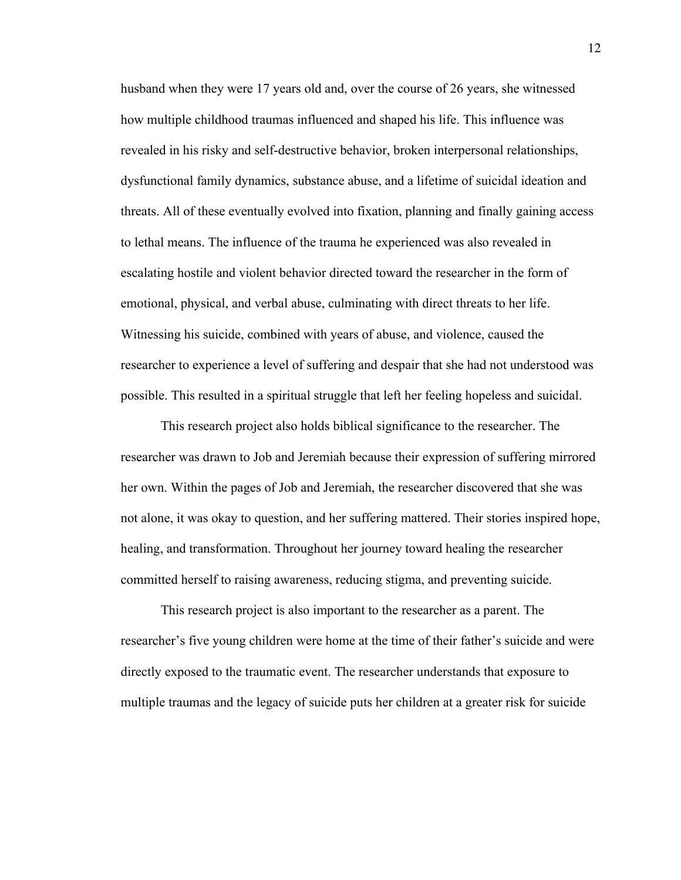husband when they were 17 years old and, over the course of 26 years, she witnessed how multiple childhood traumas influenced and shaped his life. This influence was revealed in his risky and self-destructive behavior, broken interpersonal relationships, dysfunctional family dynamics, substance abuse, and a lifetime of suicidal ideation and threats. All of these eventually evolved into fixation, planning and finally gaining access to lethal means. The influence of the trauma he experienced was also revealed in escalating hostile and violent behavior directed toward the researcher in the form of emotional, physical, and verbal abuse, culminating with direct threats to her life. Witnessing his suicide, combined with years of abuse, and violence, caused the researcher to experience a level of suffering and despair that she had not understood was possible. This resulted in a spiritual struggle that left her feeling hopeless and suicidal.

This research project also holds biblical significance to the researcher. The researcher was drawn to Job and Jeremiah because their expression of suffering mirrored her own. Within the pages of Job and Jeremiah, the researcher discovered that she was not alone, it was okay to question, and her suffering mattered. Their stories inspired hope, healing, and transformation. Throughout her journey toward healing the researcher committed herself to raising awareness, reducing stigma, and preventing suicide.

This research project is also important to the researcher as a parent. The researcher's five young children were home at the time of their father's suicide and were directly exposed to the traumatic event. The researcher understands that exposure to multiple traumas and the legacy of suicide puts her children at a greater risk for suicide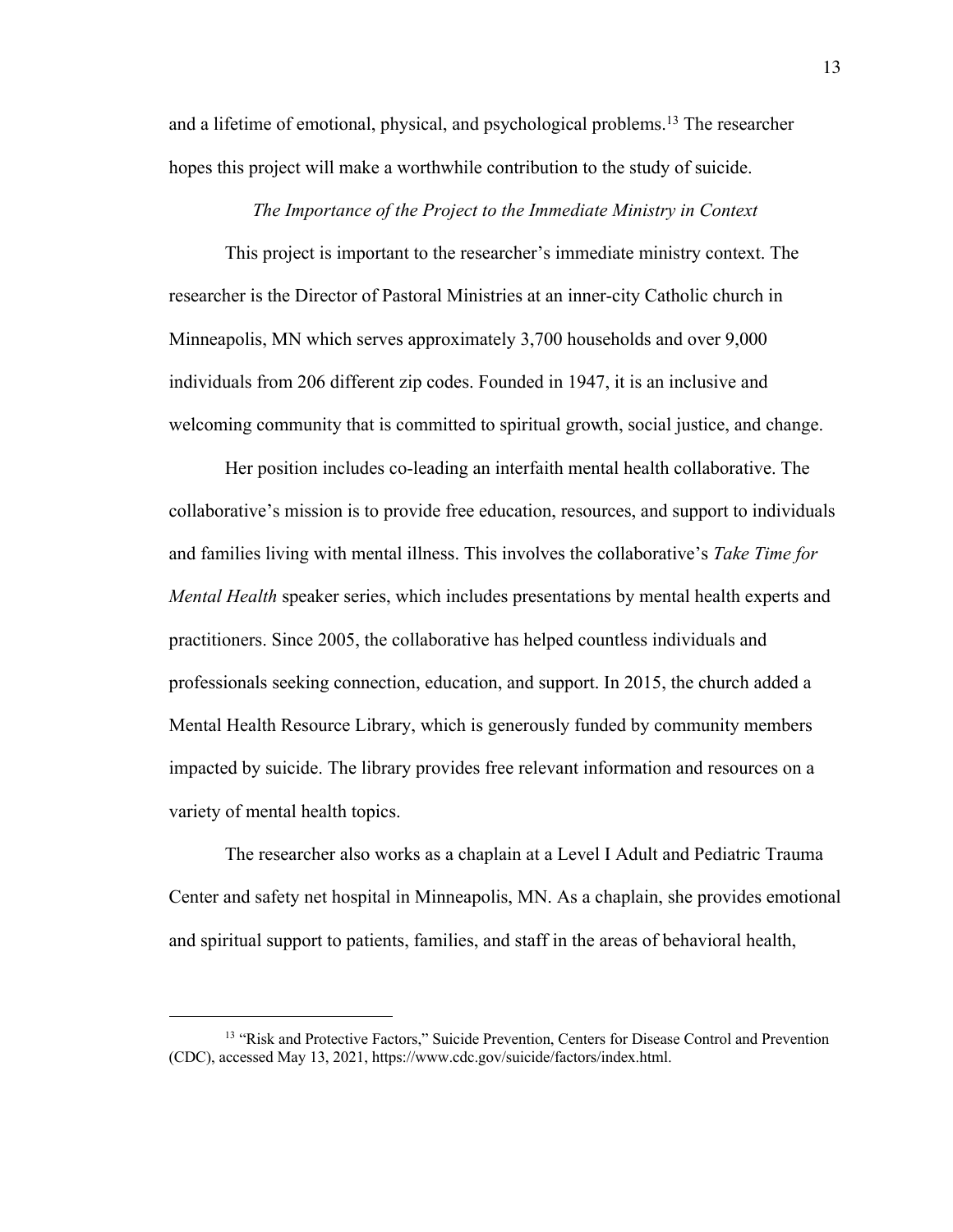and a lifetime of emotional, physical, and psychological problems.[13] The researcher hopes this project will make a worthwhile contribution to the study of suicide.

*The Importance of the Project to the Immediate Ministry in Context*

This project is important to the researcher's immediate ministry context. The researcher is the Director of Pastoral Ministries at an inner-city Catholic church in Minneapolis, MN which serves approximately 3,700 households and over 9,000 individuals from 206 different zip codes. Founded in 1947, it is an inclusive and welcoming community that is committed to spiritual growth, social justice, and change.

Her position includes co-leading an interfaith mental health collaborative. The collaborative's mission is to provide free education, resources, and support to individuals and families living with mental illness. This involves the collaborative's *Take Time for Mental Health* speaker series, which includes presentations by mental health experts and practitioners. Since 2005, the collaborative has helped countless individuals and professionals seeking connection, education, and support. In 2015, the church added a Mental Health Resource Library, which is generously funded by community members impacted by suicide. The library provides free relevant information and resources on a variety of mental health topics.

The researcher also works as a chaplain at a Level I Adult and Pediatric Trauma Center and safety net hospital in Minneapolis, MN. As a chaplain, she provides emotional and spiritual support to patients, families, and staff in the areas of behavioral health,

---

[13] "Risk and Protective Factors," Suicide Prevention, Centers for Disease Control and Prevention (CDC), accessed May 13, 2021, https://www.cdc.gov/suicide/factors/index.html.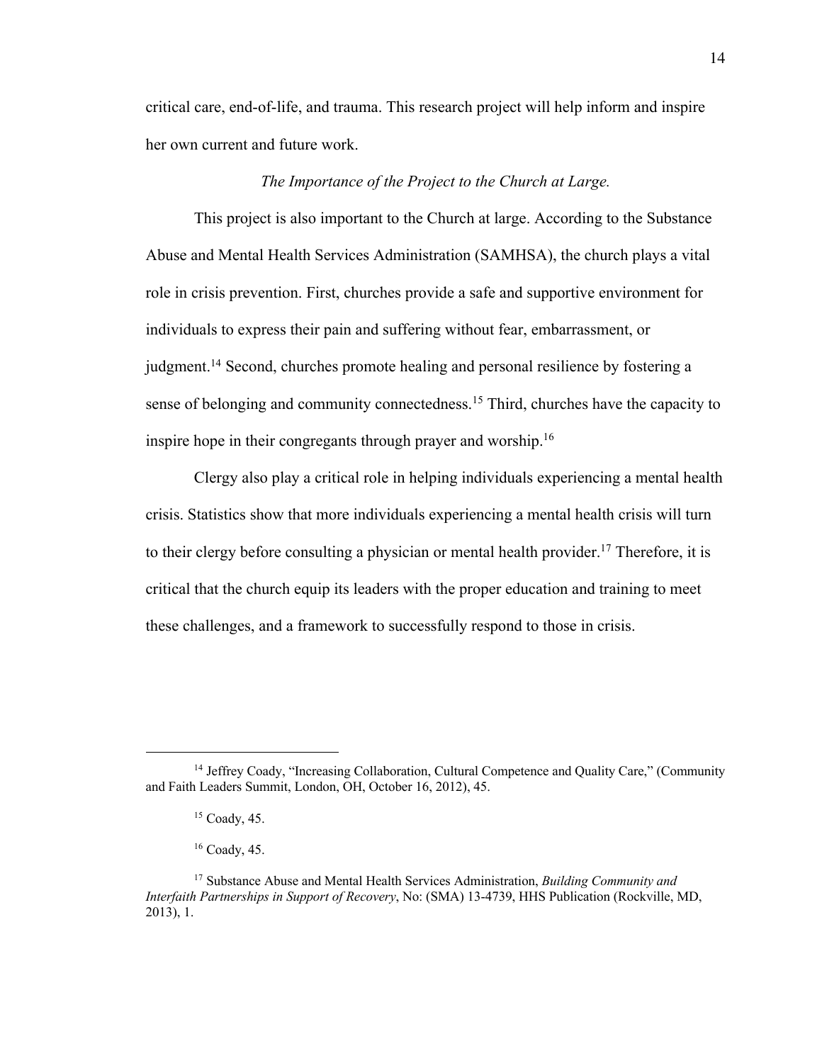critical care, end-of-life, and trauma. This research project will help inform and inspire her own current and future work.

### *The Importance of the Project to the Church at Large.*

This project is also important to the Church at large. According to the Substance Abuse and Mental Health Services Administration (SAMHSA), the church plays a vital role in crisis prevention. First, churches provide a safe and supportive environment for individuals to express their pain and suffering without fear, embarrassment, or judgment.[14] Second, churches promote healing and personal resilience by fostering a sense of belonging and community connectedness.[15] Third, churches have the capacity to inspire hope in their congregants through prayer and worship.[16]

Clergy also play a critical role in helping individuals experiencing a mental health crisis. Statistics show that more individuals experiencing a mental health crisis will turn to their clergy before consulting a physician or mental health provider.[17] Therefore, it is critical that the church equip its leaders with the proper education and training to meet these challenges, and a framework to successfully respond to those in crisis.

---

[14] Jeffrey Coady, "Increasing Collaboration, Cultural Competence and Quality Care," (Community and Faith Leaders Summit, London, OH, October 16, 2012), 45.

[15] Coady, 45.

[16] Coady, 45.

[17] Substance Abuse and Mental Health Services Administration, *Building Community and Interfaith Partnerships in Support of Recovery*, No: (SMA) 13-4739, HHS Publication (Rockville, MD, 2013), 1.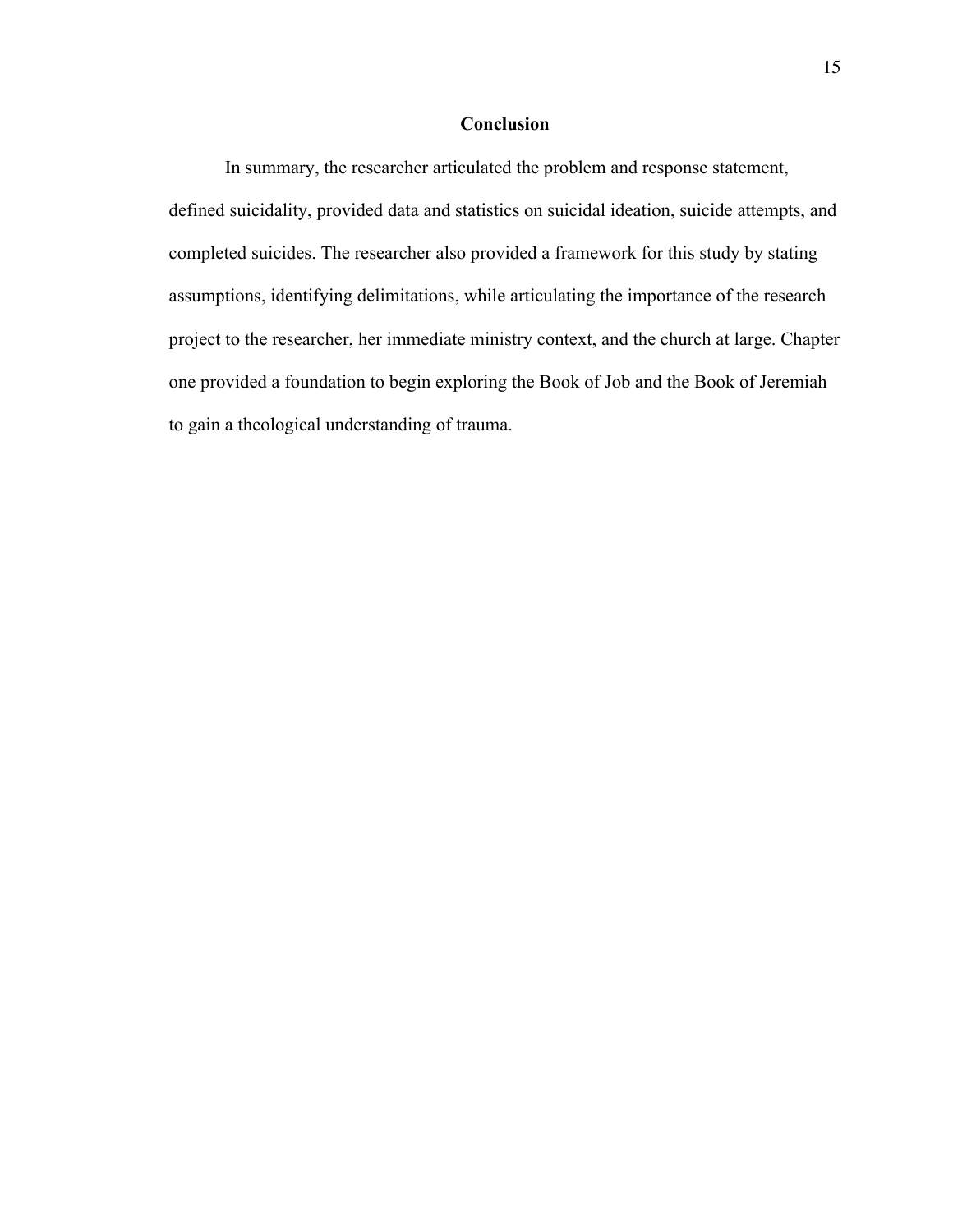## Conclusion

In summary, the researcher articulated the problem and response statement, defined suicidality, provided data and statistics on suicidal ideation, suicide attempts, and completed suicides. The researcher also provided a framework for this study by stating assumptions, identifying delimitations, while articulating the importance of the research project to the researcher, her immediate ministry context, and the church at large. Chapter one provided a foundation to begin exploring the Book of Job and the Book of Jeremiah to gain a theological understanding of trauma.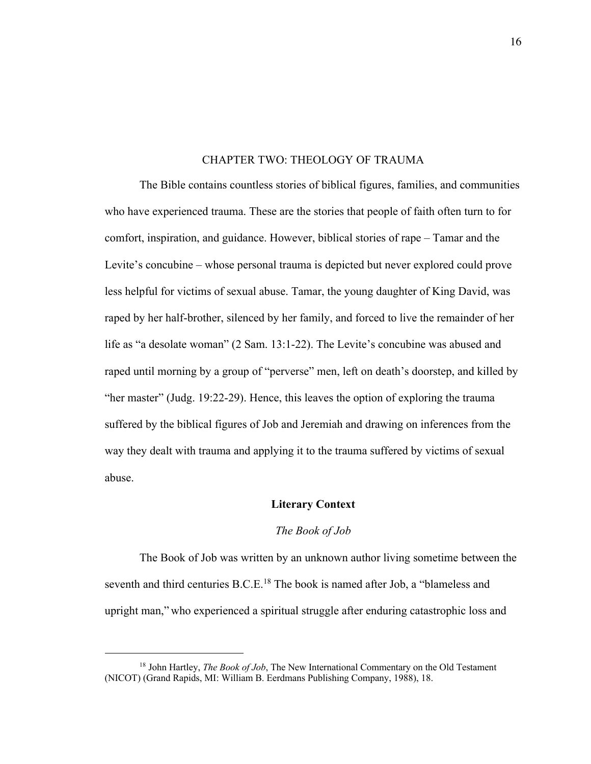# CHAPTER TWO: THEOLOGY OF TRAUMA

The Bible contains countless stories of biblical figures, families, and communities who have experienced trauma. These are the stories that people of faith often turn to for comfort, inspiration, and guidance. However, biblical stories of rape – Tamar and the Levite's concubine – whose personal trauma is depicted but never explored could prove less helpful for victims of sexual abuse. Tamar, the young daughter of King David, was raped by her half-brother, silenced by her family, and forced to live the remainder of her life as "a desolate woman" (2 Sam. 13:1-22). The Levite's concubine was abused and raped until morning by a group of "perverse" men, left on death's doorstep, and killed by "her master" (Judg. 19:22-29). Hence, this leaves the option of exploring the trauma suffered by the biblical figures of Job and Jeremiah and drawing on inferences from the way they dealt with trauma and applying it to the trauma suffered by victims of sexual abuse.

## Literary Context

### *The Book of Job*

The Book of Job was written by an unknown author living sometime between the seventh and third centuries B.C.E.[18] The book is named after Job, a "blameless and upright man," who experienced a spiritual struggle after enduring catastrophic loss and

---

[18] John Hartley, *The Book of Job*, The New International Commentary on the Old Testament (NICOT) (Grand Rapids, MI: William B. Eerdmans Publishing Company, 1988), 18.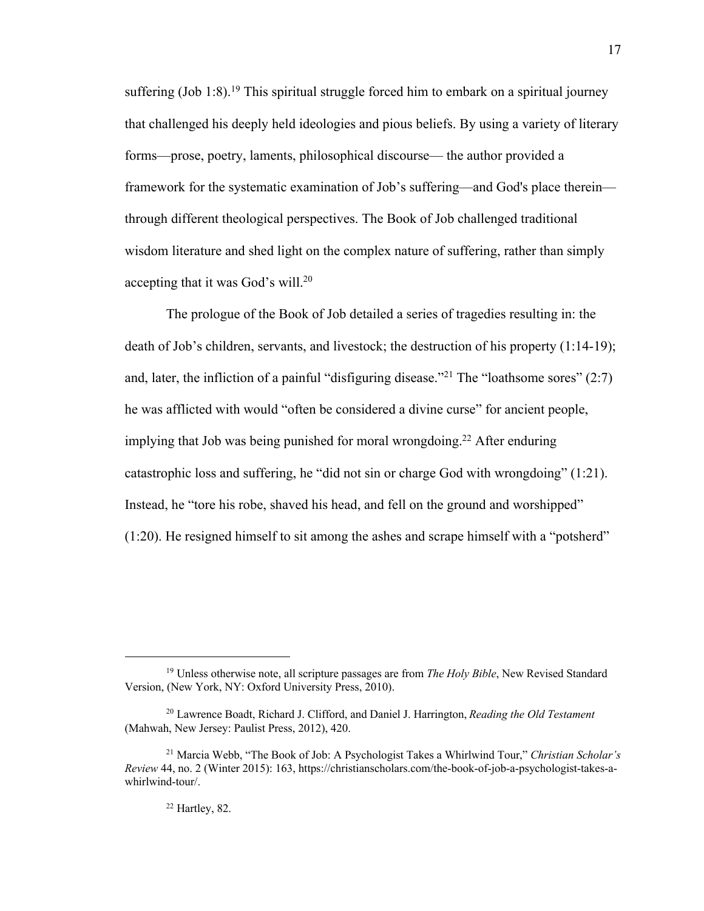suffering (Job 1:8).[19] This spiritual struggle forced him to embark on a spiritual journey that challenged his deeply held ideologies and pious beliefs. By using a variety of literary forms—prose, poetry, laments, philosophical discourse— the author provided a framework for the systematic examination of Job's suffering—and God's place therein—through different theological perspectives. The Book of Job challenged traditional wisdom literature and shed light on the complex nature of suffering, rather than simply accepting that it was God's will.[20]

The prologue of the Book of Job detailed a series of tragedies resulting in: the death of Job's children, servants, and livestock; the destruction of his property (1:14-19); and, later, the infliction of a painful "disfiguring disease."[21] The "loathsome sores" (2:7) he was afflicted with would "often be considered a divine curse" for ancient people, implying that Job was being punished for moral wrongdoing.[22] After enduring catastrophic loss and suffering, he "did not sin or charge God with wrongdoing" (1:21). Instead, he "tore his robe, shaved his head, and fell on the ground and worshipped" (1:20). He resigned himself to sit among the ashes and scrape himself with a "potsherd"

---

[19] Unless otherwise note, all scripture passages are from *The Holy Bible*, New Revised Standard Version, (New York, NY: Oxford University Press, 2010).

[20] Lawrence Boadt, Richard J. Clifford, and Daniel J. Harrington, *Reading the Old Testament* (Mahwah, New Jersey: Paulist Press, 2012), 420.

[21] Marcia Webb, "The Book of Job: A Psychologist Takes a Whirlwind Tour," *Christian Scholar's Review* 44, no. 2 (Winter 2015): 163, https://christianscholars.com/the-book-of-job-a-psychologist-takes-a-whirlwind-tour/.

[22] Hartley, 82.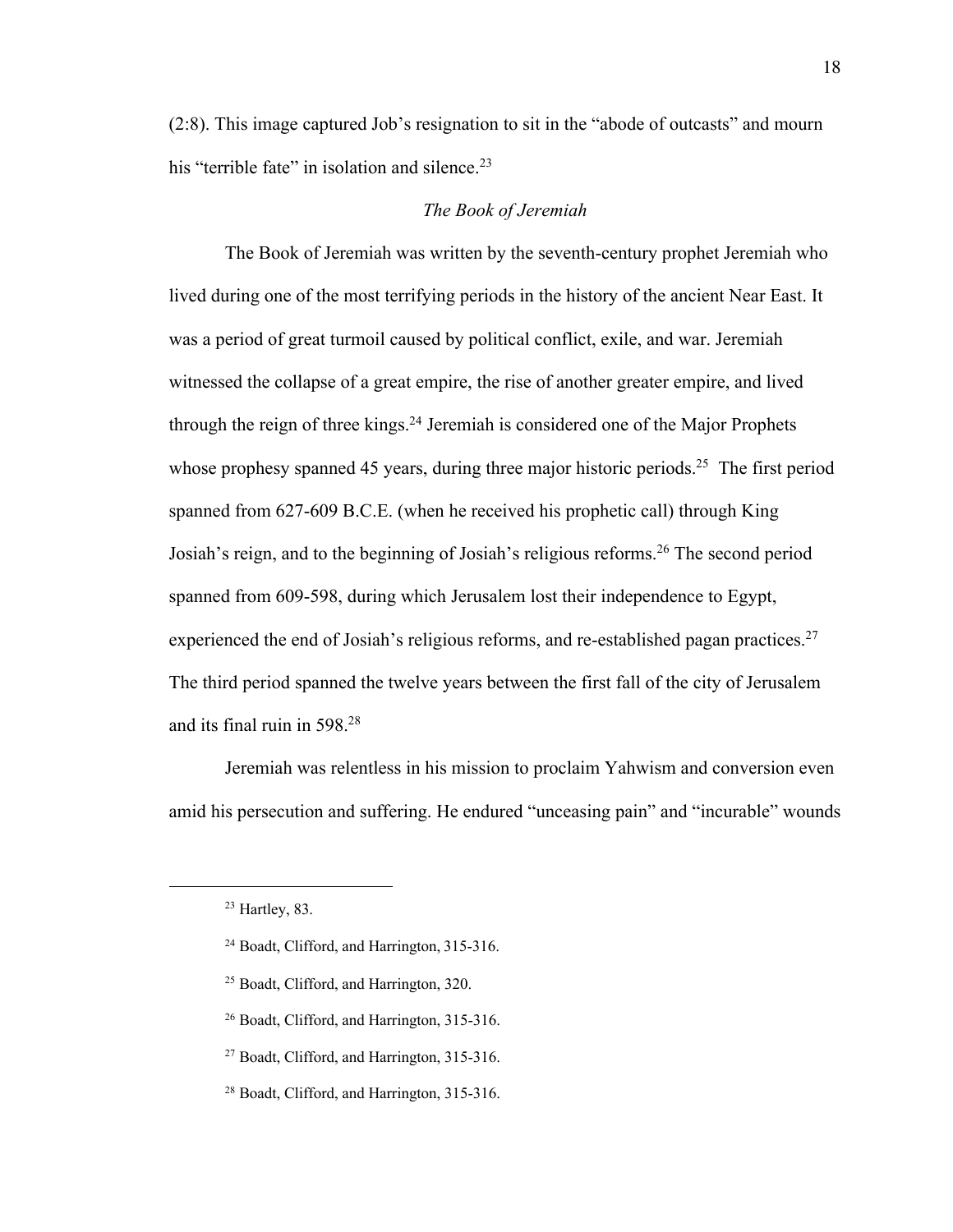(2:8). This image captured Job's resignation to sit in the "abode of outcasts" and mourn his "terrible fate" in isolation and silence.[23]

### *The Book of Jeremiah*

The Book of Jeremiah was written by the seventh-century prophet Jeremiah who lived during one of the most terrifying periods in the history of the ancient Near East. It was a period of great turmoil caused by political conflict, exile, and war. Jeremiah witnessed the collapse of a great empire, the rise of another greater empire, and lived through the reign of three kings.[24] Jeremiah is considered one of the Major Prophets whose prophesy spanned 45 years, during three major historic periods.[25] The first period spanned from 627-609 B.C.E. (when he received his prophetic call) through King Josiah's reign, and to the beginning of Josiah's religious reforms.[26] The second period spanned from 609-598, during which Jerusalem lost their independence to Egypt, experienced the end of Josiah's religious reforms, and re-established pagan practices.[27] The third period spanned the twelve years between the first fall of the city of Jerusalem and its final ruin in 598.[28]

Jeremiah was relentless in his mission to proclaim Yahwism and conversion even amid his persecution and suffering. He endured "unceasing pain" and "incurable" wounds

---

[23] Hartley, 83.

[24] Boadt, Clifford, and Harrington, 315-316.

[25] Boadt, Clifford, and Harrington, 320.

[26] Boadt, Clifford, and Harrington, 315-316.

[27] Boadt, Clifford, and Harrington, 315-316.

[28] Boadt, Clifford, and Harrington, 315-316.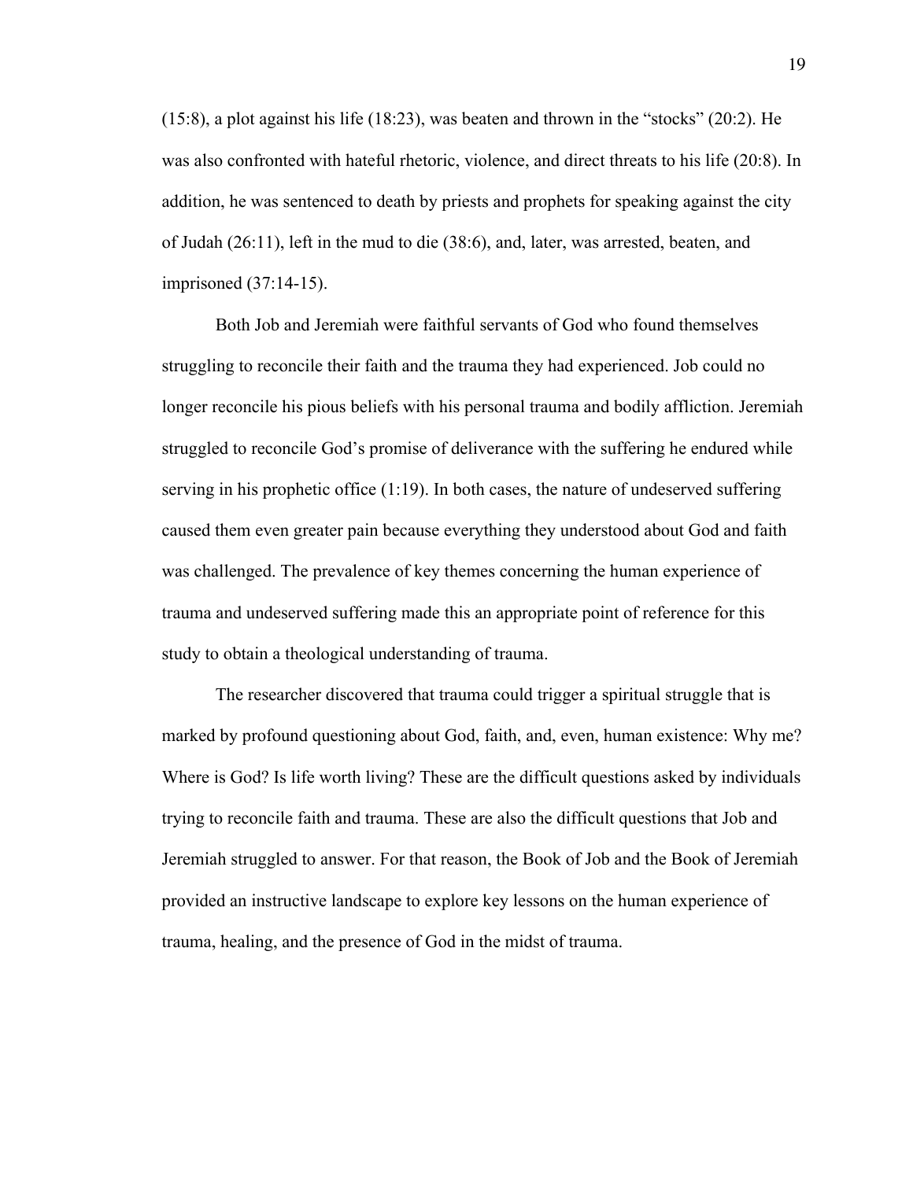(15:8), a plot against his life (18:23), was beaten and thrown in the "stocks" (20:2). He was also confronted with hateful rhetoric, violence, and direct threats to his life (20:8). In addition, he was sentenced to death by priests and prophets for speaking against the city of Judah (26:11), left in the mud to die (38:6), and, later, was arrested, beaten, and imprisoned (37:14-15).

Both Job and Jeremiah were faithful servants of God who found themselves struggling to reconcile their faith and the trauma they had experienced. Job could no longer reconcile his pious beliefs with his personal trauma and bodily affliction. Jeremiah struggled to reconcile God's promise of deliverance with the suffering he endured while serving in his prophetic office (1:19). In both cases, the nature of undeserved suffering caused them even greater pain because everything they understood about God and faith was challenged. The prevalence of key themes concerning the human experience of trauma and undeserved suffering made this an appropriate point of reference for this study to obtain a theological understanding of trauma.

The researcher discovered that trauma could trigger a spiritual struggle that is marked by profound questioning about God, faith, and, even, human existence: Why me? Where is God? Is life worth living? These are the difficult questions asked by individuals trying to reconcile faith and trauma. These are also the difficult questions that Job and Jeremiah struggled to answer. For that reason, the Book of Job and the Book of Jeremiah provided an instructive landscape to explore key lessons on the human experience of trauma, healing, and the presence of God in the midst of trauma.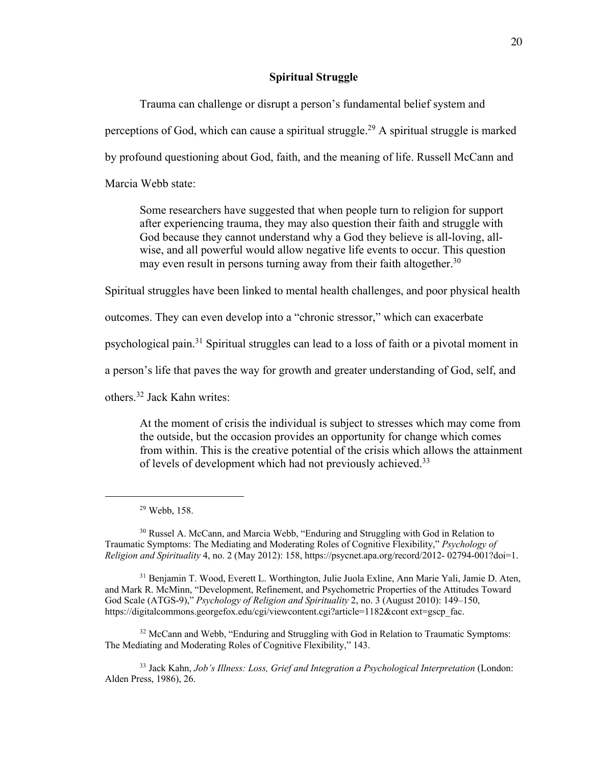## Spiritual Struggle

Trauma can challenge or disrupt a person's fundamental belief system and perceptions of God, which can cause a spiritual struggle.[29] A spiritual struggle is marked by profound questioning about God, faith, and the meaning of life. Russell McCann and Marcia Webb state:

> Some researchers have suggested that when people turn to religion for support after experiencing trauma, they may also question their faith and struggle with God because they cannot understand why a God they believe is all-loving, all-wise, and all powerful would allow negative life events to occur. This question may even result in persons turning away from their faith altogether.[30]

Spiritual struggles have been linked to mental health challenges, and poor physical health outcomes. They can even develop into a "chronic stressor," which can exacerbate psychological pain.[31] Spiritual struggles can lead to a loss of faith or a pivotal moment in a person's life that paves the way for growth and greater understanding of God, self, and others.[32] Jack Kahn writes:

> At the moment of crisis the individual is subject to stresses which may come from the outside, but the occasion provides an opportunity for change which comes from within. This is the creative potential of the crisis which allows the attainment of levels of development which had not previously achieved.[33]

---

[29] Webb, 158.

[30] Russel A. McCann, and Marcia Webb, "Enduring and Struggling with God in Relation to Traumatic Symptoms: The Mediating and Moderating Roles of Cognitive Flexibility," *Psychology of Religion and Spirituality* 4, no. 2 (May 2012): 158, https://psycnet.apa.org/record/2012- 02794-001?doi=1.

[31] Benjamin T. Wood, Everett L. Worthington, Julie Juola Exline, Ann Marie Yali, Jamie D. Aten, and Mark R. McMinn, "Development, Refinement, and Psychometric Properties of the Attitudes Toward God Scale (ATGS-9)," *Psychology of Religion and Spirituality* 2, no. 3 (August 2010): 149–150, https://digitalcommons.georgefox.edu/cgi/viewcontent.cgi?article=1182&cont ext=gscp_fac.

[32] McCann and Webb, "Enduring and Struggling with God in Relation to Traumatic Symptoms: The Mediating and Moderating Roles of Cognitive Flexibility," 143.

[33] Jack Kahn, *Job's Illness: Loss, Grief and Integration a Psychological Interpretation* (London: Alden Press, 1986), 26.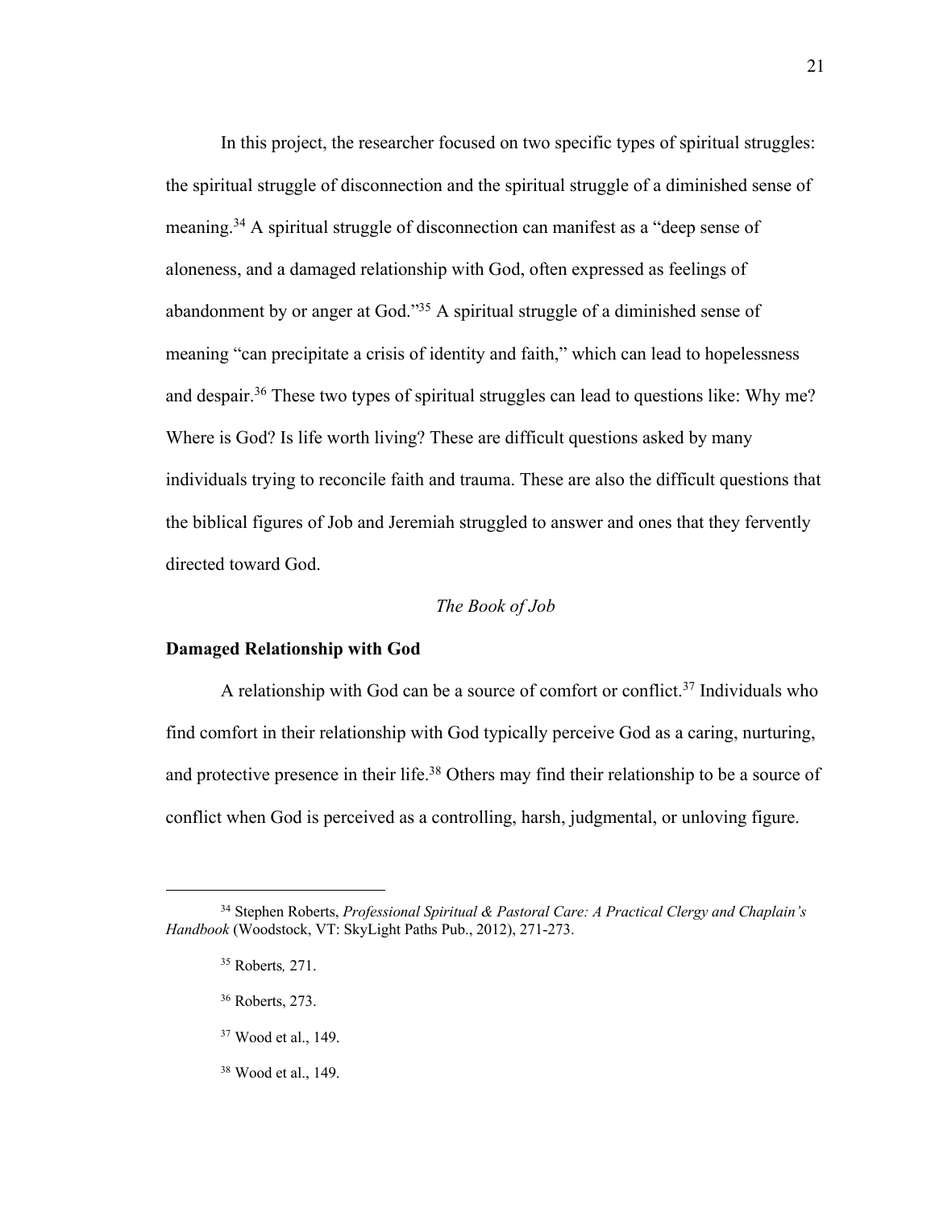In this project, the researcher focused on two specific types of spiritual struggles: the spiritual struggle of disconnection and the spiritual struggle of a diminished sense of meaning.[34] A spiritual struggle of disconnection can manifest as a "deep sense of aloneness, and a damaged relationship with God, often expressed as feelings of abandonment by or anger at God."[35] A spiritual struggle of a diminished sense of meaning "can precipitate a crisis of identity and faith," which can lead to hopelessness and despair.[36] These two types of spiritual struggles can lead to questions like: Why me? Where is God? Is life worth living? These are difficult questions asked by many individuals trying to reconcile faith and trauma. These are also the difficult questions that the biblical figures of Job and Jeremiah struggled to answer and ones that they fervently directed toward God.

## *The Book of Job*

### **Damaged Relationship with God**

A relationship with God can be a source of comfort or conflict.[37] Individuals who find comfort in their relationship with God typically perceive God as a caring, nurturing, and protective presence in their life.[38] Others may find their relationship to be a source of conflict when God is perceived as a controlling, harsh, judgmental, or unloving figure.

---

[34] Stephen Roberts, *Professional Spiritual & Pastoral Care: A Practical Clergy and Chaplain's Handbook* (Woodstock, VT: SkyLight Paths Pub., 2012), 271-273.

[35] Roberts*,* 271.

[36] Roberts, 273.

[37] Wood et al., 149.

[38] Wood et al., 149.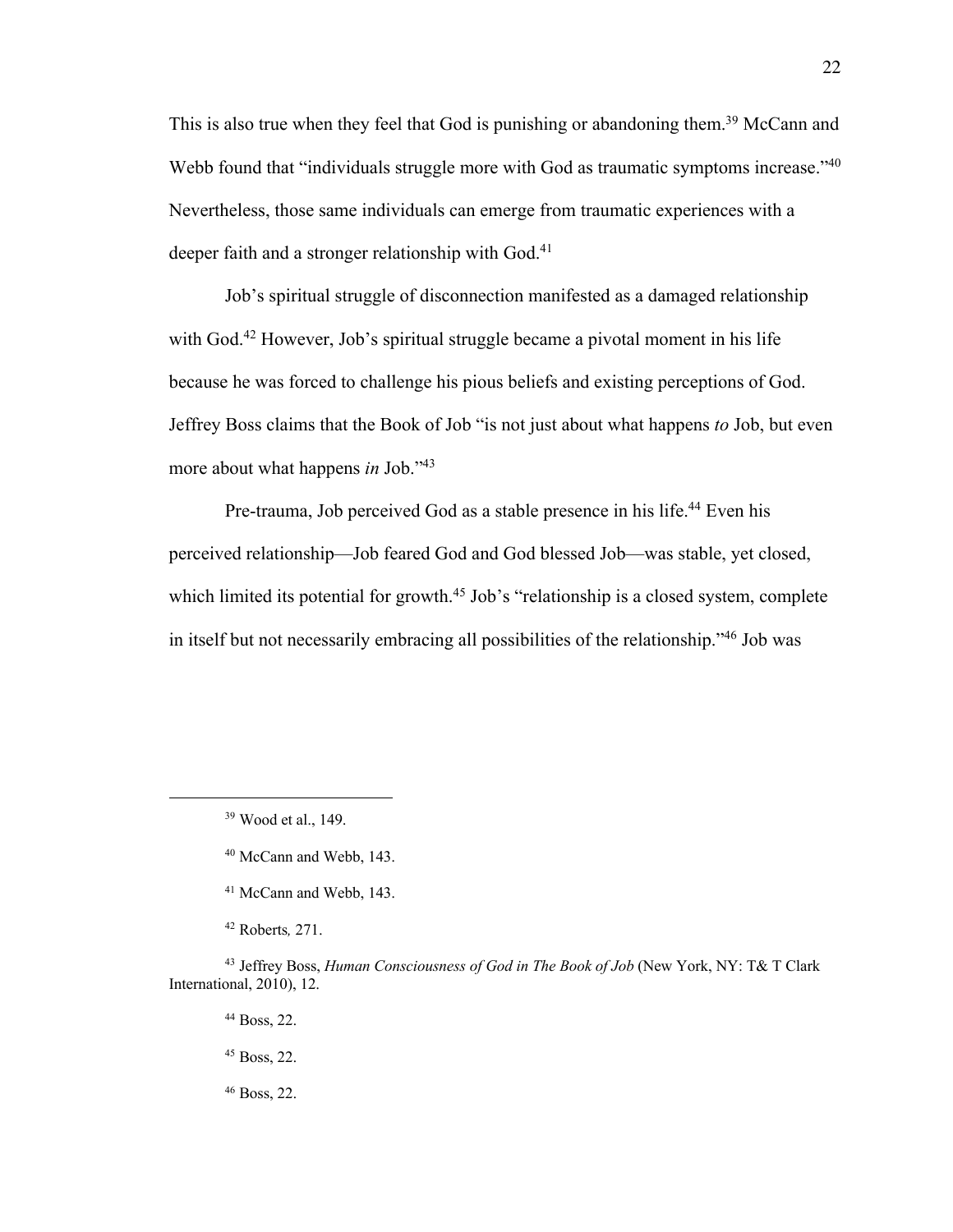This is also true when they feel that God is punishing or abandoning them.[39] McCann and Webb found that "individuals struggle more with God as traumatic symptoms increase."[40] Nevertheless, those same individuals can emerge from traumatic experiences with a deeper faith and a stronger relationship with God.[41]

Job's spiritual struggle of disconnection manifested as a damaged relationship with God.[42] However, Job's spiritual struggle became a pivotal moment in his life because he was forced to challenge his pious beliefs and existing perceptions of God. Jeffrey Boss claims that the Book of Job "is not just about what happens *to* Job, but even more about what happens *in* Job."[43]

Pre-trauma, Job perceived God as a stable presence in his life.[44] Even his perceived relationship—Job feared God and God blessed Job—was stable, yet closed, which limited its potential for growth.[45] Job's "relationship is a closed system, complete in itself but not necessarily embracing all possibilities of the relationship."[46] Job was

---

[39] Wood et al., 149.

[40] McCann and Webb, 143.

[41] McCann and Webb, 143.

[42] Roberts*,* 271.

[43] Jeffrey Boss, *Human Consciousness of God in The Book of Job* (New York, NY: T& T Clark International, 2010), 12.

[44] Boss, 22.

[45] Boss, 22.

[46] Boss, 22.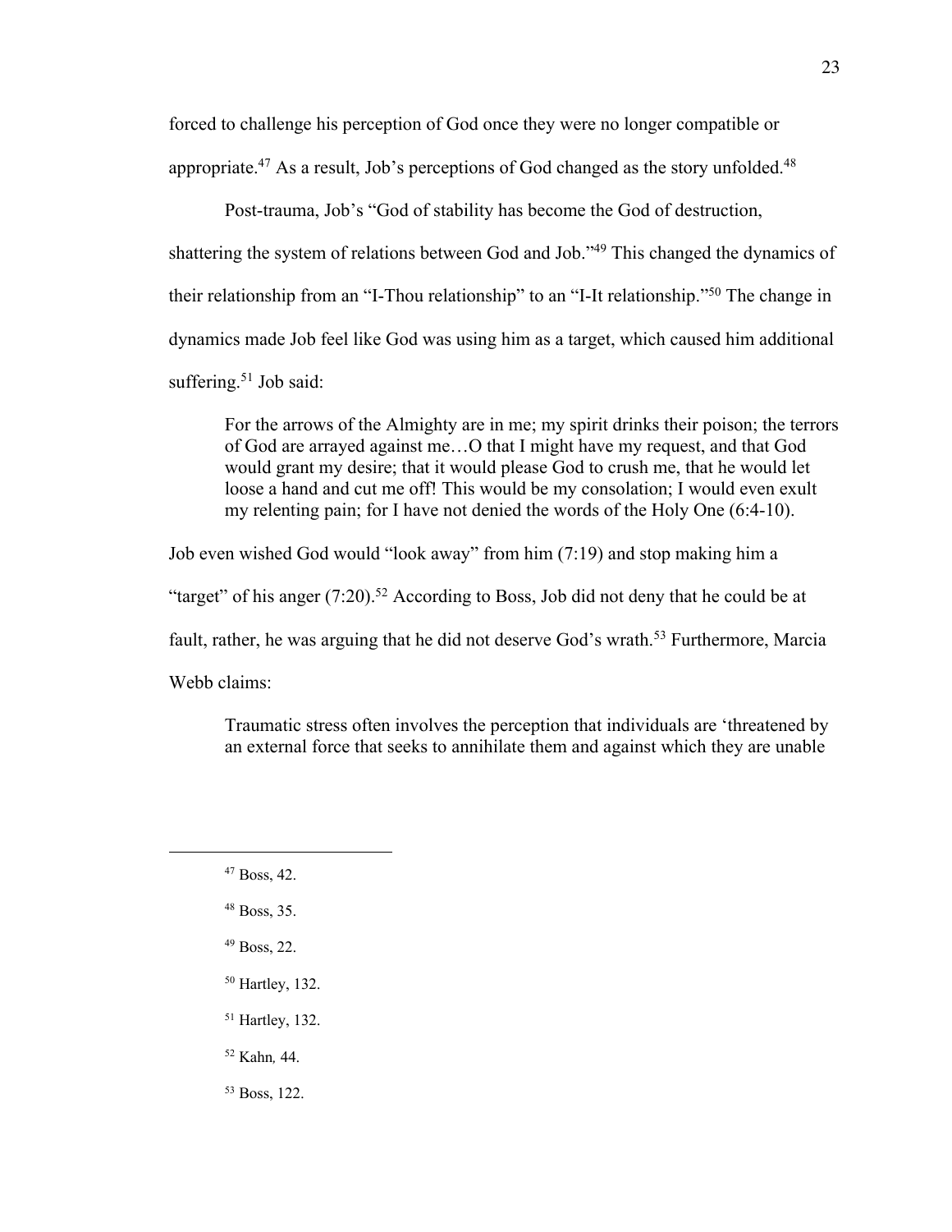forced to challenge his perception of God once they were no longer compatible or appropriate.[47] As a result, Job's perceptions of God changed as the story unfolded.[48]

Post-trauma, Job's "God of stability has become the God of destruction, shattering the system of relations between God and Job."[49] This changed the dynamics of their relationship from an "I-Thou relationship" to an "I-It relationship."[50] The change in dynamics made Job feel like God was using him as a target, which caused him additional suffering.[51] Job said:

> For the arrows of the Almighty are in me; my spirit drinks their poison; the terrors of God are arrayed against me…O that I might have my request, and that God would grant my desire; that it would please God to crush me, that he would let loose a hand and cut me off! This would be my consolation; I would even exult my relenting pain; for I have not denied the words of the Holy One (6:4-10).

Job even wished God would "look away" from him (7:19) and stop making him a "target" of his anger (7:20).[52] According to Boss, Job did not deny that he could be at fault, rather, he was arguing that he did not deserve God's wrath.[53] Furthermore, Marcia Webb claims:

> Traumatic stress often involves the perception that individuals are 'threatened by an external force that seeks to annihilate them and against which they are unable

---

[47] Boss, 42.

[48] Boss, 35.

[49] Boss, 22.

[50] Hartley, 132.

[51] Hartley, 132.

[52] Kahn*,* 44.

[53] Boss, 122.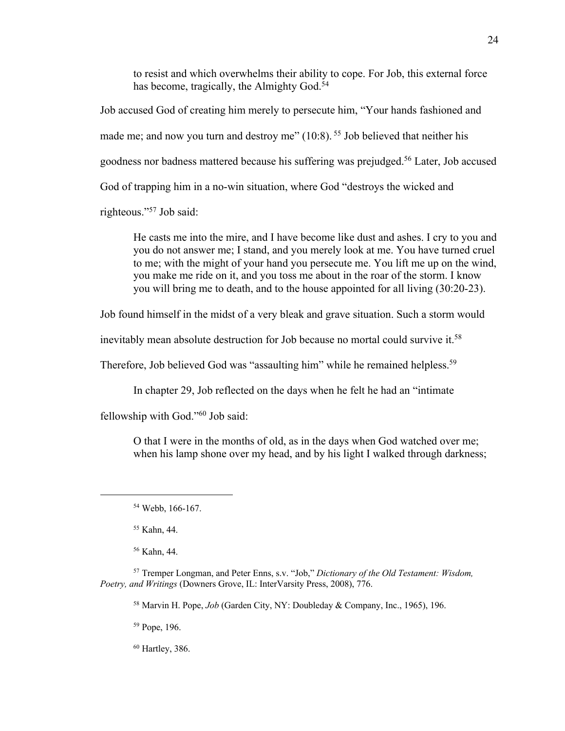> to resist and which overwhelms their ability to cope. For Job, this external force has become, tragically, the Almighty God.[54]

Job accused God of creating him merely to persecute him, "Your hands fashioned and made me; and now you turn and destroy me" (10:8).[55] Job believed that neither his goodness nor badness mattered because his suffering was prejudged.[56] Later, Job accused God of trapping him in a no-win situation, where God "destroys the wicked and righteous."[57] Job said:

> He casts me into the mire, and I have become like dust and ashes. I cry to you and you do not answer me; I stand, and you merely look at me. You have turned cruel to me; with the might of your hand you persecute me. You lift me up on the wind, you make me ride on it, and you toss me about in the roar of the storm. I know you will bring me to death, and to the house appointed for all living (30:20-23).

Job found himself in the midst of a very bleak and grave situation. Such a storm would inevitably mean absolute destruction for Job because no mortal could survive it.[58] Therefore, Job believed God was "assaulting him" while he remained helpless.[59]

In chapter 29, Job reflected on the days when he felt he had an "intimate fellowship with God."[60] Job said:

> O that I were in the months of old, as in the days when God watched over me; when his lamp shone over my head, and by his light I walked through darkness;

---

[54] Webb, 166-167.

[55] Kahn, 44.

[56] Kahn, 44.

[57] Tremper Longman, and Peter Enns, s.v. "Job," *Dictionary of the Old Testament: Wisdom, Poetry, and Writings* (Downers Grove, IL: InterVarsity Press, 2008), 776.

[58] Marvin H. Pope, *Job* (Garden City, NY: Doubleday & Company, Inc., 1965), 196.

[59] Pope, 196.

[60] Hartley, 386.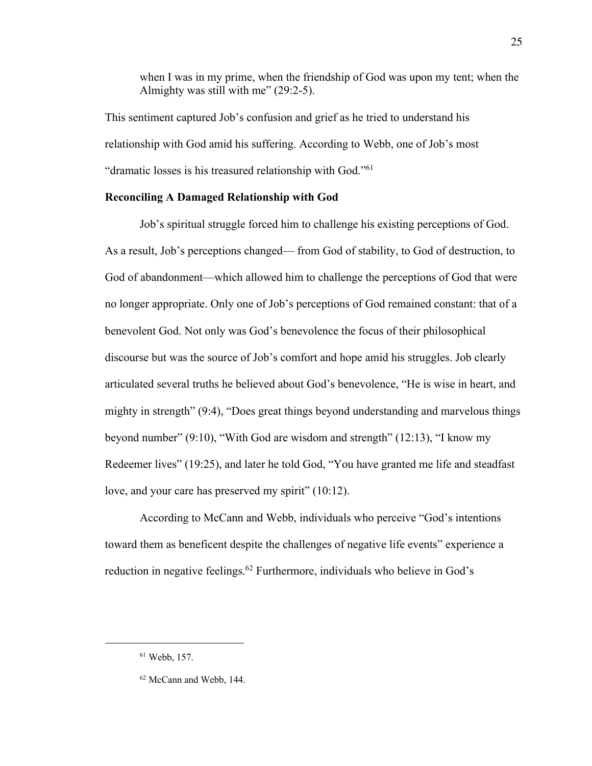> when I was in my prime, when the friendship of God was upon my tent; when the Almighty was still with me" (29:2-5).

This sentiment captured Job's confusion and grief as he tried to understand his relationship with God amid his suffering. According to Webb, one of Job's most "dramatic losses is his treasured relationship with God."[61]

**Reconciling A Damaged Relationship with God**

Job's spiritual struggle forced him to challenge his existing perceptions of God. As a result, Job's perceptions changed— from God of stability, to God of destruction, to God of abandonment—which allowed him to challenge the perceptions of God that were no longer appropriate. Only one of Job's perceptions of God remained constant: that of a benevolent God. Not only was God's benevolence the focus of their philosophical discourse but was the source of Job's comfort and hope amid his struggles. Job clearly articulated several truths he believed about God's benevolence, "He is wise in heart, and mighty in strength" (9:4), "Does great things beyond understanding and marvelous things beyond number" (9:10), "With God are wisdom and strength" (12:13), "I know my Redeemer lives" (19:25), and later he told God, "You have granted me life and steadfast love, and your care has preserved my spirit" (10:12).

According to McCann and Webb, individuals who perceive "God's intentions toward them as beneficent despite the challenges of negative life events" experience a reduction in negative feelings.[62] Furthermore, individuals who believe in God's

---

[61] Webb, 157.

[62] McCann and Webb, 144.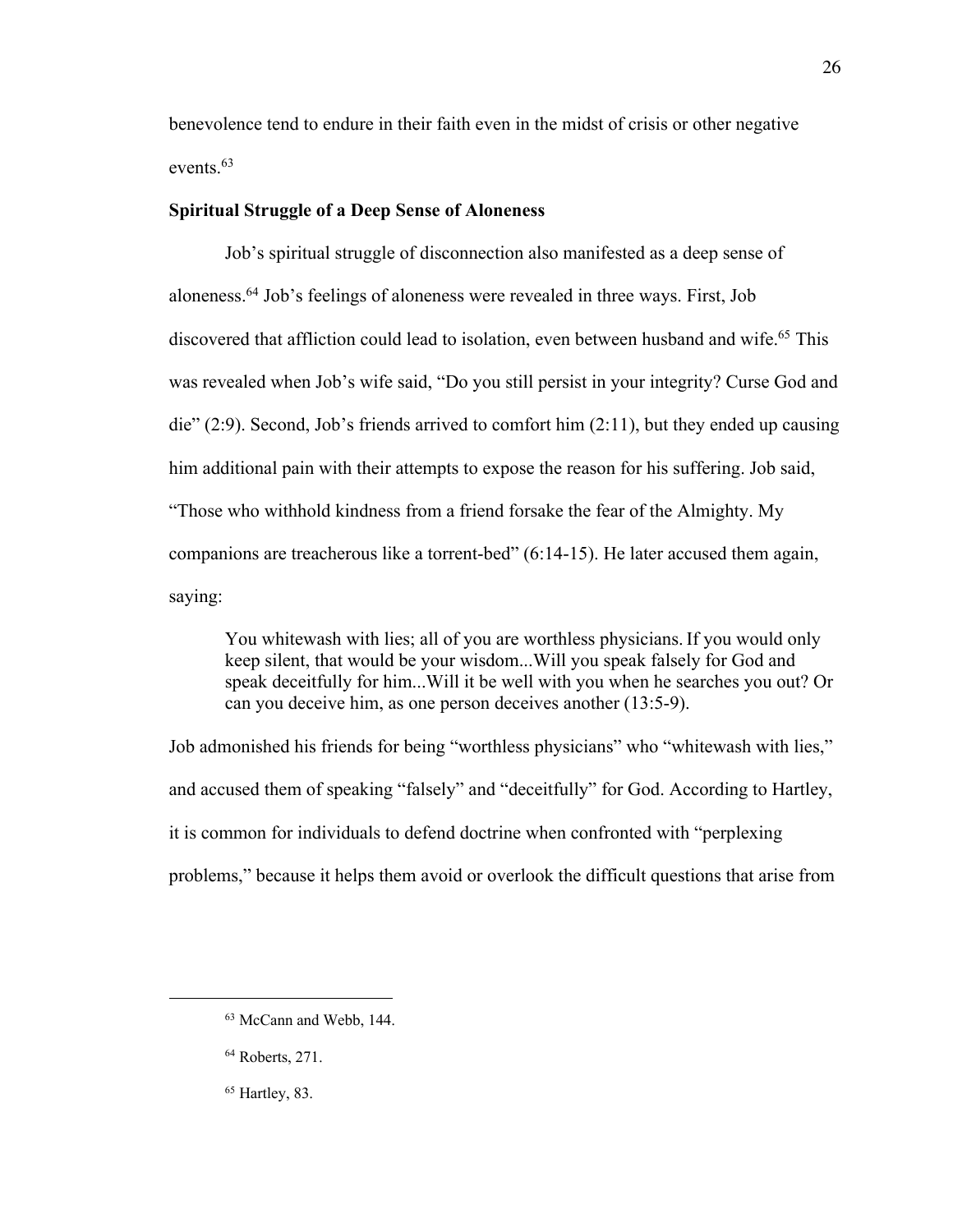benevolence tend to endure in their faith even in the midst of crisis or other negative events.[63]

### Spiritual Struggle of a Deep Sense of Aloneness

Job's spiritual struggle of disconnection also manifested as a deep sense of aloneness.[64] Job's feelings of aloneness were revealed in three ways. First, Job discovered that affliction could lead to isolation, even between husband and wife.[65] This was revealed when Job's wife said, "Do you still persist in your integrity? Curse God and die" (2:9). Second, Job's friends arrived to comfort him (2:11), but they ended up causing him additional pain with their attempts to expose the reason for his suffering. Job said, "Those who withhold kindness from a friend forsake the fear of the Almighty. My companions are treacherous like a torrent-bed" (6:14-15). He later accused them again, saying:

> You whitewash with lies; all of you are worthless physicians. If you would only keep silent, that would be your wisdom...Will you speak falsely for God and speak deceitfully for him...Will it be well with you when he searches you out? Or can you deceive him, as one person deceives another (13:5-9).

Job admonished his friends for being "worthless physicians" who "whitewash with lies," and accused them of speaking "falsely" and "deceitfully" for God. According to Hartley, it is common for individuals to defend doctrine when confronted with "perplexing problems," because it helps them avoid or overlook the difficult questions that arise from

---

[63] McCann and Webb, 144.

[64] Roberts, 271.

[65] Hartley, 83.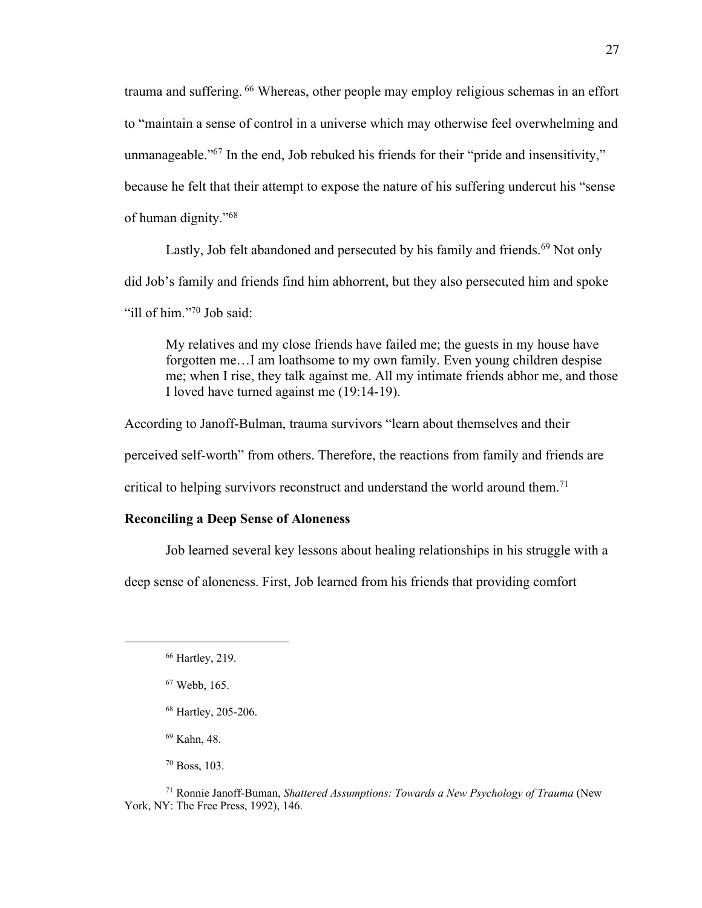trauma and suffering.[66] Whereas, other people may employ religious schemas in an effort to "maintain a sense of control in a universe which may otherwise feel overwhelming and unmanageable."[67] In the end, Job rebuked his friends for their "pride and insensitivity," because he felt that their attempt to expose the nature of his suffering undercut his "sense of human dignity."[68]

Lastly, Job felt abandoned and persecuted by his family and friends.[69] Not only did Job's family and friends find him abhorrent, but they also persecuted him and spoke "ill of him."[70] Job said:

> My relatives and my close friends have failed me; the guests in my house have forgotten me…I am loathsome to my own family. Even young children despise me; when I rise, they talk against me. All my intimate friends abhor me, and those I loved have turned against me (19:14-19).

According to Janoff-Bulman, trauma survivors "learn about themselves and their perceived self-worth" from others. Therefore, the reactions from family and friends are critical to helping survivors reconstruct and understand the world around them.[71]

**Reconciling a Deep Sense of Aloneness**

Job learned several key lessons about healing relationships in his struggle with a deep sense of aloneness. First, Job learned from his friends that providing comfort

---

[66] Hartley, 219.

[67] Webb, 165.

[68] Hartley, 205-206.

[69] Kahn, 48.

[70] Boss, 103.

[71] Ronnie Janoff-Buman, *Shattered Assumptions: Towards a New Psychology of Trauma* (New York, NY: The Free Press, 1992), 146.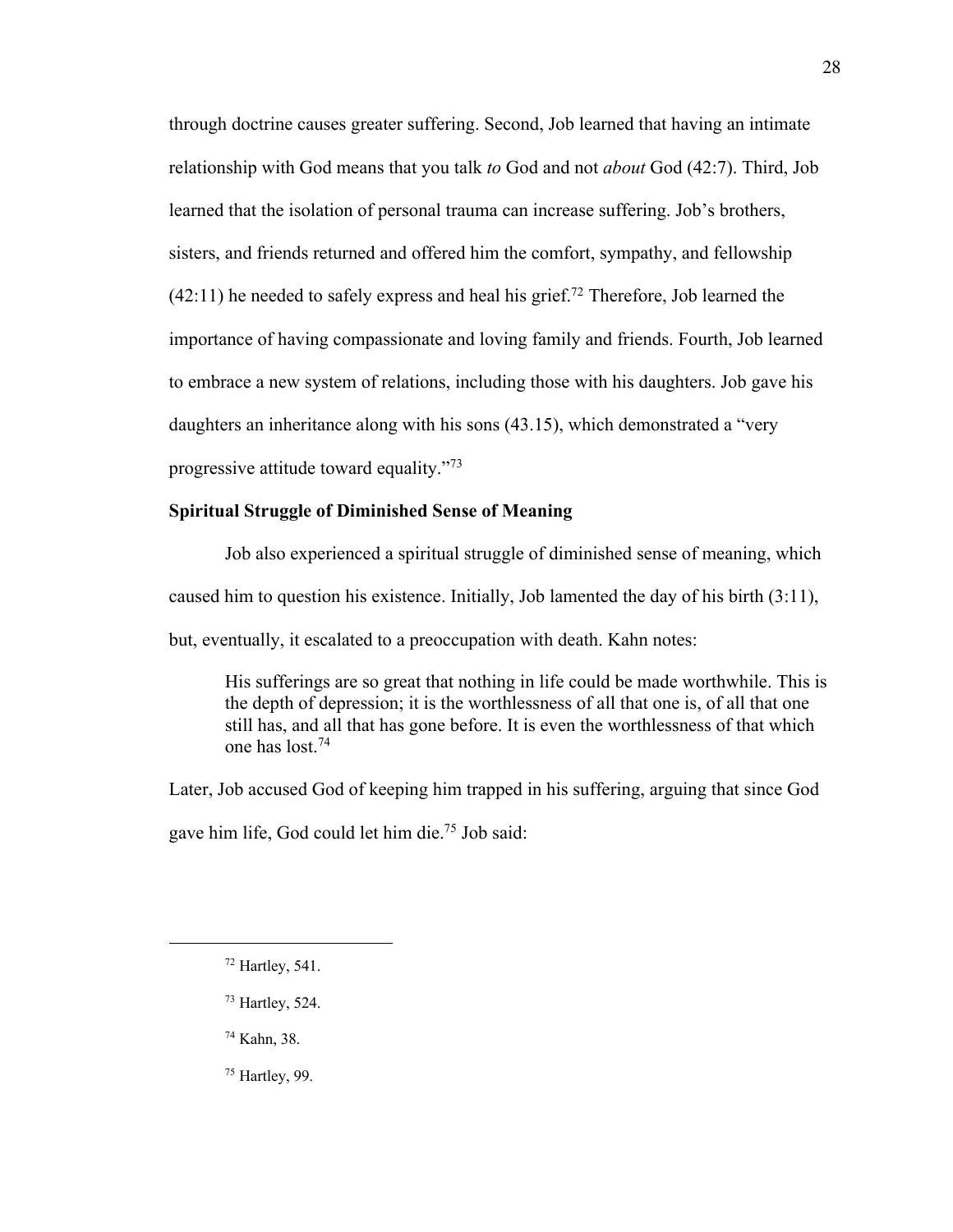through doctrine causes greater suffering. Second, Job learned that having an intimate relationship with God means that you talk *to* God and not *about* God (42:7). Third, Job learned that the isolation of personal trauma can increase suffering. Job's brothers, sisters, and friends returned and offered him the comfort, sympathy, and fellowship (42:11) he needed to safely express and heal his grief.[72] Therefore, Job learned the importance of having compassionate and loving family and friends. Fourth, Job learned to embrace a new system of relations, including those with his daughters. Job gave his daughters an inheritance along with his sons (43.15), which demonstrated a "very progressive attitude toward equality."[73]

**Spiritual Struggle of Diminished Sense of Meaning**

Job also experienced a spiritual struggle of diminished sense of meaning, which caused him to question his existence. Initially, Job lamented the day of his birth (3:11), but, eventually, it escalated to a preoccupation with death. Kahn notes:

> His sufferings are so great that nothing in life could be made worthwhile. This is the depth of depression; it is the worthlessness of all that one is, of all that one still has, and all that has gone before. It is even the worthlessness of that which one has lost.[74]

Later, Job accused God of keeping him trapped in his suffering, arguing that since God gave him life, God could let him die.[75] Job said:

---

[72] Hartley, 541.

[73] Hartley, 524.

[74] Kahn, 38.

[75] Hartley, 99.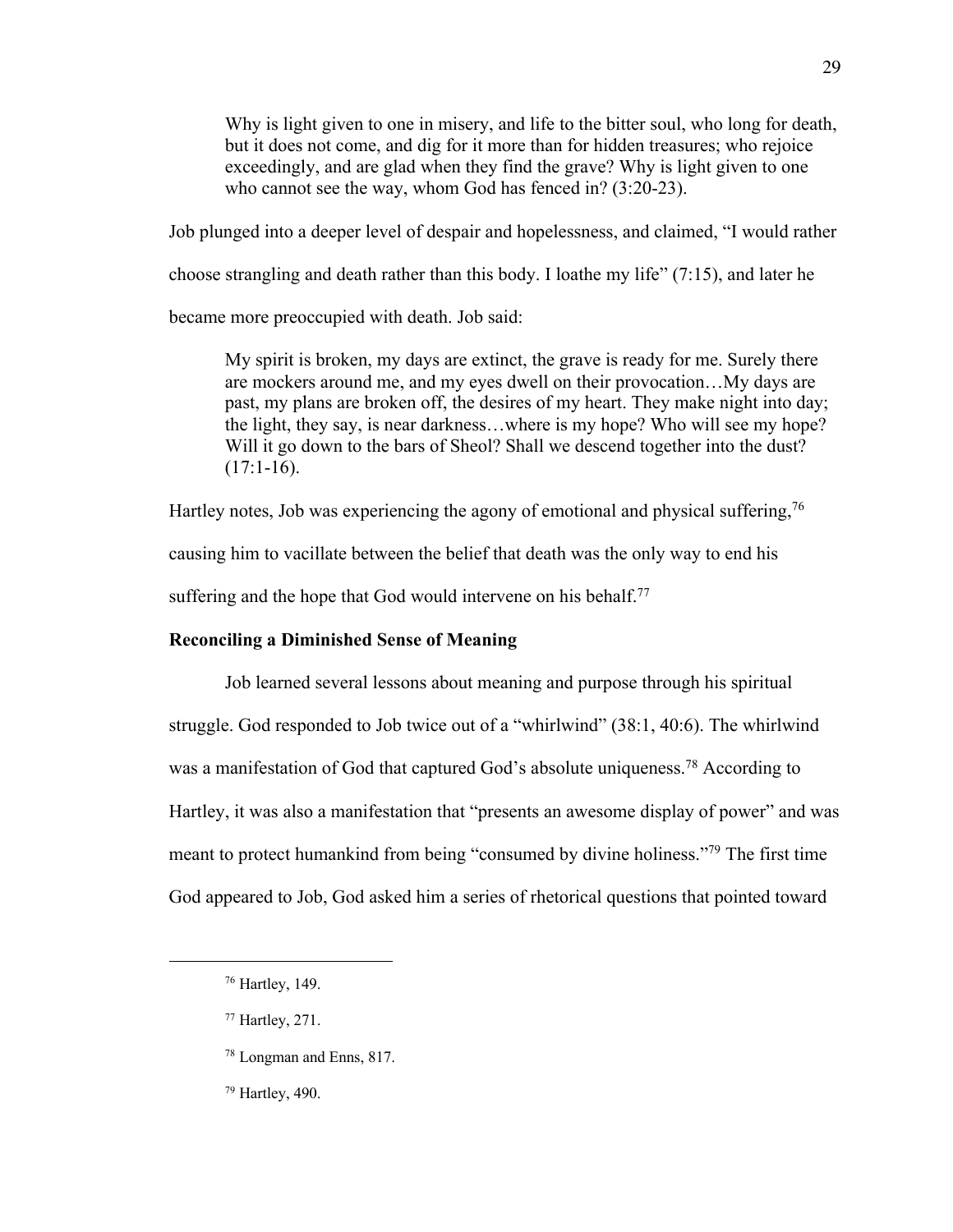> Why is light given to one in misery, and life to the bitter soul, who long for death, but it does not come, and dig for it more than for hidden treasures; who rejoice exceedingly, and are glad when they find the grave? Why is light given to one who cannot see the way, whom God has fenced in? (3:20-23).

Job plunged into a deeper level of despair and hopelessness, and claimed, "I would rather choose strangling and death rather than this body. I loathe my life" (7:15), and later he became more preoccupied with death. Job said:

> My spirit is broken, my days are extinct, the grave is ready for me. Surely there are mockers around me, and my eyes dwell on their provocation…My days are past, my plans are broken off, the desires of my heart. They make night into day; the light, they say, is near darkness…where is my hope? Who will see my hope? Will it go down to the bars of Sheol? Shall we descend together into the dust? (17:1-16).

Hartley notes, Job was experiencing the agony of emotional and physical suffering,[76] causing him to vacillate between the belief that death was the only way to end his suffering and the hope that God would intervene on his behalf.[77]

**Reconciling a Diminished Sense of Meaning**

Job learned several lessons about meaning and purpose through his spiritual struggle. God responded to Job twice out of a "whirlwind" (38:1, 40:6). The whirlwind was a manifestation of God that captured God's absolute uniqueness.[78] According to Hartley, it was also a manifestation that "presents an awesome display of power" and was meant to protect humankind from being "consumed by divine holiness."[79] The first time God appeared to Job, God asked him a series of rhetorical questions that pointed toward

---

[76] Hartley, 149.

[77] Hartley, 271.

[78] Longman and Enns, 817.

[79] Hartley, 490.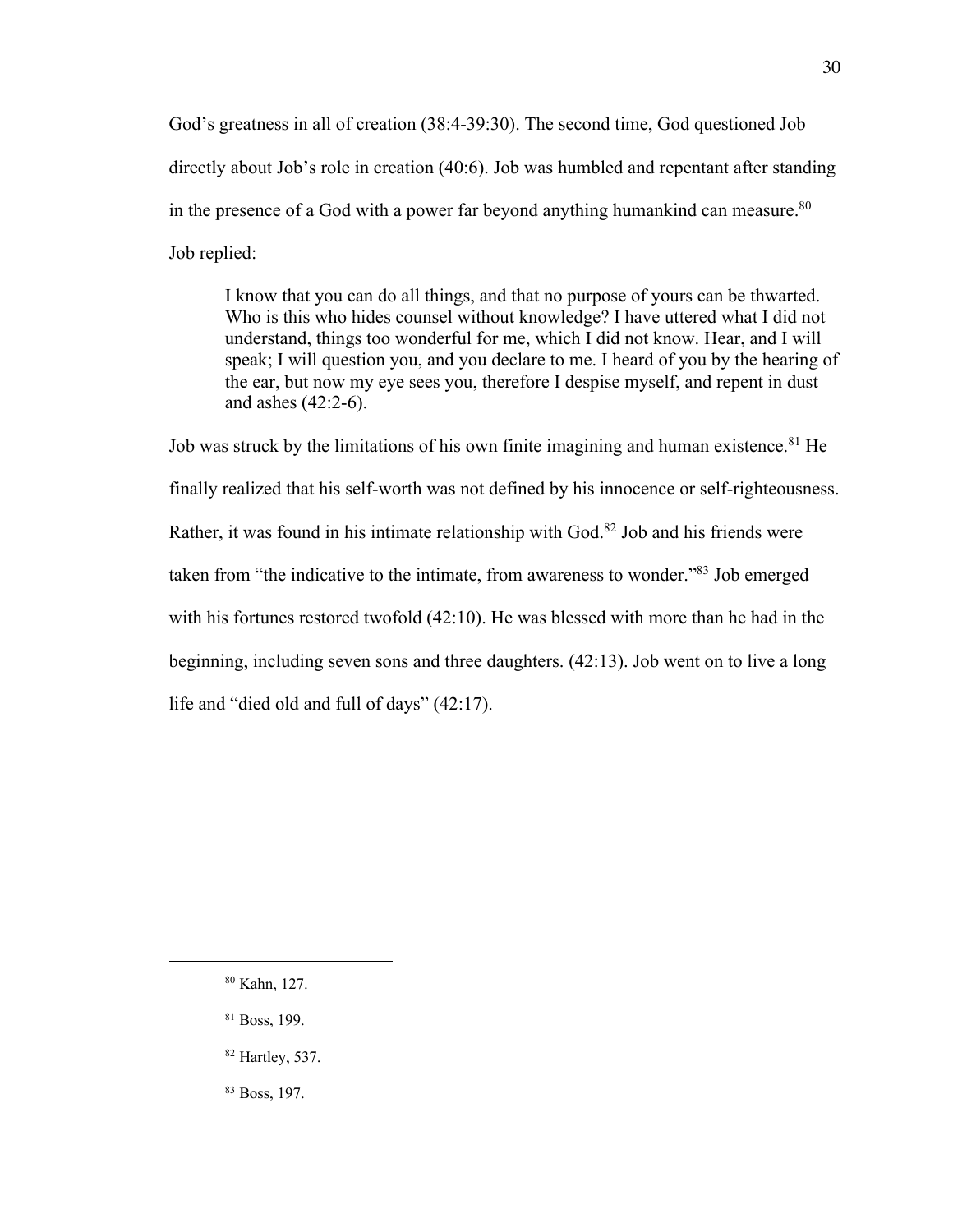God's greatness in all of creation (38:4-39:30). The second time, God questioned Job directly about Job's role in creation (40:6). Job was humbled and repentant after standing in the presence of a God with a power far beyond anything humankind can measure.[80] Job replied:

> I know that you can do all things, and that no purpose of yours can be thwarted. Who is this who hides counsel without knowledge? I have uttered what I did not understand, things too wonderful for me, which I did not know. Hear, and I will speak; I will question you, and you declare to me. I heard of you by the hearing of the ear, but now my eye sees you, therefore I despise myself, and repent in dust and ashes (42:2-6).

Job was struck by the limitations of his own finite imagining and human existence.[81] He finally realized that his self-worth was not defined by his innocence or self-righteousness. Rather, it was found in his intimate relationship with God.[82] Job and his friends were taken from "the indicative to the intimate, from awareness to wonder."[83] Job emerged with his fortunes restored twofold (42:10). He was blessed with more than he had in the beginning, including seven sons and three daughters. (42:13). Job went on to live a long life and "died old and full of days" (42:17).

---

[80] Kahn, 127.

[81] Boss, 199.

[82] Hartley, 537.

[83] Boss, 197.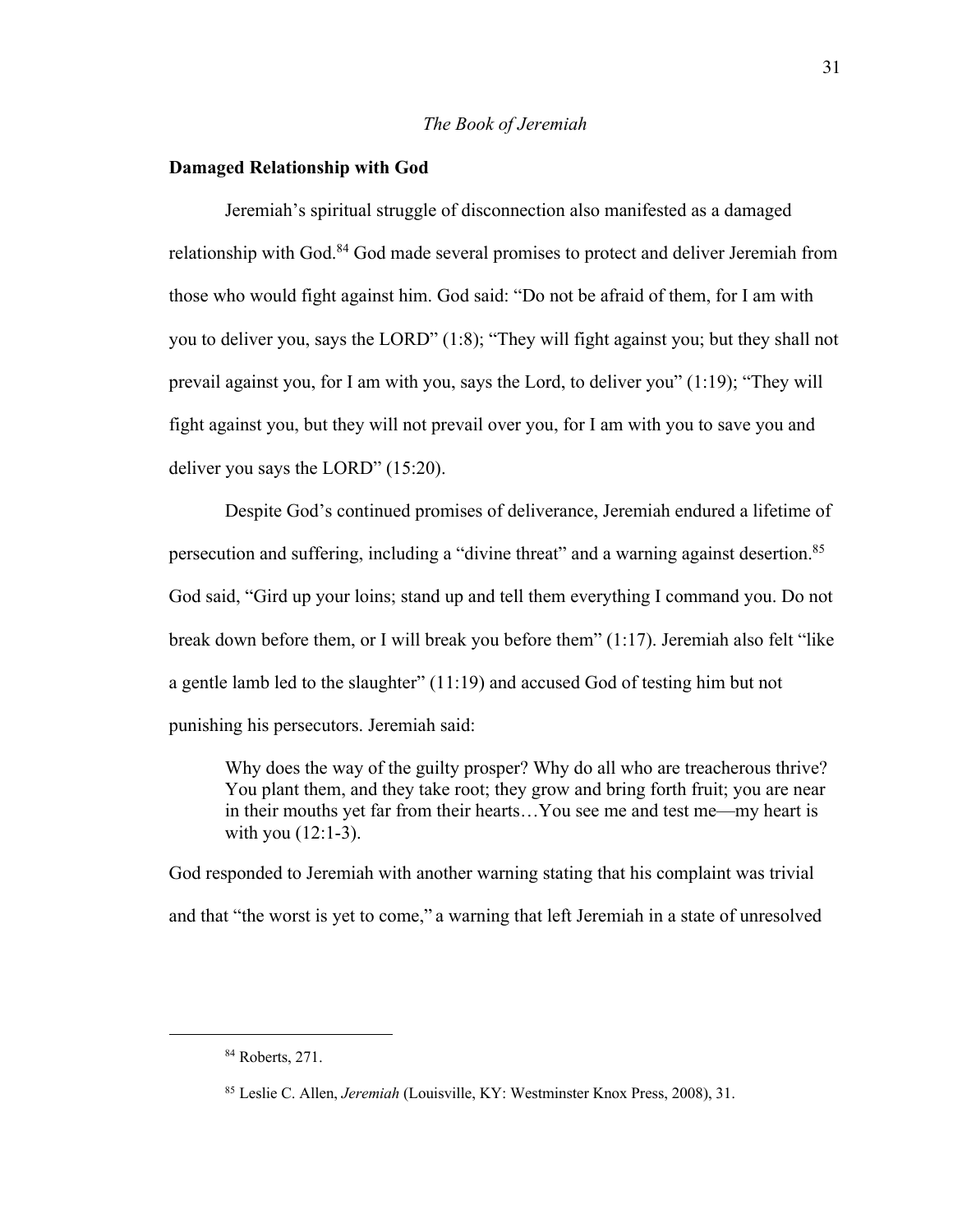*The Book of Jeremiah*

**Damaged Relationship with God**

Jeremiah's spiritual struggle of disconnection also manifested as a damaged relationship with God.[84] God made several promises to protect and deliver Jeremiah from those who would fight against him. God said: "Do not be afraid of them, for I am with you to deliver you, says the LORD" (1:8); "They will fight against you; but they shall not prevail against you, for I am with you, says the Lord, to deliver you" (1:19); "They will fight against you, but they will not prevail over you, for I am with you to save you and deliver you says the LORD" (15:20).

Despite God's continued promises of deliverance, Jeremiah endured a lifetime of persecution and suffering, including a "divine threat" and a warning against desertion.[85] God said, "Gird up your loins; stand up and tell them everything I command you. Do not break down before them, or I will break you before them" (1:17). Jeremiah also felt "like a gentle lamb led to the slaughter" (11:19) and accused God of testing him but not punishing his persecutors. Jeremiah said:

> Why does the way of the guilty prosper? Why do all who are treacherous thrive? You plant them, and they take root; they grow and bring forth fruit; you are near in their mouths yet far from their hearts…You see me and test me—my heart is with you (12:1-3).

God responded to Jeremiah with another warning stating that his complaint was trivial and that "the worst is yet to come," a warning that left Jeremiah in a state of unresolved

---

[84] Roberts, 271.

[85] Leslie C. Allen, *Jeremiah* (Louisville, KY: Westminster Knox Press, 2008), 31.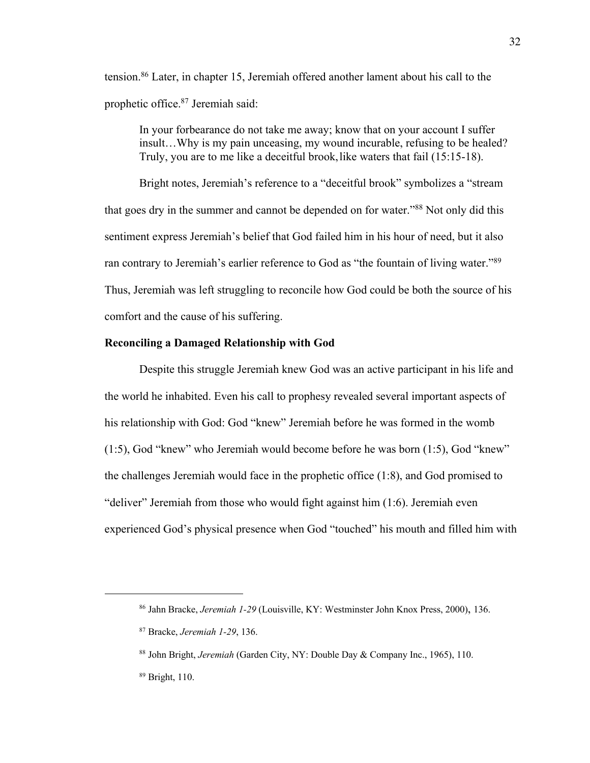tension.[86] Later, in chapter 15, Jeremiah offered another lament about his call to the prophetic office.[87] Jeremiah said:

> In your forbearance do not take me away; know that on your account I suffer insult…Why is my pain unceasing, my wound incurable, refusing to be healed? Truly, you are to me like a deceitful brook, like waters that fail (15:15-18).

Bright notes, Jeremiah's reference to a "deceitful brook" symbolizes a "stream that goes dry in the summer and cannot be depended on for water."[88] Not only did this sentiment express Jeremiah's belief that God failed him in his hour of need, but it also ran contrary to Jeremiah's earlier reference to God as "the fountain of living water."[89] Thus, Jeremiah was left struggling to reconcile how God could be both the source of his comfort and the cause of his suffering.

**Reconciling a Damaged Relationship with God**

Despite this struggle Jeremiah knew God was an active participant in his life and the world he inhabited. Even his call to prophesy revealed several important aspects of his relationship with God: God "knew" Jeremiah before he was formed in the womb (1:5), God "knew" who Jeremiah would become before he was born (1:5), God "knew" the challenges Jeremiah would face in the prophetic office (1:8), and God promised to "deliver" Jeremiah from those who would fight against him (1:6). Jeremiah even experienced God's physical presence when God "touched" his mouth and filled him with

---

[86] Jahn Bracke, *Jeremiah 1-29* (Louisville, KY: Westminster John Knox Press, 2000), 136.

[87] Bracke, *Jeremiah 1-29*, 136.

[88] John Bright, *Jeremiah* (Garden City, NY: Double Day & Company Inc., 1965), 110.

[89] Bright, 110.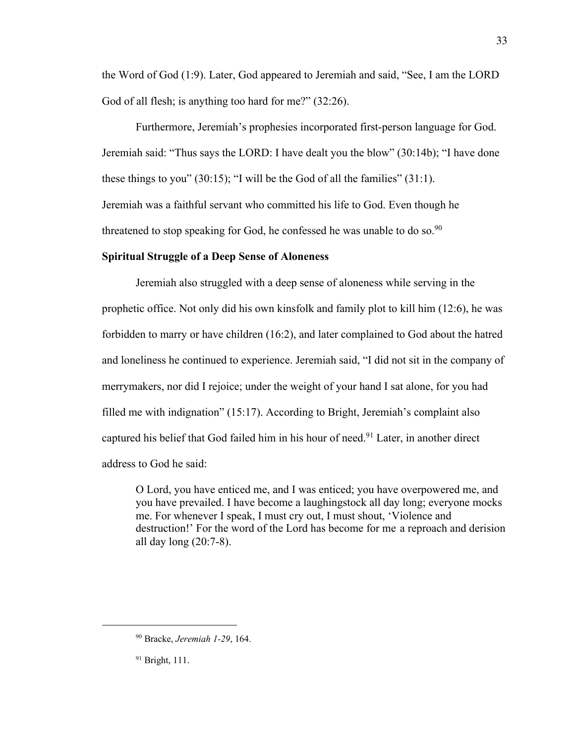the Word of God (1:9). Later, God appeared to Jeremiah and said, "See, I am the LORD God of all flesh; is anything too hard for me?" (32:26).

Furthermore, Jeremiah's prophesies incorporated first-person language for God. Jeremiah said: "Thus says the LORD: I have dealt you the blow" (30:14b); "I have done these things to you" (30:15); "I will be the God of all the families" (31:1). Jeremiah was a faithful servant who committed his life to God. Even though he threatened to stop speaking for God, he confessed he was unable to do so.[90]

**Spiritual Struggle of a Deep Sense of Aloneness**

Jeremiah also struggled with a deep sense of aloneness while serving in the prophetic office. Not only did his own kinsfolk and family plot to kill him (12:6), he was forbidden to marry or have children (16:2), and later complained to God about the hatred and loneliness he continued to experience. Jeremiah said, "I did not sit in the company of merrymakers, nor did I rejoice; under the weight of your hand I sat alone, for you had filled me with indignation" (15:17). According to Bright, Jeremiah's complaint also captured his belief that God failed him in his hour of need.[91] Later, in another direct address to God he said:

> O Lord, you have enticed me, and I was enticed; you have overpowered me, and you have prevailed. I have become a laughingstock all day long; everyone mocks me. For whenever I speak, I must cry out, I must shout, 'Violence and destruction!' For the word of the Lord has become for me a reproach and derision all day long (20:7-8).

---

[90] Bracke, *Jeremiah 1-29*, 164.

[91] Bright, 111.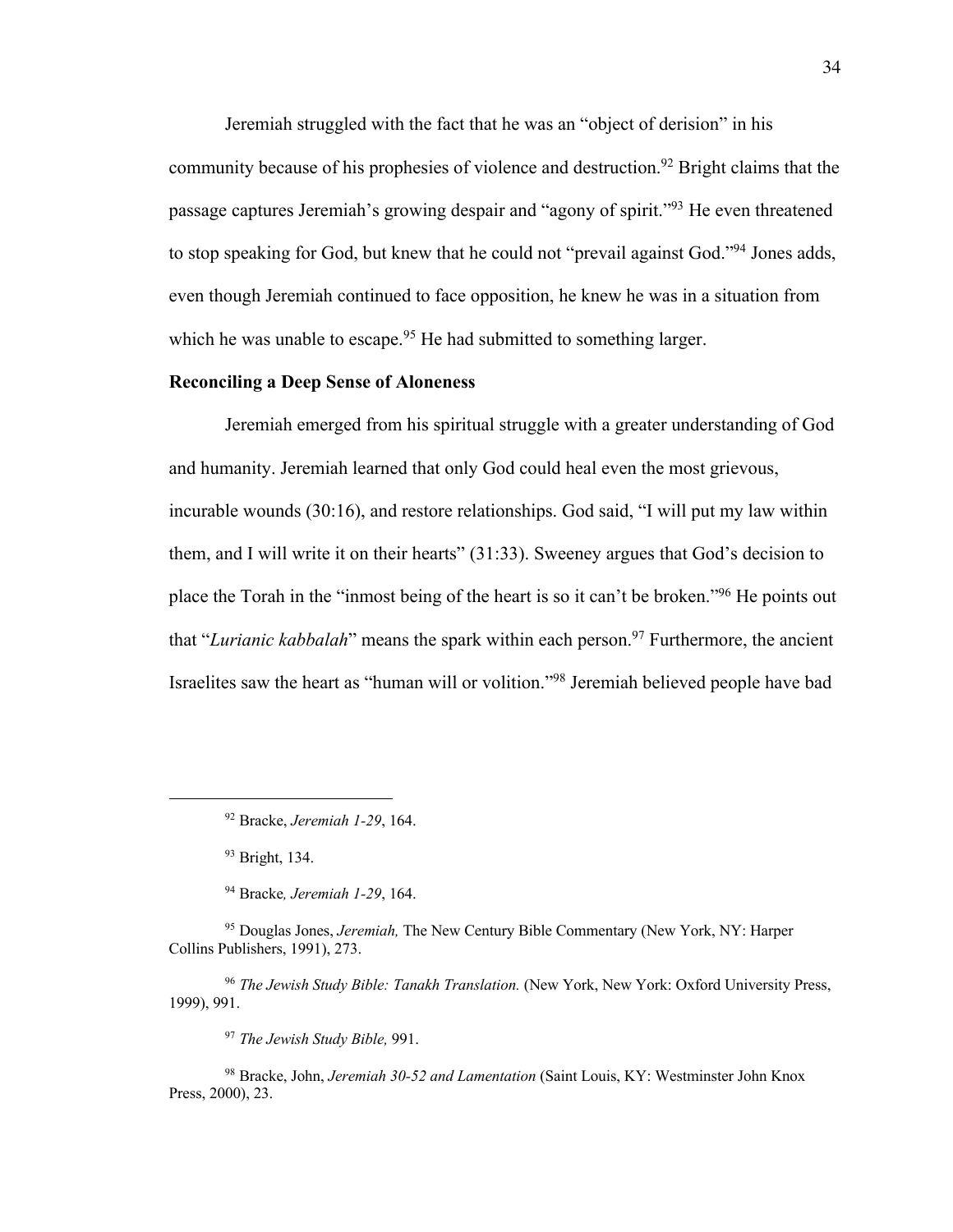Jeremiah struggled with the fact that he was an "object of derision" in his community because of his prophesies of violence and destruction.[92] Bright claims that the passage captures Jeremiah's growing despair and "agony of spirit."[93] He even threatened to stop speaking for God, but knew that he could not "prevail against God."[94] Jones adds, even though Jeremiah continued to face opposition, he knew he was in a situation from which he was unable to escape.[95] He had submitted to something larger.

**Reconciling a Deep Sense of Aloneness**

Jeremiah emerged from his spiritual struggle with a greater understanding of God and humanity. Jeremiah learned that only God could heal even the most grievous, incurable wounds (30:16), and restore relationships. God said, "I will put my law within them, and I will write it on their hearts" (31:33). Sweeney argues that God's decision to place the Torah in the "inmost being of the heart is so it can't be broken."[96] He points out that "*Lurianic kabbalah*" means the spark within each person.[97] Furthermore, the ancient Israelites saw the heart as "human will or volition."[98] Jeremiah believed people have bad

---

[92] Bracke, *Jeremiah 1-29*, 164.

[93] Bright, 134.

[94] Bracke*, Jeremiah 1-29*, 164.

[95] Douglas Jones, *Jeremiah,* The New Century Bible Commentary (New York, NY: Harper Collins Publishers, 1991), 273.

[96] *The Jewish Study Bible: Tanakh Translation.* (New York, New York: Oxford University Press, 1999), 991.

[97] *The Jewish Study Bible,* 991.

[98] Bracke, John, *Jeremiah 30-52 and Lamentation* (Saint Louis, KY: Westminster John Knox Press, 2000), 23.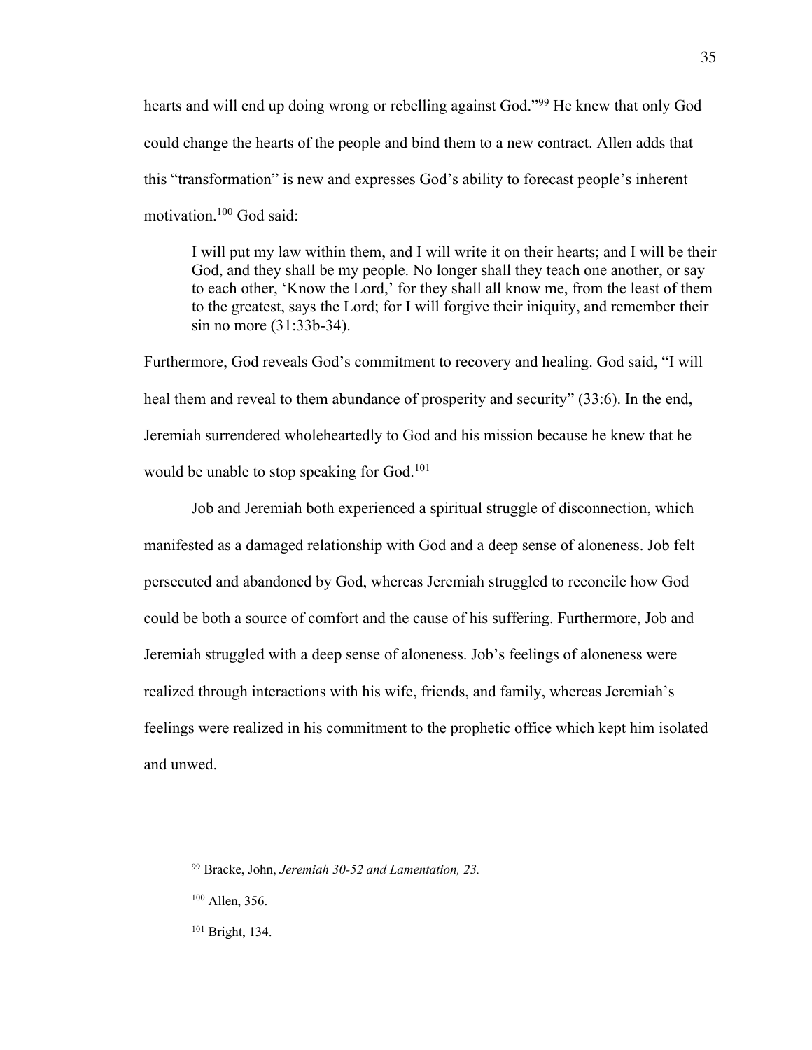hearts and will end up doing wrong or rebelling against God."[99] He knew that only God could change the hearts of the people and bind them to a new contract. Allen adds that this "transformation" is new and expresses God's ability to forecast people's inherent motivation.[100] God said:

> I will put my law within them, and I will write it on their hearts; and I will be their God, and they shall be my people. No longer shall they teach one another, or say to each other, 'Know the Lord,' for they shall all know me, from the least of them to the greatest, says the Lord; for I will forgive their iniquity, and remember their sin no more (31:33b-34).

Furthermore, God reveals God's commitment to recovery and healing. God said, "I will heal them and reveal to them abundance of prosperity and security" (33:6). In the end, Jeremiah surrendered wholeheartedly to God and his mission because he knew that he would be unable to stop speaking for God.[101]

Job and Jeremiah both experienced a spiritual struggle of disconnection, which manifested as a damaged relationship with God and a deep sense of aloneness. Job felt persecuted and abandoned by God, whereas Jeremiah struggled to reconcile how God could be both a source of comfort and the cause of his suffering. Furthermore, Job and Jeremiah struggled with a deep sense of aloneness. Job's feelings of aloneness were realized through interactions with his wife, friends, and family, whereas Jeremiah's feelings were realized in his commitment to the prophetic office which kept him isolated and unwed.

---

[99] Bracke, John, *Jeremiah 30-52 and Lamentation, 23.*

[100] Allen, 356.

[101] Bright, 134.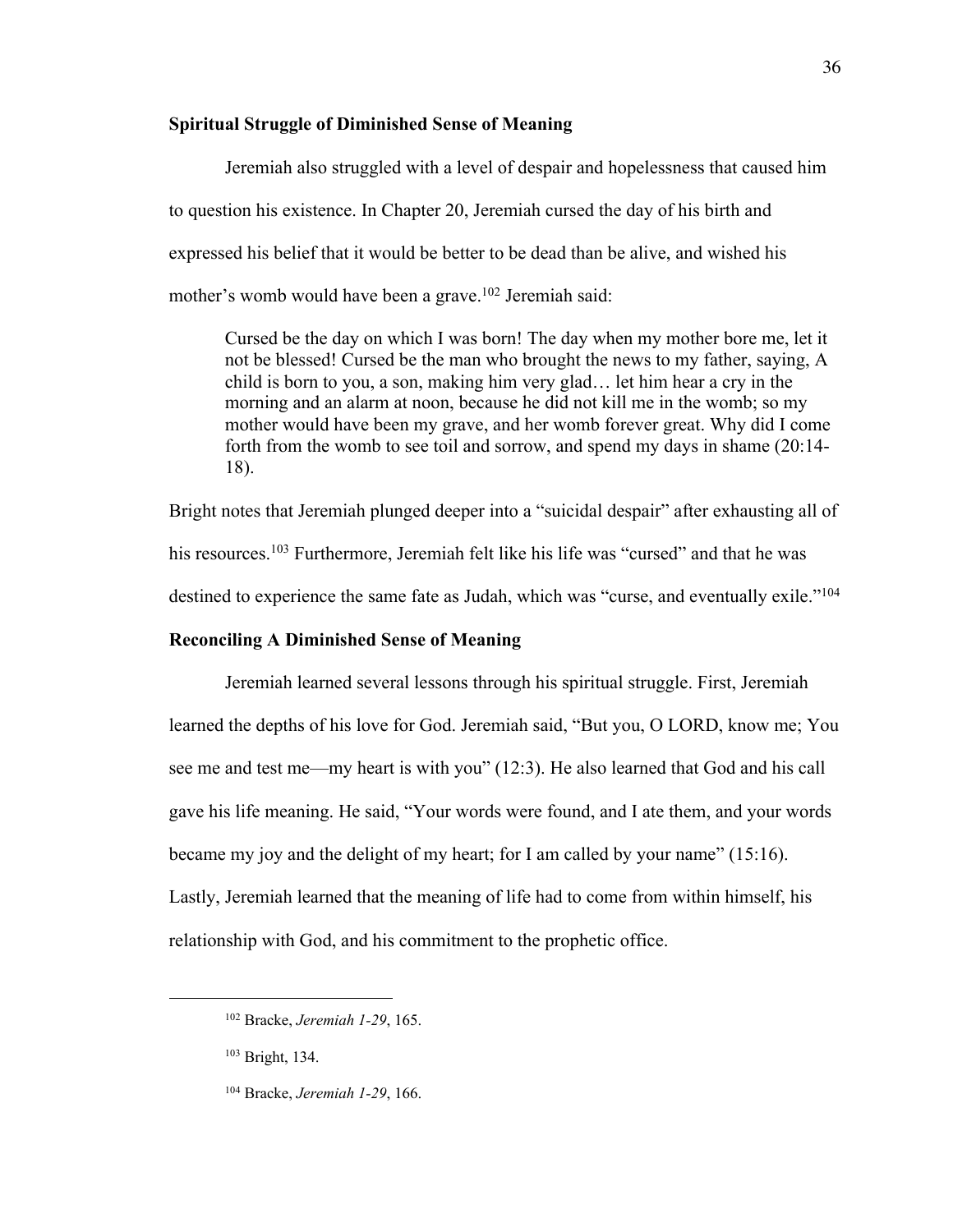### Spiritual Struggle of Diminished Sense of Meaning

Jeremiah also struggled with a level of despair and hopelessness that caused him to question his existence. In Chapter 20, Jeremiah cursed the day of his birth and expressed his belief that it would be better to be dead than be alive, and wished his mother's womb would have been a grave.[102] Jeremiah said:

> Cursed be the day on which I was born! The day when my mother bore me, let it not be blessed! Cursed be the man who brought the news to my father, saying, A child is born to you, a son, making him very glad… let him hear a cry in the morning and an alarm at noon, because he did not kill me in the womb; so my mother would have been my grave, and her womb forever great. Why did I come forth from the womb to see toil and sorrow, and spend my days in shame (20:14-18).

Bright notes that Jeremiah plunged deeper into a "suicidal despair" after exhausting all of his resources.[103] Furthermore, Jeremiah felt like his life was "cursed" and that he was destined to experience the same fate as Judah, which was "curse, and eventually exile."[104]

### Reconciling A Diminished Sense of Meaning

Jeremiah learned several lessons through his spiritual struggle. First, Jeremiah learned the depths of his love for God. Jeremiah said, "But you, O LORD, know me; You see me and test me—my heart is with you" (12:3). He also learned that God and his call gave his life meaning. He said, "Your words were found, and I ate them, and your words became my joy and the delight of my heart; for I am called by your name" (15:16). Lastly, Jeremiah learned that the meaning of life had to come from within himself, his relationship with God, and his commitment to the prophetic office.

---

[102] Bracke, *Jeremiah 1-29*, 165.

[103] Bright, 134.

[104] Bracke, *Jeremiah 1-29*, 166.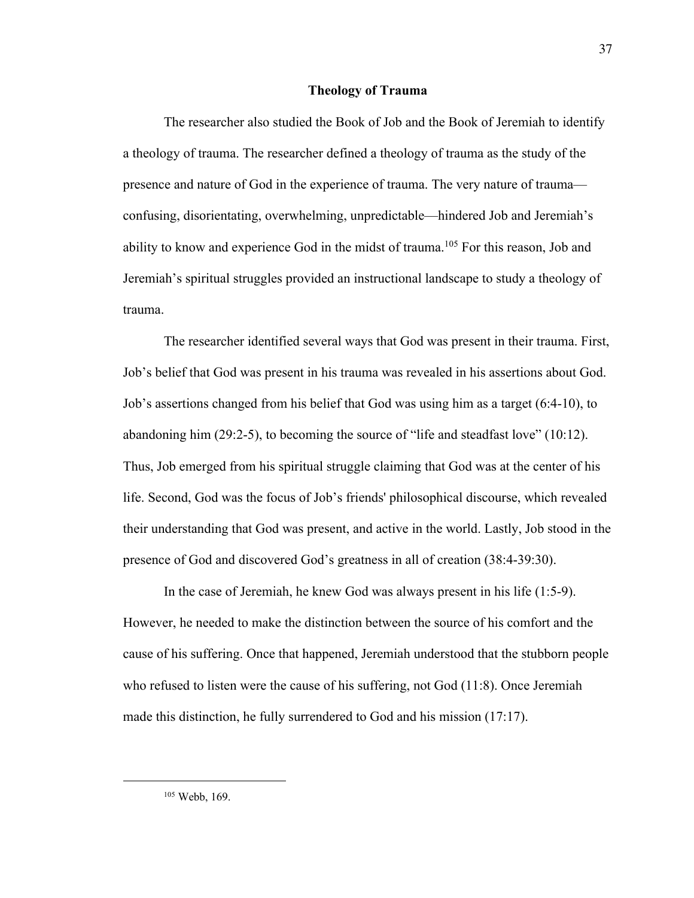## Theology of Trauma

The researcher also studied the Book of Job and the Book of Jeremiah to identify a theology of trauma. The researcher defined a theology of trauma as the study of the presence and nature of God in the experience of trauma. The very nature of trauma—confusing, disorientating, overwhelming, unpredictable—hindered Job and Jeremiah's ability to know and experience God in the midst of trauma.[105] For this reason, Job and Jeremiah's spiritual struggles provided an instructional landscape to study a theology of trauma.

The researcher identified several ways that God was present in their trauma. First, Job's belief that God was present in his trauma was revealed in his assertions about God. Job's assertions changed from his belief that God was using him as a target (6:4-10), to abandoning him (29:2-5), to becoming the source of "life and steadfast love" (10:12). Thus, Job emerged from his spiritual struggle claiming that God was at the center of his life. Second, God was the focus of Job's friends' philosophical discourse, which revealed their understanding that God was present, and active in the world. Lastly, Job stood in the presence of God and discovered God's greatness in all of creation (38:4-39:30).

In the case of Jeremiah, he knew God was always present in his life (1:5-9). However, he needed to make the distinction between the source of his comfort and the cause of his suffering. Once that happened, Jeremiah understood that the stubborn people who refused to listen were the cause of his suffering, not God (11:8). Once Jeremiah made this distinction, he fully surrendered to God and his mission (17:17).

[105] Webb, 169.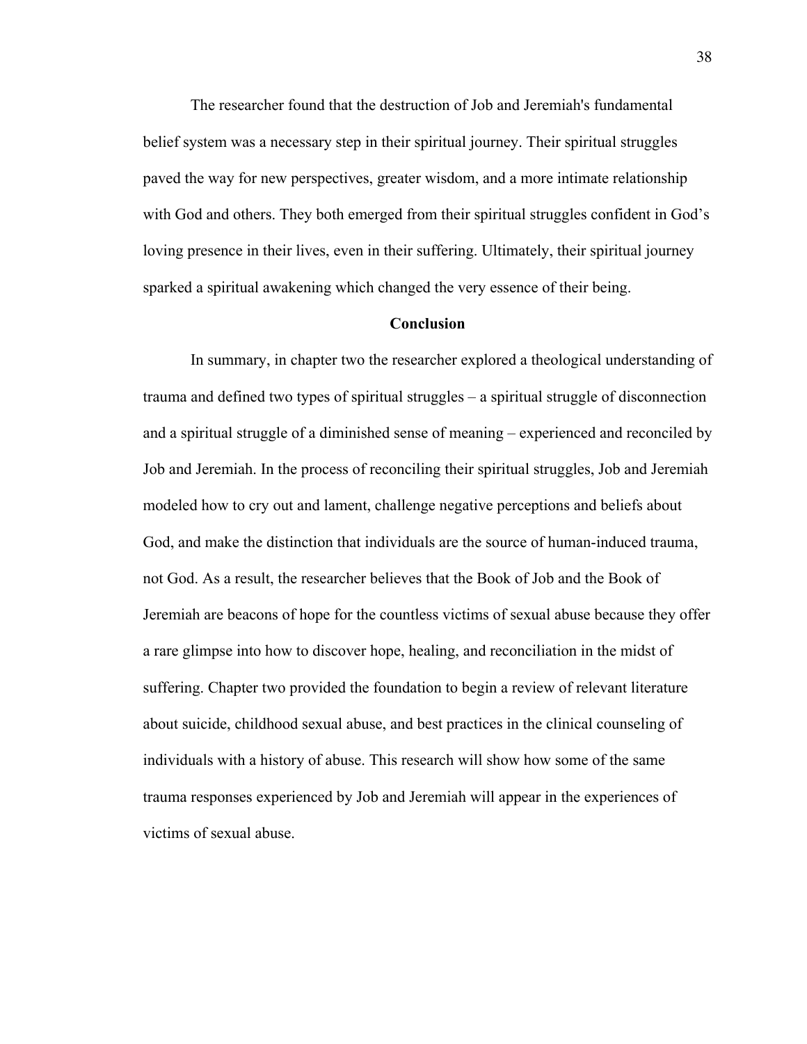The researcher found that the destruction of Job and Jeremiah's fundamental belief system was a necessary step in their spiritual journey. Their spiritual struggles paved the way for new perspectives, greater wisdom, and a more intimate relationship with God and others. They both emerged from their spiritual struggles confident in God's loving presence in their lives, even in their suffering. Ultimately, their spiritual journey sparked a spiritual awakening which changed the very essence of their being.

## Conclusion

In summary, in chapter two the researcher explored a theological understanding of trauma and defined two types of spiritual struggles – a spiritual struggle of disconnection and a spiritual struggle of a diminished sense of meaning – experienced and reconciled by Job and Jeremiah. In the process of reconciling their spiritual struggles, Job and Jeremiah modeled how to cry out and lament, challenge negative perceptions and beliefs about God, and make the distinction that individuals are the source of human-induced trauma, not God. As a result, the researcher believes that the Book of Job and the Book of Jeremiah are beacons of hope for the countless victims of sexual abuse because they offer a rare glimpse into how to discover hope, healing, and reconciliation in the midst of suffering. Chapter two provided the foundation to begin a review of relevant literature about suicide, childhood sexual abuse, and best practices in the clinical counseling of individuals with a history of abuse. This research will show how some of the same trauma responses experienced by Job and Jeremiah will appear in the experiences of victims of sexual abuse.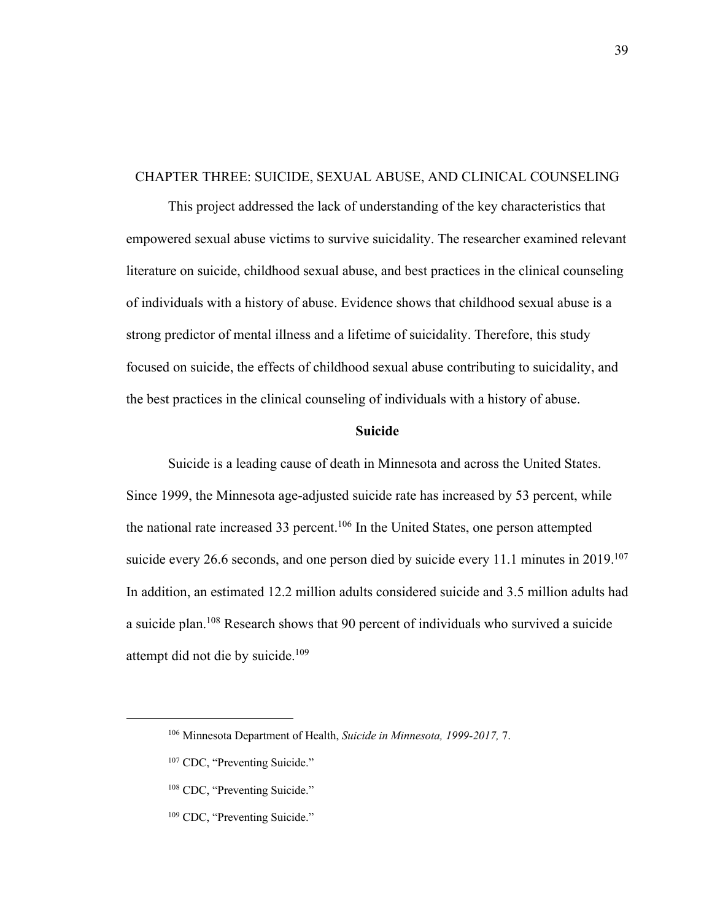## CHAPTER THREE: SUICIDE, SEXUAL ABUSE, AND CLINICAL COUNSELING

This project addressed the lack of understanding of the key characteristics that empowered sexual abuse victims to survive suicidality. The researcher examined relevant literature on suicide, childhood sexual abuse, and best practices in the clinical counseling of individuals with a history of abuse. Evidence shows that childhood sexual abuse is a strong predictor of mental illness and a lifetime of suicidality. Therefore, this study focused on suicide, the effects of childhood sexual abuse contributing to suicidality, and the best practices in the clinical counseling of individuals with a history of abuse.

### Suicide

Suicide is a leading cause of death in Minnesota and across the United States. Since 1999, the Minnesota age-adjusted suicide rate has increased by 53 percent, while the national rate increased 33 percent.[106] In the United States, one person attempted suicide every 26.6 seconds, and one person died by suicide every 11.1 minutes in 2019.[107] In addition, an estimated 12.2 million adults considered suicide and 3.5 million adults had a suicide plan.[108] Research shows that 90 percent of individuals who survived a suicide attempt did not die by suicide.[109]

---

[106] Minnesota Department of Health, *Suicide in Minnesota, 1999-2017,* 7.

[107] CDC, "Preventing Suicide."

[108] CDC, "Preventing Suicide."

[109] CDC, "Preventing Suicide."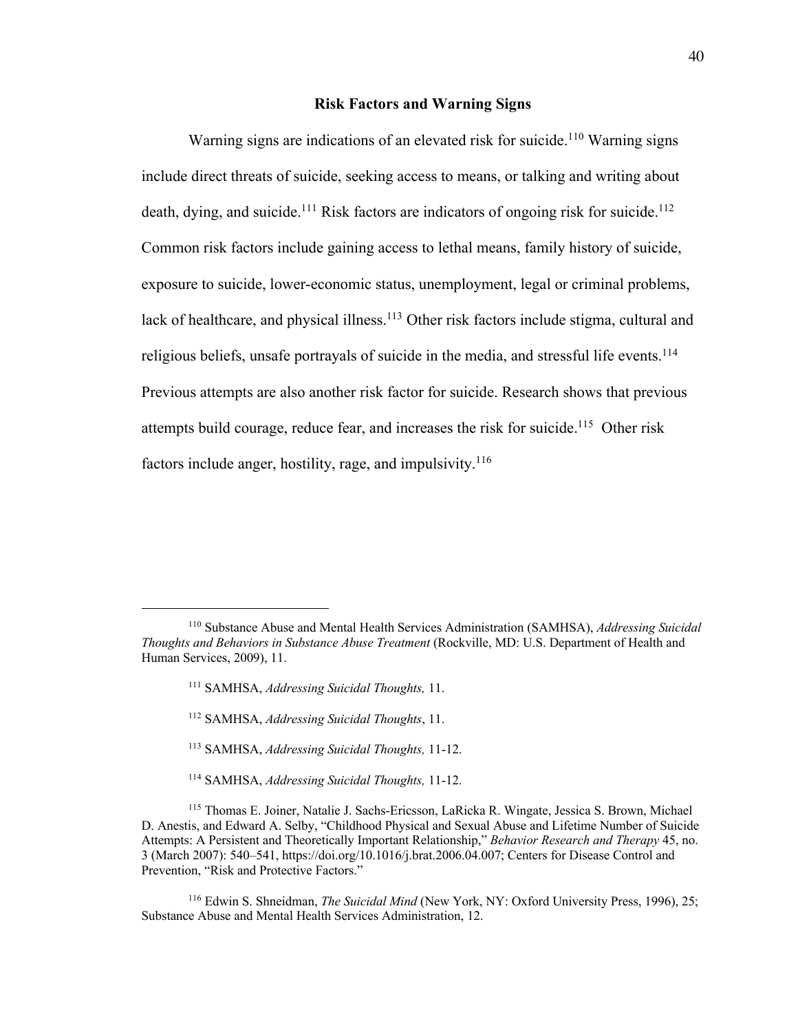## Risk Factors and Warning Signs

Warning signs are indications of an elevated risk for suicide.[110] Warning signs include direct threats of suicide, seeking access to means, or talking and writing about death, dying, and suicide.[111] Risk factors are indicators of ongoing risk for suicide.[112] Common risk factors include gaining access to lethal means, family history of suicide, exposure to suicide, lower-economic status, unemployment, legal or criminal problems, lack of healthcare, and physical illness.[113] Other risk factors include stigma, cultural and religious beliefs, unsafe portrayals of suicide in the media, and stressful life events.[114] Previous attempts are also another risk factor for suicide. Research shows that previous attempts build courage, reduce fear, and increases the risk for suicide.[115] Other risk factors include anger, hostility, rage, and impulsivity.[116]

---

[110] Substance Abuse and Mental Health Services Administration (SAMHSA), *Addressing Suicidal Thoughts and Behaviors in Substance Abuse Treatment* (Rockville, MD: U.S. Department of Health and Human Services, 2009), 11.

[111] SAMHSA, *Addressing Suicidal Thoughts,* 11.

[112] SAMHSA, *Addressing Suicidal Thoughts*, 11.

[113] SAMHSA, *Addressing Suicidal Thoughts,* 11-12.

[114] SAMHSA, *Addressing Suicidal Thoughts,* 11-12.

[115] Thomas E. Joiner, Natalie J. Sachs-Ericsson, LaRicka R. Wingate, Jessica S. Brown, Michael D. Anestis, and Edward A. Selby, "Childhood Physical and Sexual Abuse and Lifetime Number of Suicide Attempts: A Persistent and Theoretically Important Relationship," *Behavior Research and Therapy* 45, no. 3 (March 2007): 540–541, https://doi.org/10.1016/j.brat.2006.04.007; Centers for Disease Control and Prevention, "Risk and Protective Factors."

[116] Edwin S. Shneidman, *The Suicidal Mind* (New York, NY: Oxford University Press, 1996), 25; Substance Abuse and Mental Health Services Administration, 12.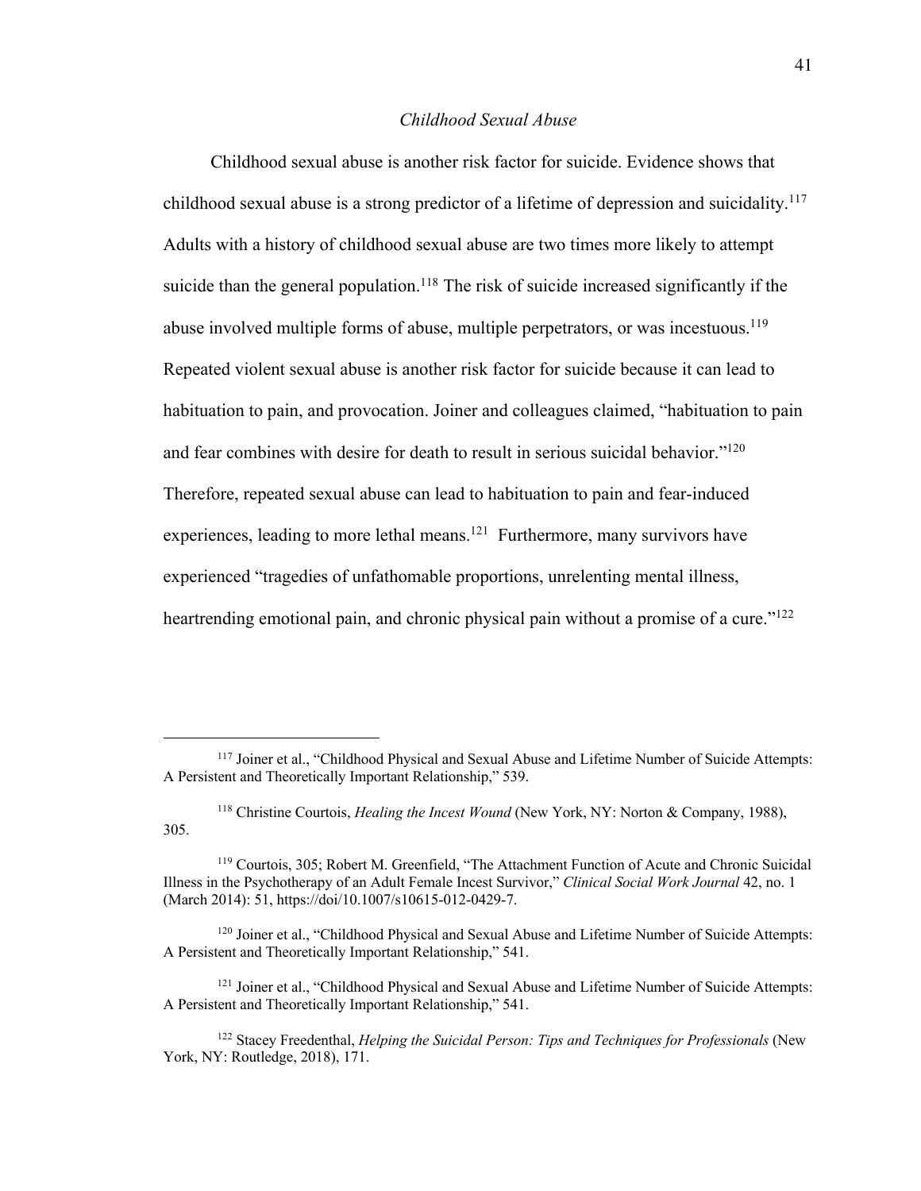### *Childhood Sexual Abuse*

Childhood sexual abuse is another risk factor for suicide. Evidence shows that childhood sexual abuse is a strong predictor of a lifetime of depression and suicidality.[117] Adults with a history of childhood sexual abuse are two times more likely to attempt suicide than the general population.[118] The risk of suicide increased significantly if the abuse involved multiple forms of abuse, multiple perpetrators, or was incestuous.[119] Repeated violent sexual abuse is another risk factor for suicide because it can lead to habituation to pain, and provocation. Joiner and colleagues claimed, "habituation to pain and fear combines with desire for death to result in serious suicidal behavior."[120] Therefore, repeated sexual abuse can lead to habituation to pain and fear-induced experiences, leading to more lethal means.[121] Furthermore, many survivors have experienced "tragedies of unfathomable proportions, unrelenting mental illness, heartrending emotional pain, and chronic physical pain without a promise of a cure."[122]

---

[117] Joiner et al., "Childhood Physical and Sexual Abuse and Lifetime Number of Suicide Attempts: A Persistent and Theoretically Important Relationship," 539.

[118] Christine Courtois, *Healing the Incest Wound* (New York, NY: Norton & Company, 1988), 305.

[119] Courtois, 305; Robert M. Greenfield, "The Attachment Function of Acute and Chronic Suicidal Illness in the Psychotherapy of an Adult Female Incest Survivor," *Clinical Social Work Journal* 42, no. 1 (March 2014): 51, https://doi/10.1007/s10615-012-0429-7.

[120] Joiner et al., "Childhood Physical and Sexual Abuse and Lifetime Number of Suicide Attempts: A Persistent and Theoretically Important Relationship," 541.

[121] Joiner et al., "Childhood Physical and Sexual Abuse and Lifetime Number of Suicide Attempts: A Persistent and Theoretically Important Relationship," 541.

[122] Stacey Freedenthal, *Helping the Suicidal Person: Tips and Techniques for Professionals* (New York, NY: Routledge, 2018), 171.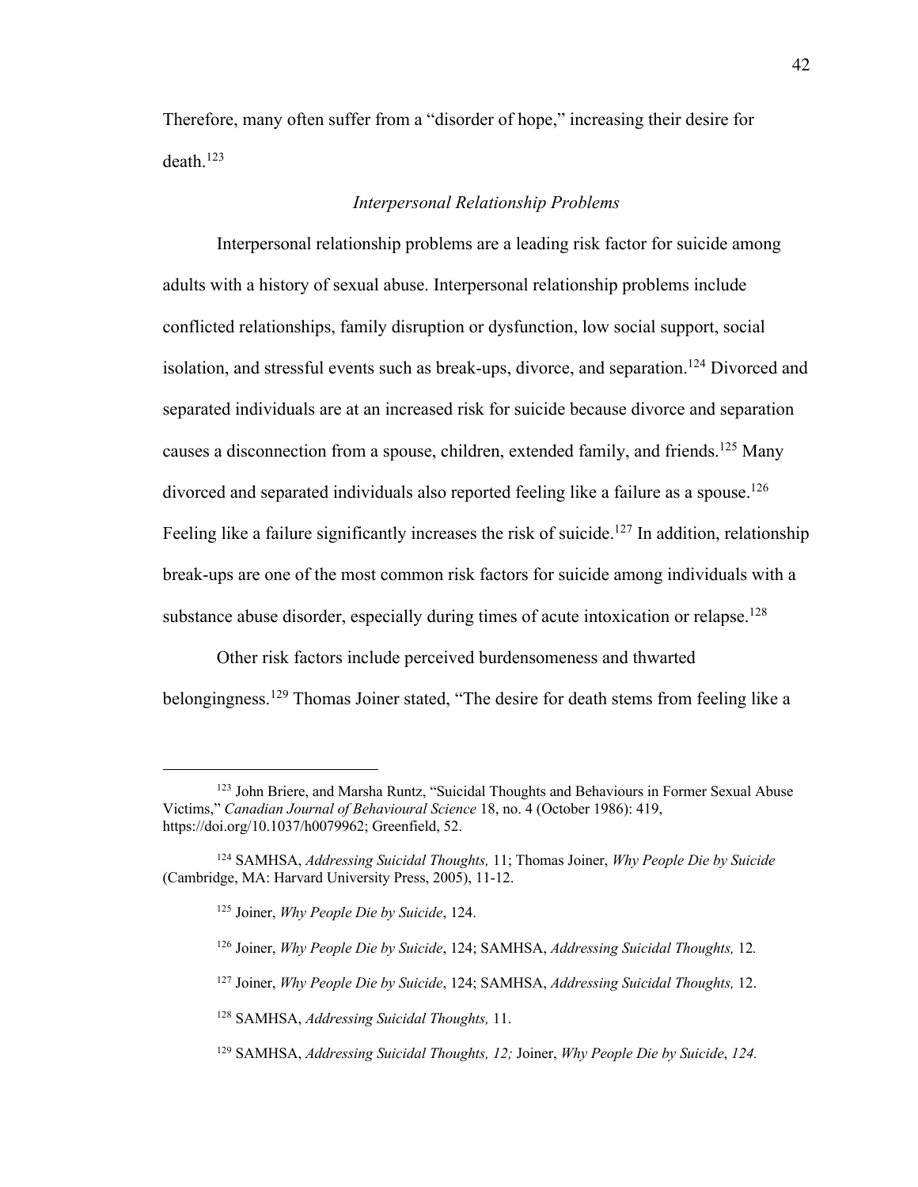Therefore, many often suffer from a "disorder of hope," increasing their desire for death.[123]

### *Interpersonal Relationship Problems*

Interpersonal relationship problems are a leading risk factor for suicide among adults with a history of sexual abuse. Interpersonal relationship problems include conflicted relationships, family disruption or dysfunction, low social support, social isolation, and stressful events such as break-ups, divorce, and separation.[124] Divorced and separated individuals are at an increased risk for suicide because divorce and separation causes a disconnection from a spouse, children, extended family, and friends.[125] Many divorced and separated individuals also reported feeling like a failure as a spouse.[126] Feeling like a failure significantly increases the risk of suicide.[127] In addition, relationship break-ups are one of the most common risk factors for suicide among individuals with a substance abuse disorder, especially during times of acute intoxication or relapse.[128]

Other risk factors include perceived burdensomeness and thwarted belongingness.[129] Thomas Joiner stated, "The desire for death stems from feeling like a

---

[123] John Briere, and Marsha Runtz, "Suicidal Thoughts and Behaviours in Former Sexual Abuse Victims," *Canadian Journal of Behavioural Science* 18, no. 4 (October 1986): 419, https://doi.org/10.1037/h0079962; Greenfield, 52.

[124] SAMHSA, *Addressing Suicidal Thoughts,* 11; Thomas Joiner, *Why People Die by Suicide* (Cambridge, MA: Harvard University Press, 2005), 11-12.

[125] Joiner, *Why People Die by Suicide*, 124.

[126] Joiner, *Why People Die by Suicide*, 124; SAMHSA, *Addressing Suicidal Thoughts,* 12*.*

[127] Joiner, *Why People Die by Suicide*, 124; SAMHSA, *Addressing Suicidal Thoughts,* 12.

[128] SAMHSA, *Addressing Suicidal Thoughts,* 11.

[129] SAMHSA, *Addressing Suicidal Thoughts, 12;* Joiner, *Why People Die by Suicide*, *124.*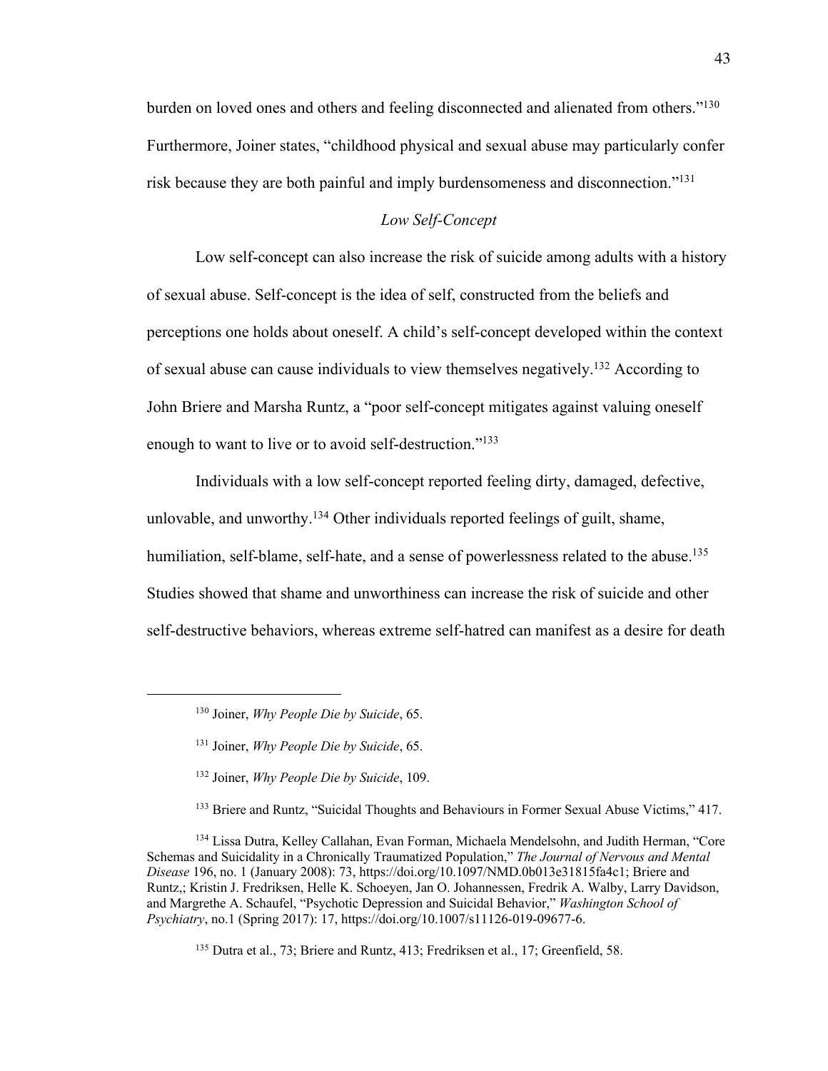burden on loved ones and others and feeling disconnected and alienated from others."[130] Furthermore, Joiner states, "childhood physical and sexual abuse may particularly confer risk because they are both painful and imply burdensomeness and disconnection."[131]

### *Low Self-Concept*

Low self-concept can also increase the risk of suicide among adults with a history of sexual abuse. Self-concept is the idea of self, constructed from the beliefs and perceptions one holds about oneself. A child's self-concept developed within the context of sexual abuse can cause individuals to view themselves negatively.[132] According to John Briere and Marsha Runtz, a "poor self-concept mitigates against valuing oneself enough to want to live or to avoid self-destruction."[133]

Individuals with a low self-concept reported feeling dirty, damaged, defective, unlovable, and unworthy.[134] Other individuals reported feelings of guilt, shame, humiliation, self-blame, self-hate, and a sense of powerlessness related to the abuse.[135] Studies showed that shame and unworthiness can increase the risk of suicide and other self-destructive behaviors, whereas extreme self-hatred can manifest as a desire for death

---

[130] Joiner, *Why People Die by Suicide*, 65.

[131] Joiner, *Why People Die by Suicide*, 65.

[132] Joiner, *Why People Die by Suicide*, 109.

[133] Briere and Runtz, "Suicidal Thoughts and Behaviours in Former Sexual Abuse Victims," 417.

[134] Lissa Dutra, Kelley Callahan, Evan Forman, Michaela Mendelsohn, and Judith Herman, "Core Schemas and Suicidality in a Chronically Traumatized Population," *The Journal of Nervous and Mental Disease* 196, no. 1 (January 2008): 73, https://doi.org/10.1097/NMD.0b013e31815fa4c1; Briere and Runtz,; Kristin J. Fredriksen, Helle K. Schoeyen, Jan O. Johannessen, Fredrik A. Walby, Larry Davidson, and Margrethe A. Schaufel, "Psychotic Depression and Suicidal Behavior," *Washington School of Psychiatry*, no.1 (Spring 2017): 17, https://doi.org/10.1007/s11126-019-09677-6.

[135] Dutra et al., 73; Briere and Runtz, 413; Fredriksen et al., 17; Greenfield, 58.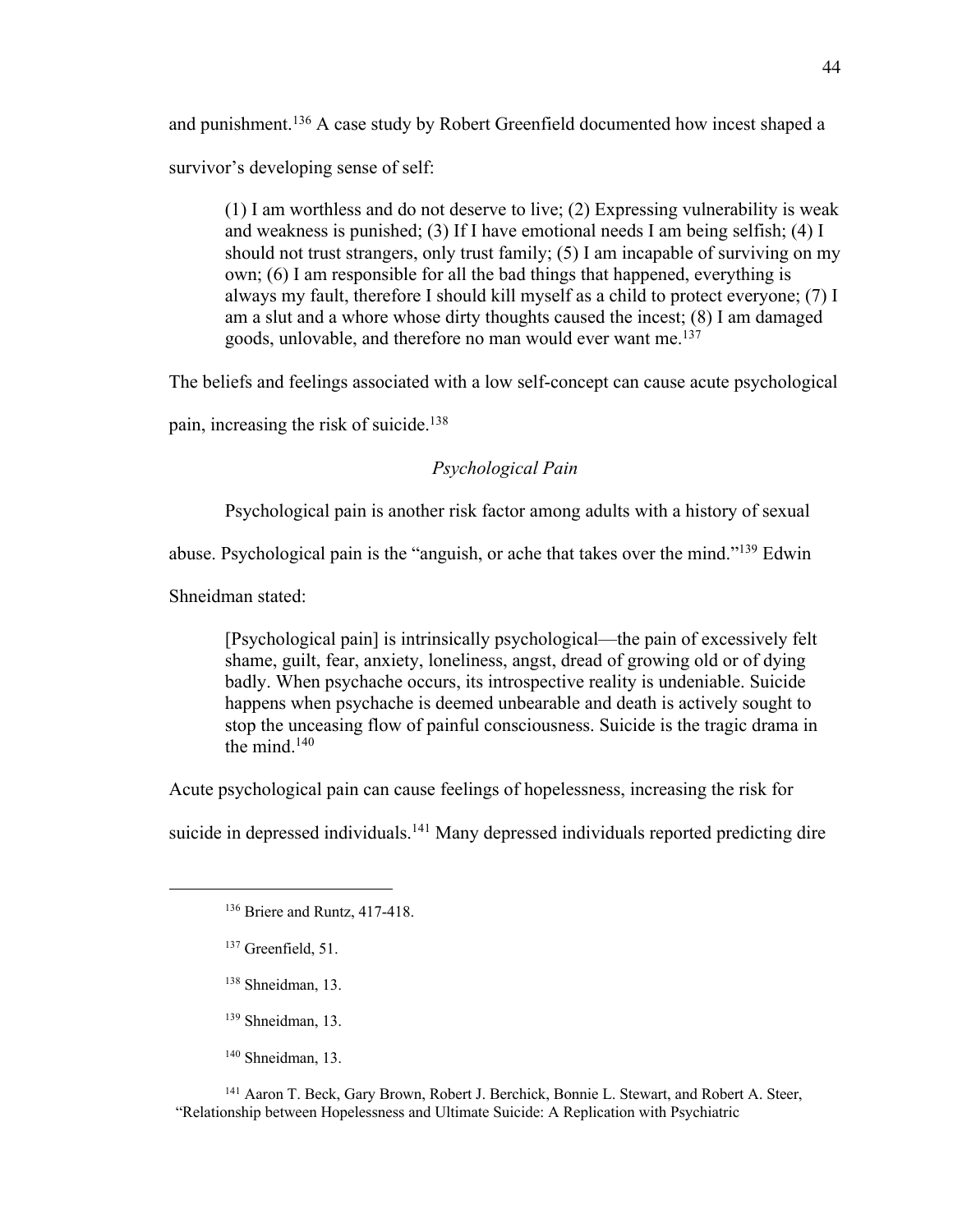and punishment.[136] A case study by Robert Greenfield documented how incest shaped a survivor's developing sense of self:

> (1) I am worthless and do not deserve to live; (2) Expressing vulnerability is weak and weakness is punished; (3) If I have emotional needs I am being selfish; (4) I should not trust strangers, only trust family; (5) I am incapable of surviving on my own; (6) I am responsible for all the bad things that happened, everything is always my fault, therefore I should kill myself as a child to protect everyone; (7) I am a slut and a whore whose dirty thoughts caused the incest; (8) I am damaged goods, unlovable, and therefore no man would ever want me.[137]

The beliefs and feelings associated with a low self-concept can cause acute psychological pain, increasing the risk of suicide.[138]

*Psychological Pain*

Psychological pain is another risk factor among adults with a history of sexual abuse. Psychological pain is the "anguish, or ache that takes over the mind."[139] Edwin Shneidman stated:

> [Psychological pain] is intrinsically psychological—the pain of excessively felt shame, guilt, fear, anxiety, loneliness, angst, dread of growing old or of dying badly. When psychache occurs, its introspective reality is undeniable. Suicide happens when psychache is deemed unbearable and death is actively sought to stop the unceasing flow of painful consciousness. Suicide is the tragic drama in the mind.[140]

Acute psychological pain can cause feelings of hopelessness, increasing the risk for suicide in depressed individuals.[141] Many depressed individuals reported predicting dire

---

[136] Briere and Runtz, 417-418.

[137] Greenfield, 51.

[138] Shneidman, 13.

[139] Shneidman, 13.

[140] Shneidman, 13.

[141] Aaron T. Beck, Gary Brown, Robert J. Berchick, Bonnie L. Stewart, and Robert A. Steer, "Relationship between Hopelessness and Ultimate Suicide: A Replication with Psychiatric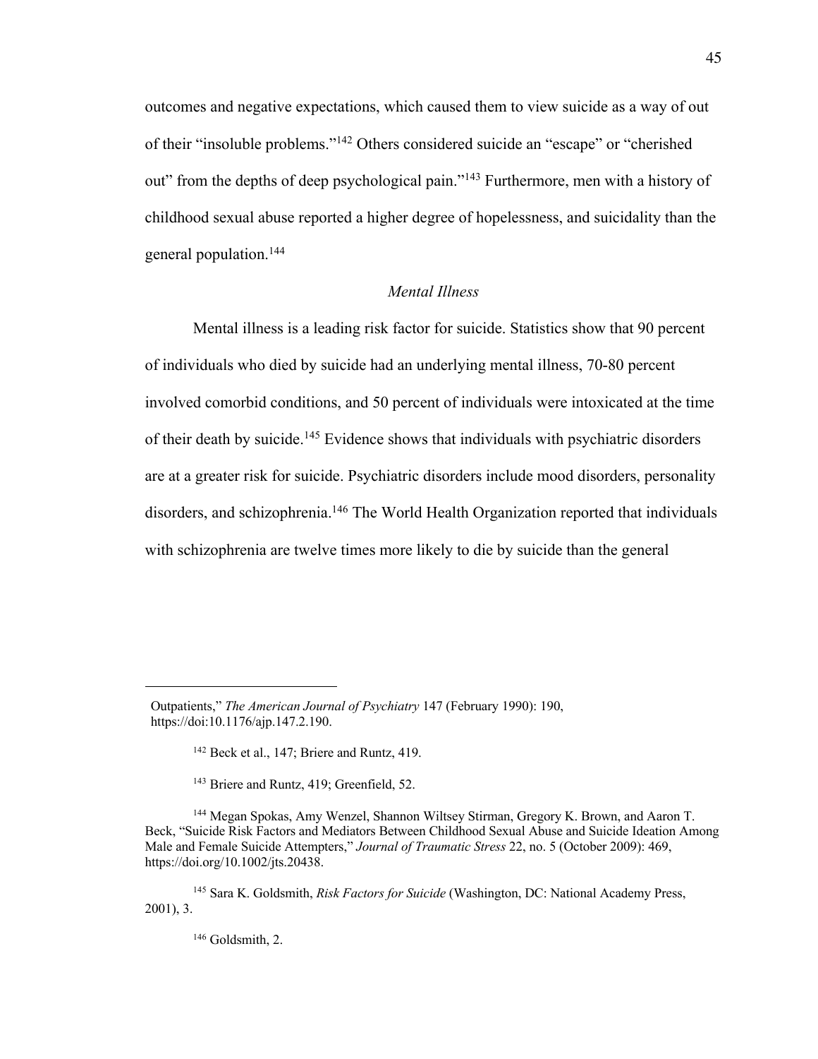outcomes and negative expectations, which caused them to view suicide as a way of out of their "insoluble problems."[142] Others considered suicide an "escape" or "cherished out" from the depths of deep psychological pain."[143] Furthermore, men with a history of childhood sexual abuse reported a higher degree of hopelessness, and suicidality than the general population.[144]

### *Mental Illness*

Mental illness is a leading risk factor for suicide. Statistics show that 90 percent of individuals who died by suicide had an underlying mental illness, 70-80 percent involved comorbid conditions, and 50 percent of individuals were intoxicated at the time of their death by suicide.[145] Evidence shows that individuals with psychiatric disorders are at a greater risk for suicide. Psychiatric disorders include mood disorders, personality disorders, and schizophrenia.[146] The World Health Organization reported that individuals with schizophrenia are twelve times more likely to die by suicide than the general

---

Outpatients," *The American Journal of Psychiatry* 147 (February 1990): 190, https://doi:10.1176/ajp.147.2.190.

[142] Beck et al., 147; Briere and Runtz, 419.

[143] Briere and Runtz, 419; Greenfield, 52.

[144] Megan Spokas, Amy Wenzel, Shannon Wiltsey Stirman, Gregory K. Brown, and Aaron T. Beck, "Suicide Risk Factors and Mediators Between Childhood Sexual Abuse and Suicide Ideation Among Male and Female Suicide Attempters," *Journal of Traumatic Stress* 22, no. 5 (October 2009): 469, https://doi.org/10.1002/jts.20438.

[145] Sara K. Goldsmith, *Risk Factors for Suicide* (Washington, DC: National Academy Press, 2001), 3.

[146] Goldsmith, 2.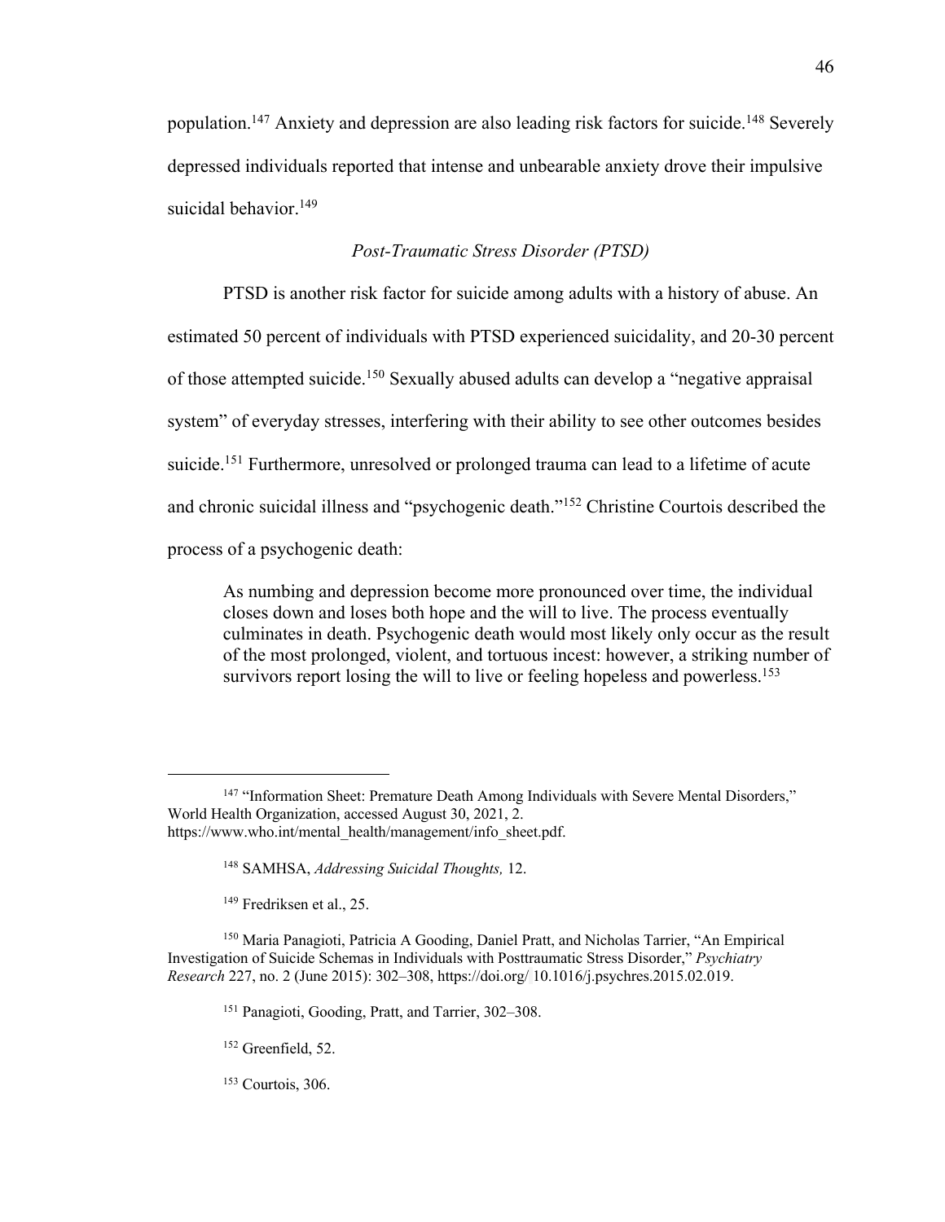population.[147] Anxiety and depression are also leading risk factors for suicide.[148] Severely depressed individuals reported that intense and unbearable anxiety drove their impulsive suicidal behavior.[149]

### *Post-Traumatic Stress Disorder (PTSD)*

PTSD is another risk factor for suicide among adults with a history of abuse. An estimated 50 percent of individuals with PTSD experienced suicidality, and 20-30 percent of those attempted suicide.[150] Sexually abused adults can develop a "negative appraisal system" of everyday stresses, interfering with their ability to see other outcomes besides suicide.[151] Furthermore, unresolved or prolonged trauma can lead to a lifetime of acute and chronic suicidal illness and "psychogenic death."[152] Christine Courtois described the process of a psychogenic death:

> As numbing and depression become more pronounced over time, the individual closes down and loses both hope and the will to live. The process eventually culminates in death. Psychogenic death would most likely only occur as the result of the most prolonged, violent, and tortuous incest: however, a striking number of survivors report losing the will to live or feeling hopeless and powerless.[153]

---

[147] "Information Sheet: Premature Death Among Individuals with Severe Mental Disorders," World Health Organization, accessed August 30, 2021, 2. https://www.who.int/mental_health/management/info_sheet.pdf.

[148] SAMHSA, *Addressing Suicidal Thoughts,* 12.

[149] Fredriksen et al., 25.

[150] Maria Panagioti, Patricia A Gooding, Daniel Pratt, and Nicholas Tarrier, "An Empirical Investigation of Suicide Schemas in Individuals with Posttraumatic Stress Disorder," *Psychiatry Research* 227, no. 2 (June 2015): 302–308, https://doi.org/ 10.1016/j.psychres.2015.02.019.

[151] Panagioti, Gooding, Pratt, and Tarrier, 302–308.

[152] Greenfield, 52.

[153] Courtois, 306.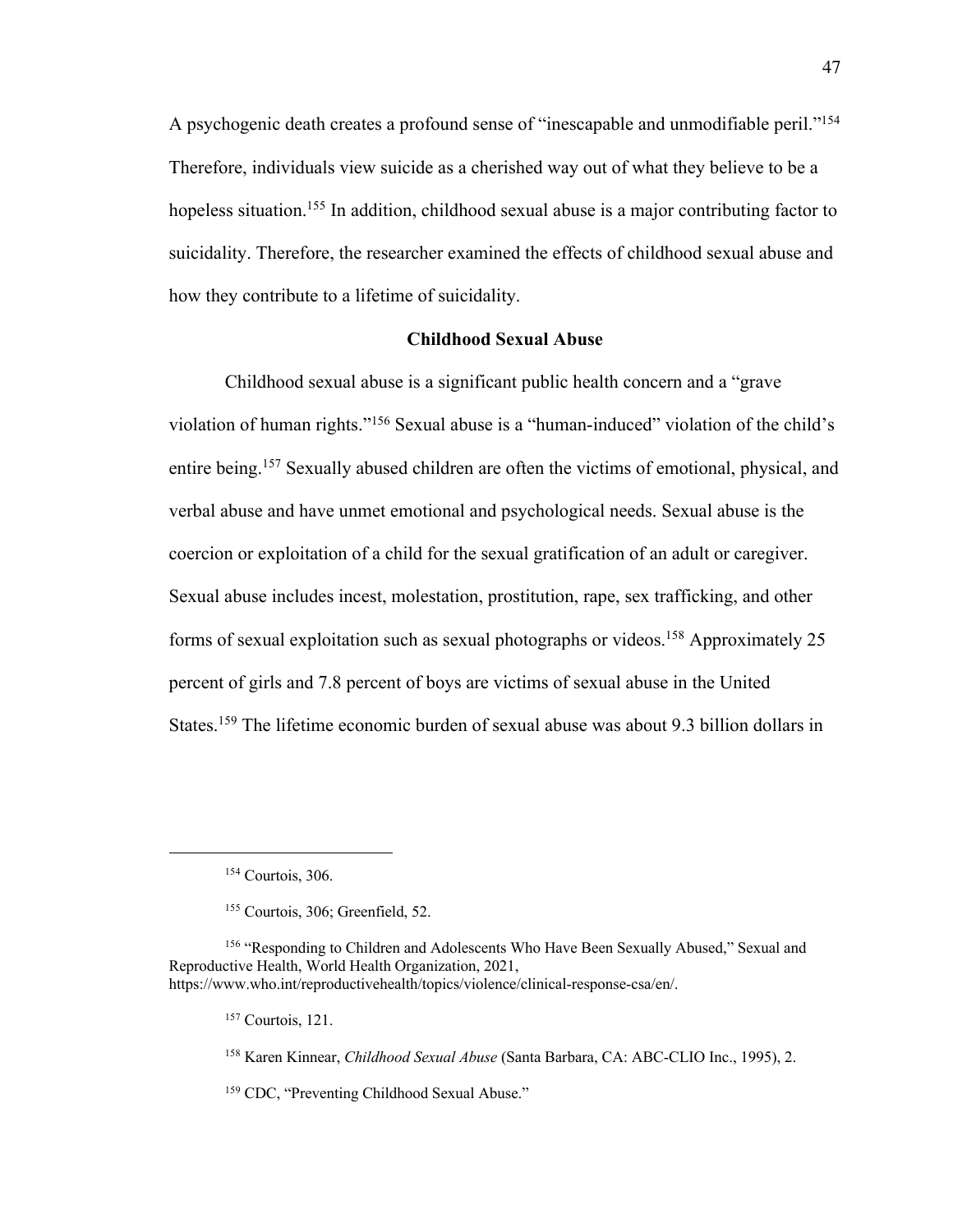A psychogenic death creates a profound sense of "inescapable and unmodifiable peril."[154] Therefore, individuals view suicide as a cherished way out of what they believe to be a hopeless situation.[155] In addition, childhood sexual abuse is a major contributing factor to suicidality. Therefore, the researcher examined the effects of childhood sexual abuse and how they contribute to a lifetime of suicidality.

## Childhood Sexual Abuse

Childhood sexual abuse is a significant public health concern and a "grave violation of human rights."[156] Sexual abuse is a "human-induced" violation of the child's entire being.[157] Sexually abused children are often the victims of emotional, physical, and verbal abuse and have unmet emotional and psychological needs. Sexual abuse is the coercion or exploitation of a child for the sexual gratification of an adult or caregiver. Sexual abuse includes incest, molestation, prostitution, rape, sex trafficking, and other forms of sexual exploitation such as sexual photographs or videos.[158] Approximately 25 percent of girls and 7.8 percent of boys are victims of sexual abuse in the United States.[159] The lifetime economic burden of sexual abuse was about 9.3 billion dollars in

---

[154] Courtois, 306.

[155] Courtois, 306; Greenfield, 52.

[156] "Responding to Children and Adolescents Who Have Been Sexually Abused," Sexual and Reproductive Health, World Health Organization, 2021, https://www.who.int/reproductivehealth/topics/violence/clinical-response-csa/en/.

[157] Courtois, 121.

[158] Karen Kinnear, *Childhood Sexual Abuse* (Santa Barbara, CA: ABC-CLIO Inc., 1995), 2.

[159] CDC, "Preventing Childhood Sexual Abuse."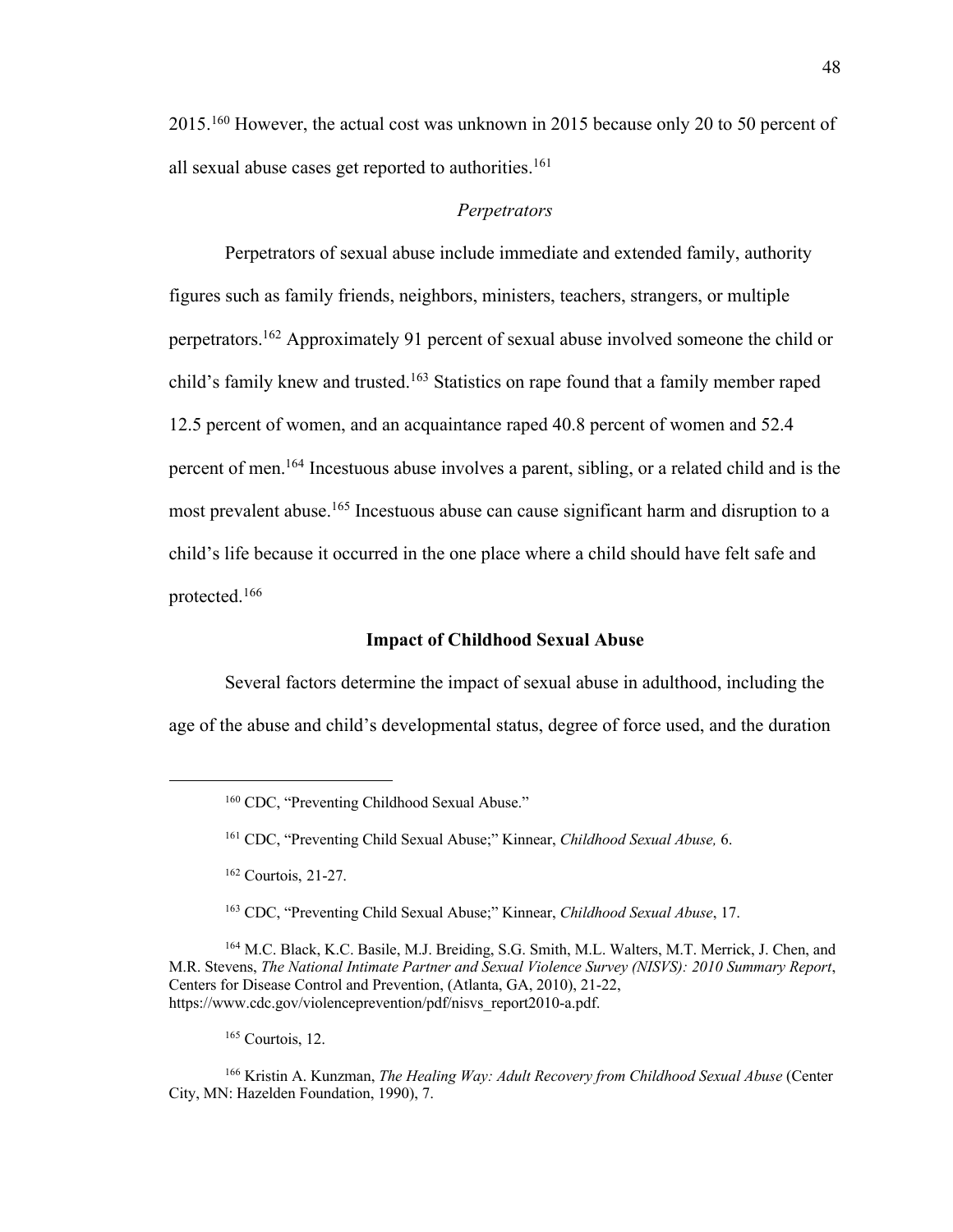2015.[160] However, the actual cost was unknown in 2015 because only 20 to 50 percent of all sexual abuse cases get reported to authorities.[161]

### *Perpetrators*

Perpetrators of sexual abuse include immediate and extended family, authority figures such as family friends, neighbors, ministers, teachers, strangers, or multiple perpetrators.[162] Approximately 91 percent of sexual abuse involved someone the child or child's family knew and trusted.[163] Statistics on rape found that a family member raped 12.5 percent of women, and an acquaintance raped 40.8 percent of women and 52.4 percent of men.[164] Incestuous abuse involves a parent, sibling, or a related child and is the most prevalent abuse.[165] Incestuous abuse can cause significant harm and disruption to a child's life because it occurred in the one place where a child should have felt safe and protected.[166]

## **Impact of Childhood Sexual Abuse**

Several factors determine the impact of sexual abuse in adulthood, including the age of the abuse and child's developmental status, degree of force used, and the duration

---

[160] CDC, "Preventing Childhood Sexual Abuse."

[161] CDC, "Preventing Child Sexual Abuse;" Kinnear, *Childhood Sexual Abuse,* 6.

[162] Courtois, 21-27.

[163] CDC, "Preventing Child Sexual Abuse;" Kinnear, *Childhood Sexual Abuse*, 17.

[164] M.C. Black, K.C. Basile, M.J. Breiding, S.G. Smith, M.L. Walters, M.T. Merrick, J. Chen, and M.R. Stevens, *The National Intimate Partner and Sexual Violence Survey (NISVS): 2010 Summary Report*, Centers for Disease Control and Prevention, (Atlanta, GA, 2010), 21-22, https://www.cdc.gov/violenceprevention/pdf/nisvs_report2010-a.pdf.

[165] Courtois, 12.

[166] Kristin A. Kunzman, *The Healing Way: Adult Recovery from Childhood Sexual Abuse* (Center City, MN: Hazelden Foundation, 1990), 7.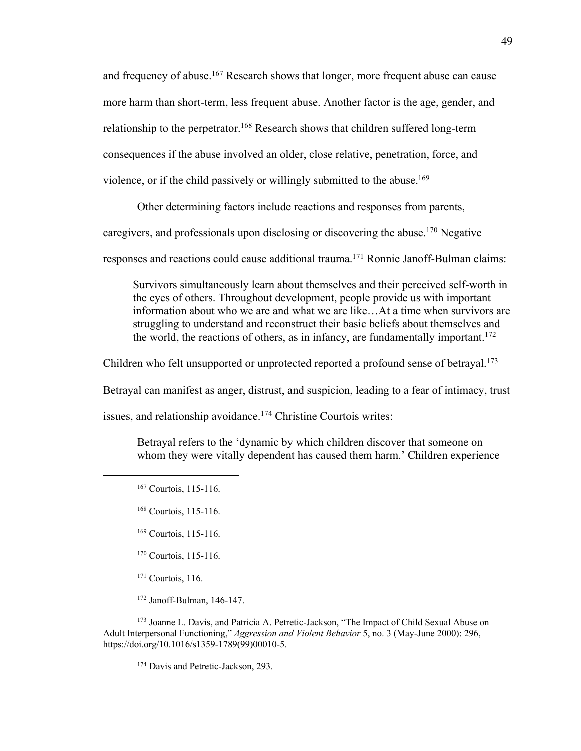and frequency of abuse.[167] Research shows that longer, more frequent abuse can cause more harm than short-term, less frequent abuse. Another factor is the age, gender, and relationship to the perpetrator.[168] Research shows that children suffered long-term consequences if the abuse involved an older, close relative, penetration, force, and violence, or if the child passively or willingly submitted to the abuse.[169]

Other determining factors include reactions and responses from parents, caregivers, and professionals upon disclosing or discovering the abuse.[170] Negative responses and reactions could cause additional trauma.[171] Ronnie Janoff-Bulman claims:

> Survivors simultaneously learn about themselves and their perceived self-worth in the eyes of others. Throughout development, people provide us with important information about who we are and what we are like…At a time when survivors are struggling to understand and reconstruct their basic beliefs about themselves and the world, the reactions of others, as in infancy, are fundamentally important.[172]

Children who felt unsupported or unprotected reported a profound sense of betrayal.[173] Betrayal can manifest as anger, distrust, and suspicion, leading to a fear of intimacy, trust issues, and relationship avoidance.[174] Christine Courtois writes:

> Betrayal refers to the 'dynamic by which children discover that someone on whom they were vitally dependent has caused them harm.' Children experience

---

[167] Courtois, 115-116.

[168] Courtois, 115-116.

[169] Courtois, 115-116.

[170] Courtois, 115-116.

[171] Courtois, 116.

[172] Janoff-Bulman, 146-147.

[173] Joanne L. Davis, and Patricia A. Petretic-Jackson, "The Impact of Child Sexual Abuse on Adult Interpersonal Functioning," *Aggression and Violent Behavior* 5, no. 3 (May-June 2000): 296, https://doi.org/10.1016/s1359-1789(99)00010-5.

[174] Davis and Petretic-Jackson, 293.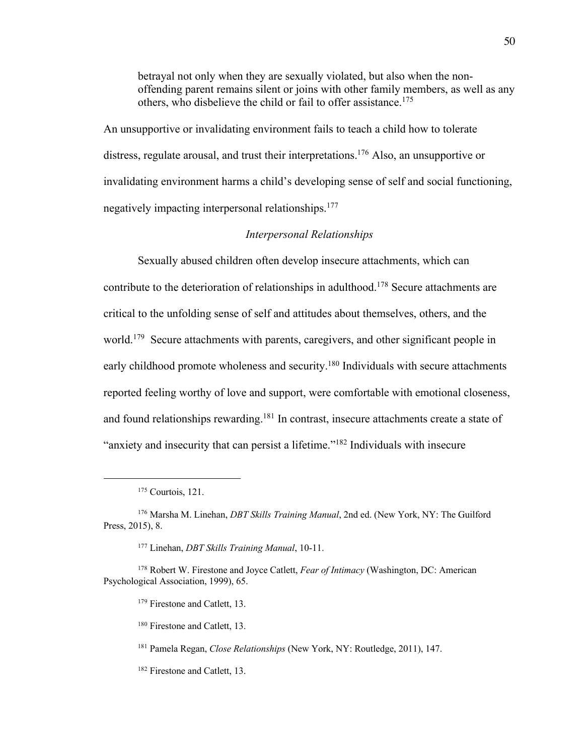> betrayal not only when they are sexually violated, but also when the non-offending parent remains silent or joins with other family members, as well as any others, who disbelieve the child or fail to offer assistance.[175]

An unsupportive or invalidating environment fails to teach a child how to tolerate distress, regulate arousal, and trust their interpretations.[176] Also, an unsupportive or invalidating environment harms a child's developing sense of self and social functioning, negatively impacting interpersonal relationships.[177]

### *Interpersonal Relationships*

Sexually abused children often develop insecure attachments, which can contribute to the deterioration of relationships in adulthood.[178] Secure attachments are critical to the unfolding sense of self and attitudes about themselves, others, and the world.[179] Secure attachments with parents, caregivers, and other significant people in early childhood promote wholeness and security.[180] Individuals with secure attachments reported feeling worthy of love and support, were comfortable with emotional closeness, and found relationships rewarding.[181] In contrast, insecure attachments create a state of "anxiety and insecurity that can persist a lifetime."[182] Individuals with insecure

---

[175] Courtois, 121.

[176] Marsha M. Linehan, *DBT Skills Training Manual*, 2nd ed. (New York, NY: The Guilford Press, 2015), 8.

[177] Linehan, *DBT Skills Training Manual*, 10-11.

[178] Robert W. Firestone and Joyce Catlett, *Fear of Intimacy* (Washington, DC: American Psychological Association, 1999), 65.

[179] Firestone and Catlett, 13.

[180] Firestone and Catlett, 13.

[181] Pamela Regan, *Close Relationships* (New York, NY: Routledge, 2011), 147.

[182] Firestone and Catlett, 13.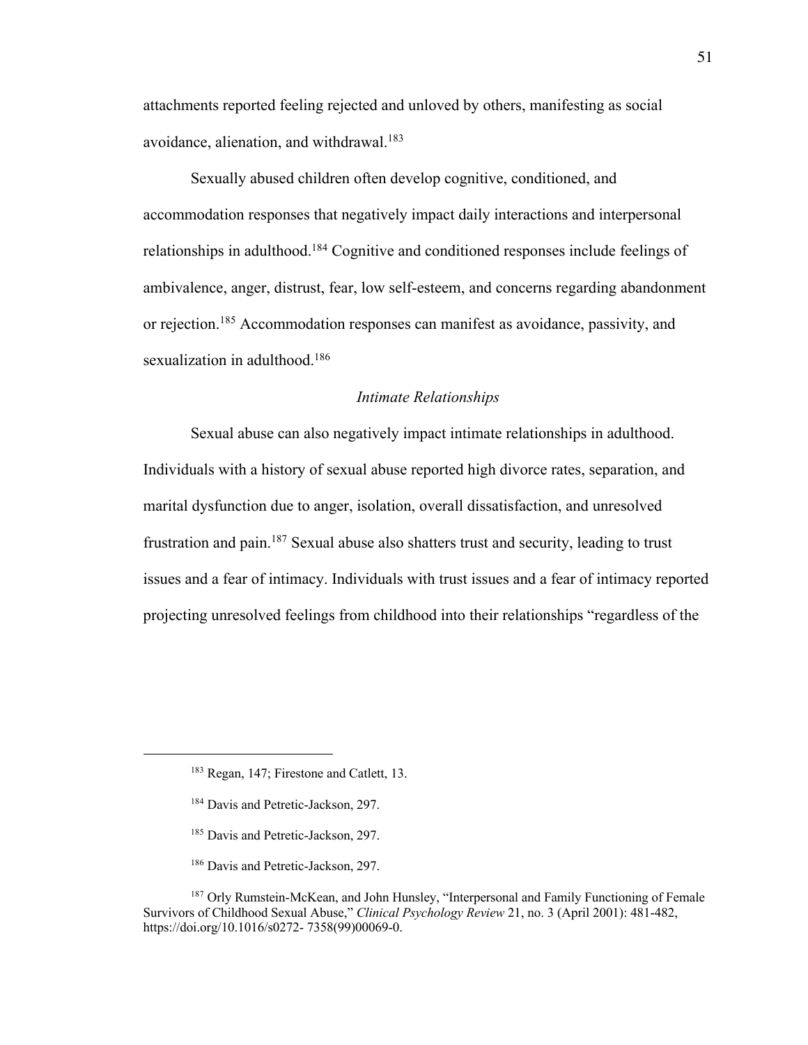attachments reported feeling rejected and unloved by others, manifesting as social avoidance, alienation, and withdrawal.[183]

Sexually abused children often develop cognitive, conditioned, and accommodation responses that negatively impact daily interactions and interpersonal relationships in adulthood.[184] Cognitive and conditioned responses include feelings of ambivalence, anger, distrust, fear, low self-esteem, and concerns regarding abandonment or rejection.[185] Accommodation responses can manifest as avoidance, passivity, and sexualization in adulthood.[186]

### *Intimate Relationships*

Sexual abuse can also negatively impact intimate relationships in adulthood. Individuals with a history of sexual abuse reported high divorce rates, separation, and marital dysfunction due to anger, isolation, overall dissatisfaction, and unresolved frustration and pain.[187] Sexual abuse also shatters trust and security, leading to trust issues and a fear of intimacy. Individuals with trust issues and a fear of intimacy reported projecting unresolved feelings from childhood into their relationships "regardless of the

---

[183] Regan, 147; Firestone and Catlett, 13.

[184] Davis and Petretic-Jackson, 297.

[185] Davis and Petretic-Jackson, 297.

[186] Davis and Petretic-Jackson, 297.

[187] Orly Rumstein-McKean, and John Hunsley, "Interpersonal and Family Functioning of Female Survivors of Childhood Sexual Abuse," *Clinical Psychology Review* 21, no. 3 (April 2001): 481-482, https://doi.org/10.1016/s0272- 7358(99)00069-0.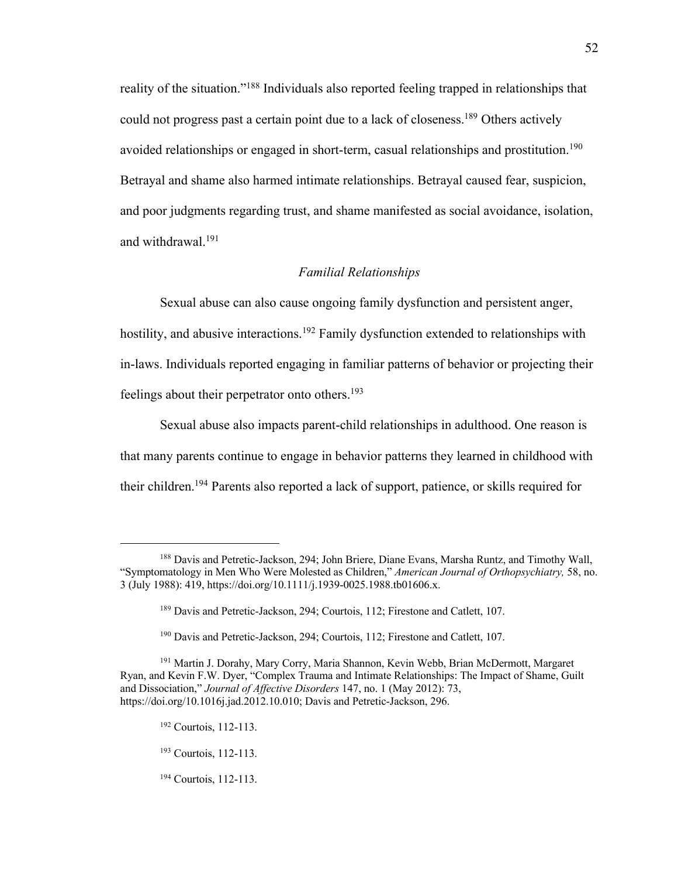reality of the situation."[188] Individuals also reported feeling trapped in relationships that could not progress past a certain point due to a lack of closeness.[189] Others actively avoided relationships or engaged in short-term, casual relationships and prostitution.[190] Betrayal and shame also harmed intimate relationships. Betrayal caused fear, suspicion, and poor judgments regarding trust, and shame manifested as social avoidance, isolation, and withdrawal.[191]

### *Familial Relationships*

Sexual abuse can also cause ongoing family dysfunction and persistent anger, hostility, and abusive interactions.[192] Family dysfunction extended to relationships with in-laws. Individuals reported engaging in familiar patterns of behavior or projecting their feelings about their perpetrator onto others.[193]

Sexual abuse also impacts parent-child relationships in adulthood. One reason is that many parents continue to engage in behavior patterns they learned in childhood with their children.[194] Parents also reported a lack of support, patience, or skills required for

---

[188] Davis and Petretic-Jackson, 294; John Briere, Diane Evans, Marsha Runtz, and Timothy Wall, "Symptomatology in Men Who Were Molested as Children," *American Journal of Orthopsychiatry,* 58, no. 3 (July 1988): 419, https://doi.org/10.1111/j.1939-0025.1988.tb01606.x.

[189] Davis and Petretic-Jackson, 294; Courtois, 112; Firestone and Catlett, 107.

[190] Davis and Petretic-Jackson, 294; Courtois, 112; Firestone and Catlett, 107.

[191] Martin J. Dorahy, Mary Corry, Maria Shannon, Kevin Webb, Brian McDermott, Margaret Ryan, and Kevin F.W. Dyer, "Complex Trauma and Intimate Relationships: The Impact of Shame, Guilt and Dissociation," *Journal of Affective Disorders* 147, no. 1 (May 2012): 73, https://doi.org/10.1016j.jad.2012.10.010; Davis and Petretic-Jackson, 296.

[192] Courtois, 112-113.

[193] Courtois, 112-113.

[194] Courtois, 112-113.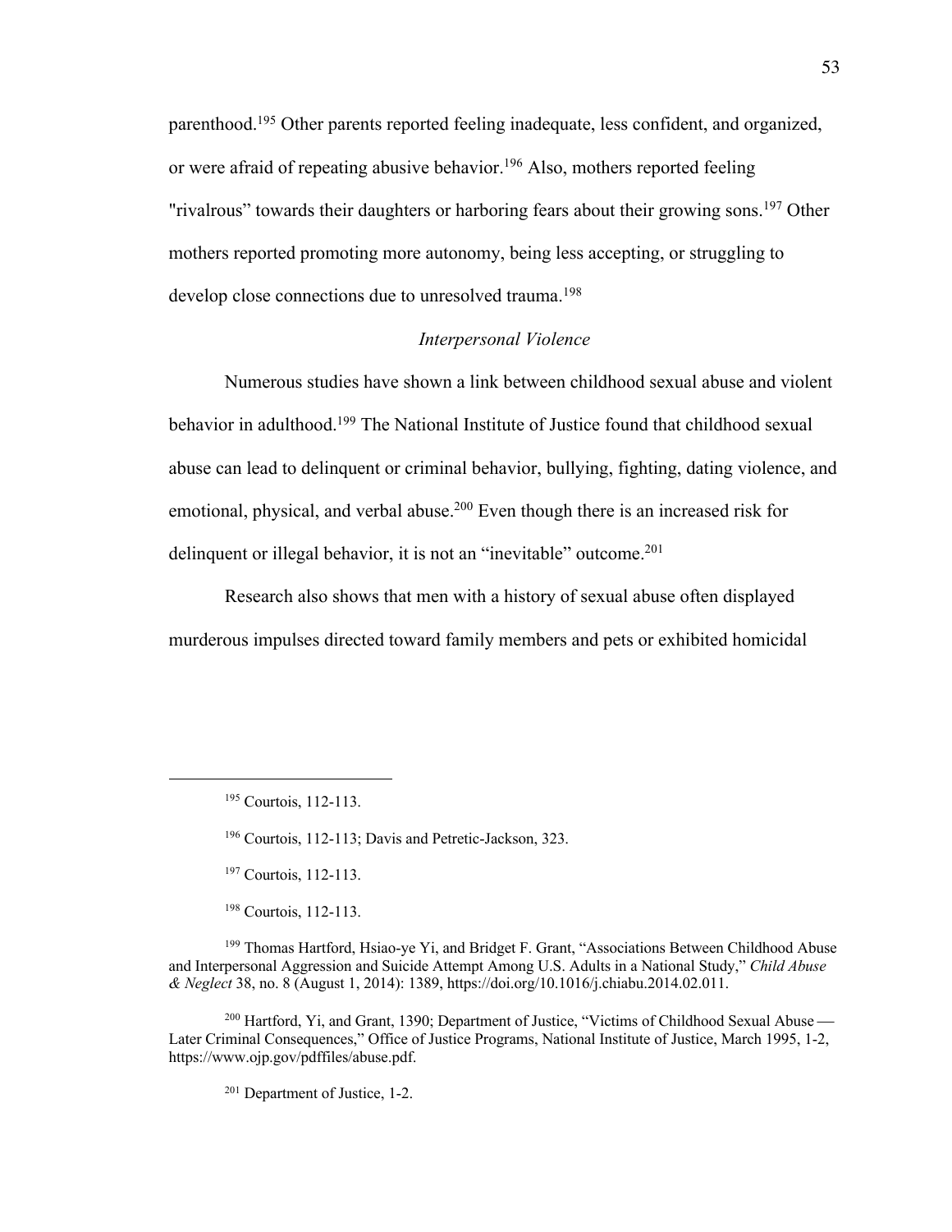parenthood.[195] Other parents reported feeling inadequate, less confident, and organized, or were afraid of repeating abusive behavior.[196] Also, mothers reported feeling "rivalrous" towards their daughters or harboring fears about their growing sons.[197] Other mothers reported promoting more autonomy, being less accepting, or struggling to develop close connections due to unresolved trauma.[198]

### *Interpersonal Violence*

Numerous studies have shown a link between childhood sexual abuse and violent behavior in adulthood.[199] The National Institute of Justice found that childhood sexual abuse can lead to delinquent or criminal behavior, bullying, fighting, dating violence, and emotional, physical, and verbal abuse.[200] Even though there is an increased risk for delinquent or illegal behavior, it is not an "inevitable" outcome.[201]

Research also shows that men with a history of sexual abuse often displayed murderous impulses directed toward family members and pets or exhibited homicidal

---

[195] Courtois, 112-113.

[196] Courtois, 112-113; Davis and Petretic-Jackson, 323.

[197] Courtois, 112-113.

[198] Courtois, 112-113.

[199] Thomas Hartford, Hsiao-ye Yi, and Bridget F. Grant, "Associations Between Childhood Abuse and Interpersonal Aggression and Suicide Attempt Among U.S. Adults in a National Study," *Child Abuse & Neglect* 38, no. 8 (August 1, 2014): 1389, https://doi.org/10.1016/j.chiabu.2014.02.011.

[200] Hartford, Yi, and Grant, 1390; Department of Justice, "Victims of Childhood Sexual Abuse — Later Criminal Consequences," Office of Justice Programs, National Institute of Justice, March 1995, 1-2, https://www.ojp.gov/pdffiles/abuse.pdf.

[201] Department of Justice, 1-2.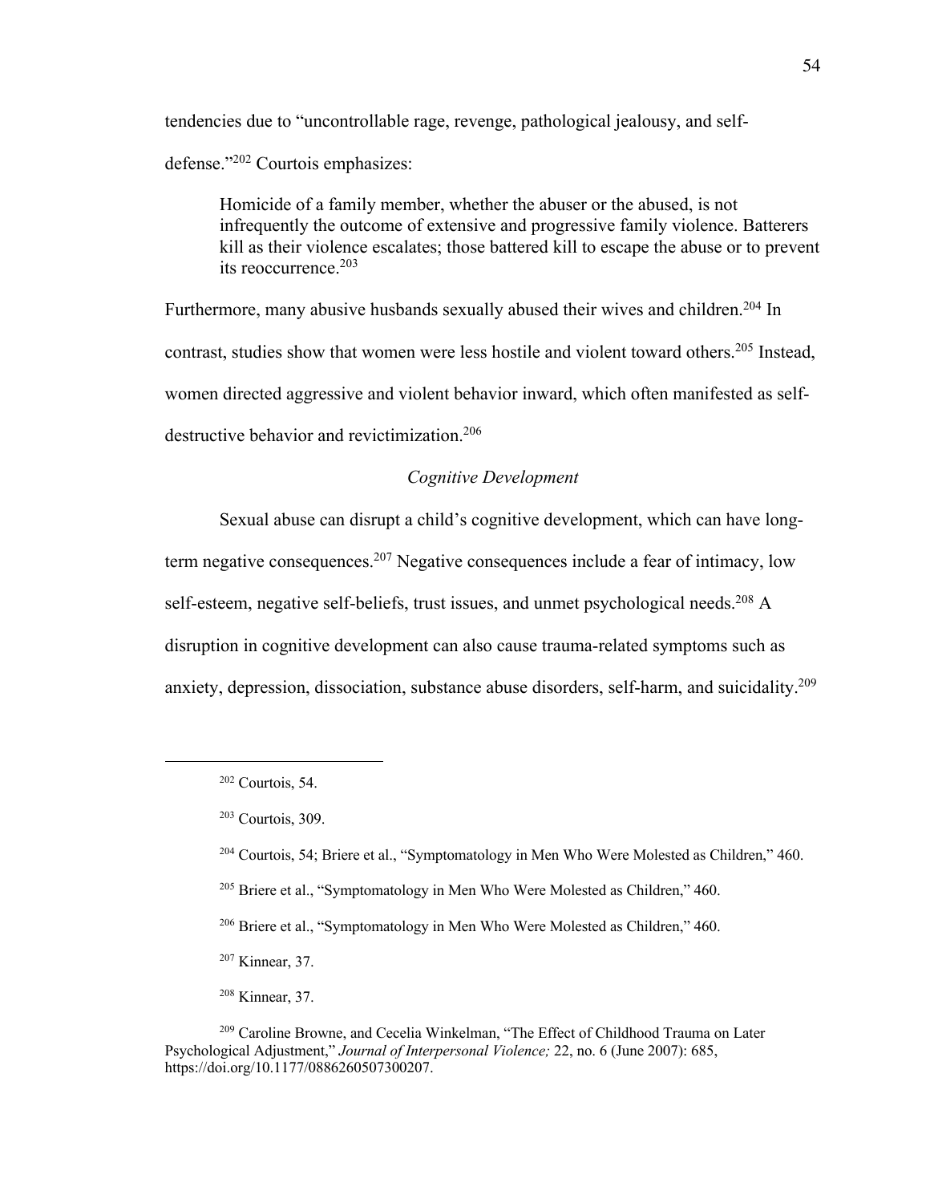tendencies due to "uncontrollable rage, revenge, pathological jealousy, and self-defense."[202] Courtois emphasizes:

> Homicide of a family member, whether the abuser or the abused, is not infrequently the outcome of extensive and progressive family violence. Batterers kill as their violence escalates; those battered kill to escape the abuse or to prevent its reoccurrence.[203]

Furthermore, many abusive husbands sexually abused their wives and children.[204] In contrast, studies show that women were less hostile and violent toward others.[205] Instead, women directed aggressive and violent behavior inward, which often manifested as self-destructive behavior and revictimization.[206]

### *Cognitive Development*

Sexual abuse can disrupt a child's cognitive development, which can have long-term negative consequences.[207] Negative consequences include a fear of intimacy, low self-esteem, negative self-beliefs, trust issues, and unmet psychological needs.[208] A disruption in cognitive development can also cause trauma-related symptoms such as anxiety, depression, dissociation, substance abuse disorders, self-harm, and suicidality.[209]

---

[202] Courtois, 54.

[203] Courtois, 309.

[204] Courtois, 54; Briere et al., "Symptomatology in Men Who Were Molested as Children," 460.

[205] Briere et al., "Symptomatology in Men Who Were Molested as Children," 460.

[206] Briere et al., "Symptomatology in Men Who Were Molested as Children," 460.

[207] Kinnear, 37.

[208] Kinnear, 37.

[209] Caroline Browne, and Cecelia Winkelman, "The Effect of Childhood Trauma on Later Psychological Adjustment," *Journal of Interpersonal Violence;* 22, no. 6 (June 2007): 685, https://doi.org/10.1177/0886260507300207.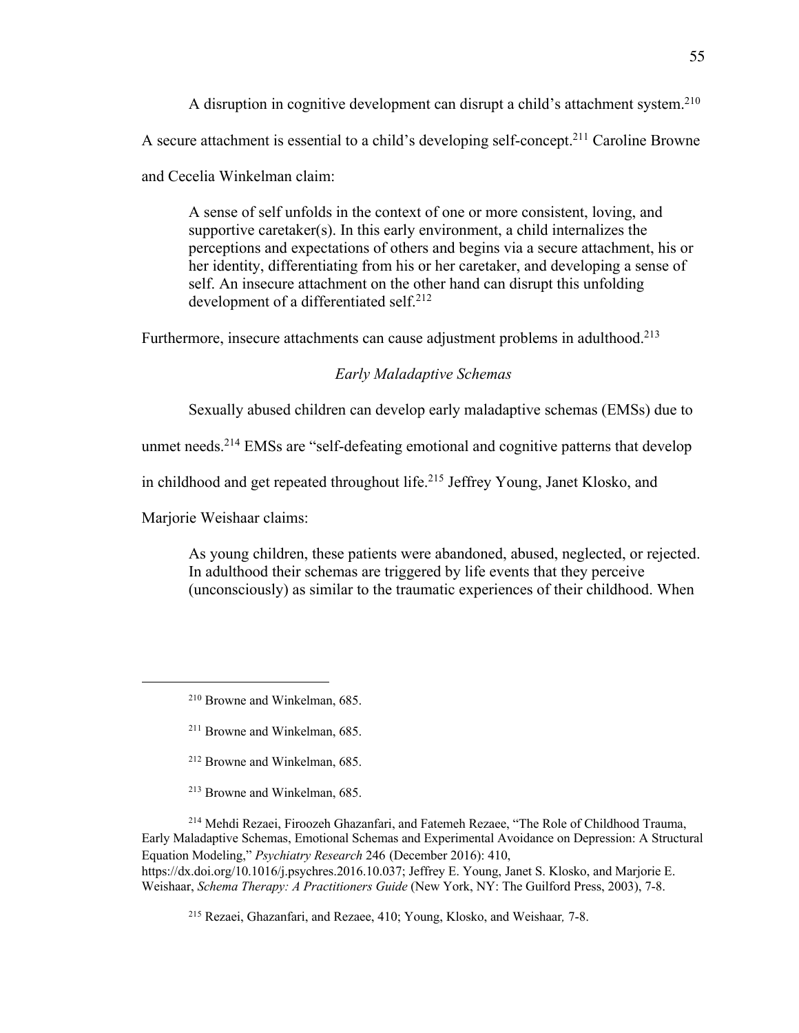A disruption in cognitive development can disrupt a child's attachment system.[210] A secure attachment is essential to a child's developing self-concept.[211] Caroline Browne and Cecelia Winkelman claim:

> A sense of self unfolds in the context of one or more consistent, loving, and supportive caretaker(s). In this early environment, a child internalizes the perceptions and expectations of others and begins via a secure attachment, his or her identity, differentiating from his or her caretaker, and developing a sense of self. An insecure attachment on the other hand can disrupt this unfolding development of a differentiated self.[212]

Furthermore, insecure attachments can cause adjustment problems in adulthood.[213]

*Early Maladaptive Schemas*

Sexually abused children can develop early maladaptive schemas (EMSs) due to unmet needs.[214] EMSs are "self-defeating emotional and cognitive patterns that develop in childhood and get repeated throughout life.[215] Jeffrey Young, Janet Klosko, and Marjorie Weishaar claims:

> As young children, these patients were abandoned, abused, neglected, or rejected. In adulthood their schemas are triggered by life events that they perceive (unconsciously) as similar to the traumatic experiences of their childhood. When

---

[210] Browne and Winkelman, 685.

[211] Browne and Winkelman, 685.

[212] Browne and Winkelman, 685.

[213] Browne and Winkelman, 685.

[214] Mehdi Rezaei, Firoozeh Ghazanfari, and Fatemeh Rezaee, "The Role of Childhood Trauma, Early Maladaptive Schemas, Emotional Schemas and Experimental Avoidance on Depression: A Structural Equation Modeling," *Psychiatry Research* 246 (December 2016): 410, https://dx.doi.org/10.1016/j.psychres.2016.10.037; Jeffrey E. Young, Janet S. Klosko, and Marjorie E. Weishaar, *Schema Therapy: A Practitioners Guide* (New York, NY: The Guilford Press, 2003), 7-8.

[215] Rezaei, Ghazanfari, and Rezaee, 410; Young, Klosko, and Weishaar*,* 7-8.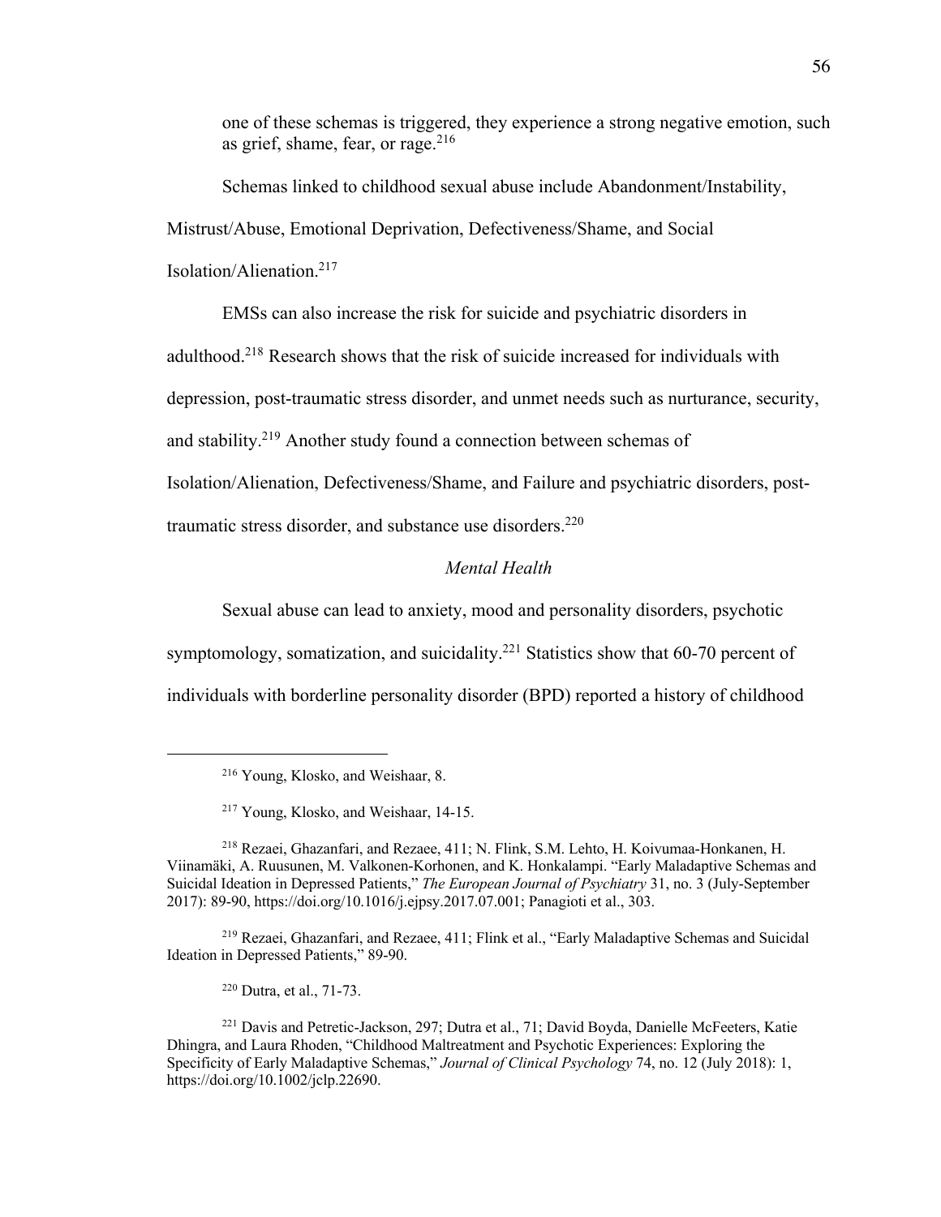one of these schemas is triggered, they experience a strong negative emotion, such as grief, shame, fear, or rage.[216]

Schemas linked to childhood sexual abuse include Abandonment/Instability, Mistrust/Abuse, Emotional Deprivation, Defectiveness/Shame, and Social Isolation/Alienation.[217]

EMSs can also increase the risk for suicide and psychiatric disorders in adulthood.[218] Research shows that the risk of suicide increased for individuals with depression, post-traumatic stress disorder, and unmet needs such as nurturance, security, and stability.[219] Another study found a connection between schemas of Isolation/Alienation, Defectiveness/Shame, and Failure and psychiatric disorders, post-traumatic stress disorder, and substance use disorders.[220]

### *Mental Health*

Sexual abuse can lead to anxiety, mood and personality disorders, psychotic symptomology, somatization, and suicidality.[221] Statistics show that 60-70 percent of individuals with borderline personality disorder (BPD) reported a history of childhood

---

[216] Young, Klosko, and Weishaar, 8.

[217] Young, Klosko, and Weishaar, 14-15.

[218] Rezaei, Ghazanfari, and Rezaee, 411; N. Flink, S.M. Lehto, H. Koivumaa-Honkanen, H. Viinamäki, A. Ruusunen, M. Valkonen-Korhonen, and K. Honkalampi. "Early Maladaptive Schemas and Suicidal Ideation in Depressed Patients," *The European Journal of Psychiatry* 31, no. 3 (July-September 2017): 89-90, https://doi.org/10.1016/j.ejpsy.2017.07.001; Panagioti et al., 303.

[219] Rezaei, Ghazanfari, and Rezaee, 411; Flink et al., "Early Maladaptive Schemas and Suicidal Ideation in Depressed Patients," 89-90.

[220] Dutra, et al., 71-73.

[221] Davis and Petretic-Jackson, 297; Dutra et al., 71; David Boyda, Danielle McFeeters, Katie Dhingra, and Laura Rhoden, "Childhood Maltreatment and Psychotic Experiences: Exploring the Specificity of Early Maladaptive Schemas," *Journal of Clinical Psychology* 74, no. 12 (July 2018): 1, https://doi.org/10.1002/jclp.22690.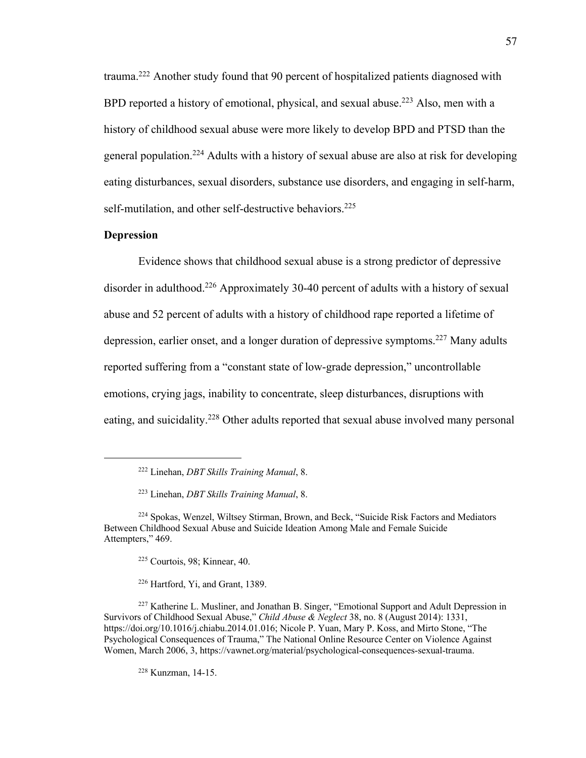trauma.[222] Another study found that 90 percent of hospitalized patients diagnosed with BPD reported a history of emotional, physical, and sexual abuse.[223] Also, men with a history of childhood sexual abuse were more likely to develop BPD and PTSD than the general population.[224] Adults with a history of sexual abuse are also at risk for developing eating disturbances, sexual disorders, substance use disorders, and engaging in self-harm, self-mutilation, and other self-destructive behaviors.[225]

**Depression**

Evidence shows that childhood sexual abuse is a strong predictor of depressive disorder in adulthood.[226] Approximately 30-40 percent of adults with a history of sexual abuse and 52 percent of adults with a history of childhood rape reported a lifetime of depression, earlier onset, and a longer duration of depressive symptoms.[227] Many adults reported suffering from a "constant state of low-grade depression," uncontrollable emotions, crying jags, inability to concentrate, sleep disturbances, disruptions with eating, and suicidality.[228] Other adults reported that sexual abuse involved many personal

---

[222] Linehan, *DBT Skills Training Manual*, 8.

[223] Linehan, *DBT Skills Training Manual*, 8.

[224] Spokas, Wenzel, Wiltsey Stirman, Brown, and Beck, "Suicide Risk Factors and Mediators Between Childhood Sexual Abuse and Suicide Ideation Among Male and Female Suicide Attempters," 469.

[225] Courtois, 98; Kinnear, 40.

[226] Hartford, Yi, and Grant, 1389.

[227] Katherine L. Musliner, and Jonathan B. Singer, "Emotional Support and Adult Depression in Survivors of Childhood Sexual Abuse," *Child Abuse & Neglect* 38, no. 8 (August 2014): 1331, https://doi.org/10.1016/j.chiabu.2014.01.016; Nicole P. Yuan, Mary P. Koss, and Mirto Stone, "The Psychological Consequences of Trauma," The National Online Resource Center on Violence Against Women, March 2006, 3, https://vawnet.org/material/psychological-consequences-sexual-trauma.

[228] Kunzman, 14-15.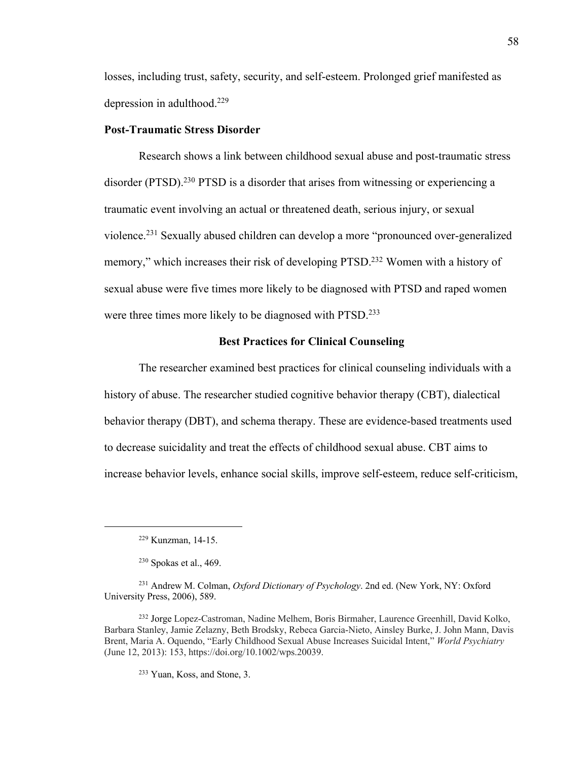losses, including trust, safety, security, and self-esteem. Prolonged grief manifested as depression in adulthood.[229]

### Post-Traumatic Stress Disorder

Research shows a link between childhood sexual abuse and post-traumatic stress disorder (PTSD).[230] PTSD is a disorder that arises from witnessing or experiencing a traumatic event involving an actual or threatened death, serious injury, or sexual violence.[231] Sexually abused children can develop a more "pronounced over-generalized memory," which increases their risk of developing PTSD.[232] Women with a history of sexual abuse were five times more likely to be diagnosed with PTSD and raped women were three times more likely to be diagnosed with PTSD.[233]

## Best Practices for Clinical Counseling

The researcher examined best practices for clinical counseling individuals with a history of abuse. The researcher studied cognitive behavior therapy (CBT), dialectical behavior therapy (DBT), and schema therapy. These are evidence-based treatments used to decrease suicidality and treat the effects of childhood sexual abuse. CBT aims to increase behavior levels, enhance social skills, improve self-esteem, reduce self-criticism,

---

[229] Kunzman, 14-15.

[230] Spokas et al., 469.

[231] Andrew M. Colman, *Oxford Dictionary of Psychology*. 2nd ed. (New York, NY: Oxford University Press, 2006), 589.

[232] Jorge Lopez-Castroman, Nadine Melhem, Boris Birmaher, Laurence Greenhill, David Kolko, Barbara Stanley, Jamie Zelazny, Beth Brodsky, Rebeca Garcia-Nieto, Ainsley Burke, J. John Mann, Davis Brent, Maria A. Oquendo, "Early Childhood Sexual Abuse Increases Suicidal Intent," *World Psychiatry* (June 12, 2013): 153, https://doi.org/10.1002/wps.20039.

[233] Yuan, Koss, and Stone, 3.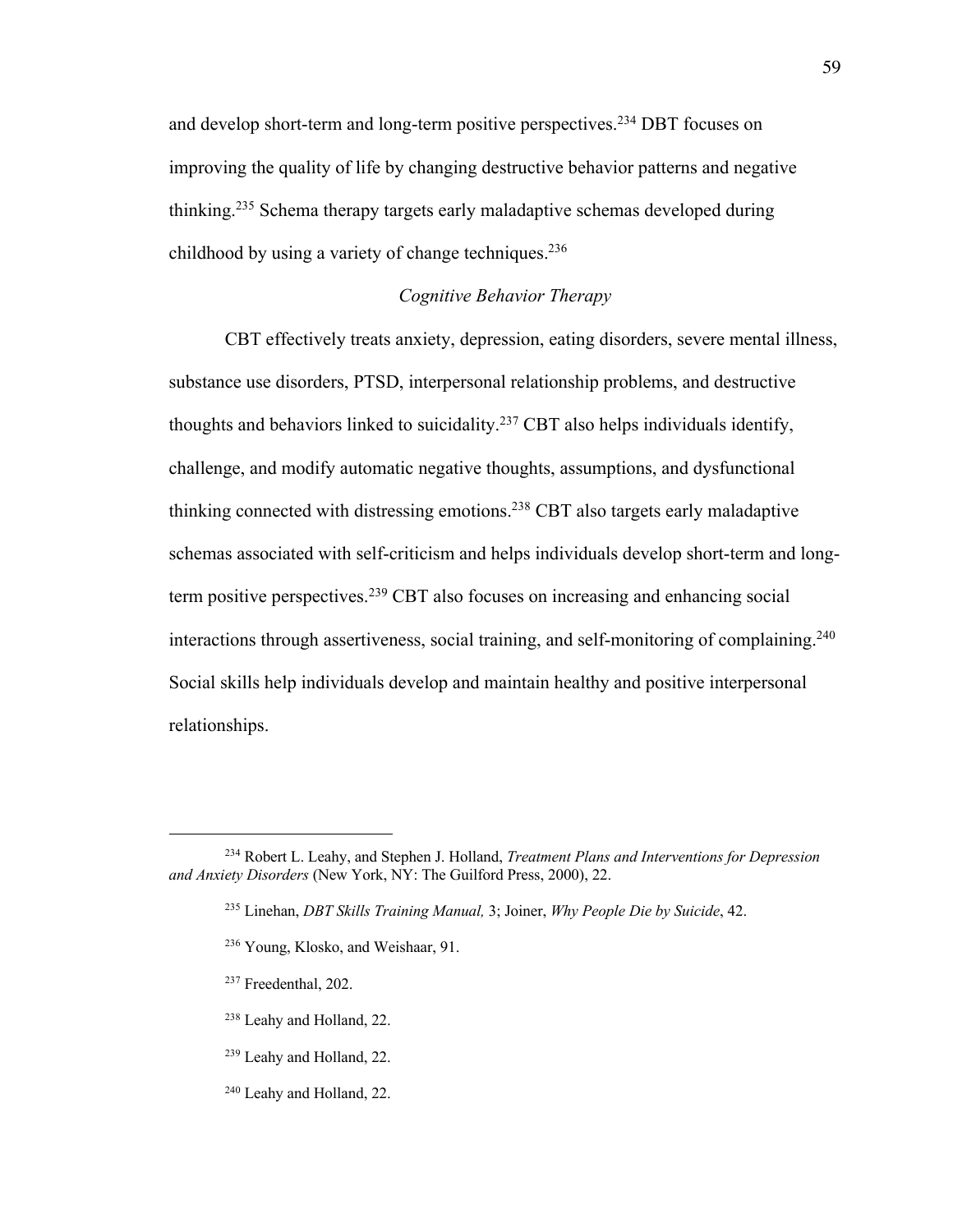and develop short-term and long-term positive perspectives.[234] DBT focuses on improving the quality of life by changing destructive behavior patterns and negative thinking.[235] Schema therapy targets early maladaptive schemas developed during childhood by using a variety of change techniques.[236]

### *Cognitive Behavior Therapy*

CBT effectively treats anxiety, depression, eating disorders, severe mental illness, substance use disorders, PTSD, interpersonal relationship problems, and destructive thoughts and behaviors linked to suicidality.[237] CBT also helps individuals identify, challenge, and modify automatic negative thoughts, assumptions, and dysfunctional thinking connected with distressing emotions.[238] CBT also targets early maladaptive schemas associated with self-criticism and helps individuals develop short-term and long-term positive perspectives.[239] CBT also focuses on increasing and enhancing social interactions through assertiveness, social training, and self-monitoring of complaining.[240] Social skills help individuals develop and maintain healthy and positive interpersonal relationships.

---

[234] Robert L. Leahy, and Stephen J. Holland, *Treatment Plans and Interventions for Depression and Anxiety Disorders* (New York, NY: The Guilford Press, 2000), 22.

[235] Linehan, *DBT Skills Training Manual,* 3; Joiner, *Why People Die by Suicide*, 42.

[236] Young, Klosko, and Weishaar, 91.

[237] Freedenthal, 202.

[238] Leahy and Holland, 22.

[239] Leahy and Holland, 22.

[240] Leahy and Holland, 22.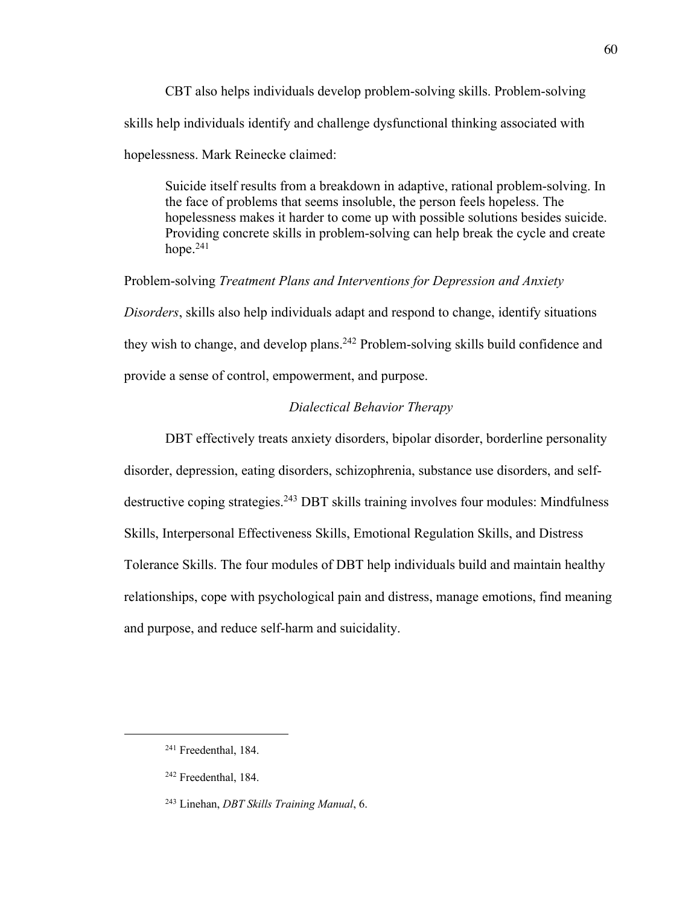CBT also helps individuals develop problem-solving skills. Problem-solving skills help individuals identify and challenge dysfunctional thinking associated with hopelessness. Mark Reinecke claimed:

> Suicide itself results from a breakdown in adaptive, rational problem-solving. In the face of problems that seems insoluble, the person feels hopeless. The hopelessness makes it harder to come up with possible solutions besides suicide. Providing concrete skills in problem-solving can help break the cycle and create hope.[241]

Problem-solving *Treatment Plans and Interventions for Depression and Anxiety Disorders*, skills also help individuals adapt and respond to change, identify situations they wish to change, and develop plans.[242] Problem-solving skills build confidence and provide a sense of control, empowerment, and purpose.

### *Dialectical Behavior Therapy*

DBT effectively treats anxiety disorders, bipolar disorder, borderline personality disorder, depression, eating disorders, schizophrenia, substance use disorders, and self-destructive coping strategies.[243] DBT skills training involves four modules: Mindfulness Skills, Interpersonal Effectiveness Skills, Emotional Regulation Skills, and Distress Tolerance Skills. The four modules of DBT help individuals build and maintain healthy relationships, cope with psychological pain and distress, manage emotions, find meaning and purpose, and reduce self-harm and suicidality.

---

[241] Freedenthal, 184.

[242] Freedenthal, 184.

[243] Linehan, *DBT Skills Training Manual*, 6.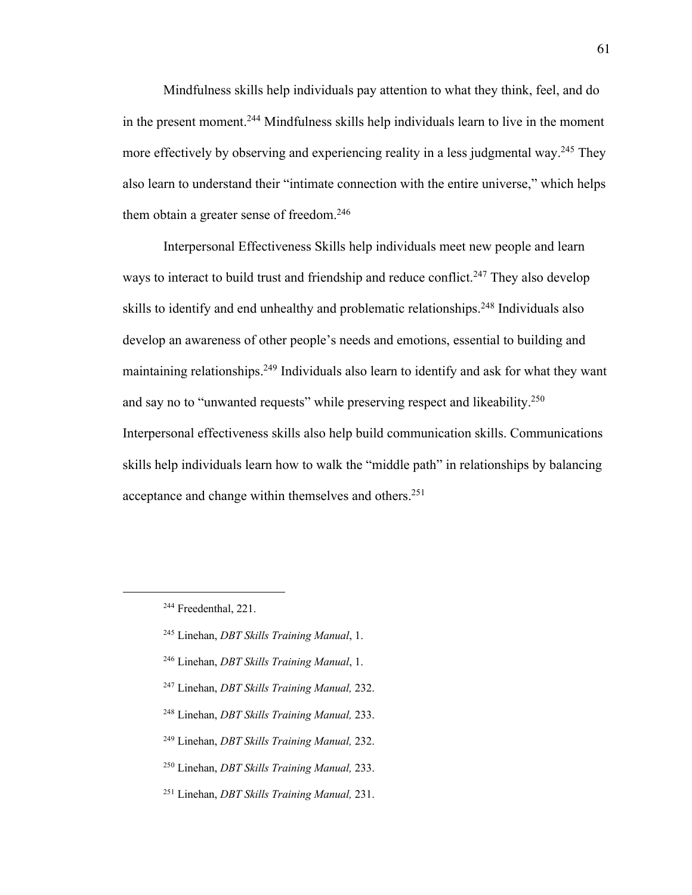Mindfulness skills help individuals pay attention to what they think, feel, and do in the present moment.[244] Mindfulness skills help individuals learn to live in the moment more effectively by observing and experiencing reality in a less judgmental way.[245] They also learn to understand their "intimate connection with the entire universe," which helps them obtain a greater sense of freedom.[246]

Interpersonal Effectiveness Skills help individuals meet new people and learn ways to interact to build trust and friendship and reduce conflict.[247] They also develop skills to identify and end unhealthy and problematic relationships.[248] Individuals also develop an awareness of other people's needs and emotions, essential to building and maintaining relationships.[249] Individuals also learn to identify and ask for what they want and say no to "unwanted requests" while preserving respect and likeability.[250] Interpersonal effectiveness skills also help build communication skills. Communications skills help individuals learn how to walk the "middle path" in relationships by balancing acceptance and change within themselves and others.[251]

---

[244] Freedenthal, 221.

[245] Linehan, *DBT Skills Training Manual*, 1.

[246] Linehan, *DBT Skills Training Manual*, 1.

[247] Linehan, *DBT Skills Training Manual,* 232.

[248] Linehan, *DBT Skills Training Manual,* 233.

[249] Linehan, *DBT Skills Training Manual,* 232.

[250] Linehan, *DBT Skills Training Manual,* 233.

[251] Linehan, *DBT Skills Training Manual,* 231.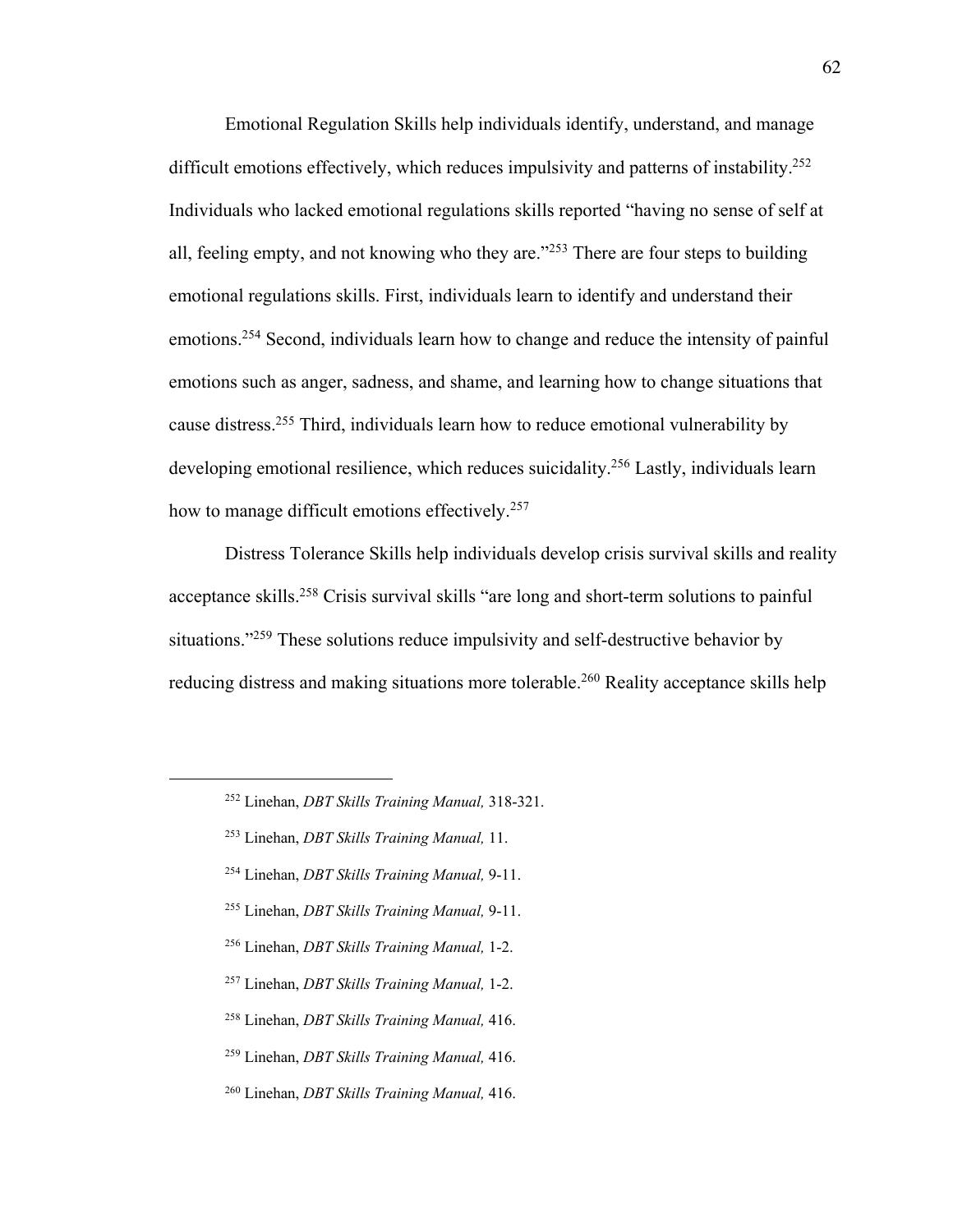Emotional Regulation Skills help individuals identify, understand, and manage difficult emotions effectively, which reduces impulsivity and patterns of instability.[252] Individuals who lacked emotional regulations skills reported "having no sense of self at all, feeling empty, and not knowing who they are."[253] There are four steps to building emotional regulations skills. First, individuals learn to identify and understand their emotions.[254] Second, individuals learn how to change and reduce the intensity of painful emotions such as anger, sadness, and shame, and learning how to change situations that cause distress.[255] Third, individuals learn how to reduce emotional vulnerability by developing emotional resilience, which reduces suicidality.[256] Lastly, individuals learn how to manage difficult emotions effectively.[257]

Distress Tolerance Skills help individuals develop crisis survival skills and reality acceptance skills.[258] Crisis survival skills "are long and short-term solutions to painful situations."[259] These solutions reduce impulsivity and self-destructive behavior by reducing distress and making situations more tolerable.[260] Reality acceptance skills help

---

[252] Linehan, *DBT Skills Training Manual,* 318-321.

[253] Linehan, *DBT Skills Training Manual,* 11.

[254] Linehan, *DBT Skills Training Manual,* 9-11.

[255] Linehan, *DBT Skills Training Manual,* 9-11.

[256] Linehan, *DBT Skills Training Manual,* 1-2.

[257] Linehan, *DBT Skills Training Manual,* 1-2.

[258] Linehan, *DBT Skills Training Manual,* 416.

[259] Linehan, *DBT Skills Training Manual,* 416.

[260] Linehan, *DBT Skills Training Manual,* 416.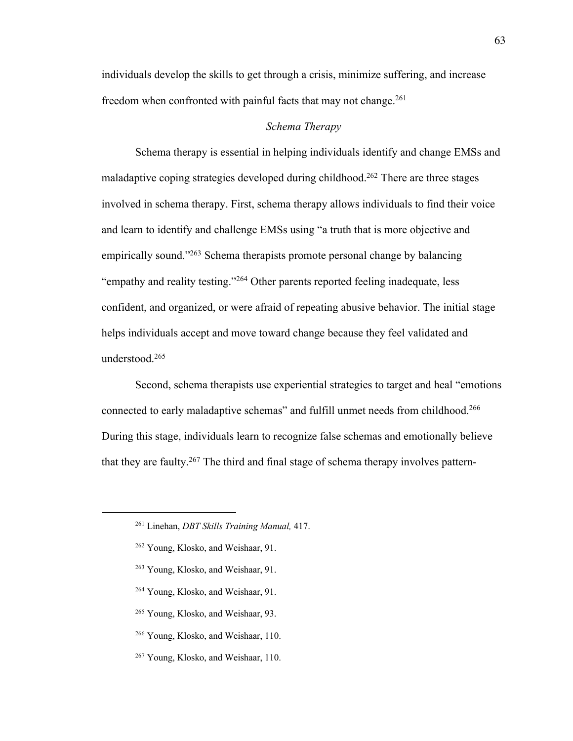individuals develop the skills to get through a crisis, minimize suffering, and increase freedom when confronted with painful facts that may not change.[261]

### *Schema Therapy*

Schema therapy is essential in helping individuals identify and change EMSs and maladaptive coping strategies developed during childhood.[262] There are three stages involved in schema therapy. First, schema therapy allows individuals to find their voice and learn to identify and challenge EMSs using "a truth that is more objective and empirically sound."[263] Schema therapists promote personal change by balancing "empathy and reality testing."[264] Other parents reported feeling inadequate, less confident, and organized, or were afraid of repeating abusive behavior. The initial stage helps individuals accept and move toward change because they feel validated and understood.[265]

Second, schema therapists use experiential strategies to target and heal "emotions connected to early maladaptive schemas" and fulfill unmet needs from childhood.[266] During this stage, individuals learn to recognize false schemas and emotionally believe that they are faulty.[267] The third and final stage of schema therapy involves pattern-

---

[261] Linehan, *DBT Skills Training Manual,* 417.

[262] Young, Klosko, and Weishaar, 91.

[263] Young, Klosko, and Weishaar, 91.

[264] Young, Klosko, and Weishaar, 91.

[265] Young, Klosko, and Weishaar, 93.

[266] Young, Klosko, and Weishaar, 110.

[267] Young, Klosko, and Weishaar, 110.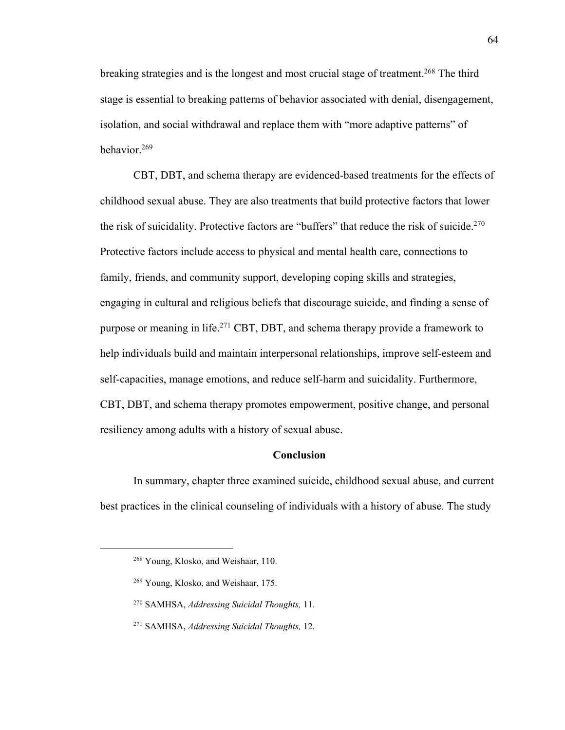breaking strategies and is the longest and most crucial stage of treatment.[268] The third stage is essential to breaking patterns of behavior associated with denial, disengagement, isolation, and social withdrawal and replace them with "more adaptive patterns" of behavior.[269]

CBT, DBT, and schema therapy are evidenced-based treatments for the effects of childhood sexual abuse. They are also treatments that build protective factors that lower the risk of suicidality. Protective factors are "buffers" that reduce the risk of suicide.[270] Protective factors include access to physical and mental health care, connections to family, friends, and community support, developing coping skills and strategies, engaging in cultural and religious beliefs that discourage suicide, and finding a sense of purpose or meaning in life.[271] CBT, DBT, and schema therapy provide a framework to help individuals build and maintain interpersonal relationships, improve self-esteem and self-capacities, manage emotions, and reduce self-harm and suicidality. Furthermore, CBT, DBT, and schema therapy promotes empowerment, positive change, and personal resiliency among adults with a history of sexual abuse.

## Conclusion

In summary, chapter three examined suicide, childhood sexual abuse, and current best practices in the clinical counseling of individuals with a history of abuse. The study

---

[268] Young, Klosko, and Weishaar, 110.

[269] Young, Klosko, and Weishaar, 175.

[270] SAMHSA, *Addressing Suicidal Thoughts,* 11.

[271] SAMHSA, *Addressing Suicidal Thoughts,* 12.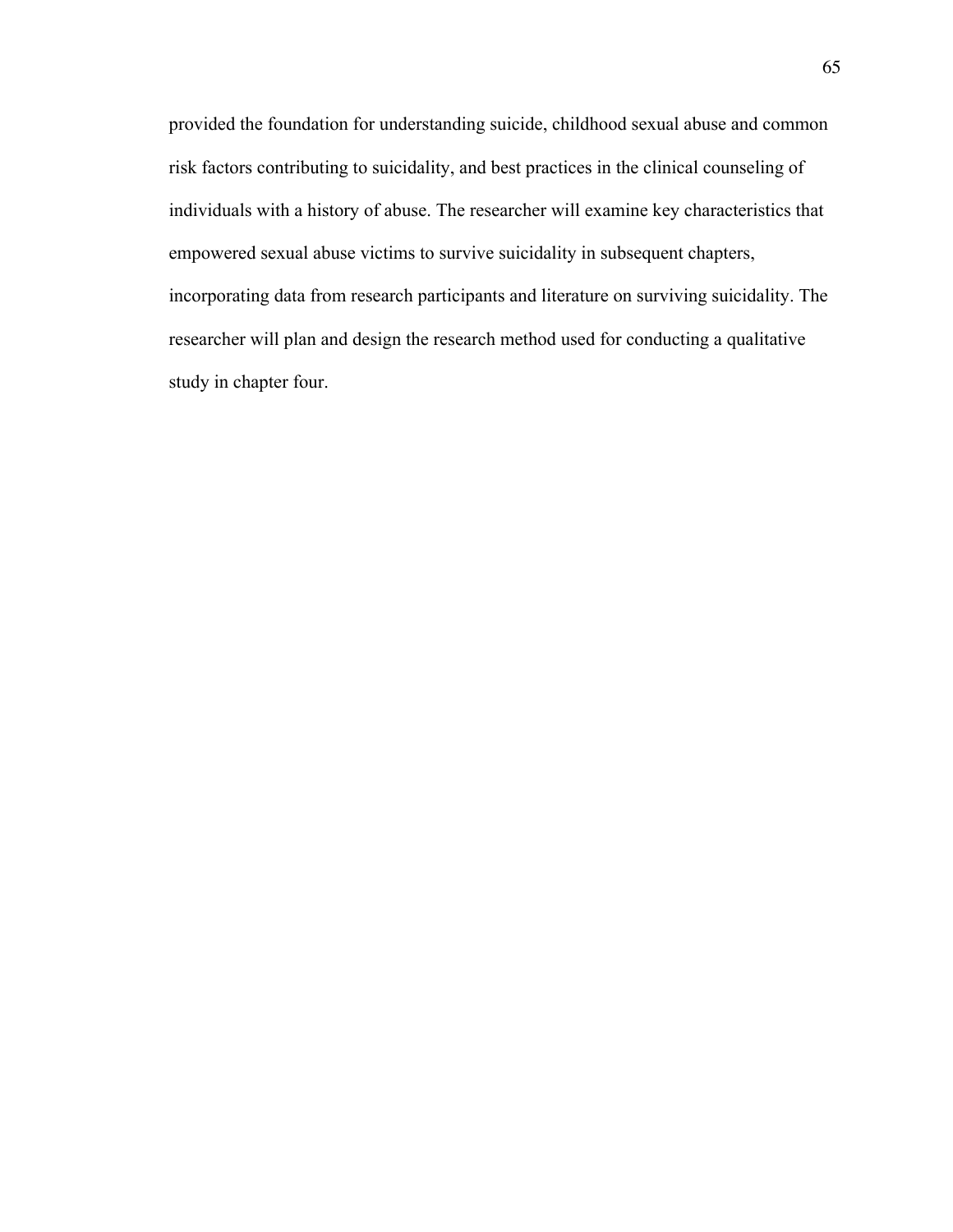provided the foundation for understanding suicide, childhood sexual abuse and common risk factors contributing to suicidality, and best practices in the clinical counseling of individuals with a history of abuse. The researcher will examine key characteristics that empowered sexual abuse victims to survive suicidality in subsequent chapters, incorporating data from research participants and literature on surviving suicidality. The researcher will plan and design the research method used for conducting a qualitative study in chapter four.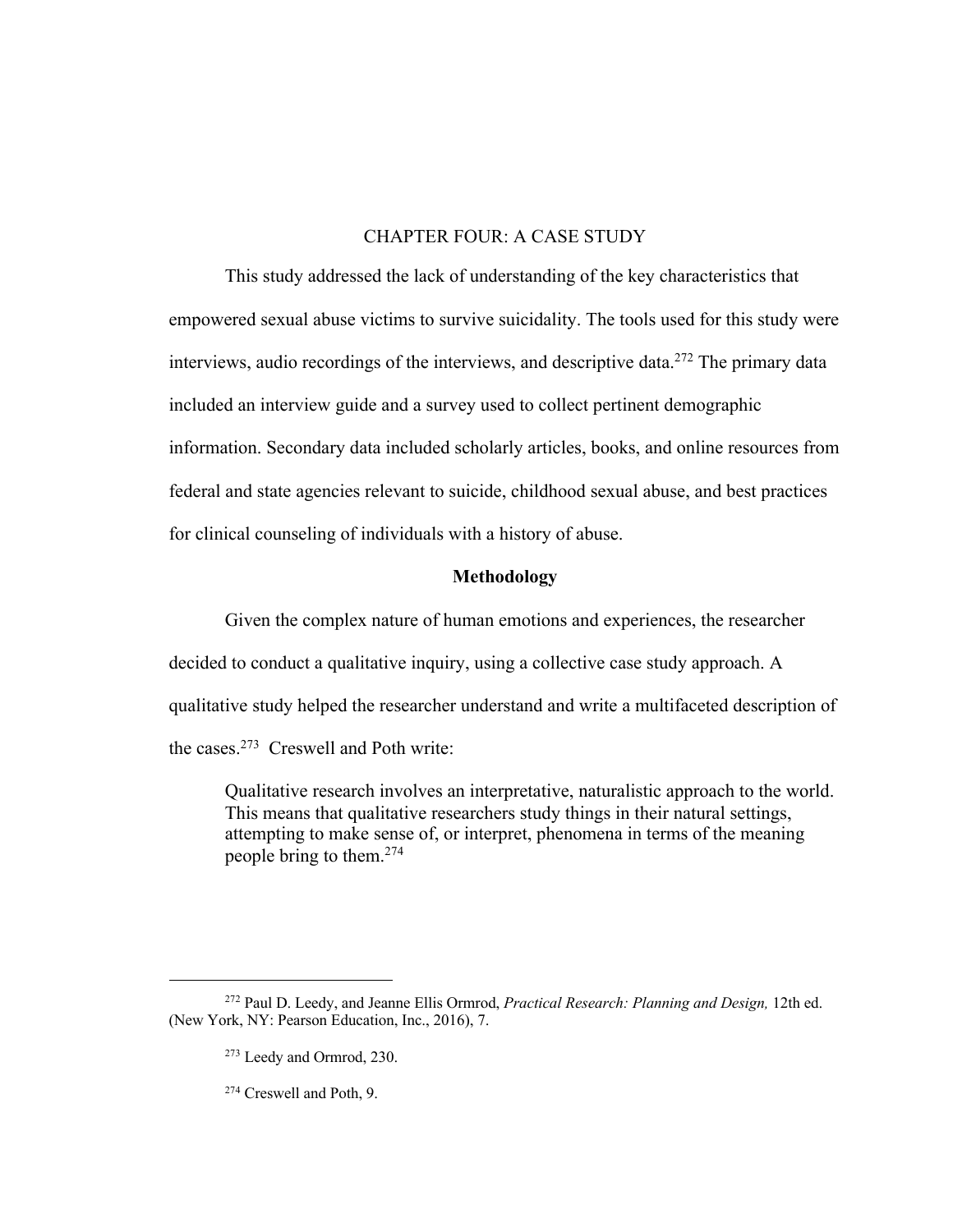# CHAPTER FOUR: A CASE STUDY

This study addressed the lack of understanding of the key characteristics that empowered sexual abuse victims to survive suicidality. The tools used for this study were interviews, audio recordings of the interviews, and descriptive data.[272] The primary data included an interview guide and a survey used to collect pertinent demographic information. Secondary data included scholarly articles, books, and online resources from federal and state agencies relevant to suicide, childhood sexual abuse, and best practices for clinical counseling of individuals with a history of abuse.

## Methodology

Given the complex nature of human emotions and experiences, the researcher decided to conduct a qualitative inquiry, using a collective case study approach. A qualitative study helped the researcher understand and write a multifaceted description of the cases.[273] Creswell and Poth write:

> Qualitative research involves an interpretative, naturalistic approach to the world. This means that qualitative researchers study things in their natural settings, attempting to make sense of, or interpret, phenomena in terms of the meaning people bring to them.[274]

---

[272] Paul D. Leedy, and Jeanne Ellis Ormrod, *Practical Research: Planning and Design,* 12th ed. (New York, NY: Pearson Education, Inc., 2016), 7.

[273] Leedy and Ormrod, 230.

[274] Creswell and Poth, 9.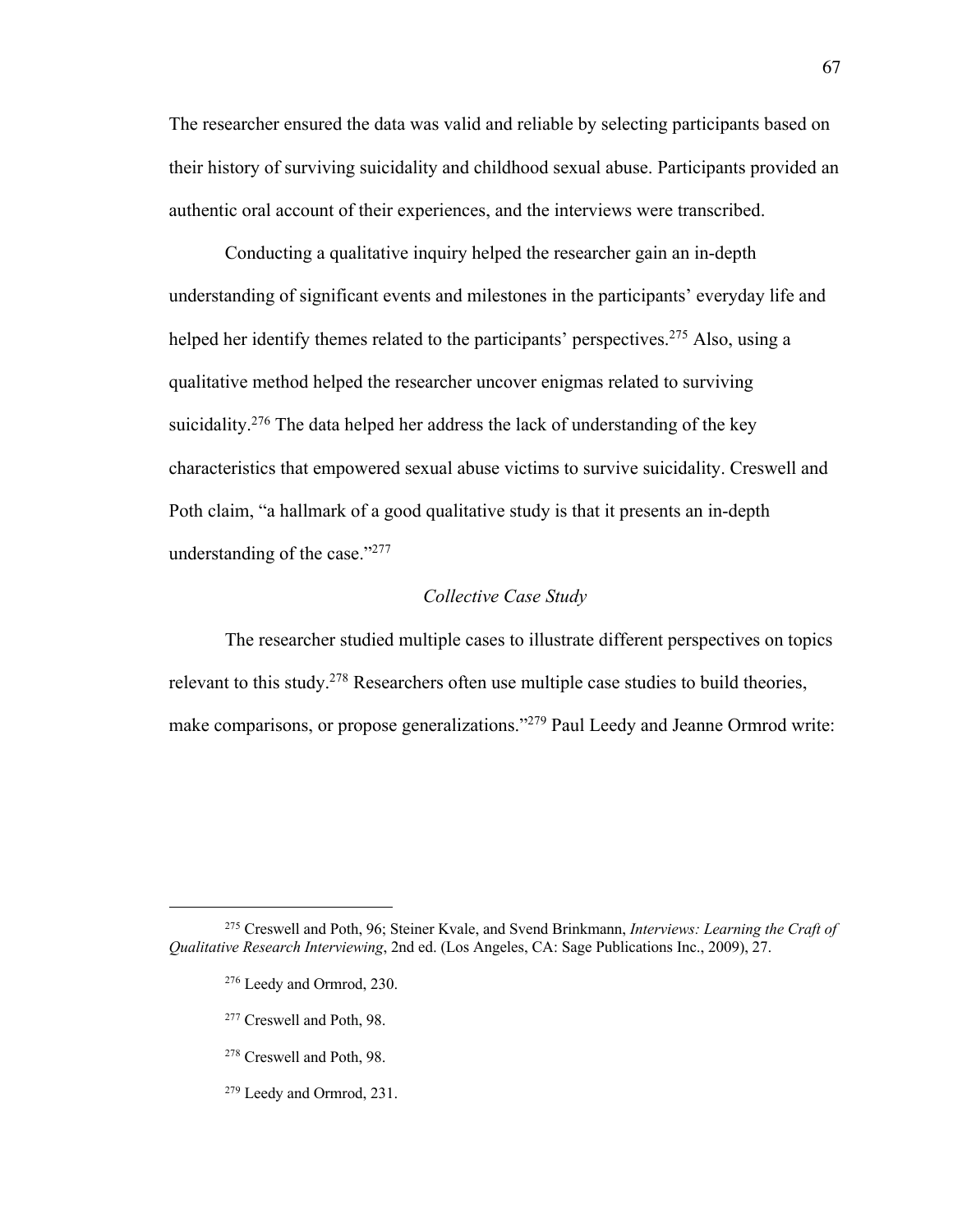The researcher ensured the data was valid and reliable by selecting participants based on their history of surviving suicidality and childhood sexual abuse. Participants provided an authentic oral account of their experiences, and the interviews were transcribed.

Conducting a qualitative inquiry helped the researcher gain an in-depth understanding of significant events and milestones in the participants' everyday life and helped her identify themes related to the participants' perspectives.[275] Also, using a qualitative method helped the researcher uncover enigmas related to surviving suicidality.[276] The data helped her address the lack of understanding of the key characteristics that empowered sexual abuse victims to survive suicidality. Creswell and Poth claim, "a hallmark of a good qualitative study is that it presents an in-depth understanding of the case."[277]

### *Collective Case Study*

The researcher studied multiple cases to illustrate different perspectives on topics relevant to this study.[278] Researchers often use multiple case studies to build theories, make comparisons, or propose generalizations."[279] Paul Leedy and Jeanne Ormrod write:

---

[275] Creswell and Poth, 96; Steiner Kvale, and Svend Brinkmann, *Interviews: Learning the Craft of Qualitative Research Interviewing*, 2nd ed. (Los Angeles, CA: Sage Publications Inc., 2009), 27.

[276] Leedy and Ormrod, 230.

[277] Creswell and Poth, 98.

[278] Creswell and Poth, 98.

[279] Leedy and Ormrod, 231.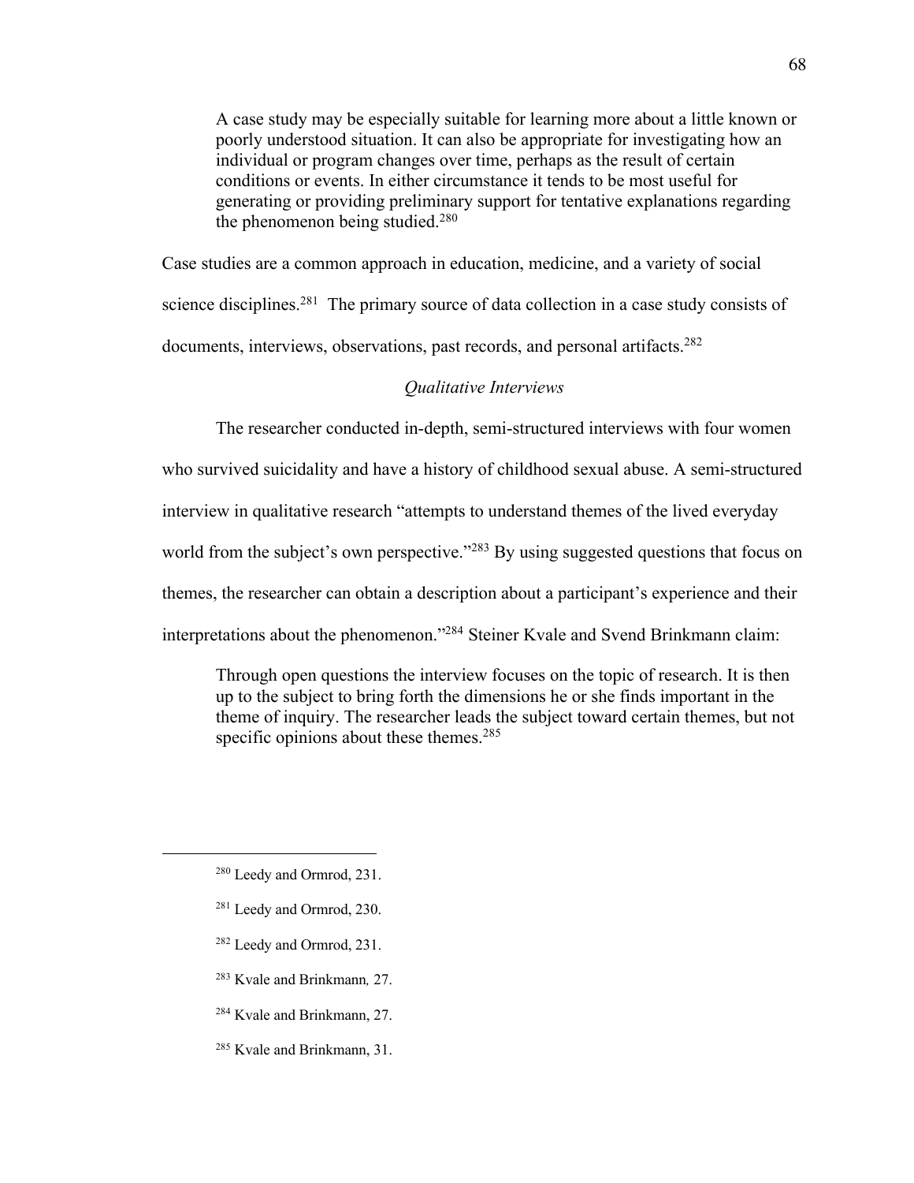> A case study may be especially suitable for learning more about a little known or poorly understood situation. It can also be appropriate for investigating how an individual or program changes over time, perhaps as the result of certain conditions or events. In either circumstance it tends to be most useful for generating or providing preliminary support for tentative explanations regarding the phenomenon being studied.[280]

Case studies are a common approach in education, medicine, and a variety of social science disciplines.[281] The primary source of data collection in a case study consists of documents, interviews, observations, past records, and personal artifacts.[282]

### *Qualitative Interviews*

The researcher conducted in-depth, semi-structured interviews with four women who survived suicidality and have a history of childhood sexual abuse. A semi-structured interview in qualitative research "attempts to understand themes of the lived everyday world from the subject's own perspective."[283] By using suggested questions that focus on themes, the researcher can obtain a description about a participant's experience and their interpretations about the phenomenon."[284] Steiner Kvale and Svend Brinkmann claim:

> Through open questions the interview focuses on the topic of research. It is then up to the subject to bring forth the dimensions he or she finds important in the theme of inquiry. The researcher leads the subject toward certain themes, but not specific opinions about these themes.[285]

---

[280] Leedy and Ormrod, 231.

[281] Leedy and Ormrod, 230.

[282] Leedy and Ormrod, 231.

[283] Kvale and Brinkmann*,* 27.

[284] Kvale and Brinkmann, 27.

[285] Kvale and Brinkmann, 31.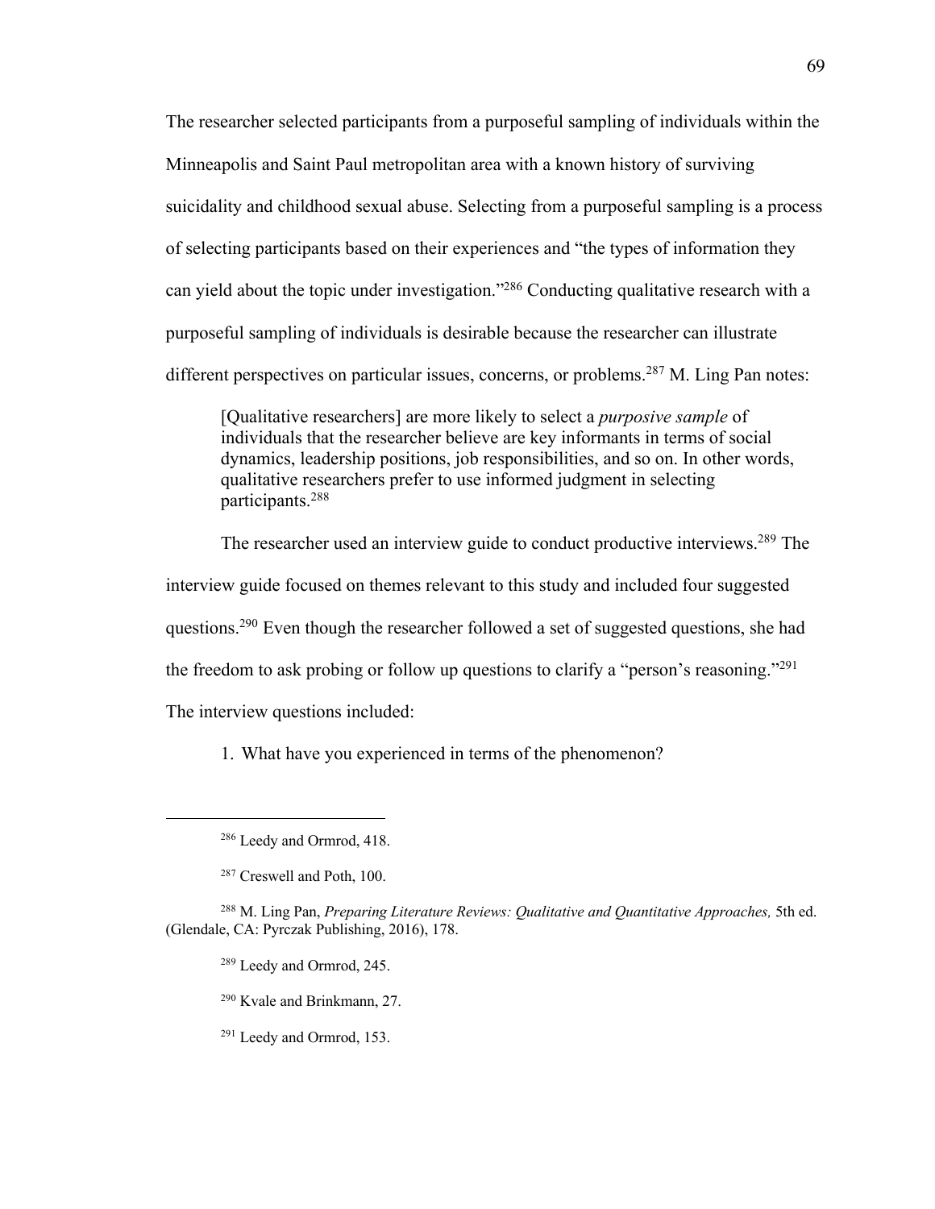The researcher selected participants from a purposeful sampling of individuals within the Minneapolis and Saint Paul metropolitan area with a known history of surviving suicidality and childhood sexual abuse. Selecting from a purposeful sampling is a process of selecting participants based on their experiences and "the types of information they can yield about the topic under investigation."[286] Conducting qualitative research with a purposeful sampling of individuals is desirable because the researcher can illustrate different perspectives on particular issues, concerns, or problems.[287] M. Ling Pan notes:

> [Qualitative researchers] are more likely to select a *purposive sample* of individuals that the researcher believe are key informants in terms of social dynamics, leadership positions, job responsibilities, and so on. In other words, qualitative researchers prefer to use informed judgment in selecting participants.[288]

The researcher used an interview guide to conduct productive interviews.[289] The interview guide focused on themes relevant to this study and included four suggested questions.[290] Even though the researcher followed a set of suggested questions, she had the freedom to ask probing or follow up questions to clarify a "person's reasoning."[291] The interview questions included:

1. What have you experienced in terms of the phenomenon?

---

[286] Leedy and Ormrod, 418.

[287] Creswell and Poth, 100.

[288] M. Ling Pan, *Preparing Literature Reviews: Qualitative and Quantitative Approaches,* 5th ed. (Glendale, CA: Pyrczak Publishing, 2016), 178.

[289] Leedy and Ormrod, 245.

[290] Kvale and Brinkmann, 27.

[291] Leedy and Ormrod, 153.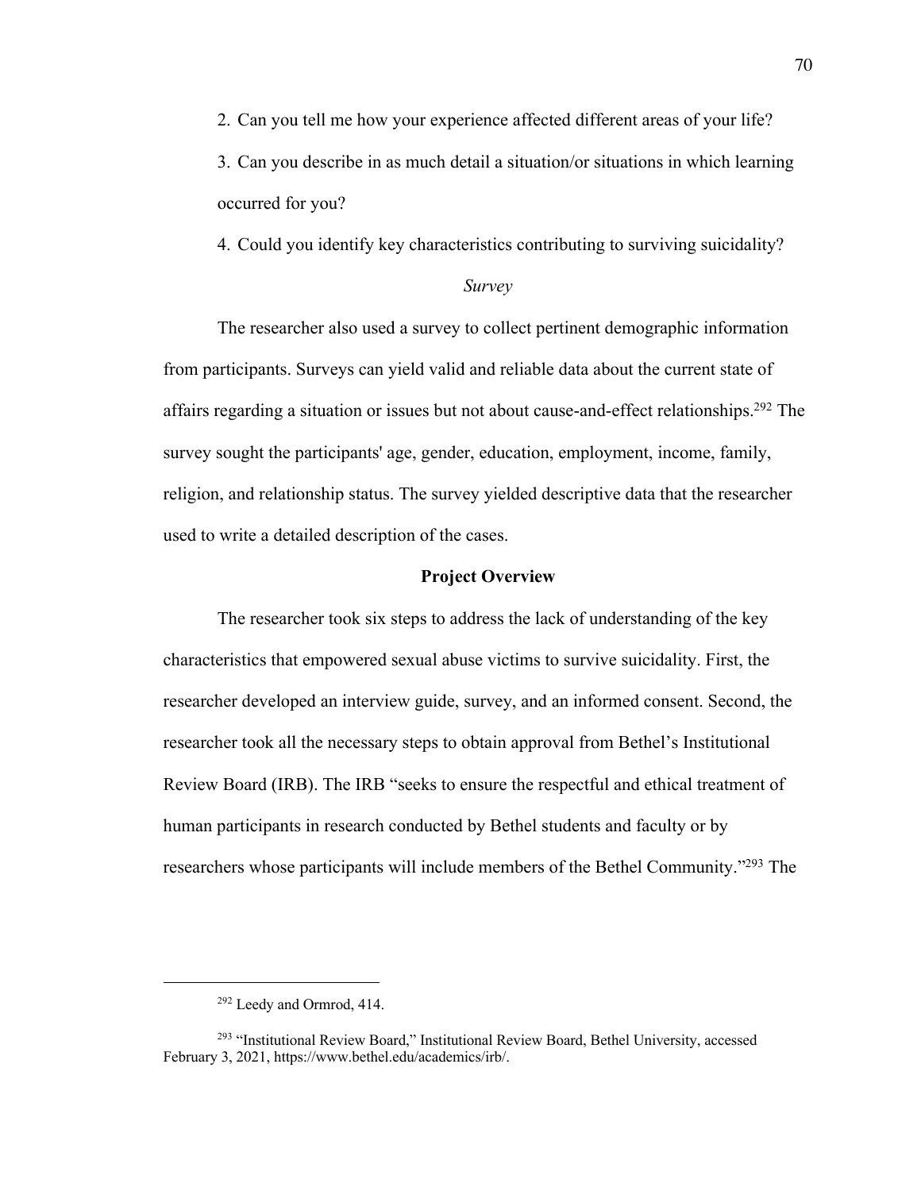2. Can you tell me how your experience affected different areas of your life?
3. Can you describe in as much detail a situation/or situations in which learning occurred for you?
4. Could you identify key characteristics contributing to surviving suicidality?

*Survey*

The researcher also used a survey to collect pertinent demographic information from participants. Surveys can yield valid and reliable data about the current state of affairs regarding a situation or issues but not about cause-and-effect relationships.[292] The survey sought the participants' age, gender, education, employment, income, family, religion, and relationship status. The survey yielded descriptive data that the researcher used to write a detailed description of the cases.

## Project Overview

The researcher took six steps to address the lack of understanding of the key characteristics that empowered sexual abuse victims to survive suicidality. First, the researcher developed an interview guide, survey, and an informed consent. Second, the researcher took all the necessary steps to obtain approval from Bethel's Institutional Review Board (IRB). The IRB "seeks to ensure the respectful and ethical treatment of human participants in research conducted by Bethel students and faculty or by researchers whose participants will include members of the Bethel Community."[293] The

---

[292] Leedy and Ormrod, 414.

[293] "Institutional Review Board," Institutional Review Board, Bethel University, accessed February 3, 2021, https://www.bethel.edu/academics/irb/.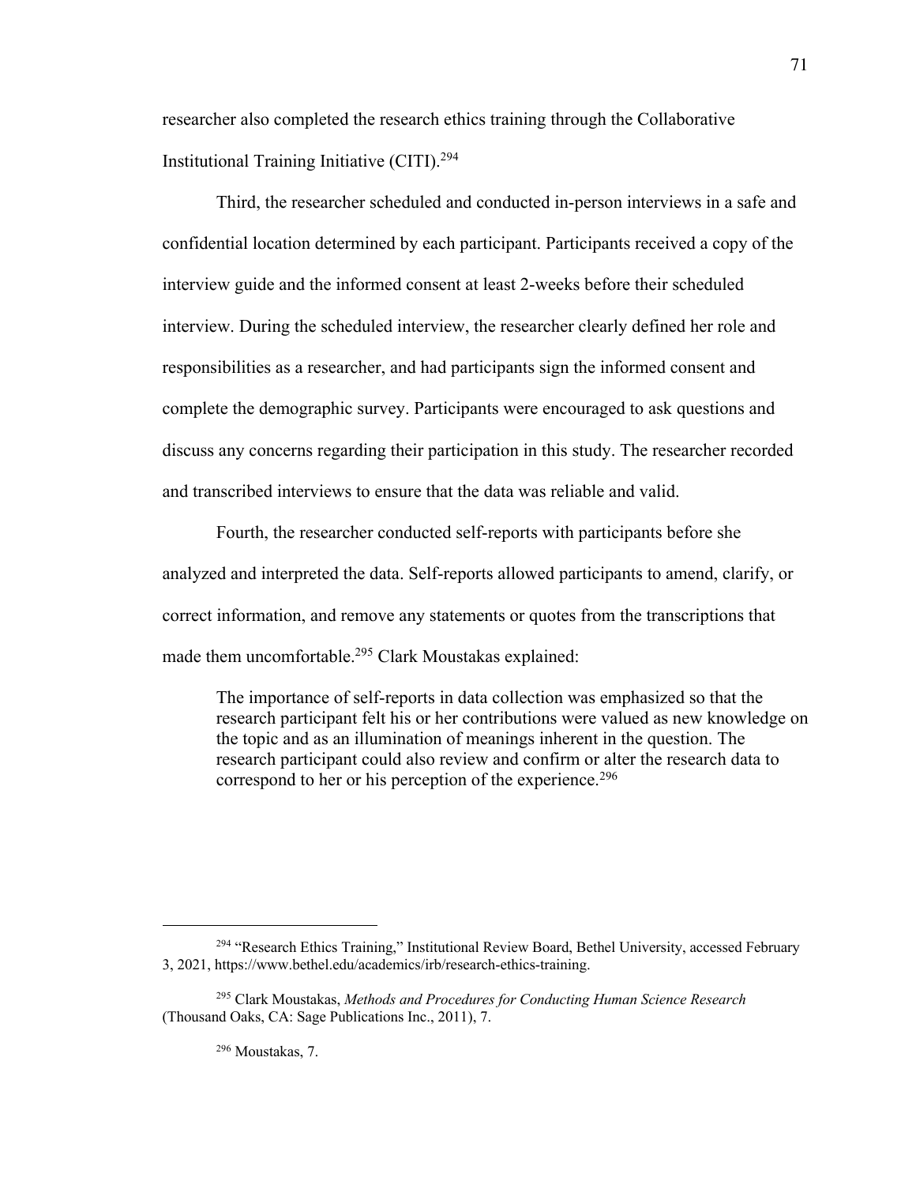researcher also completed the research ethics training through the Collaborative Institutional Training Initiative (CITI).[294]

Third, the researcher scheduled and conducted in-person interviews in a safe and confidential location determined by each participant. Participants received a copy of the interview guide and the informed consent at least 2-weeks before their scheduled interview. During the scheduled interview, the researcher clearly defined her role and responsibilities as a researcher, and had participants sign the informed consent and complete the demographic survey. Participants were encouraged to ask questions and discuss any concerns regarding their participation in this study. The researcher recorded and transcribed interviews to ensure that the data was reliable and valid.

Fourth, the researcher conducted self-reports with participants before she analyzed and interpreted the data. Self-reports allowed participants to amend, clarify, or correct information, and remove any statements or quotes from the transcriptions that made them uncomfortable.[295] Clark Moustakas explained:

> The importance of self-reports in data collection was emphasized so that the research participant felt his or her contributions were valued as new knowledge on the topic and as an illumination of meanings inherent in the question. The research participant could also review and confirm or alter the research data to correspond to her or his perception of the experience.[296]

---

[294] "Research Ethics Training," Institutional Review Board, Bethel University, accessed February 3, 2021, https://www.bethel.edu/academics/irb/research-ethics-training.

[295] Clark Moustakas, *Methods and Procedures for Conducting Human Science Research* (Thousand Oaks, CA: Sage Publications Inc., 2011), 7.

[296] Moustakas, 7.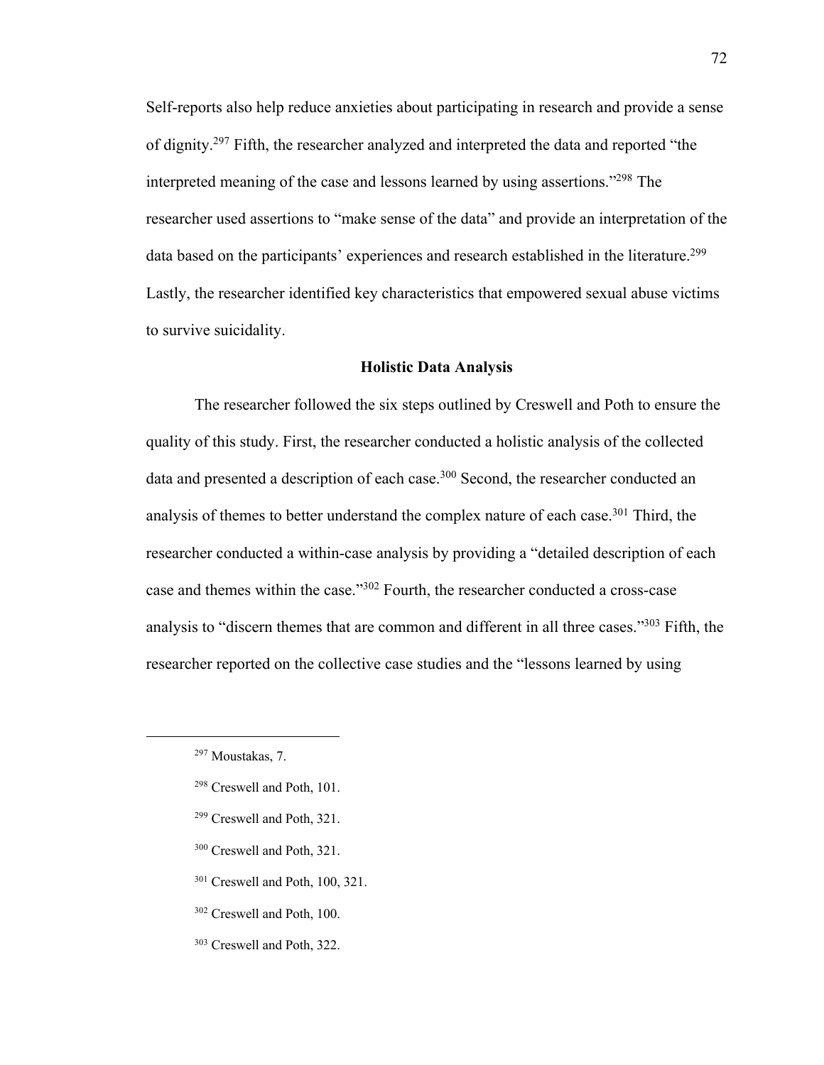Self-reports also help reduce anxieties about participating in research and provide a sense of dignity.[297] Fifth, the researcher analyzed and interpreted the data and reported "the interpreted meaning of the case and lessons learned by using assertions."[298] The researcher used assertions to "make sense of the data" and provide an interpretation of the data based on the participants' experiences and research established in the literature.[299] Lastly, the researcher identified key characteristics that empowered sexual abuse victims to survive suicidality.

**Holistic Data Analysis**

The researcher followed the six steps outlined by Creswell and Poth to ensure the quality of this study. First, the researcher conducted a holistic analysis of the collected data and presented a description of each case.[300] Second, the researcher conducted an analysis of themes to better understand the complex nature of each case.[301] Third, the researcher conducted a within-case analysis by providing a "detailed description of each case and themes within the case."[302] Fourth, the researcher conducted a cross-case analysis to "discern themes that are common and different in all three cases."[303] Fifth, the researcher reported on the collective case studies and the "lessons learned by using

---

[297] Moustakas, 7.

[298] Creswell and Poth, 101.

[299] Creswell and Poth, 321.

[300] Creswell and Poth, 321.

[301] Creswell and Poth, 100, 321.

[302] Creswell and Poth, 100.

[303] Creswell and Poth, 322.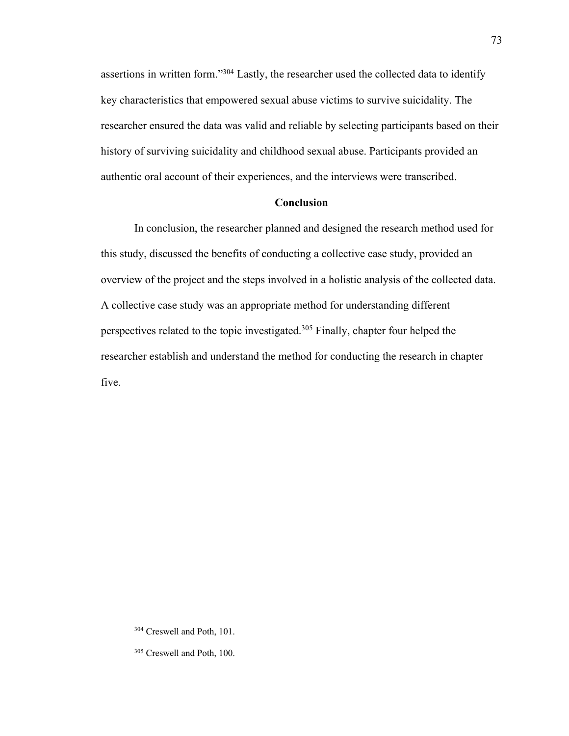assertions in written form."[304] Lastly, the researcher used the collected data to identify key characteristics that empowered sexual abuse victims to survive suicidality. The researcher ensured the data was valid and reliable by selecting participants based on their history of surviving suicidality and childhood sexual abuse. Participants provided an authentic oral account of their experiences, and the interviews were transcribed.

## Conclusion

In conclusion, the researcher planned and designed the research method used for this study, discussed the benefits of conducting a collective case study, provided an overview of the project and the steps involved in a holistic analysis of the collected data. A collective case study was an appropriate method for understanding different perspectives related to the topic investigated.[305] Finally, chapter four helped the researcher establish and understand the method for conducting the research in chapter five.

---

[304] Creswell and Poth, 101.

[305] Creswell and Poth, 100.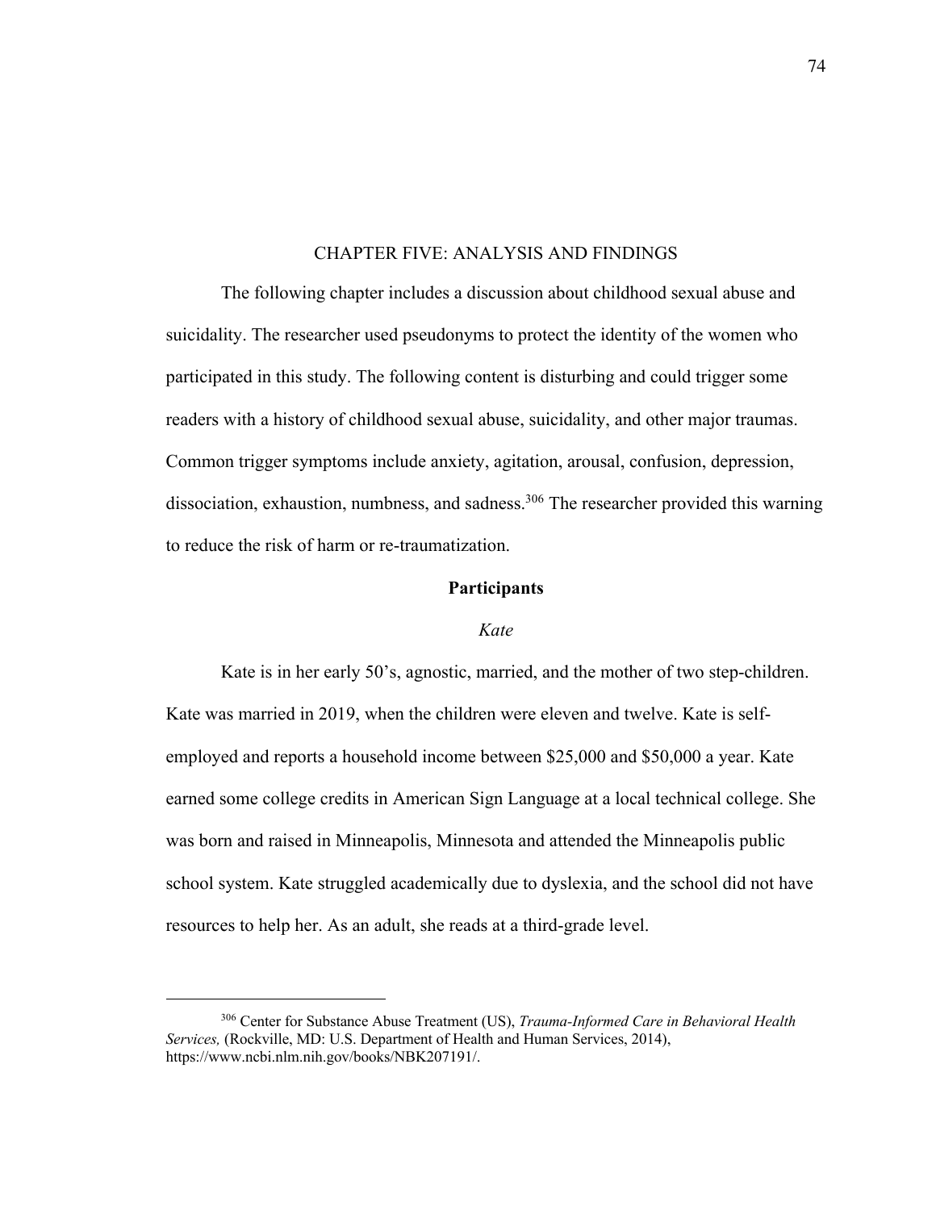# CHAPTER FIVE: ANALYSIS AND FINDINGS

The following chapter includes a discussion about childhood sexual abuse and suicidality. The researcher used pseudonyms to protect the identity of the women who participated in this study. The following content is disturbing and could trigger some readers with a history of childhood sexual abuse, suicidality, and other major traumas. Common trigger symptoms include anxiety, agitation, arousal, confusion, depression, dissociation, exhaustion, numbness, and sadness.[306] The researcher provided this warning to reduce the risk of harm or re-traumatization.

## Participants

### *Kate*

Kate is in her early 50's, agnostic, married, and the mother of two step-children. Kate was married in 2019, when the children were eleven and twelve. Kate is self-employed and reports a household income between $25,000 and $50,000 a year. Kate earned some college credits in American Sign Language at a local technical college. She was born and raised in Minneapolis, Minnesota and attended the Minneapolis public school system. Kate struggled academically due to dyslexia, and the school did not have resources to help her. As an adult, she reads at a third-grade level.

---

[306] Center for Substance Abuse Treatment (US), *Trauma-Informed Care in Behavioral Health Services,* (Rockville, MD: U.S. Department of Health and Human Services, 2014), https://www.ncbi.nlm.nih.gov/books/NBK207191/.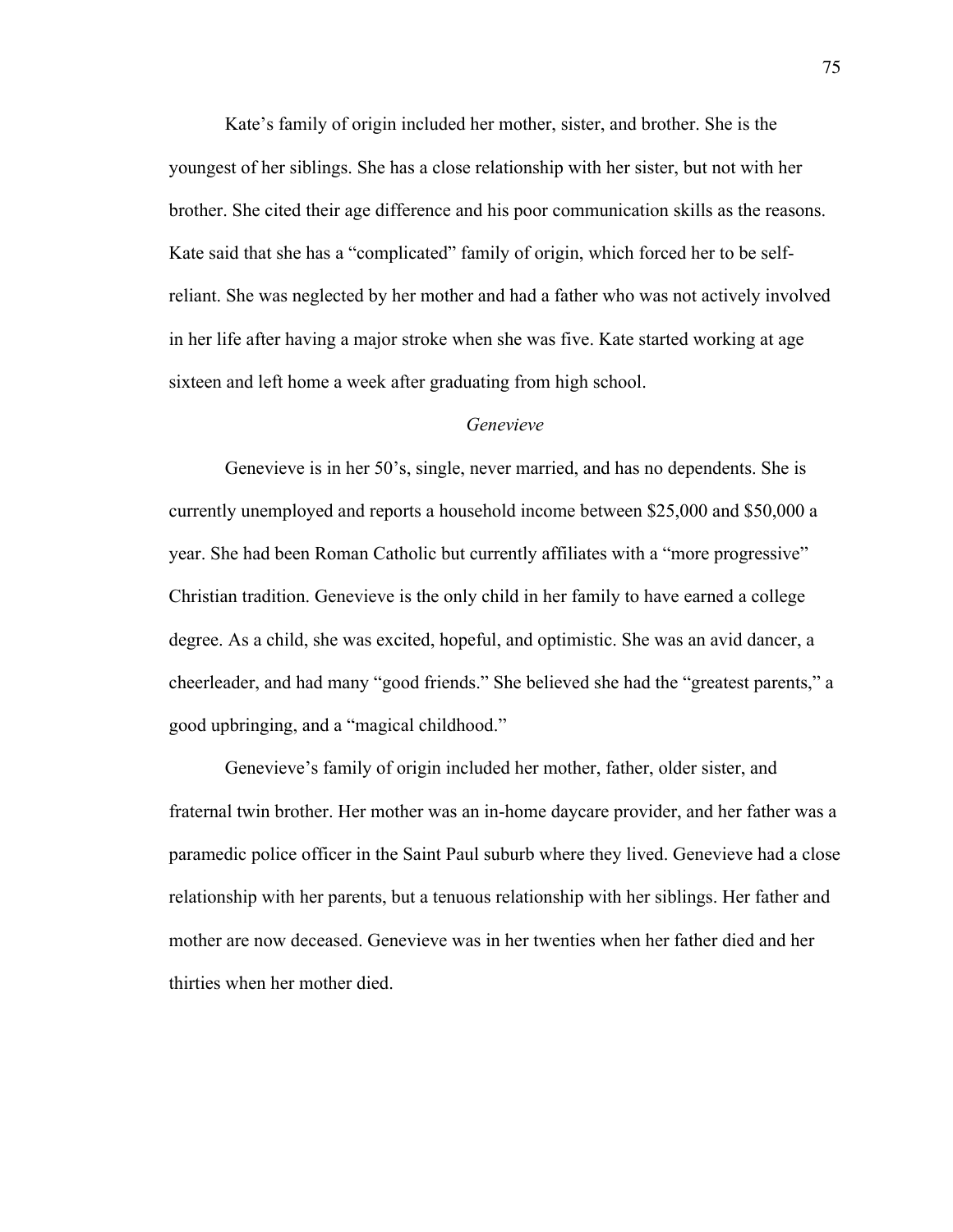Kate’s family of origin included her mother, sister, and brother. She is the youngest of her siblings. She has a close relationship with her sister, but not with her brother. She cited their age difference and his poor communication skills as the reasons. Kate said that she has a “complicated” family of origin, which forced her to be self-reliant. She was neglected by her mother and had a father who was not actively involved in her life after having a major stroke when she was five. Kate started working at age sixteen and left home a week after graduating from high school.

### *Genevieve*

Genevieve is in her 50’s, single, never married, and has no dependents. She is currently unemployed and reports a household income between $25,000 and $50,000 a year. She had been Roman Catholic but currently affiliates with a “more progressive” Christian tradition. Genevieve is the only child in her family to have earned a college degree. As a child, she was excited, hopeful, and optimistic. She was an avid dancer, a cheerleader, and had many “good friends.” She believed she had the “greatest parents,” a good upbringing, and a “magical childhood.”

Genevieve’s family of origin included her mother, father, older sister, and fraternal twin brother. Her mother was an in-home daycare provider, and her father was a paramedic police officer in the Saint Paul suburb where they lived. Genevieve had a close relationship with her parents, but a tenuous relationship with her siblings. Her father and mother are now deceased. Genevieve was in her twenties when her father died and her thirties when her mother died.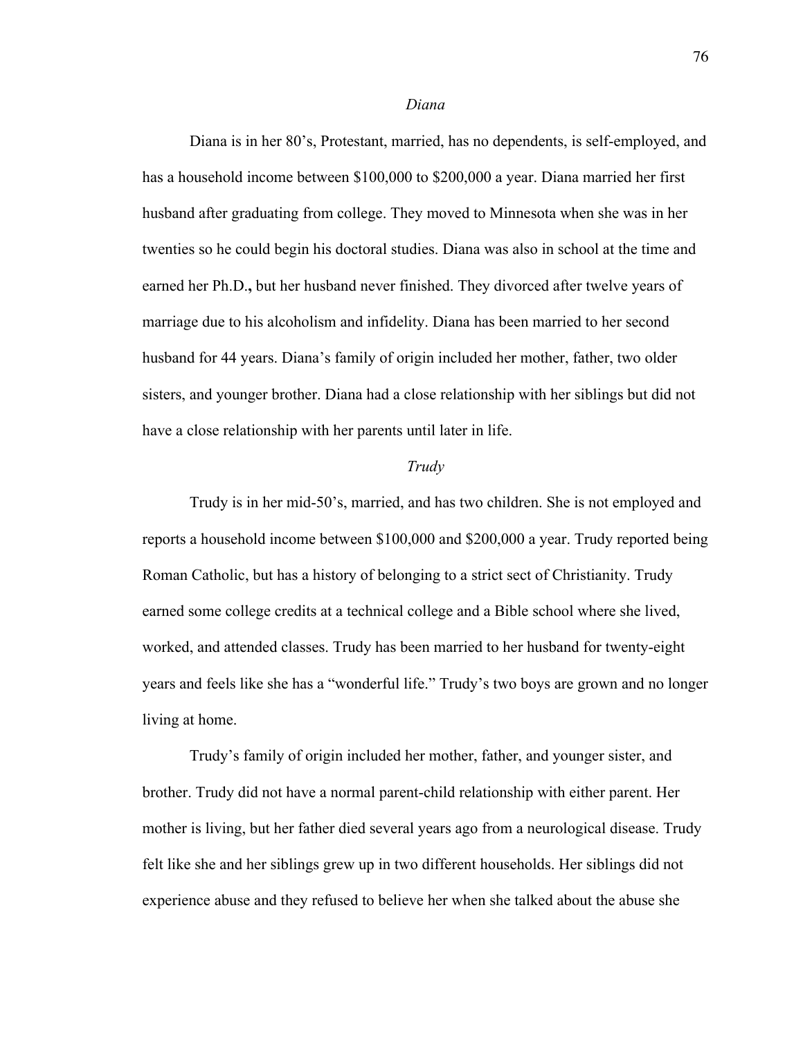*Diana*

Diana is in her 80's, Protestant, married, has no dependents, is self-employed, and has a household income between $100,000 to $200,000 a year. Diana married her first husband after graduating from college. They moved to Minnesota when she was in her twenties so he could begin his doctoral studies. Diana was also in school at the time and earned her Ph.D., but her husband never finished. They divorced after twelve years of marriage due to his alcoholism and infidelity. Diana has been married to her second husband for 44 years. Diana's family of origin included her mother, father, two older sisters, and younger brother. Diana had a close relationship with her siblings but did not have a close relationship with her parents until later in life.

*Trudy*

Trudy is in her mid-50's, married, and has two children. She is not employed and reports a household income between $100,000 and $200,000 a year. Trudy reported being Roman Catholic, but has a history of belonging to a strict sect of Christianity. Trudy earned some college credits at a technical college and a Bible school where she lived, worked, and attended classes. Trudy has been married to her husband for twenty-eight years and feels like she has a "wonderful life." Trudy's two boys are grown and no longer living at home.

Trudy's family of origin included her mother, father, and younger sister, and brother. Trudy did not have a normal parent-child relationship with either parent. Her mother is living, but her father died several years ago from a neurological disease. Trudy felt like she and her siblings grew up in two different households. Her siblings did not experience abuse and they refused to believe her when she talked about the abuse she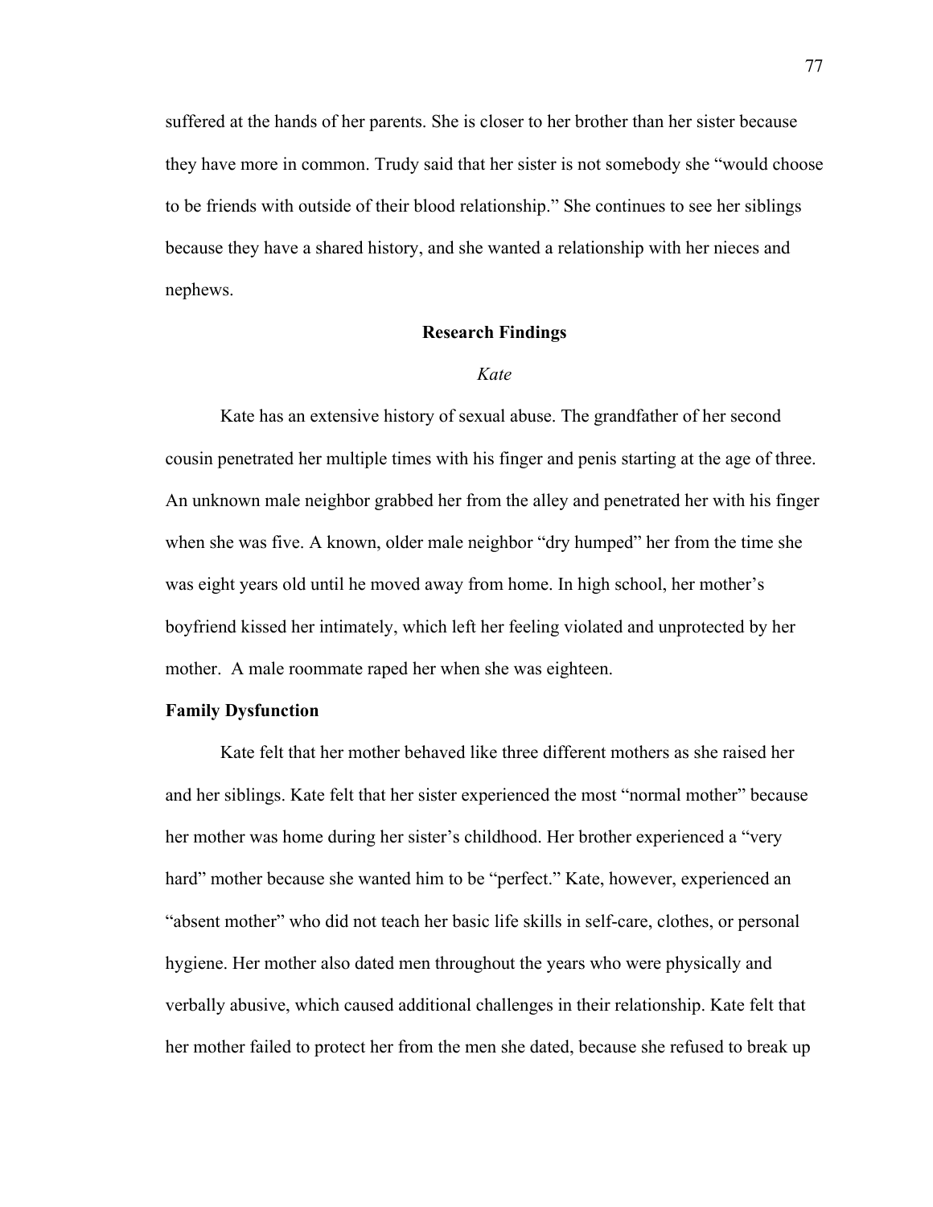suffered at the hands of her parents. She is closer to her brother than her sister because they have more in common. Trudy said that her sister is not somebody she "would choose to be friends with outside of their blood relationship." She continues to see her siblings because they have a shared history, and she wanted a relationship with her nieces and nephews.

## Research Findings

### *Kate*

Kate has an extensive history of sexual abuse. The grandfather of her second cousin penetrated her multiple times with his finger and penis starting at the age of three. An unknown male neighbor grabbed her from the alley and penetrated her with his finger when she was five. A known, older male neighbor "dry humped" her from the time she was eight years old until he moved away from home. In high school, her mother's boyfriend kissed her intimately, which left her feeling violated and unprotected by her mother. A male roommate raped her when she was eighteen.

**Family Dysfunction**

Kate felt that her mother behaved like three different mothers as she raised her and her siblings. Kate felt that her sister experienced the most "normal mother" because her mother was home during her sister's childhood. Her brother experienced a "very hard" mother because she wanted him to be "perfect." Kate, however, experienced an "absent mother" who did not teach her basic life skills in self-care, clothes, or personal hygiene. Her mother also dated men throughout the years who were physically and verbally abusive, which caused additional challenges in their relationship. Kate felt that her mother failed to protect her from the men she dated, because she refused to break up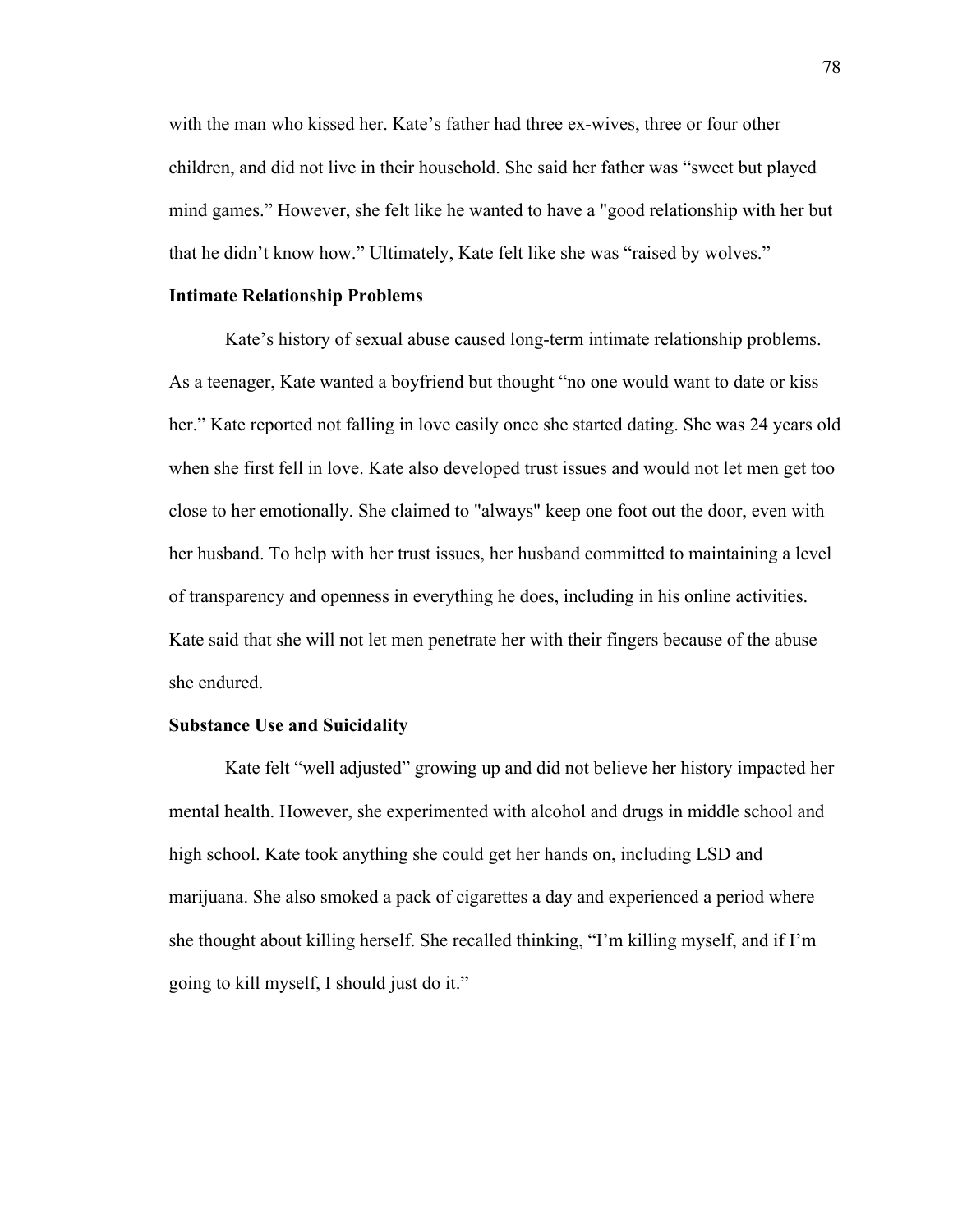with the man who kissed her. Kate's father had three ex-wives, three or four other children, and did not live in their household. She said her father was "sweet but played mind games." However, she felt like he wanted to have a "good relationship with her but that he didn't know how." Ultimately, Kate felt like she was "raised by wolves."

### Intimate Relationship Problems

Kate's history of sexual abuse caused long-term intimate relationship problems. As a teenager, Kate wanted a boyfriend but thought "no one would want to date or kiss her." Kate reported not falling in love easily once she started dating. She was 24 years old when she first fell in love. Kate also developed trust issues and would not let men get too close to her emotionally. She claimed to "always" keep one foot out the door, even with her husband. To help with her trust issues, her husband committed to maintaining a level of transparency and openness in everything he does, including in his online activities. Kate said that she will not let men penetrate her with their fingers because of the abuse she endured.

### Substance Use and Suicidality

Kate felt "well adjusted" growing up and did not believe her history impacted her mental health. However, she experimented with alcohol and drugs in middle school and high school. Kate took anything she could get her hands on, including LSD and marijuana. She also smoked a pack of cigarettes a day and experienced a period where she thought about killing herself. She recalled thinking, "I'm killing myself, and if I'm going to kill myself, I should just do it."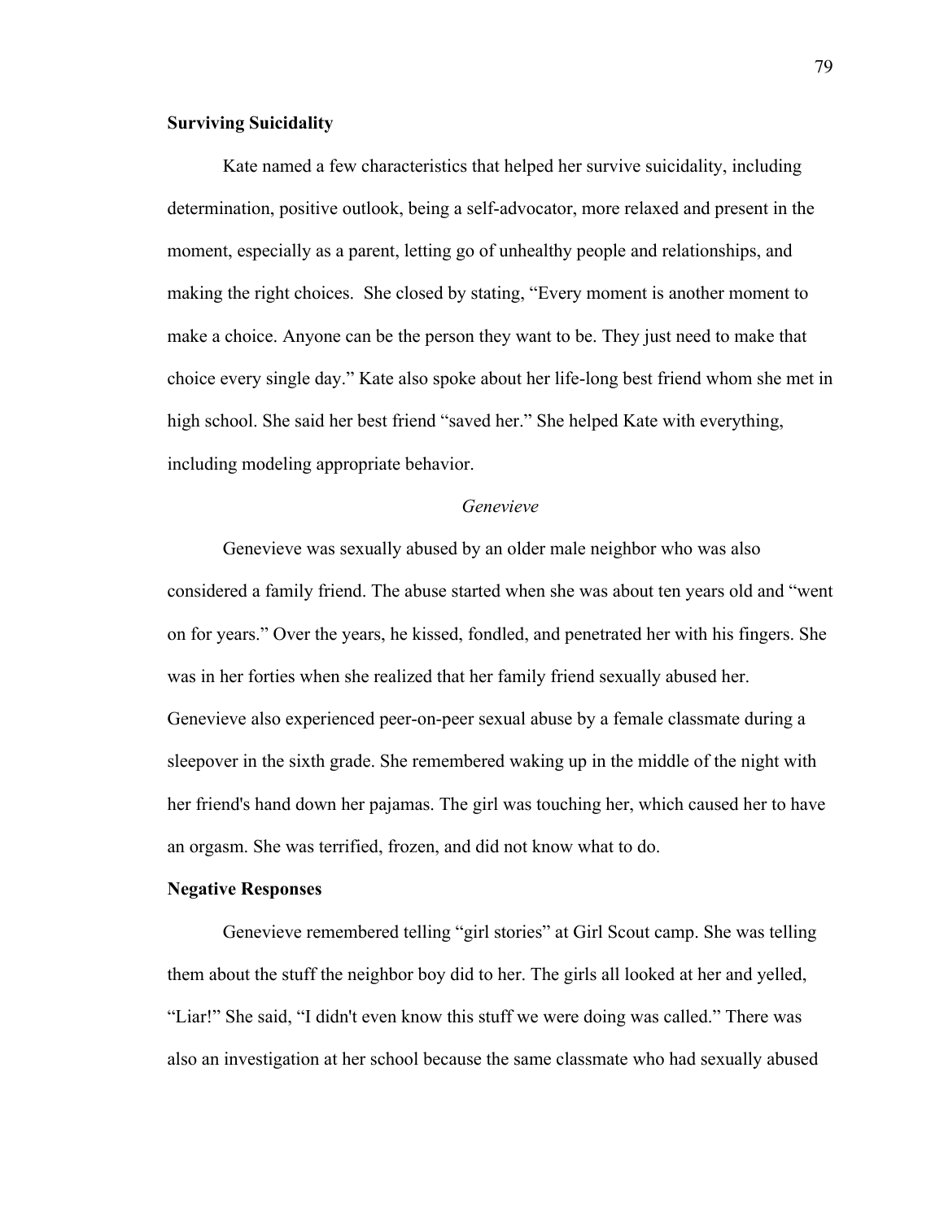**Surviving Suicidality**

Kate named a few characteristics that helped her survive suicidality, including determination, positive outlook, being a self-advocator, more relaxed and present in the moment, especially as a parent, letting go of unhealthy people and relationships, and making the right choices. She closed by stating, "Every moment is another moment to make a choice. Anyone can be the person they want to be. They just need to make that choice every single day." Kate also spoke about her life-long best friend whom she met in high school. She said her best friend "saved her." She helped Kate with everything, including modeling appropriate behavior.

*Genevieve*

Genevieve was sexually abused by an older male neighbor who was also considered a family friend. The abuse started when she was about ten years old and "went on for years." Over the years, he kissed, fondled, and penetrated her with his fingers. She was in her forties when she realized that her family friend sexually abused her. Genevieve also experienced peer-on-peer sexual abuse by a female classmate during a sleepover in the sixth grade. She remembered waking up in the middle of the night with her friend's hand down her pajamas. The girl was touching her, which caused her to have an orgasm. She was terrified, frozen, and did not know what to do.

**Negative Responses**

Genevieve remembered telling "girl stories" at Girl Scout camp. She was telling them about the stuff the neighbor boy did to her. The girls all looked at her and yelled, "Liar!" She said, "I didn't even know this stuff we were doing was called." There was also an investigation at her school because the same classmate who had sexually abused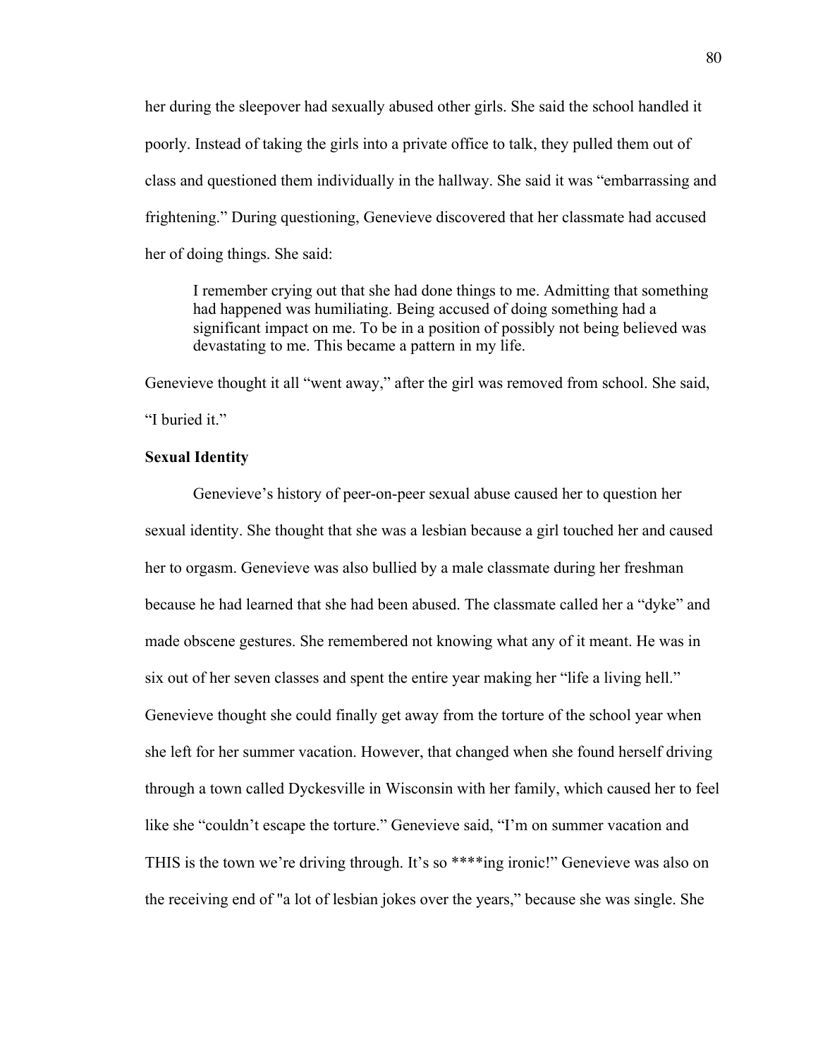her during the sleepover had sexually abused other girls. She said the school handled it poorly. Instead of taking the girls into a private office to talk, they pulled them out of class and questioned them individually in the hallway. She said it was "embarrassing and frightening." During questioning, Genevieve discovered that her classmate had accused her of doing things. She said:

> I remember crying out that she had done things to me. Admitting that something had happened was humiliating. Being accused of doing something had a significant impact on me. To be in a position of possibly not being believed was devastating to me. This became a pattern in my life.

Genevieve thought it all "went away," after the girl was removed from school. She said, "I buried it."

**Sexual Identity**

Genevieve's history of peer-on-peer sexual abuse caused her to question her sexual identity. She thought that she was a lesbian because a girl touched her and caused her to orgasm. Genevieve was also bullied by a male classmate during her freshman because he had learned that she had been abused. The classmate called her a "dyke" and made obscene gestures. She remembered not knowing what any of it meant. He was in six out of her seven classes and spent the entire year making her "life a living hell." Genevieve thought she could finally get away from the torture of the school year when she left for her summer vacation. However, that changed when she found herself driving through a town called Dyckesville in Wisconsin with her family, which caused her to feel like she "couldn't escape the torture." Genevieve said, "I'm on summer vacation and THIS is the town we're driving through. It's so ****ing ironic!" Genevieve was also on the receiving end of "a lot of lesbian jokes over the years," because she was single. She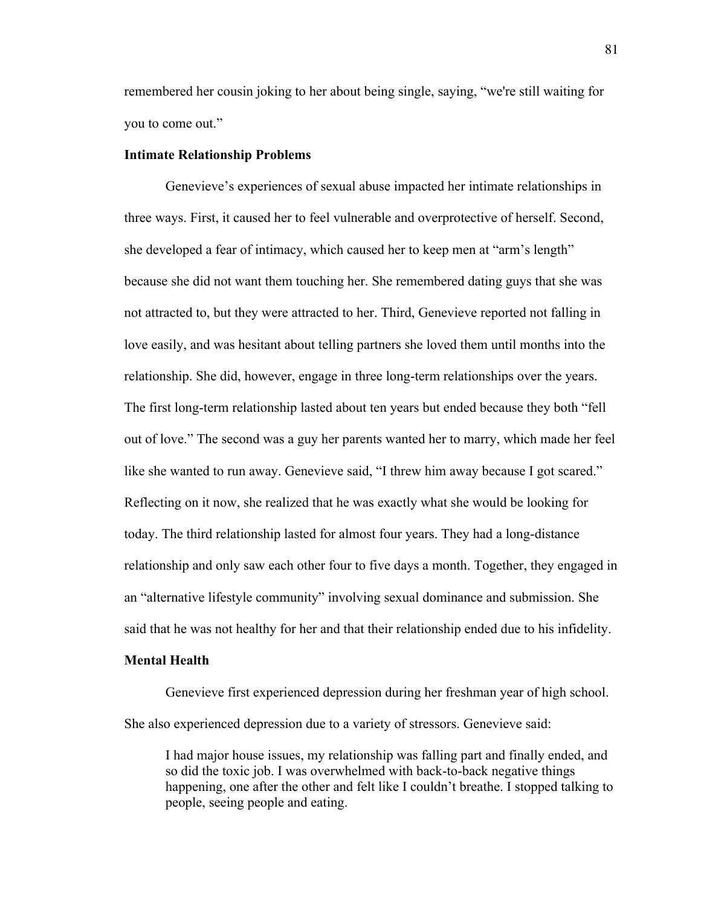remembered her cousin joking to her about being single, saying, “we're still waiting for you to come out.”

**Intimate Relationship Problems**

Genevieve’s experiences of sexual abuse impacted her intimate relationships in three ways. First, it caused her to feel vulnerable and overprotective of herself. Second, she developed a fear of intimacy, which caused her to keep men at “arm’s length” because she did not want them touching her. She remembered dating guys that she was not attracted to, but they were attracted to her. Third, Genevieve reported not falling in love easily, and was hesitant about telling partners she loved them until months into the relationship. She did, however, engage in three long-term relationships over the years. The first long-term relationship lasted about ten years but ended because they both “fell out of love.” The second was a guy her parents wanted her to marry, which made her feel like she wanted to run away. Genevieve said, “I threw him away because I got scared.” Reflecting on it now, she realized that he was exactly what she would be looking for today. The third relationship lasted for almost four years. They had a long-distance relationship and only saw each other four to five days a month. Together, they engaged in an “alternative lifestyle community” involving sexual dominance and submission. She said that he was not healthy for her and that their relationship ended due to his infidelity.

**Mental Health**

Genevieve first experienced depression during her freshman year of high school. She also experienced depression due to a variety of stressors. Genevieve said:

> I had major house issues, my relationship was falling part and finally ended, and so did the toxic job. I was overwhelmed with back-to-back negative things happening, one after the other and felt like I couldn’t breathe. I stopped talking to people, seeing people and eating.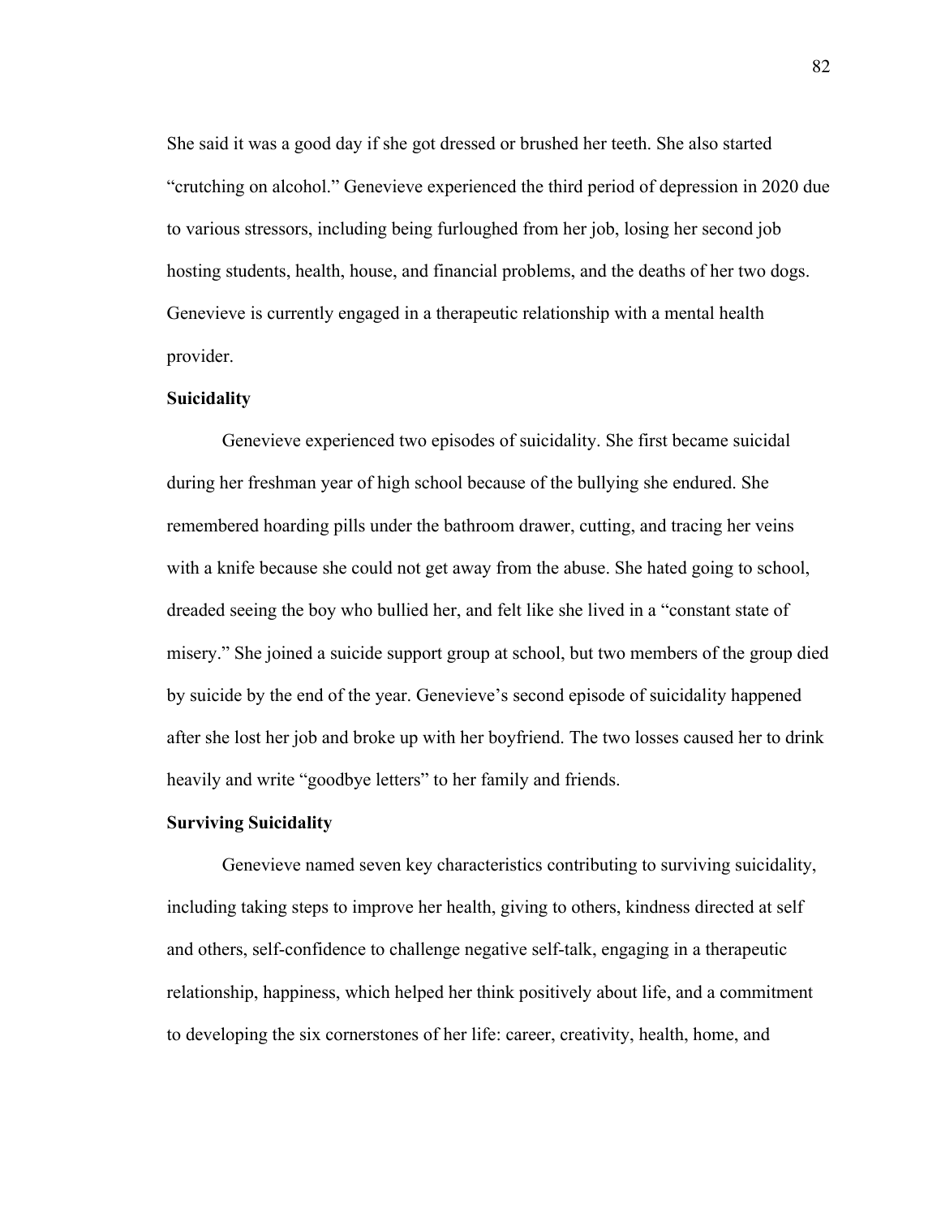She said it was a good day if she got dressed or brushed her teeth. She also started "crutching on alcohol." Genevieve experienced the third period of depression in 2020 due to various stressors, including being furloughed from her job, losing her second job hosting students, health, house, and financial problems, and the deaths of her two dogs. Genevieve is currently engaged in a therapeutic relationship with a mental health provider.

**Suicidality**

Genevieve experienced two episodes of suicidality. She first became suicidal during her freshman year of high school because of the bullying she endured. She remembered hoarding pills under the bathroom drawer, cutting, and tracing her veins with a knife because she could not get away from the abuse. She hated going to school, dreaded seeing the boy who bullied her, and felt like she lived in a "constant state of misery." She joined a suicide support group at school, but two members of the group died by suicide by the end of the year. Genevieve's second episode of suicidality happened after she lost her job and broke up with her boyfriend. The two losses caused her to drink heavily and write "goodbye letters" to her family and friends.

**Surviving Suicidality**

Genevieve named seven key characteristics contributing to surviving suicidality, including taking steps to improve her health, giving to others, kindness directed at self and others, self-confidence to challenge negative self-talk, engaging in a therapeutic relationship, happiness, which helped her think positively about life, and a commitment to developing the six cornerstones of her life: career, creativity, health, home, and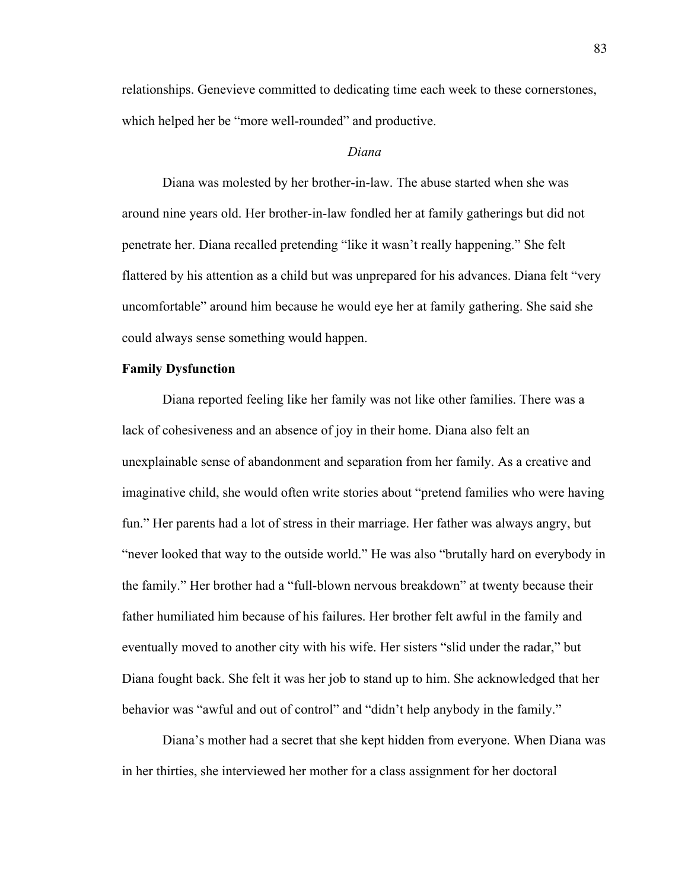relationships. Genevieve committed to dedicating time each week to these cornerstones, which helped her be "more well-rounded" and productive.

*Diana*

Diana was molested by her brother-in-law. The abuse started when she was around nine years old. Her brother-in-law fondled her at family gatherings but did not penetrate her. Diana recalled pretending "like it wasn't really happening." She felt flattered by his attention as a child but was unprepared for his advances. Diana felt "very uncomfortable" around him because he would eye her at family gathering. She said she could always sense something would happen.

**Family Dysfunction**

Diana reported feeling like her family was not like other families. There was a lack of cohesiveness and an absence of joy in their home. Diana also felt an unexplainable sense of abandonment and separation from her family. As a creative and imaginative child, she would often write stories about "pretend families who were having fun." Her parents had a lot of stress in their marriage. Her father was always angry, but "never looked that way to the outside world." He was also "brutally hard on everybody in the family." Her brother had a "full-blown nervous breakdown" at twenty because their father humiliated him because of his failures. Her brother felt awful in the family and eventually moved to another city with his wife. Her sisters "slid under the radar," but Diana fought back. She felt it was her job to stand up to him. She acknowledged that her behavior was "awful and out of control" and "didn't help anybody in the family."

Diana's mother had a secret that she kept hidden from everyone. When Diana was in her thirties, she interviewed her mother for a class assignment for her doctoral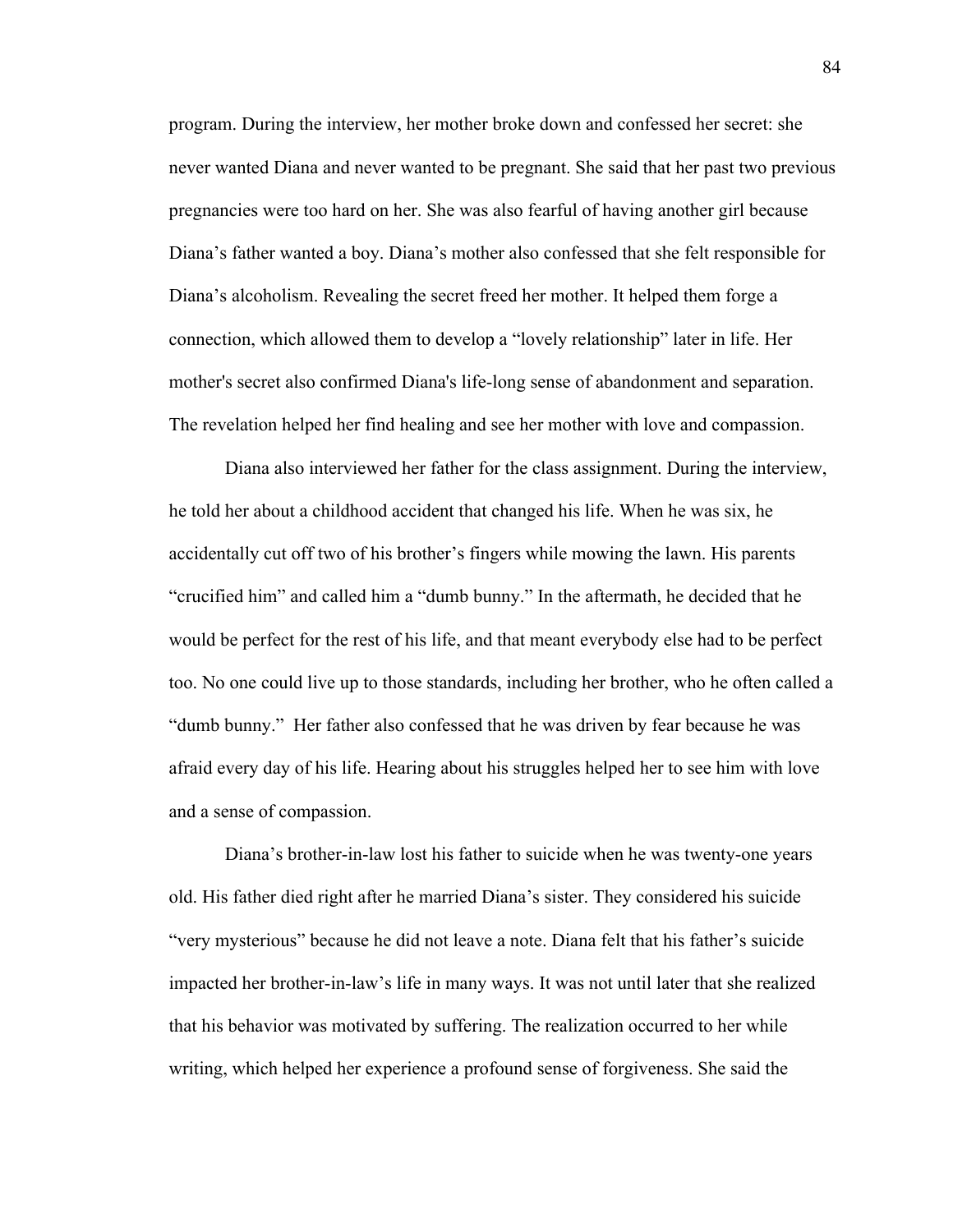program. During the interview, her mother broke down and confessed her secret: she never wanted Diana and never wanted to be pregnant. She said that her past two previous pregnancies were too hard on her. She was also fearful of having another girl because Diana's father wanted a boy. Diana's mother also confessed that she felt responsible for Diana's alcoholism. Revealing the secret freed her mother. It helped them forge a connection, which allowed them to develop a "lovely relationship" later in life. Her mother's secret also confirmed Diana's life-long sense of abandonment and separation. The revelation helped her find healing and see her mother with love and compassion.

Diana also interviewed her father for the class assignment. During the interview, he told her about a childhood accident that changed his life. When he was six, he accidentally cut off two of his brother's fingers while mowing the lawn. His parents "crucified him" and called him a "dumb bunny." In the aftermath, he decided that he would be perfect for the rest of his life, and that meant everybody else had to be perfect too. No one could live up to those standards, including her brother, who he often called a "dumb bunny." Her father also confessed that he was driven by fear because he was afraid every day of his life. Hearing about his struggles helped her to see him with love and a sense of compassion.

Diana's brother-in-law lost his father to suicide when he was twenty-one years old. His father died right after he married Diana's sister. They considered his suicide "very mysterious" because he did not leave a note. Diana felt that his father's suicide impacted her brother-in-law's life in many ways. It was not until later that she realized that his behavior was motivated by suffering. The realization occurred to her while writing, which helped her experience a profound sense of forgiveness. She said the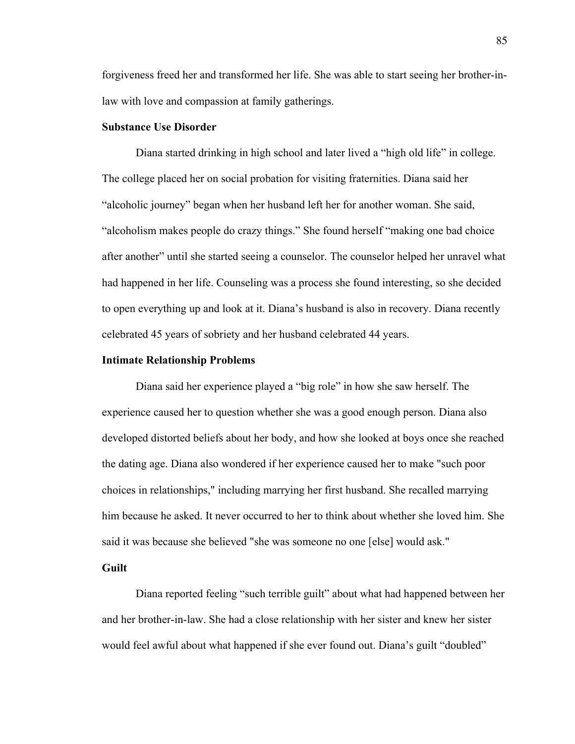forgiveness freed her and transformed her life. She was able to start seeing her brother-in-law with love and compassion at family gatherings.

### Substance Use Disorder

Diana started drinking in high school and later lived a "high old life" in college. The college placed her on social probation for visiting fraternities. Diana said her "alcoholic journey" began when her husband left her for another woman. She said, "alcoholism makes people do crazy things." She found herself "making one bad choice after another" until she started seeing a counselor. The counselor helped her unravel what had happened in her life. Counseling was a process she found interesting, so she decided to open everything up and look at it. Diana's husband is also in recovery. Diana recently celebrated 45 years of sobriety and her husband celebrated 44 years.

### Intimate Relationship Problems

Diana said her experience played a "big role" in how she saw herself. The experience caused her to question whether she was a good enough person. Diana also developed distorted beliefs about her body, and how she looked at boys once she reached the dating age. Diana also wondered if her experience caused her to make "such poor choices in relationships," including marrying her first husband. She recalled marrying him because he asked. It never occurred to her to think about whether she loved him. She said it was because she believed "she was someone no one [else] would ask."

### Guilt

Diana reported feeling "such terrible guilt" about what had happened between her and her brother-in-law. She had a close relationship with her sister and knew her sister would feel awful about what happened if she ever found out. Diana's guilt "doubled"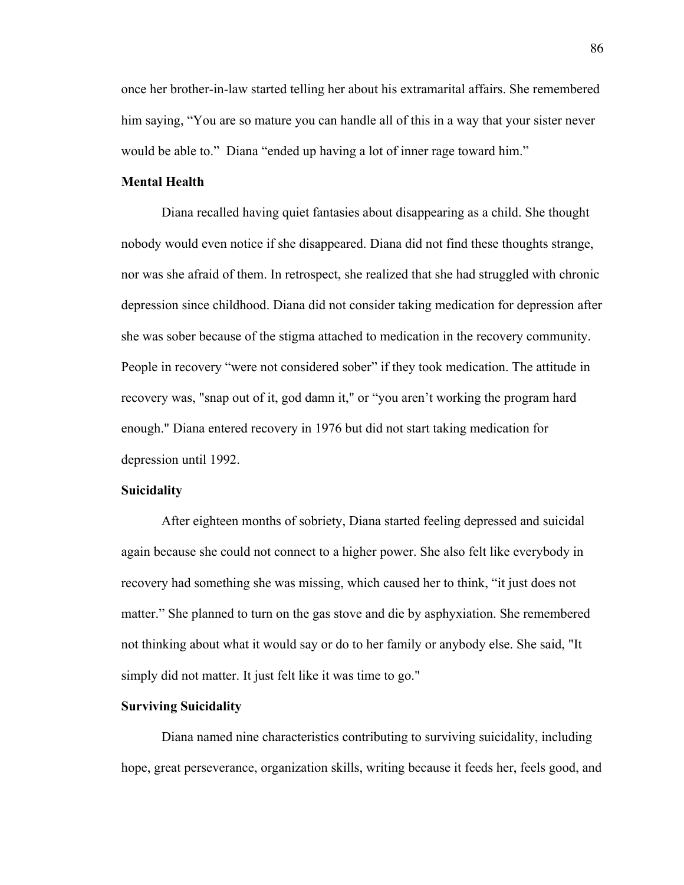once her brother-in-law started telling her about his extramarital affairs. She remembered him saying, “You are so mature you can handle all of this in a way that your sister never would be able to.” Diana “ended up having a lot of inner rage toward him.”

### Mental Health

Diana recalled having quiet fantasies about disappearing as a child. She thought nobody would even notice if she disappeared. Diana did not find these thoughts strange, nor was she afraid of them. In retrospect, she realized that she had struggled with chronic depression since childhood. Diana did not consider taking medication for depression after she was sober because of the stigma attached to medication in the recovery community. People in recovery “were not considered sober” if they took medication. The attitude in recovery was, "snap out of it, god damn it," or “you aren’t working the program hard enough." Diana entered recovery in 1976 but did not start taking medication for depression until 1992.

### Suicidality

After eighteen months of sobriety, Diana started feeling depressed and suicidal again because she could not connect to a higher power. She also felt like everybody in recovery had something she was missing, which caused her to think, “it just does not matter.” She planned to turn on the gas stove and die by asphyxiation. She remembered not thinking about what it would say or do to her family or anybody else. She said, "It simply did not matter. It just felt like it was time to go."

### Surviving Suicidality

Diana named nine characteristics contributing to surviving suicidality, including hope, great perseverance, organization skills, writing because it feeds her, feels good, and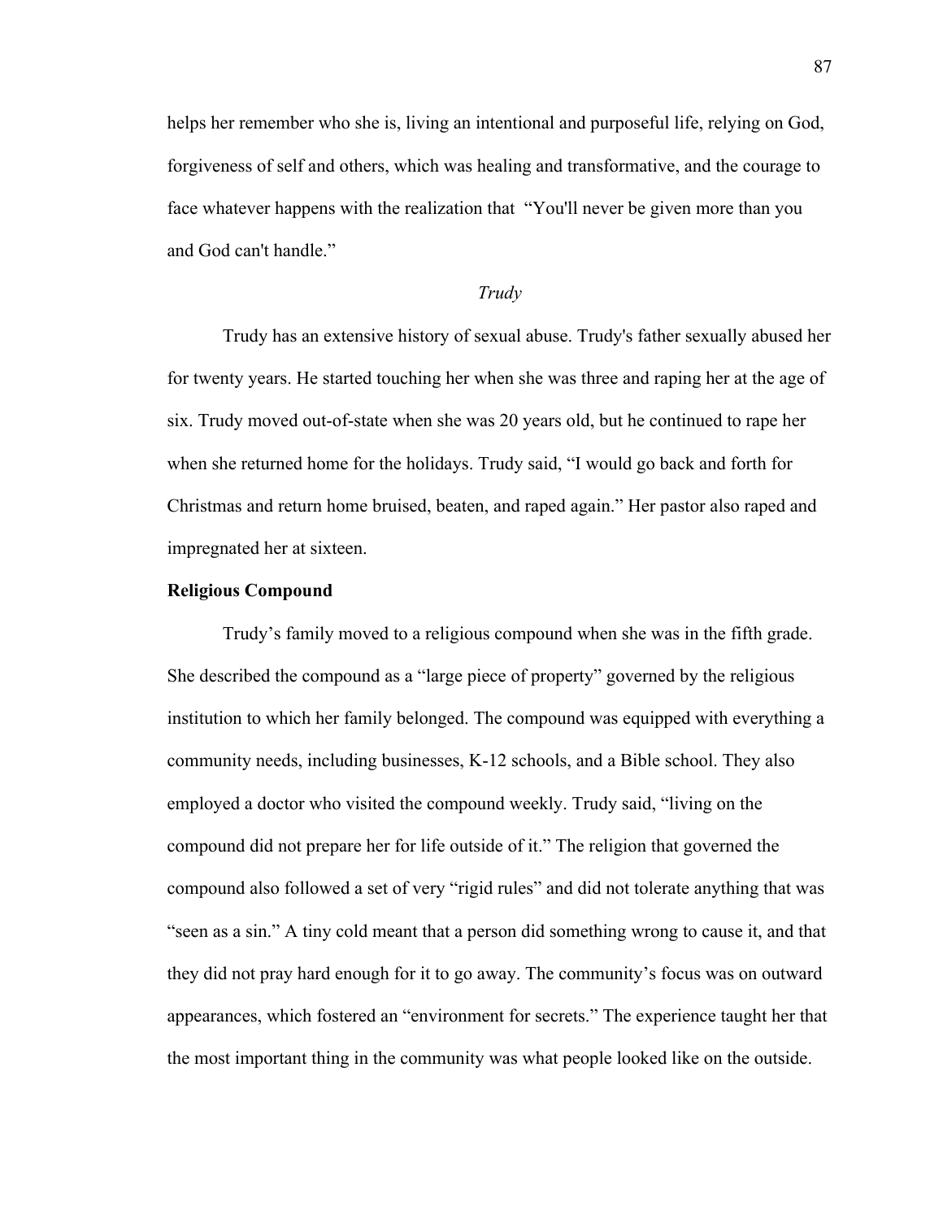helps her remember who she is, living an intentional and purposeful life, relying on God, forgiveness of self and others, which was healing and transformative, and the courage to face whatever happens with the realization that "You'll never be given more than you and God can't handle."

*Trudy*

Trudy has an extensive history of sexual abuse. Trudy's father sexually abused her for twenty years. He started touching her when she was three and raping her at the age of six. Trudy moved out-of-state when she was 20 years old, but he continued to rape her when she returned home for the holidays. Trudy said, "I would go back and forth for Christmas and return home bruised, beaten, and raped again." Her pastor also raped and impregnated her at sixteen.

**Religious Compound**

Trudy's family moved to a religious compound when she was in the fifth grade. She described the compound as a "large piece of property" governed by the religious institution to which her family belonged. The compound was equipped with everything a community needs, including businesses, K-12 schools, and a Bible school. They also employed a doctor who visited the compound weekly. Trudy said, "living on the compound did not prepare her for life outside of it." The religion that governed the compound also followed a set of very "rigid rules" and did not tolerate anything that was "seen as a sin." A tiny cold meant that a person did something wrong to cause it, and that they did not pray hard enough for it to go away. The community's focus was on outward appearances, which fostered an "environment for secrets." The experience taught her that the most important thing in the community was what people looked like on the outside.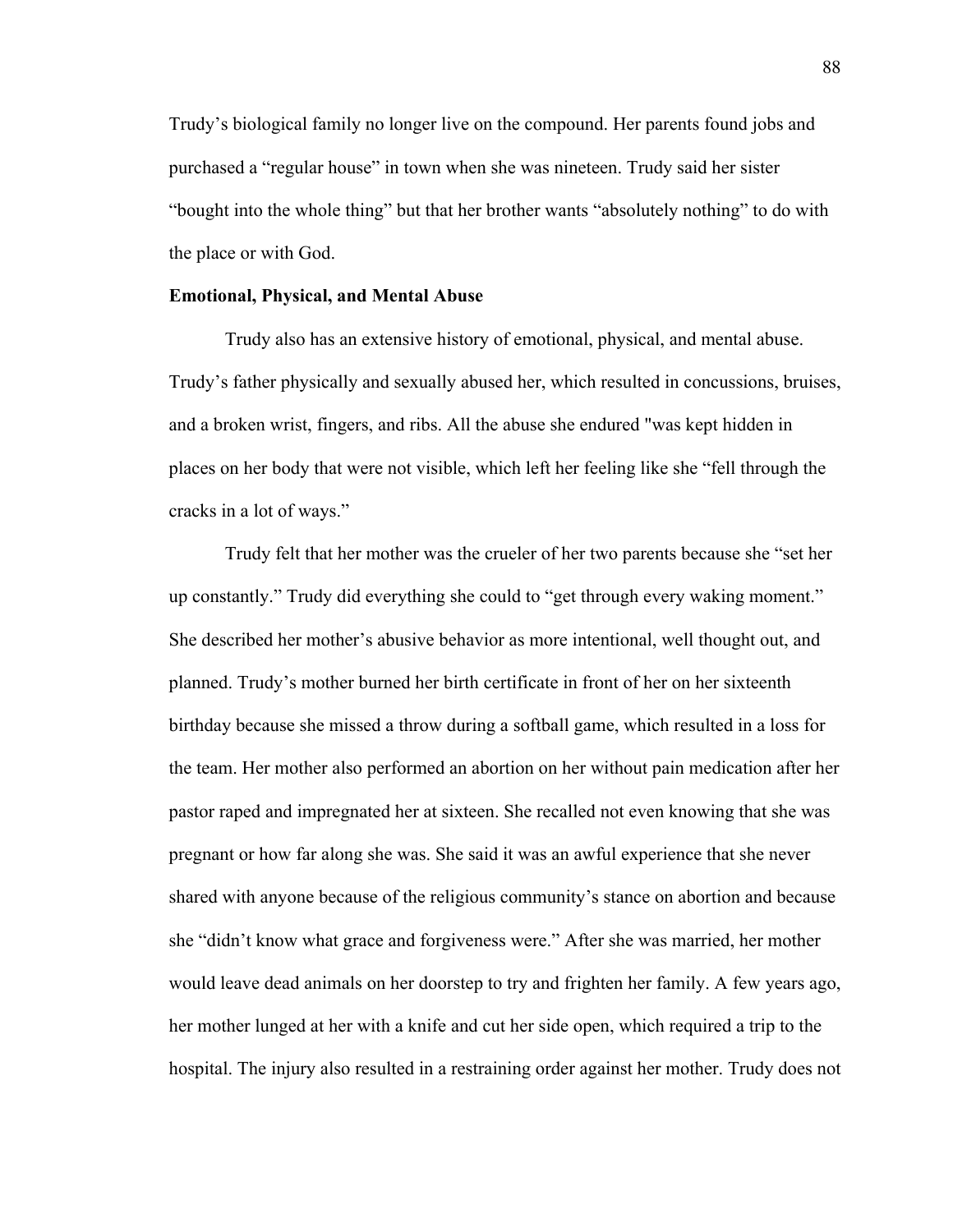Trudy's biological family no longer live on the compound. Her parents found jobs and purchased a "regular house" in town when she was nineteen. Trudy said her sister "bought into the whole thing" but that her brother wants "absolutely nothing" to do with the place or with God.

**Emotional, Physical, and Mental Abuse**

Trudy also has an extensive history of emotional, physical, and mental abuse. Trudy's father physically and sexually abused her, which resulted in concussions, bruises, and a broken wrist, fingers, and ribs. All the abuse she endured "was kept hidden in places on her body that were not visible, which left her feeling like she "fell through the cracks in a lot of ways."

Trudy felt that her mother was the crueler of her two parents because she "set her up constantly." Trudy did everything she could to "get through every waking moment." She described her mother's abusive behavior as more intentional, well thought out, and planned. Trudy's mother burned her birth certificate in front of her on her sixteenth birthday because she missed a throw during a softball game, which resulted in a loss for the team. Her mother also performed an abortion on her without pain medication after her pastor raped and impregnated her at sixteen. She recalled not even knowing that she was pregnant or how far along she was. She said it was an awful experience that she never shared with anyone because of the religious community's stance on abortion and because she "didn't know what grace and forgiveness were." After she was married, her mother would leave dead animals on her doorstep to try and frighten her family. A few years ago, her mother lunged at her with a knife and cut her side open, which required a trip to the hospital. The injury also resulted in a restraining order against her mother. Trudy does not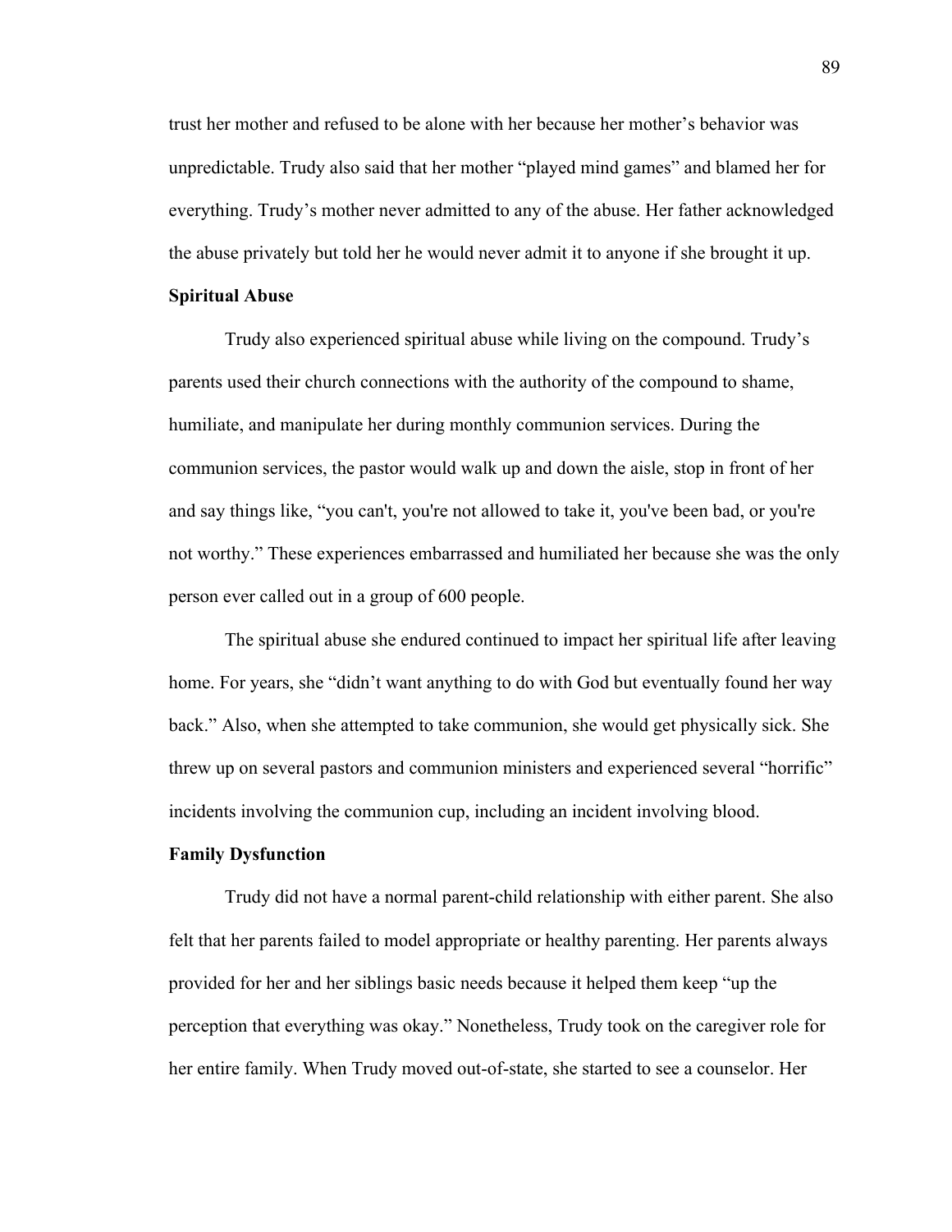trust her mother and refused to be alone with her because her mother's behavior was unpredictable. Trudy also said that her mother "played mind games" and blamed her for everything. Trudy's mother never admitted to any of the abuse. Her father acknowledged the abuse privately but told her he would never admit it to anyone if she brought it up.

**Spiritual Abuse**

Trudy also experienced spiritual abuse while living on the compound. Trudy's parents used their church connections with the authority of the compound to shame, humiliate, and manipulate her during monthly communion services. During the communion services, the pastor would walk up and down the aisle, stop in front of her and say things like, "you can't, you're not allowed to take it, you've been bad, or you're not worthy." These experiences embarrassed and humiliated her because she was the only person ever called out in a group of 600 people.

The spiritual abuse she endured continued to impact her spiritual life after leaving home. For years, she "didn't want anything to do with God but eventually found her way back." Also, when she attempted to take communion, she would get physically sick. She threw up on several pastors and communion ministers and experienced several "horrific" incidents involving the communion cup, including an incident involving blood.

**Family Dysfunction**

Trudy did not have a normal parent-child relationship with either parent. She also felt that her parents failed to model appropriate or healthy parenting. Her parents always provided for her and her siblings basic needs because it helped them keep "up the perception that everything was okay." Nonetheless, Trudy took on the caregiver role for her entire family. When Trudy moved out-of-state, she started to see a counselor. Her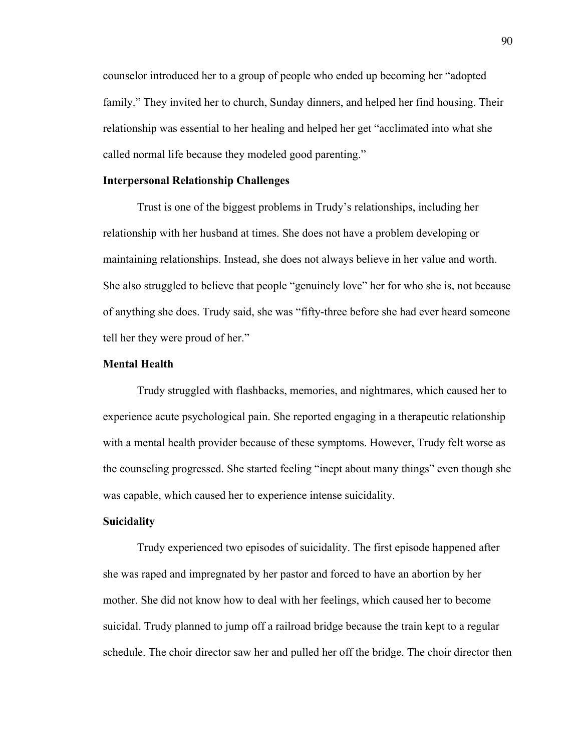counselor introduced her to a group of people who ended up becoming her "adopted family." They invited her to church, Sunday dinners, and helped her find housing. Their relationship was essential to her healing and helped her get "acclimated into what she called normal life because they modeled good parenting."

### Interpersonal Relationship Challenges

Trust is one of the biggest problems in Trudy's relationships, including her relationship with her husband at times. She does not have a problem developing or maintaining relationships. Instead, she does not always believe in her value and worth. She also struggled to believe that people "genuinely love" her for who she is, not because of anything she does. Trudy said, she was "fifty-three before she had ever heard someone tell her they were proud of her."

### Mental Health

Trudy struggled with flashbacks, memories, and nightmares, which caused her to experience acute psychological pain. She reported engaging in a therapeutic relationship with a mental health provider because of these symptoms. However, Trudy felt worse as the counseling progressed. She started feeling "inept about many things" even though she was capable, which caused her to experience intense suicidality.

### Suicidality

Trudy experienced two episodes of suicidality. The first episode happened after she was raped and impregnated by her pastor and forced to have an abortion by her mother. She did not know how to deal with her feelings, which caused her to become suicidal. Trudy planned to jump off a railroad bridge because the train kept to a regular schedule. The choir director saw her and pulled her off the bridge. The choir director then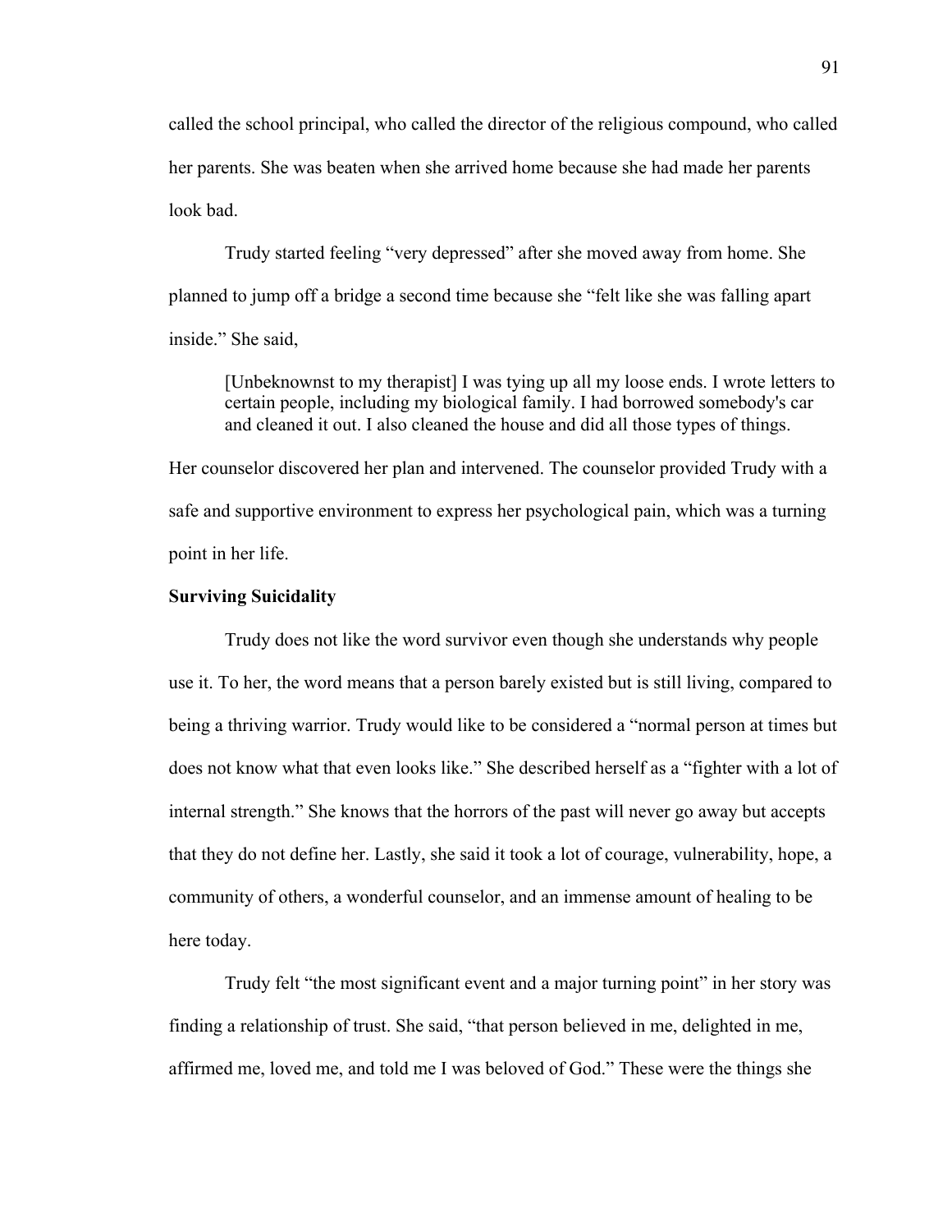called the school principal, who called the director of the religious compound, who called her parents. She was beaten when she arrived home because she had made her parents look bad.

Trudy started feeling "very depressed" after she moved away from home. She planned to jump off a bridge a second time because she "felt like she was falling apart inside." She said,

> [Unbeknownst to my therapist] I was tying up all my loose ends. I wrote letters to certain people, including my biological family. I had borrowed somebody's car and cleaned it out. I also cleaned the house and did all those types of things.

Her counselor discovered her plan and intervened. The counselor provided Trudy with a safe and supportive environment to express her psychological pain, which was a turning point in her life.

**Surviving Suicidality**

Trudy does not like the word survivor even though she understands why people use it. To her, the word means that a person barely existed but is still living, compared to being a thriving warrior. Trudy would like to be considered a "normal person at times but does not know what that even looks like." She described herself as a "fighter with a lot of internal strength." She knows that the horrors of the past will never go away but accepts that they do not define her. Lastly, she said it took a lot of courage, vulnerability, hope, a community of others, a wonderful counselor, and an immense amount of healing to be here today.

Trudy felt "the most significant event and a major turning point" in her story was finding a relationship of trust. She said, "that person believed in me, delighted in me, affirmed me, loved me, and told me I was beloved of God." These were the things she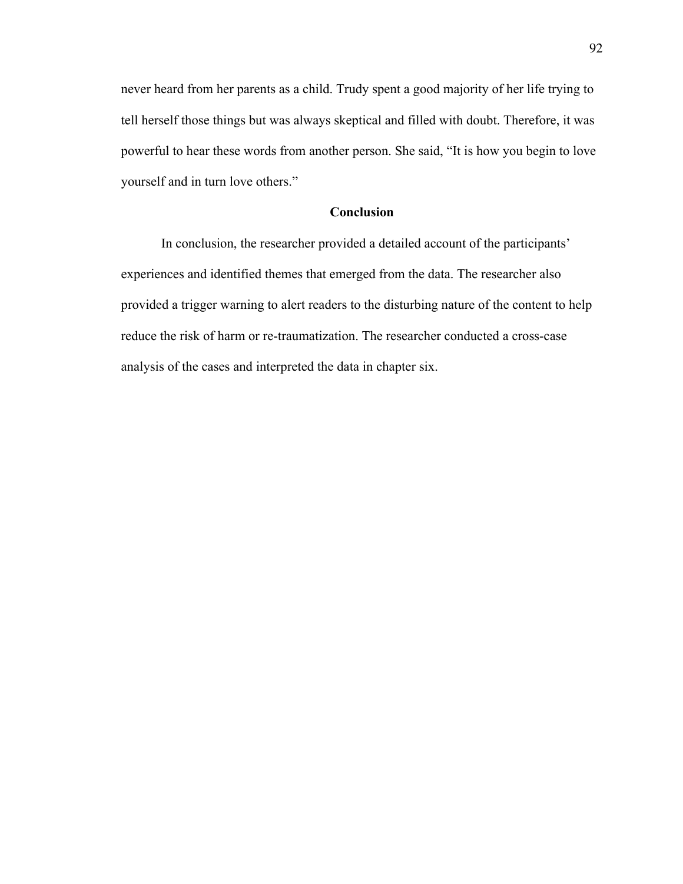never heard from her parents as a child. Trudy spent a good majority of her life trying to tell herself those things but was always skeptical and filled with doubt. Therefore, it was powerful to hear these words from another person. She said, “It is how you begin to love yourself and in turn love others.”

## Conclusion

In conclusion, the researcher provided a detailed account of the participants’ experiences and identified themes that emerged from the data. The researcher also provided a trigger warning to alert readers to the disturbing nature of the content to help reduce the risk of harm or re-traumatization. The researcher conducted a cross-case analysis of the cases and interpreted the data in chapter six.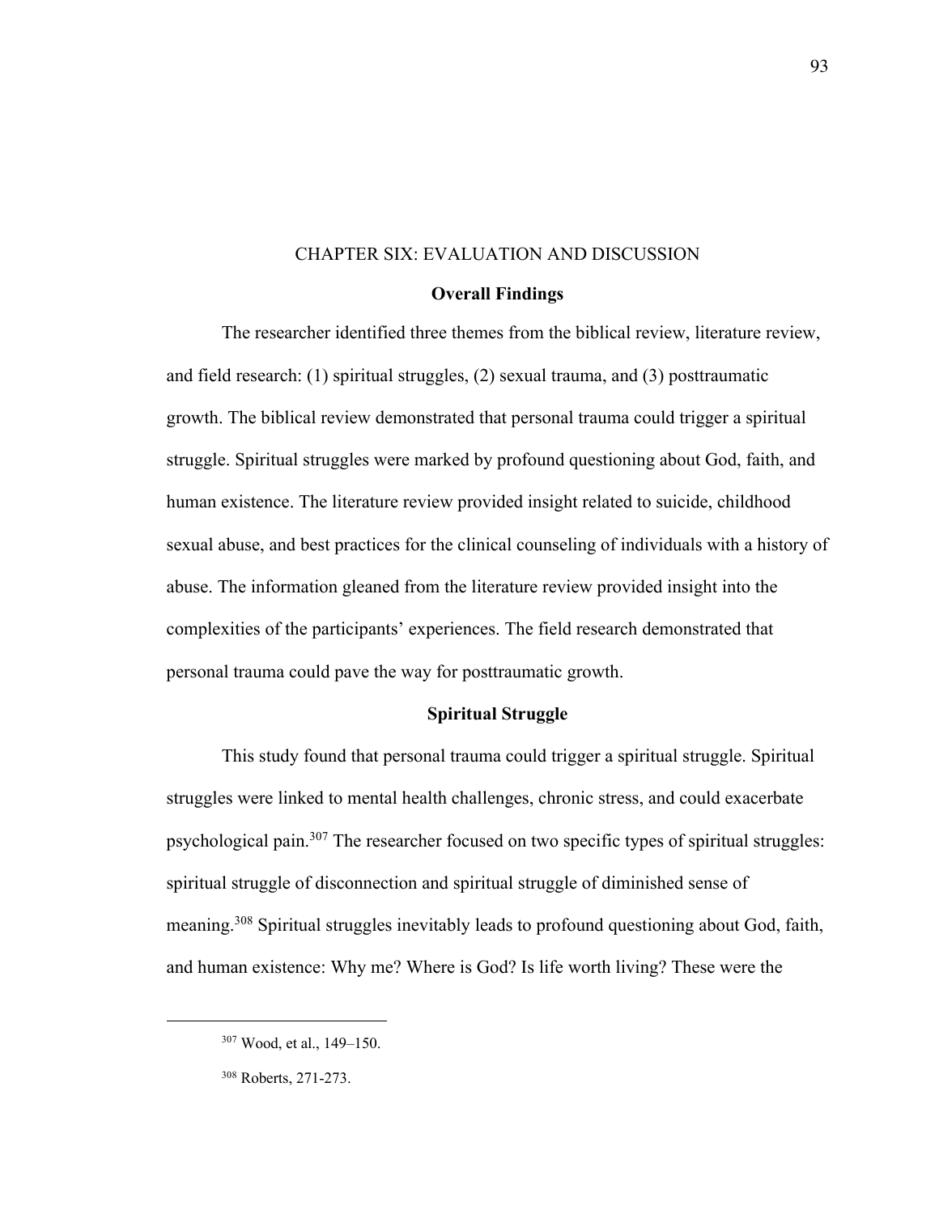# CHAPTER SIX: EVALUATION AND DISCUSSION

## Overall Findings

The researcher identified three themes from the biblical review, literature review, and field research: (1) spiritual struggles, (2) sexual trauma, and (3) posttraumatic growth. The biblical review demonstrated that personal trauma could trigger a spiritual struggle. Spiritual struggles were marked by profound questioning about God, faith, and human existence. The literature review provided insight related to suicide, childhood sexual abuse, and best practices for the clinical counseling of individuals with a history of abuse. The information gleaned from the literature review provided insight into the complexities of the participants' experiences. The field research demonstrated that personal trauma could pave the way for posttraumatic growth.

## Spiritual Struggle

This study found that personal trauma could trigger a spiritual struggle. Spiritual struggles were linked to mental health challenges, chronic stress, and could exacerbate psychological pain.[307] The researcher focused on two specific types of spiritual struggles: spiritual struggle of disconnection and spiritual struggle of diminished sense of meaning.[308] Spiritual struggles inevitably leads to profound questioning about God, faith, and human existence: Why me? Where is God? Is life worth living? These were the

---

[307] Wood, et al., 149–150.

[308] Roberts, 271-273.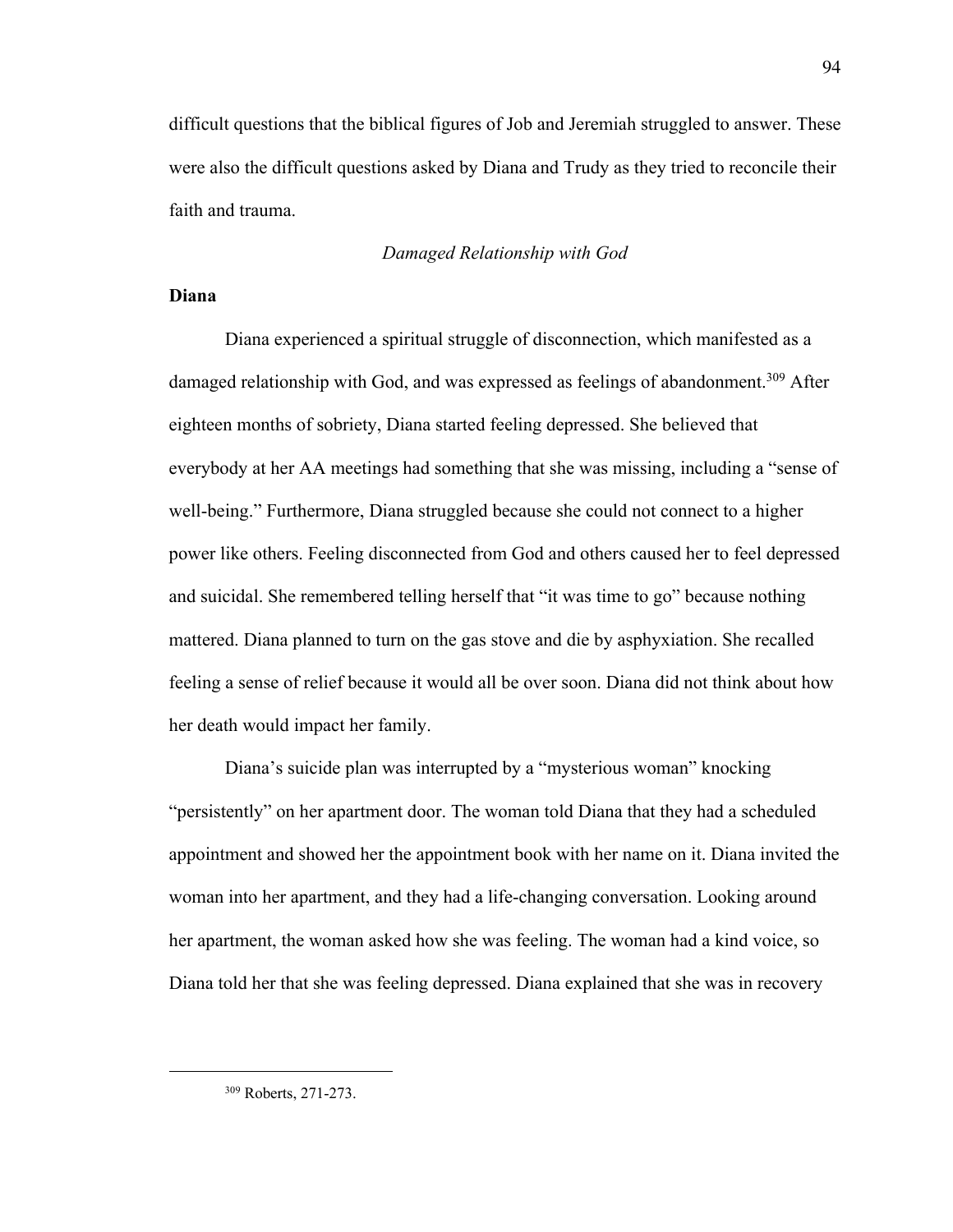difficult questions that the biblical figures of Job and Jeremiah struggled to answer. These were also the difficult questions asked by Diana and Trudy as they tried to reconcile their faith and trauma.

*Damaged Relationship with God*

**Diana**

Diana experienced a spiritual struggle of disconnection, which manifested as a damaged relationship with God, and was expressed as feelings of abandonment.[309] After eighteen months of sobriety, Diana started feeling depressed. She believed that everybody at her AA meetings had something that she was missing, including a "sense of well-being." Furthermore, Diana struggled because she could not connect to a higher power like others. Feeling disconnected from God and others caused her to feel depressed and suicidal. She remembered telling herself that "it was time to go" because nothing mattered. Diana planned to turn on the gas stove and die by asphyxiation. She recalled feeling a sense of relief because it would all be over soon. Diana did not think about how her death would impact her family.

Diana's suicide plan was interrupted by a "mysterious woman" knocking "persistently" on her apartment door. The woman told Diana that they had a scheduled appointment and showed her the appointment book with her name on it. Diana invited the woman into her apartment, and they had a life-changing conversation. Looking around her apartment, the woman asked how she was feeling. The woman had a kind voice, so Diana told her that she was feeling depressed. Diana explained that she was in recovery

[309] Roberts, 271-273.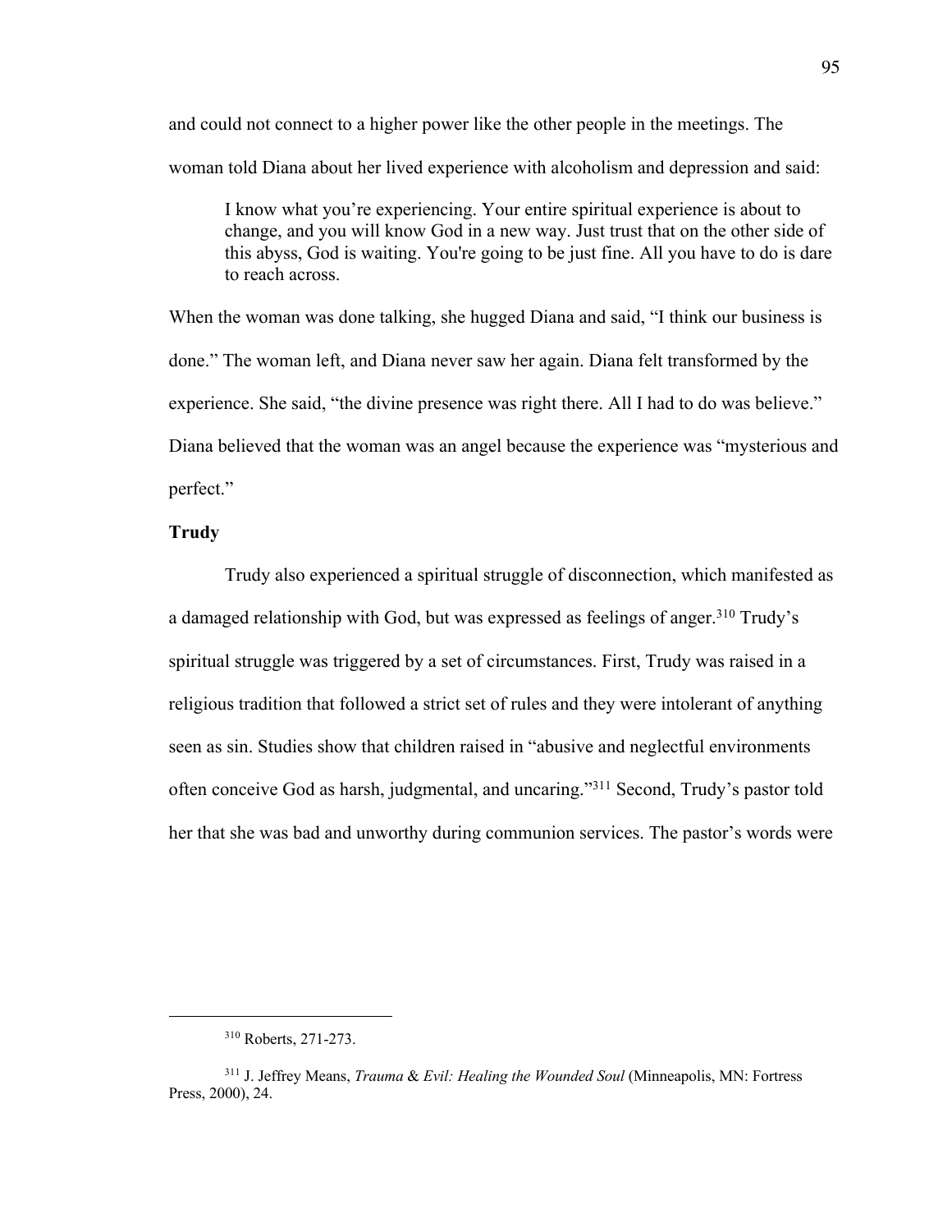and could not connect to a higher power like the other people in the meetings. The woman told Diana about her lived experience with alcoholism and depression and said:

> I know what you're experiencing. Your entire spiritual experience is about to change, and you will know God in a new way. Just trust that on the other side of this abyss, God is waiting. You're going to be just fine. All you have to do is dare to reach across.

When the woman was done talking, she hugged Diana and said, "I think our business is done." The woman left, and Diana never saw her again. Diana felt transformed by the experience. She said, "the divine presence was right there. All I had to do was believe." Diana believed that the woman was an angel because the experience was "mysterious and perfect."

**Trudy**

Trudy also experienced a spiritual struggle of disconnection, which manifested as a damaged relationship with God, but was expressed as feelings of anger.[310] Trudy's spiritual struggle was triggered by a set of circumstances. First, Trudy was raised in a religious tradition that followed a strict set of rules and they were intolerant of anything seen as sin. Studies show that children raised in "abusive and neglectful environments often conceive God as harsh, judgmental, and uncaring."[311] Second, Trudy's pastor told her that she was bad and unworthy during communion services. The pastor's words were

---

[310] Roberts, 271-273.

[311] J. Jeffrey Means, *Trauma* & *Evil: Healing the Wounded Soul* (Minneapolis, MN: Fortress Press, 2000), 24.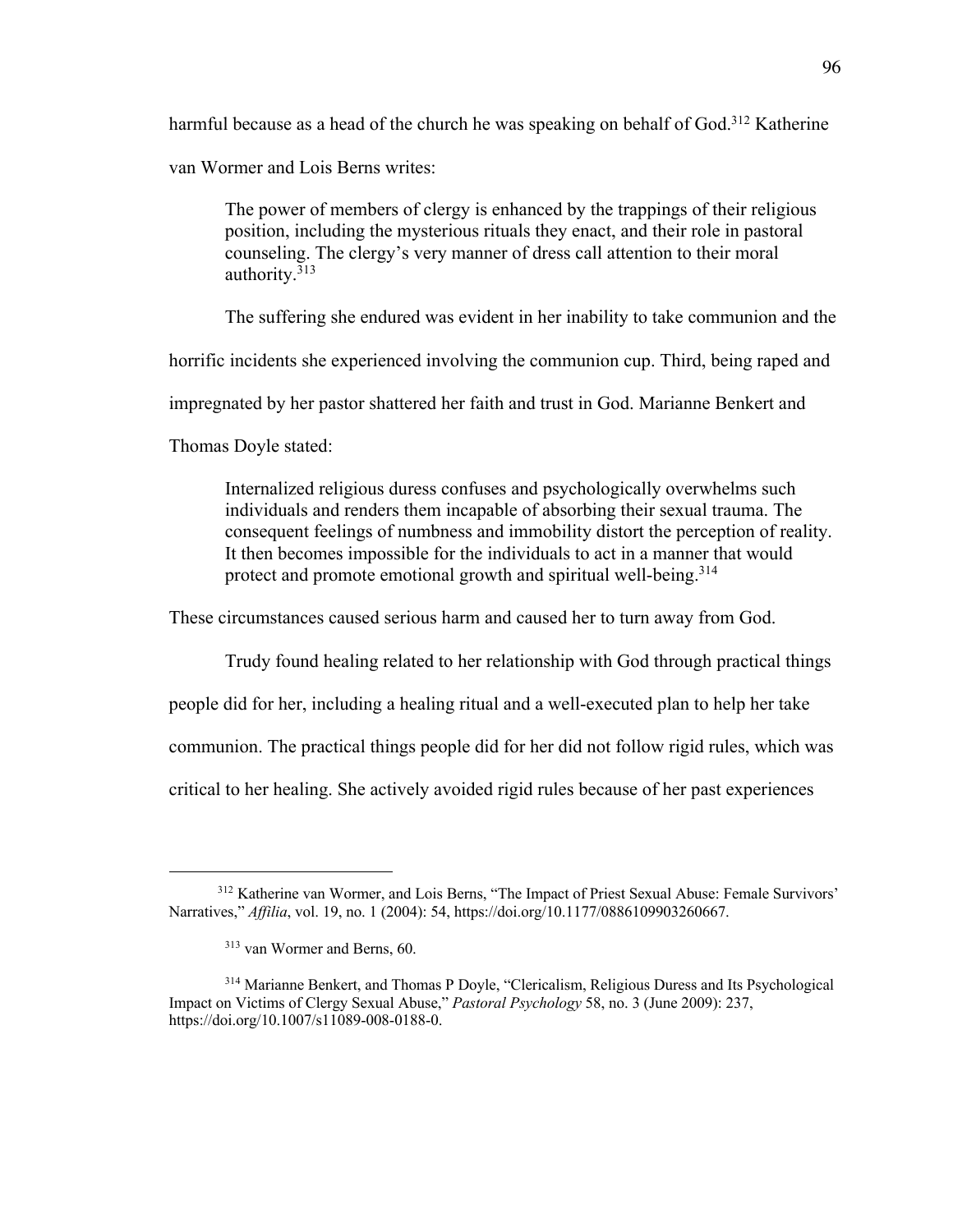harmful because as a head of the church he was speaking on behalf of God.[312] Katherine van Wormer and Lois Berns writes:

> The power of members of clergy is enhanced by the trappings of their religious position, including the mysterious rituals they enact, and their role in pastoral counseling. The clergy's very manner of dress call attention to their moral authority.[313]

The suffering she endured was evident in her inability to take communion and the horrific incidents she experienced involving the communion cup. Third, being raped and impregnated by her pastor shattered her faith and trust in God. Marianne Benkert and Thomas Doyle stated:

> Internalized religious duress confuses and psychologically overwhelms such individuals and renders them incapable of absorbing their sexual trauma. The consequent feelings of numbness and immobility distort the perception of reality. It then becomes impossible for the individuals to act in a manner that would protect and promote emotional growth and spiritual well-being.[314]

These circumstances caused serious harm and caused her to turn away from God.

Trudy found healing related to her relationship with God through practical things people did for her, including a healing ritual and a well-executed plan to help her take communion. The practical things people did for her did not follow rigid rules, which was critical to her healing. She actively avoided rigid rules because of her past experiences

---

[312] Katherine van Wormer, and Lois Berns, "The Impact of Priest Sexual Abuse: Female Survivors' Narratives," *Affilia*, vol. 19, no. 1 (2004): 54, https://doi.org/10.1177/0886109903260667.

[313] van Wormer and Berns, 60.

[314] Marianne Benkert, and Thomas P Doyle, "Clericalism, Religious Duress and Its Psychological Impact on Victims of Clergy Sexual Abuse," *Pastoral Psychology* 58, no. 3 (June 2009): 237, https://doi.org/10.1007/s11089-008-0188-0.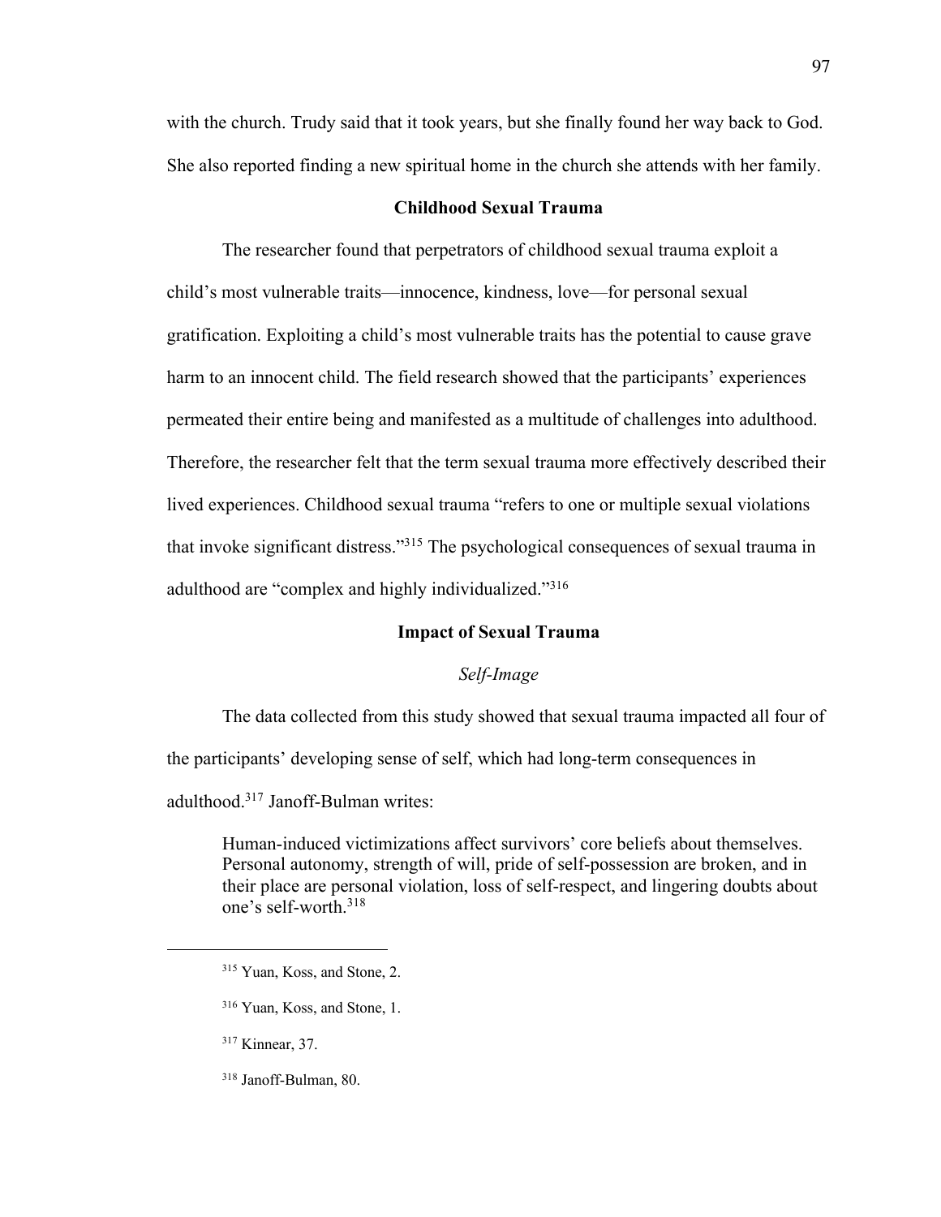with the church. Trudy said that it took years, but she finally found her way back to God. She also reported finding a new spiritual home in the church she attends with her family.

## Childhood Sexual Trauma

The researcher found that perpetrators of childhood sexual trauma exploit a child's most vulnerable traits—innocence, kindness, love—for personal sexual gratification. Exploiting a child's most vulnerable traits has the potential to cause grave harm to an innocent child. The field research showed that the participants' experiences permeated their entire being and manifested as a multitude of challenges into adulthood. Therefore, the researcher felt that the term sexual trauma more effectively described their lived experiences. Childhood sexual trauma "refers to one or multiple sexual violations that invoke significant distress."[315] The psychological consequences of sexual trauma in adulthood are "complex and highly individualized."[316]

## Impact of Sexual Trauma

### *Self-Image*

The data collected from this study showed that sexual trauma impacted all four of the participants' developing sense of self, which had long-term consequences in adulthood.[317] Janoff-Bulman writes:

> Human-induced victimizations affect survivors' core beliefs about themselves. Personal autonomy, strength of will, pride of self-possession are broken, and in their place are personal violation, loss of self-respect, and lingering doubts about one's self-worth.[318]

---

[315] Yuan, Koss, and Stone, 2.

[316] Yuan, Koss, and Stone, 1.

[317] Kinnear, 37.

[318] Janoff-Bulman, 80.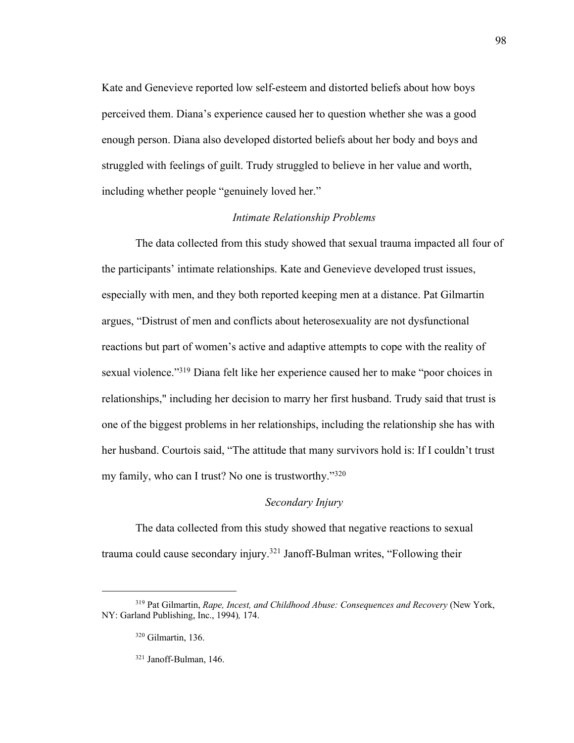Kate and Genevieve reported low self-esteem and distorted beliefs about how boys perceived them. Diana's experience caused her to question whether she was a good enough person. Diana also developed distorted beliefs about her body and boys and struggled with feelings of guilt. Trudy struggled to believe in her value and worth, including whether people "genuinely loved her."

### *Intimate Relationship Problems*

The data collected from this study showed that sexual trauma impacted all four of the participants' intimate relationships. Kate and Genevieve developed trust issues, especially with men, and they both reported keeping men at a distance. Pat Gilmartin argues, "Distrust of men and conflicts about heterosexuality are not dysfunctional reactions but part of women's active and adaptive attempts to cope with the reality of sexual violence."[319] Diana felt like her experience caused her to make "poor choices in relationships," including her decision to marry her first husband. Trudy said that trust is one of the biggest problems in her relationships, including the relationship she has with her husband. Courtois said, "The attitude that many survivors hold is: If I couldn't trust my family, who can I trust? No one is trustworthy."[320]

### *Secondary Injury*

The data collected from this study showed that negative reactions to sexual trauma could cause secondary injury.[321] Janoff-Bulman writes, "Following their

---

[319] Pat Gilmartin, *Rape, Incest, and Childhood Abuse: Consequences and Recovery* (New York, NY: Garland Publishing, Inc., 1994)*,* 174.

[320] Gilmartin, 136.

[321] Janoff-Bulman, 146.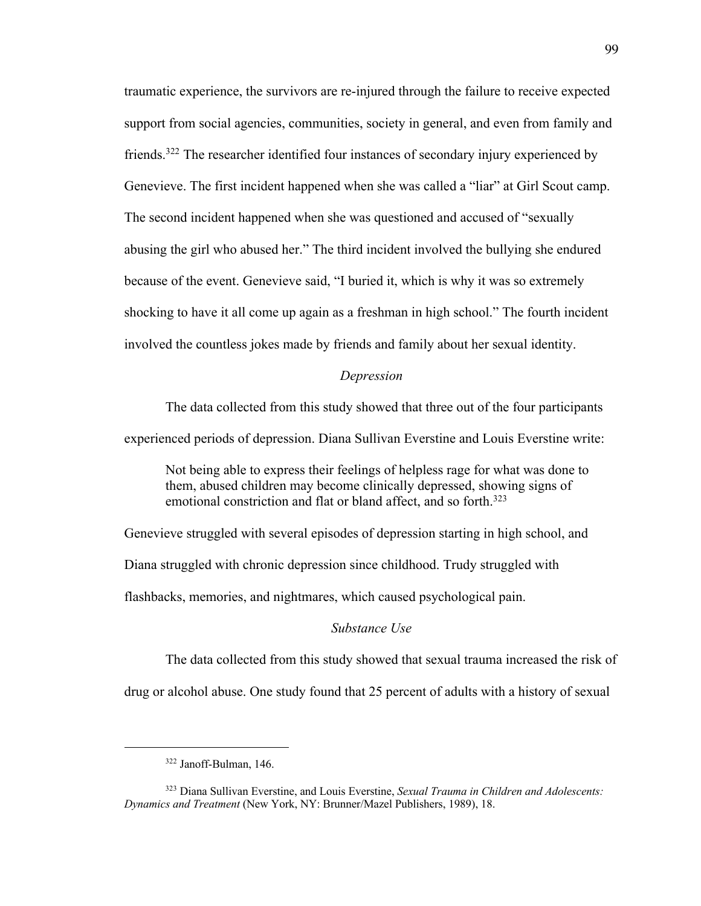traumatic experience, the survivors are re-injured through the failure to receive expected support from social agencies, communities, society in general, and even from family and friends.[322] The researcher identified four instances of secondary injury experienced by Genevieve. The first incident happened when she was called a "liar" at Girl Scout camp. The second incident happened when she was questioned and accused of "sexually abusing the girl who abused her." The third incident involved the bullying she endured because of the event. Genevieve said, "I buried it, which is why it was so extremely shocking to have it all come up again as a freshman in high school." The fourth incident involved the countless jokes made by friends and family about her sexual identity.

### *Depression*

The data collected from this study showed that three out of the four participants experienced periods of depression. Diana Sullivan Everstine and Louis Everstine write:

> Not being able to express their feelings of helpless rage for what was done to them, abused children may become clinically depressed, showing signs of emotional constriction and flat or bland affect, and so forth.[323]

Genevieve struggled with several episodes of depression starting in high school, and Diana struggled with chronic depression since childhood. Trudy struggled with flashbacks, memories, and nightmares, which caused psychological pain.

### *Substance Use*

The data collected from this study showed that sexual trauma increased the risk of drug or alcohol abuse. One study found that 25 percent of adults with a history of sexual

---

[322] Janoff-Bulman, 146.

[323] Diana Sullivan Everstine, and Louis Everstine, *Sexual Trauma in Children and Adolescents: Dynamics and Treatment* (New York, NY: Brunner/Mazel Publishers, 1989), 18.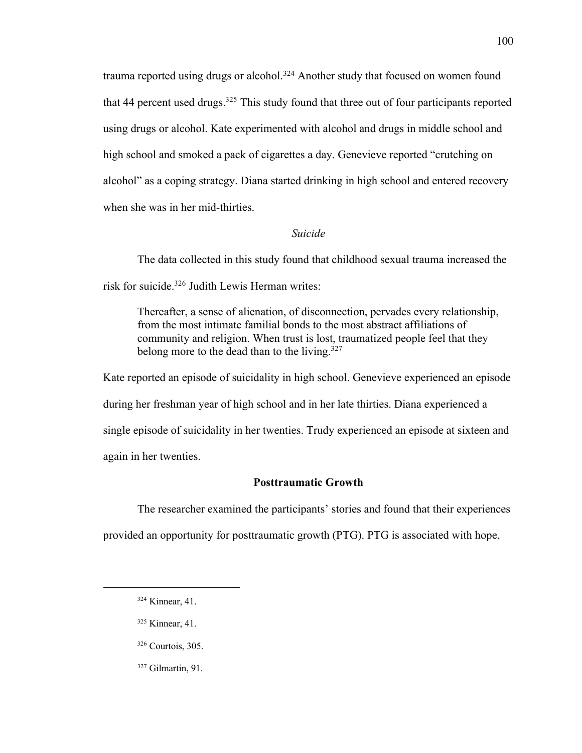trauma reported using drugs or alcohol.[324] Another study that focused on women found that 44 percent used drugs.[325] This study found that three out of four participants reported using drugs or alcohol. Kate experimented with alcohol and drugs in middle school and high school and smoked a pack of cigarettes a day. Genevieve reported "crutching on alcohol" as a coping strategy. Diana started drinking in high school and entered recovery when she was in her mid-thirties.

### *Suicide*

The data collected in this study found that childhood sexual trauma increased the risk for suicide.[326] Judith Lewis Herman writes:

> Thereafter, a sense of alienation, of disconnection, pervades every relationship, from the most intimate familial bonds to the most abstract affiliations of community and religion. When trust is lost, traumatized people feel that they belong more to the dead than to the living.[327]

Kate reported an episode of suicidality in high school. Genevieve experienced an episode during her freshman year of high school and in her late thirties. Diana experienced a single episode of suicidality in her twenties. Trudy experienced an episode at sixteen and again in her twenties.

## **Posttraumatic Growth**

The researcher examined the participants' stories and found that their experiences provided an opportunity for posttraumatic growth (PTG). PTG is associated with hope,

---

[324] Kinnear, 41.

[325] Kinnear, 41.

[326] Courtois, 305.

[327] Gilmartin, 91.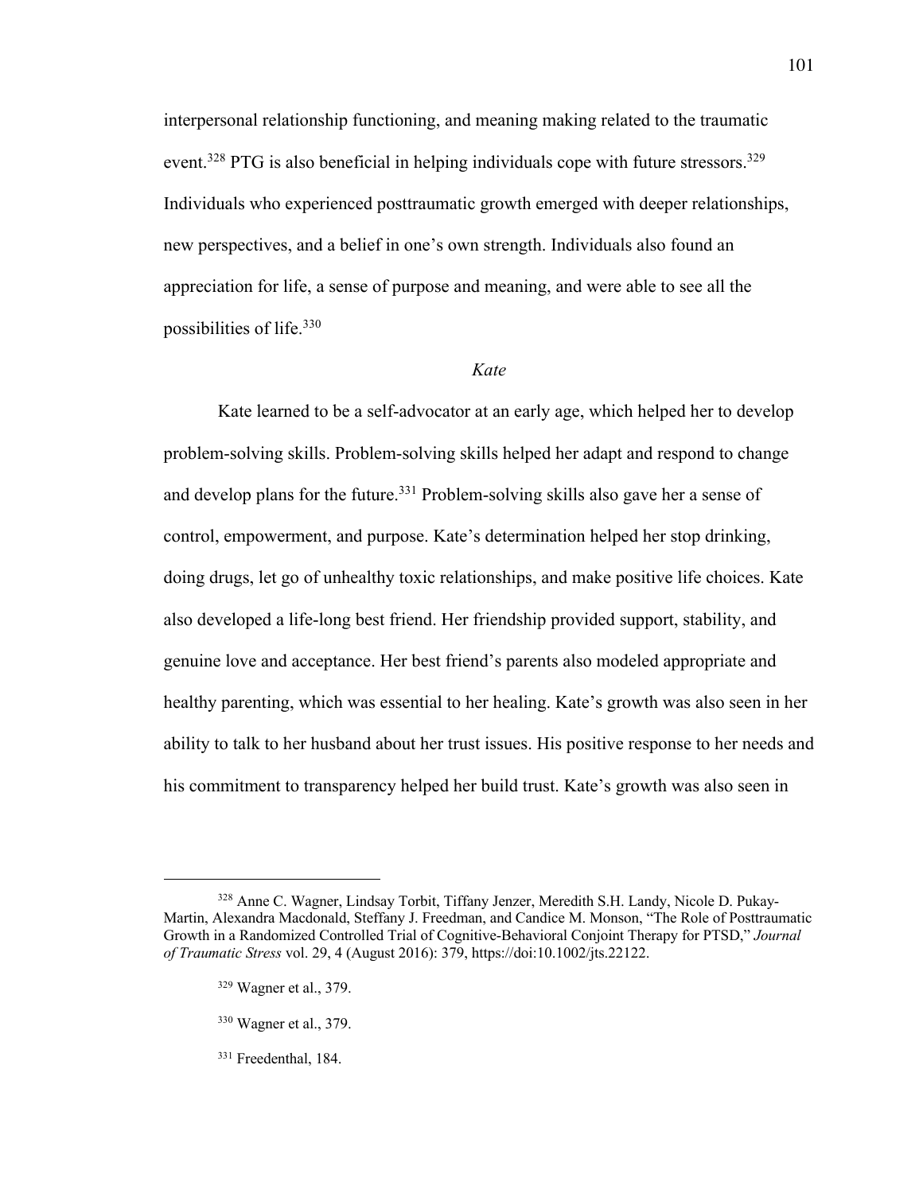interpersonal relationship functioning, and meaning making related to the traumatic event.[328] PTG is also beneficial in helping individuals cope with future stressors.[329] Individuals who experienced posttraumatic growth emerged with deeper relationships, new perspectives, and a belief in one's own strength. Individuals also found an appreciation for life, a sense of purpose and meaning, and were able to see all the possibilities of life.[330]

### *Kate*

Kate learned to be a self-advocator at an early age, which helped her to develop problem-solving skills. Problem-solving skills helped her adapt and respond to change and develop plans for the future.[331] Problem-solving skills also gave her a sense of control, empowerment, and purpose. Kate's determination helped her stop drinking, doing drugs, let go of unhealthy toxic relationships, and make positive life choices. Kate also developed a life-long best friend. Her friendship provided support, stability, and genuine love and acceptance. Her best friend's parents also modeled appropriate and healthy parenting, which was essential to her healing. Kate's growth was also seen in her ability to talk to her husband about her trust issues. His positive response to her needs and his commitment to transparency helped her build trust. Kate's growth was also seen in

---

[328] Anne C. Wagner, Lindsay Torbit, Tiffany Jenzer, Meredith S.H. Landy, Nicole D. Pukay-Martin, Alexandra Macdonald, Steffany J. Freedman, and Candice M. Monson, "The Role of Posttraumatic Growth in a Randomized Controlled Trial of Cognitive-Behavioral Conjoint Therapy for PTSD," *Journal of Traumatic Stress* vol. 29, 4 (August 2016): 379, https://doi:10.1002/jts.22122.

[329] Wagner et al., 379.

[330] Wagner et al., 379.

[331] Freedenthal, 184.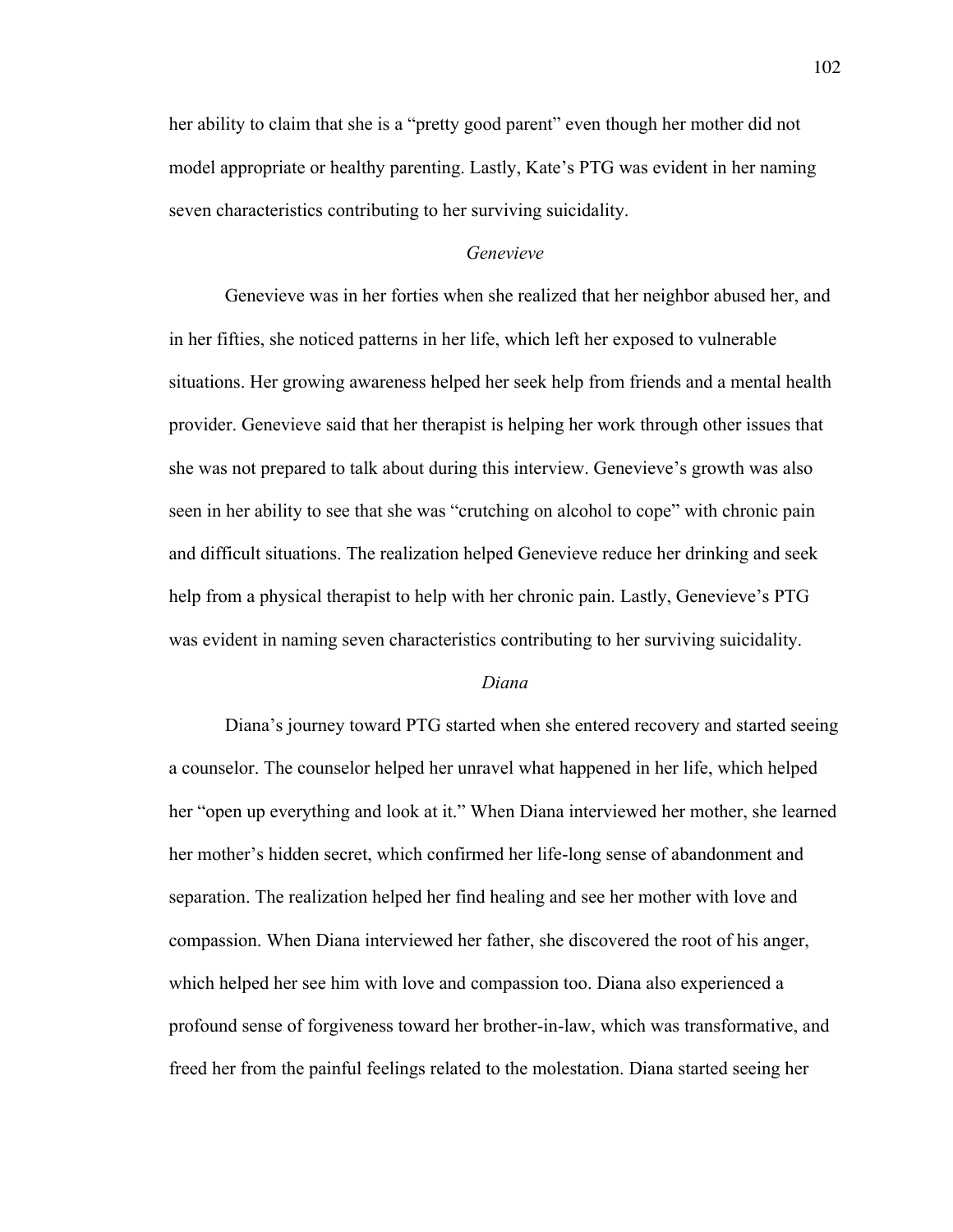her ability to claim that she is a "pretty good parent" even though her mother did not model appropriate or healthy parenting. Lastly, Kate's PTG was evident in her naming seven characteristics contributing to her surviving suicidality.

### *Genevieve*

Genevieve was in her forties when she realized that her neighbor abused her, and in her fifties, she noticed patterns in her life, which left her exposed to vulnerable situations. Her growing awareness helped her seek help from friends and a mental health provider. Genevieve said that her therapist is helping her work through other issues that she was not prepared to talk about during this interview. Genevieve's growth was also seen in her ability to see that she was "crutching on alcohol to cope" with chronic pain and difficult situations. The realization helped Genevieve reduce her drinking and seek help from a physical therapist to help with her chronic pain. Lastly, Genevieve's PTG was evident in naming seven characteristics contributing to her surviving suicidality.

### *Diana*

Diana's journey toward PTG started when she entered recovery and started seeing a counselor. The counselor helped her unravel what happened in her life, which helped her "open up everything and look at it." When Diana interviewed her mother, she learned her mother's hidden secret, which confirmed her life-long sense of abandonment and separation. The realization helped her find healing and see her mother with love and compassion. When Diana interviewed her father, she discovered the root of his anger, which helped her see him with love and compassion too. Diana also experienced a profound sense of forgiveness toward her brother-in-law, which was transformative, and freed her from the painful feelings related to the molestation. Diana started seeing her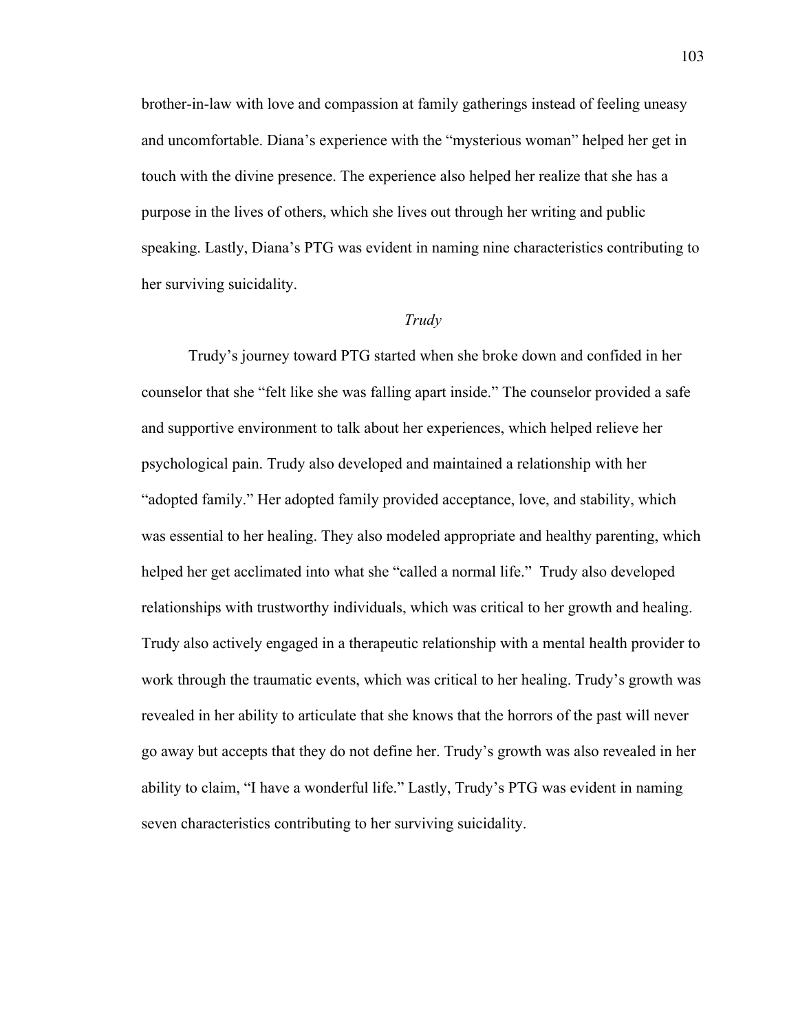brother-in-law with love and compassion at family gatherings instead of feeling uneasy and uncomfortable. Diana's experience with the "mysterious woman" helped her get in touch with the divine presence. The experience also helped her realize that she has a purpose in the lives of others, which she lives out through her writing and public speaking. Lastly, Diana's PTG was evident in naming nine characteristics contributing to her surviving suicidality.

### *Trudy*

Trudy's journey toward PTG started when she broke down and confided in her counselor that she "felt like she was falling apart inside." The counselor provided a safe and supportive environment to talk about her experiences, which helped relieve her psychological pain. Trudy also developed and maintained a relationship with her "adopted family." Her adopted family provided acceptance, love, and stability, which was essential to her healing. They also modeled appropriate and healthy parenting, which helped her get acclimated into what she "called a normal life." Trudy also developed relationships with trustworthy individuals, which was critical to her growth and healing. Trudy also actively engaged in a therapeutic relationship with a mental health provider to work through the traumatic events, which was critical to her healing. Trudy's growth was revealed in her ability to articulate that she knows that the horrors of the past will never go away but accepts that they do not define her. Trudy's growth was also revealed in her ability to claim, "I have a wonderful life." Lastly, Trudy's PTG was evident in naming seven characteristics contributing to her surviving suicidality.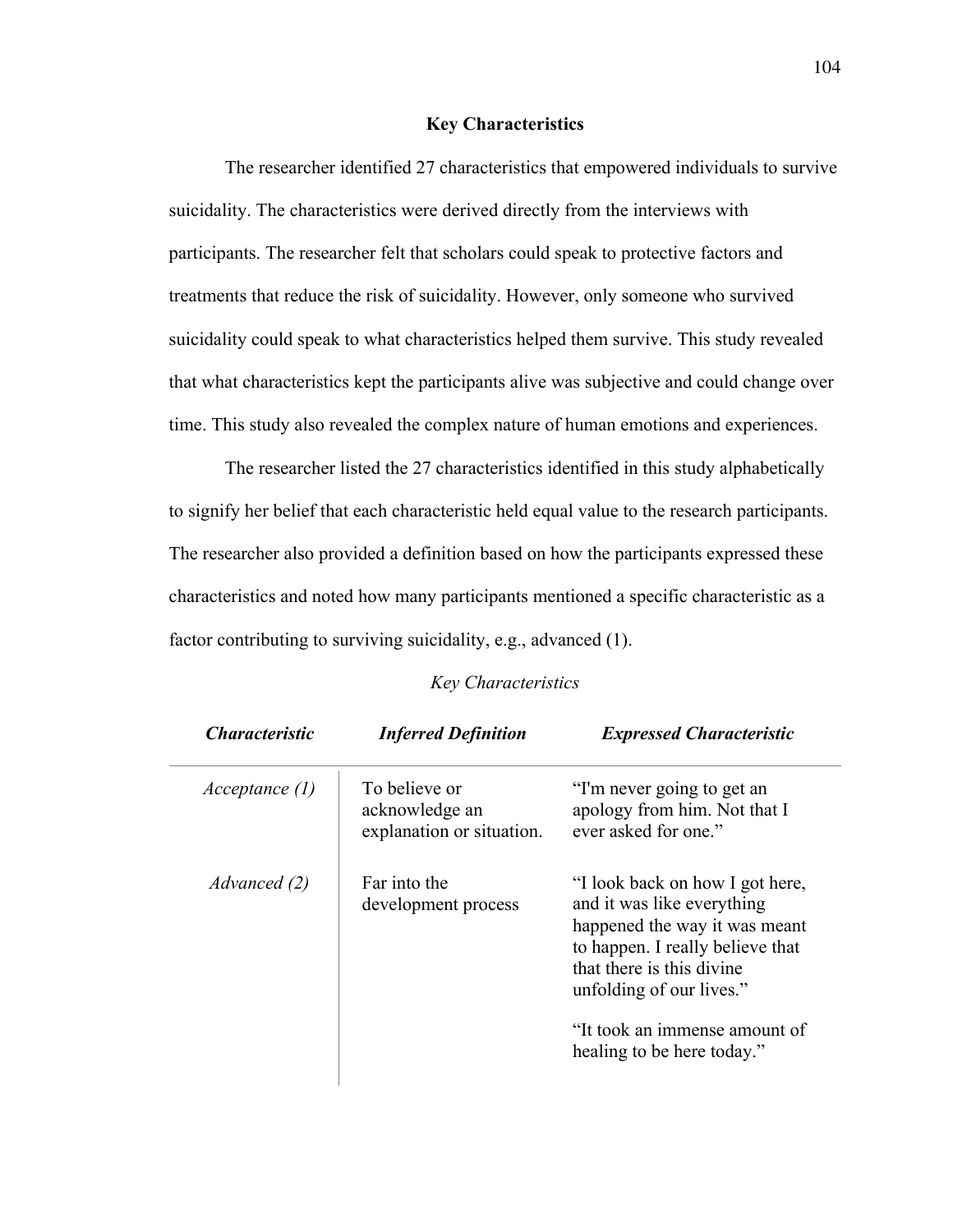## Key Characteristics

The researcher identified 27 characteristics that empowered individuals to survive suicidality. The characteristics were derived directly from the interviews with participants. The researcher felt that scholars could speak to protective factors and treatments that reduce the risk of suicidality. However, only someone who survived suicidality could speak to what characteristics helped them survive. This study revealed that what characteristics kept the participants alive was subjective and could change over time. This study also revealed the complex nature of human emotions and experiences.

The researcher listed the 27 characteristics identified in this study alphabetically to signify her belief that each characteristic held equal value to the research participants. The researcher also provided a definition based on how the participants expressed these characteristics and noted how many participants mentioned a specific characteristic as a factor contributing to surviving suicidality, e.g., advanced (1).

*Key Characteristics*

| ***Characteristic*** | ***Inferred Definition*** | ***Expressed Characteristic*** |
|---|---|---|
| *Acceptance (1)* | To believe or acknowledge an explanation or situation. | "I'm never going to get an apology from him. Not that I ever asked for one." |
| *Advanced (2)* | Far into the development process | "I look back on how I got here, and it was like everything happened the way it was meant to happen. I really believe that that there is this divine unfolding of our lives." "It took an immense amount of healing to be here today." |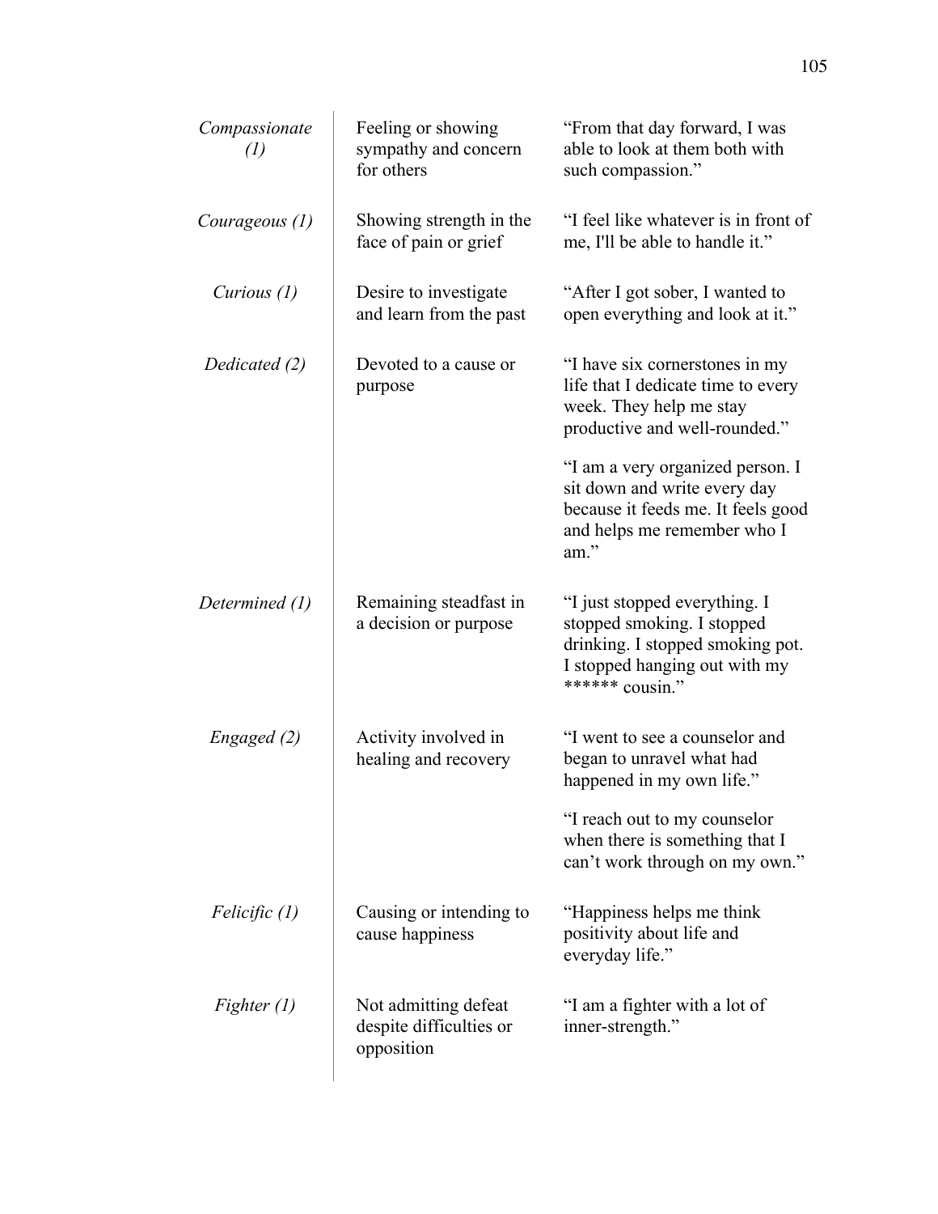| | | |
|---|---|---|
| *Compassionate (1)* | Feeling or showing sympathy and concern for others | "From that day forward, I was able to look at them both with such compassion." |
| *Courageous (1)* | Showing strength in the face of pain or grief | "I feel like whatever is in front of me, I'll be able to handle it." |
| *Curious (1)* | Desire to investigate and learn from the past | "After I got sober, I wanted to open everything and look at it." |
| *Dedicated (2)* | Devoted to a cause or purpose | "I have six cornerstones in my life that I dedicate time to every week. They help me stay productive and well-rounded." |
| | | "I am a very organized person. I sit down and write every day because it feeds me. It feels good and helps me remember who I am." |
| *Determined (1)* | Remaining steadfast in a decision or purpose | "I just stopped everything. I stopped smoking. I stopped drinking. I stopped smoking pot. I stopped hanging out with my ****** cousin." |
| *Engaged (2)* | Activity involved in healing and recovery | "I went to see a counselor and began to unravel what had happened in my own life." |
| | | "I reach out to my counselor when there is something that I can't work through on my own." |
| *Felicific (1)* | Causing or intending to cause happiness | "Happiness helps me think positivity about life and everyday life." |
| *Fighter (1)* | Not admitting defeat despite difficulties or opposition | "I am a fighter with a lot of inner-strength." |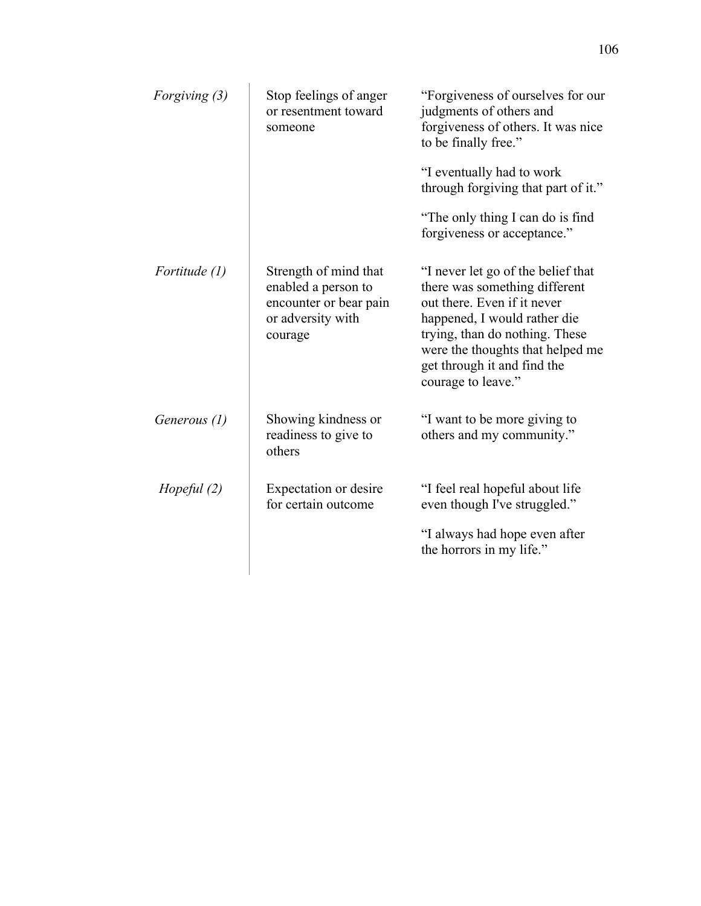| | | |
|---|---|---|
| *Forgiving (3)* | Stop feelings of anger or resentment toward someone | "Forgiveness of ourselves for our judgments of others and forgiveness of others. It was nice to be finally free."<br><br>"I eventually had to work through forgiving that part of it."<br><br>"The only thing I can do is find forgiveness or acceptance." |
| *Fortitude (1)* | Strength of mind that enabled a person to encounter or bear pain or adversity with courage | "I never let go of the belief that there was something different out there. Even if it never happened, I would rather die trying, than do nothing. These were the thoughts that helped me get through it and find the courage to leave." |
| *Generous (1)* | Showing kindness or readiness to give to others | "I want to be more giving to others and my community." |
| *Hopeful (2)* | Expectation or desire for certain outcome | "I feel real hopeful about life even though I've struggled."<br><br>"I always had hope even after the horrors in my life." |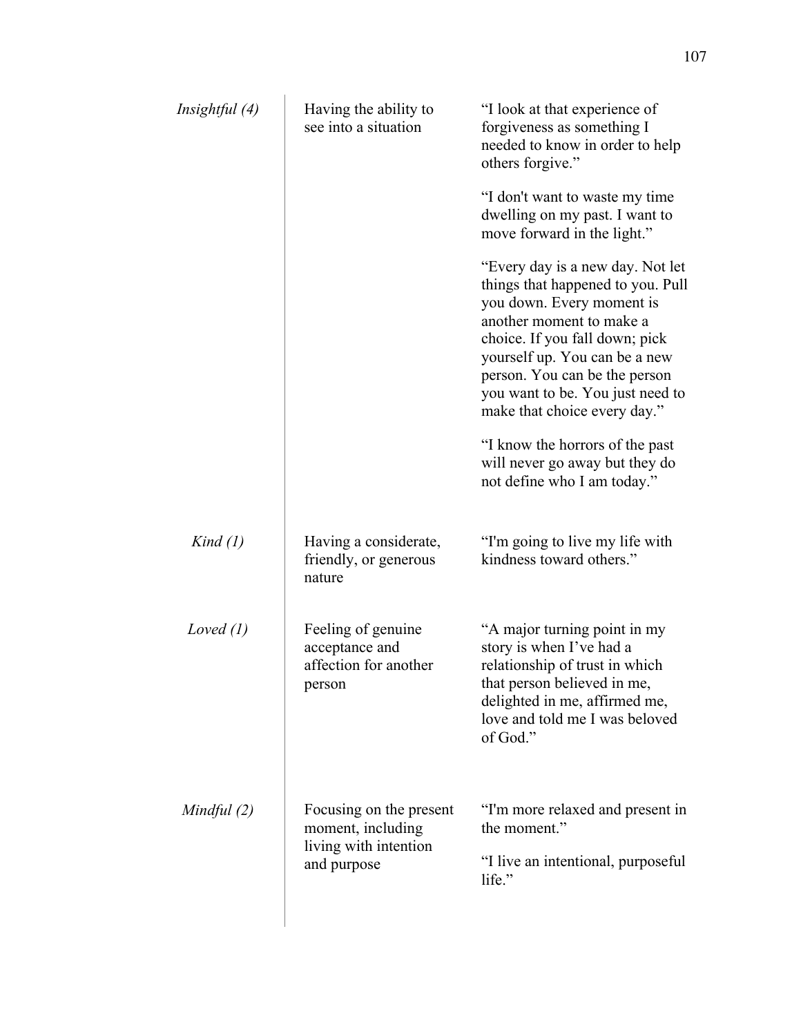| | | |
|---|---|---|
| *Insightful (4)* | Having the ability to see into a situation | "I look at that experience of forgiveness as something I needed to know in order to help others forgive."<br><br>"I don't want to waste my time dwelling on my past. I want to move forward in the light."<br><br>"Every day is a new day. Not let things that happened to you. Pull you down. Every moment is another moment to make a choice. If you fall down; pick yourself up. You can be a new person. You can be the person you want to be. You just need to make that choice every day."<br><br>"I know the horrors of the past will never go away but they do not define who I am today." |
| *Kind (1)* | Having a considerate, friendly, or generous nature | "I'm going to live my life with kindness toward others." |
| *Loved (1)* | Feeling of genuine acceptance and affection for another person | "A major turning point in my story is when I've had a relationship of trust in which that person believed in me, delighted in me, affirmed me, love and told me I was beloved of God." |
| *Mindful (2)* | Focusing on the present moment, including living with intention and purpose | "I'm more relaxed and present in the moment."<br><br>"I live an intentional, purposeful life." |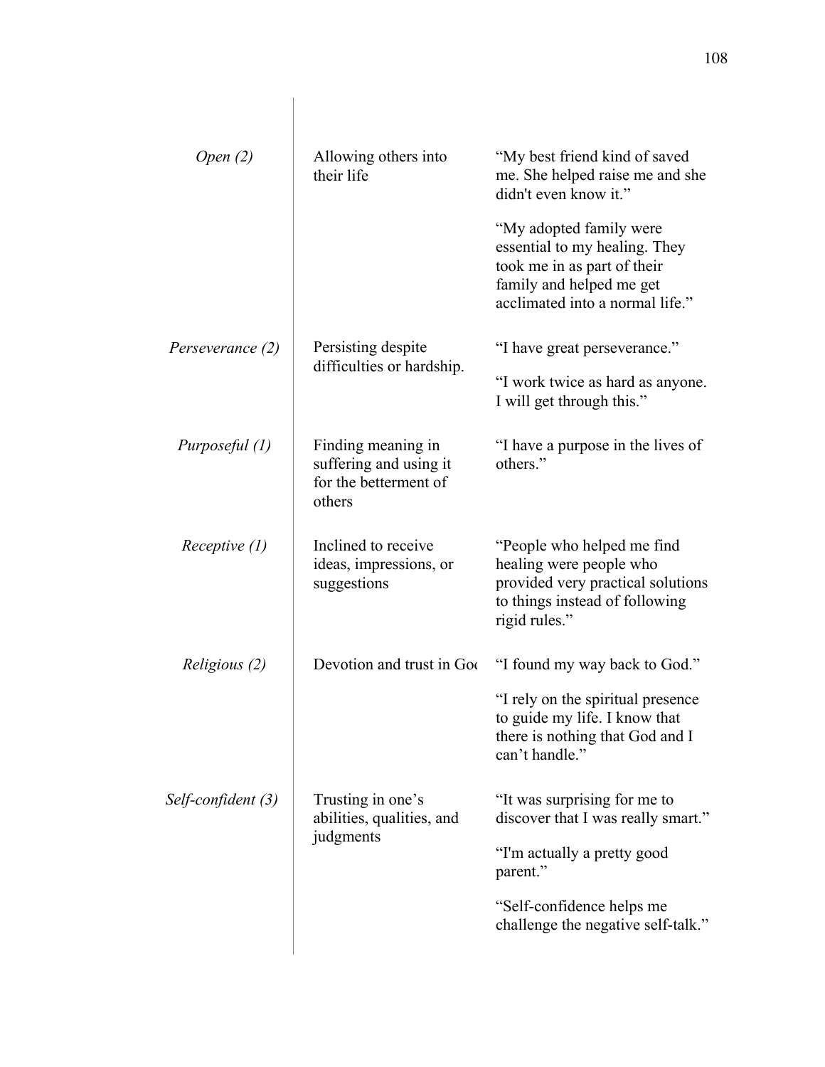| | | |
|---|---|---|
| *Open (2)* | Allowing others into their life | "My best friend kind of saved me. She helped raise me and she didn't even know it."<br><br>"My adopted family were essential to my healing. They took me in as part of their family and helped me get acclimated into a normal life." |
| *Perseverance (2)* | Persisting despite difficulties or hardship. | "I have great perseverance."<br><br>"I work twice as hard as anyone. I will get through this." |
| *Purposeful (1)* | Finding meaning in suffering and using it for the betterment of others | "I have a purpose in the lives of others." |
| *Receptive (1)* | Inclined to receive ideas, impressions, or suggestions | "People who helped me find healing were people who provided very practical solutions to things instead of following rigid rules." |
| *Religious (2)* | Devotion and trust in God | "I found my way back to God."<br><br>"I rely on the spiritual presence to guide my life. I know that there is nothing that God and I can't handle." |
| *Self-confident (3)* | Trusting in one's abilities, qualities, and judgments | "It was surprising for me to discover that I was really smart."<br><br>"I'm actually a pretty good parent."<br><br>"Self-confidence helps me challenge the negative self-talk." |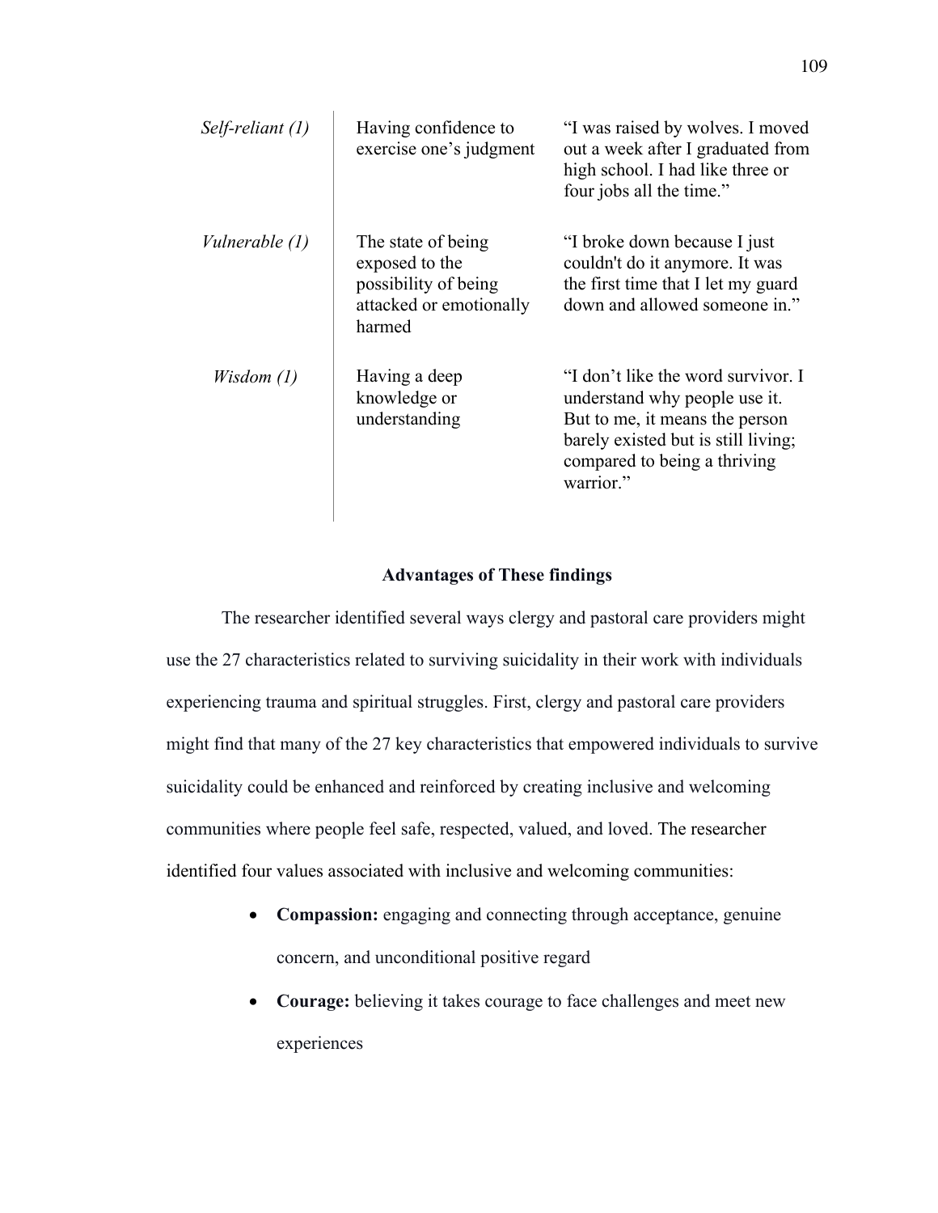| | | |
|---|---|---|
| *Self-reliant (1)* | Having confidence to exercise one's judgment | "I was raised by wolves. I moved out a week after I graduated from high school. I had like three or four jobs all the time." |
| *Vulnerable (1)* | The state of being exposed to the possibility of being attacked or emotionally harmed | "I broke down because I just couldn't do it anymore. It was the first time that I let my guard down and allowed someone in." |
| *Wisdom (1)* | Having a deep knowledge or understanding | "I don't like the word survivor. I understand why people use it. But to me, it means the person barely existed but is still living; compared to being a thriving warrior." |

**Advantages of These findings**

The researcher identified several ways clergy and pastoral care providers might use the 27 characteristics related to surviving suicidality in their work with individuals experiencing trauma and spiritual struggles. First, clergy and pastoral care providers might find that many of the 27 key characteristics that empowered individuals to survive suicidality could be enhanced and reinforced by creating inclusive and welcoming communities where people feel safe, respected, valued, and loved. The researcher identified four values associated with inclusive and welcoming communities:

- **Compassion:** engaging and connecting through acceptance, genuine concern, and unconditional positive regard
- **Courage:** believing it takes courage to face challenges and meet new experiences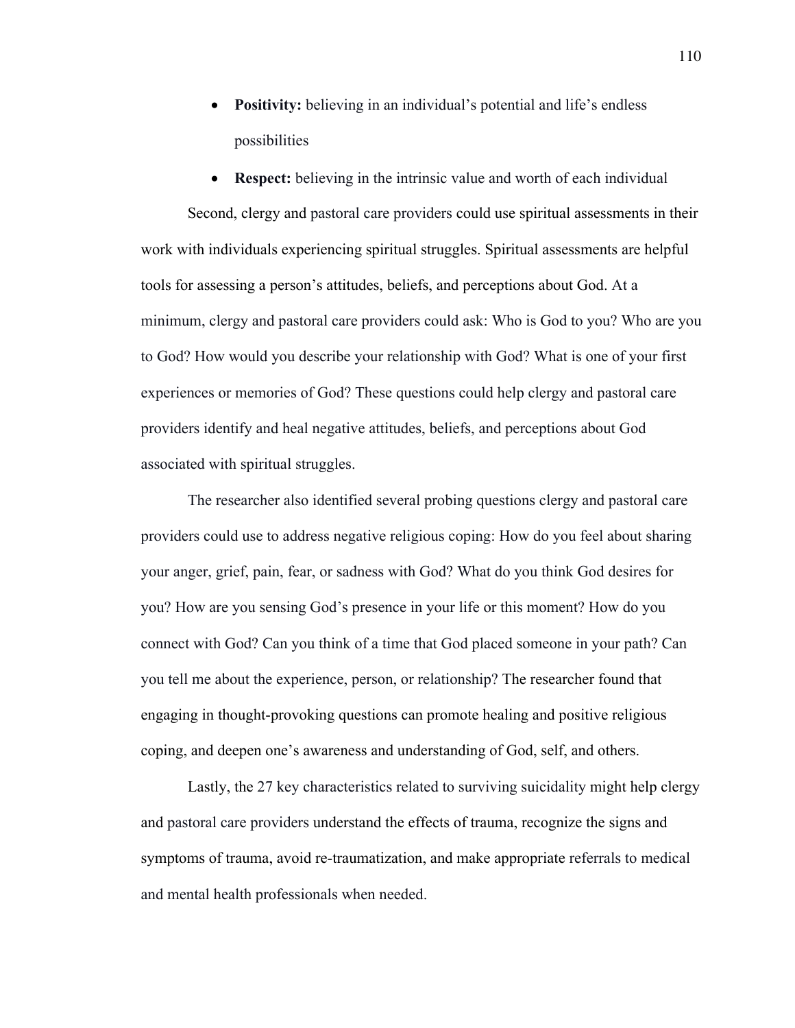- **Positivity:** believing in an individual's potential and life's endless possibilities
- **Respect:** believing in the intrinsic value and worth of each individual

Second, clergy and pastoral care providers could use spiritual assessments in their work with individuals experiencing spiritual struggles. Spiritual assessments are helpful tools for assessing a person's attitudes, beliefs, and perceptions about God. At a minimum, clergy and pastoral care providers could ask: Who is God to you? Who are you to God? How would you describe your relationship with God? What is one of your first experiences or memories of God? These questions could help clergy and pastoral care providers identify and heal negative attitudes, beliefs, and perceptions about God associated with spiritual struggles.

The researcher also identified several probing questions clergy and pastoral care providers could use to address negative religious coping: How do you feel about sharing your anger, grief, pain, fear, or sadness with God? What do you think God desires for you? How are you sensing God's presence in your life or this moment? How do you connect with God? Can you think of a time that God placed someone in your path? Can you tell me about the experience, person, or relationship? The researcher found that engaging in thought-provoking questions can promote healing and positive religious coping, and deepen one's awareness and understanding of God, self, and others.

Lastly, the 27 key characteristics related to surviving suicidality might help clergy and pastoral care providers understand the effects of trauma, recognize the signs and symptoms of trauma, avoid re-traumatization, and make appropriate referrals to medical and mental health professionals when needed.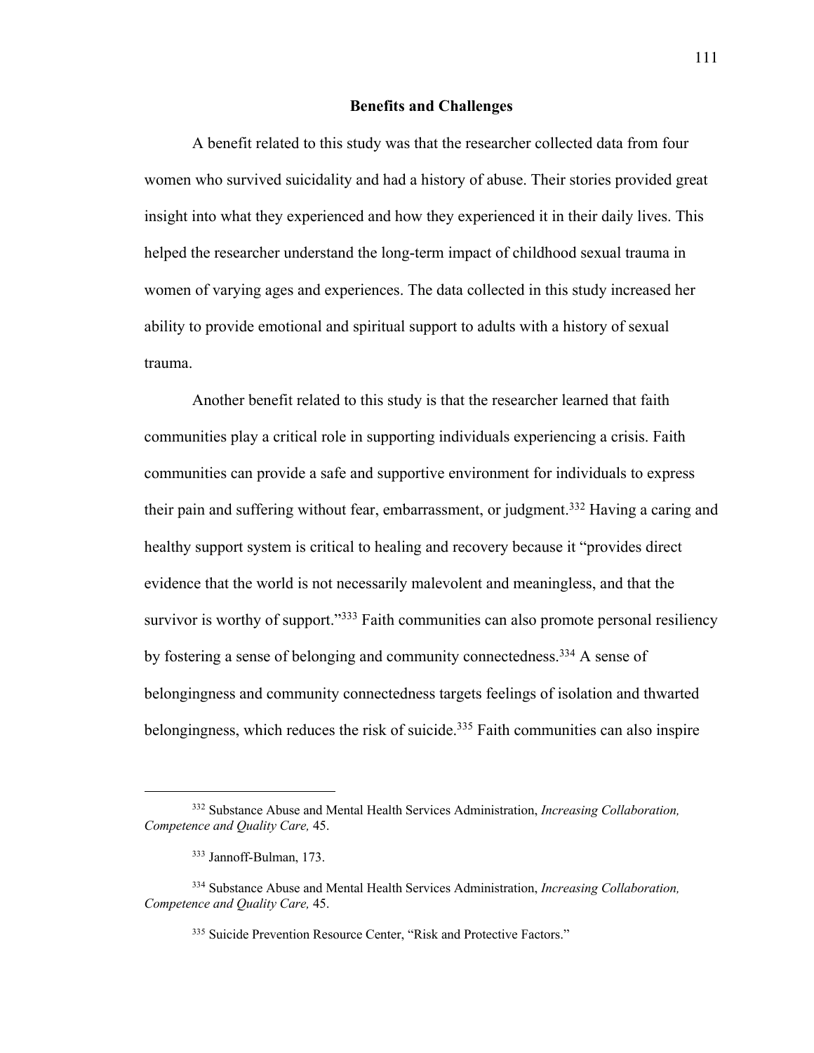## Benefits and Challenges

A benefit related to this study was that the researcher collected data from four women who survived suicidality and had a history of abuse. Their stories provided great insight into what they experienced and how they experienced it in their daily lives. This helped the researcher understand the long-term impact of childhood sexual trauma in women of varying ages and experiences. The data collected in this study increased her ability to provide emotional and spiritual support to adults with a history of sexual trauma.

Another benefit related to this study is that the researcher learned that faith communities play a critical role in supporting individuals experiencing a crisis. Faith communities can provide a safe and supportive environment for individuals to express their pain and suffering without fear, embarrassment, or judgment.[332] Having a caring and healthy support system is critical to healing and recovery because it "provides direct evidence that the world is not necessarily malevolent and meaningless, and that the survivor is worthy of support."[333] Faith communities can also promote personal resiliency by fostering a sense of belonging and community connectedness.[334] A sense of belongingness and community connectedness targets feelings of isolation and thwarted belongingness, which reduces the risk of suicide.[335] Faith communities can also inspire

---

[332] Substance Abuse and Mental Health Services Administration, *Increasing Collaboration, Competence and Quality Care,* 45.

[333] Jannoff-Bulman, 173.

[334] Substance Abuse and Mental Health Services Administration, *Increasing Collaboration, Competence and Quality Care,* 45.

[335] Suicide Prevention Resource Center, "Risk and Protective Factors."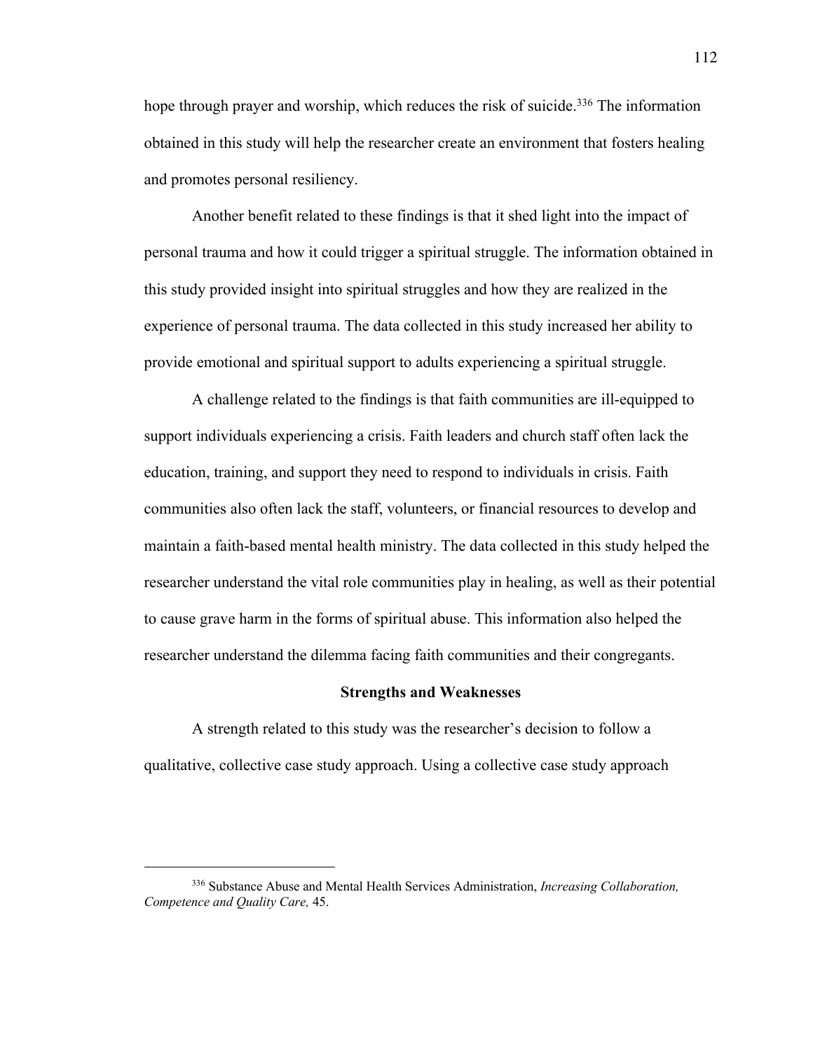hope through prayer and worship, which reduces the risk of suicide.[336] The information obtained in this study will help the researcher create an environment that fosters healing and promotes personal resiliency.

Another benefit related to these findings is that it shed light into the impact of personal trauma and how it could trigger a spiritual struggle. The information obtained in this study provided insight into spiritual struggles and how they are realized in the experience of personal trauma. The data collected in this study increased her ability to provide emotional and spiritual support to adults experiencing a spiritual struggle.

A challenge related to the findings is that faith communities are ill-equipped to support individuals experiencing a crisis. Faith leaders and church staff often lack the education, training, and support they need to respond to individuals in crisis. Faith communities also often lack the staff, volunteers, or financial resources to develop and maintain a faith-based mental health ministry. The data collected in this study helped the researcher understand the vital role communities play in healing, as well as their potential to cause grave harm in the forms of spiritual abuse. This information also helped the researcher understand the dilemma facing faith communities and their congregants.

## Strengths and Weaknesses

A strength related to this study was the researcher's decision to follow a qualitative, collective case study approach. Using a collective case study approach

---

[336] Substance Abuse and Mental Health Services Administration, *Increasing Collaboration, Competence and Quality Care,* 45.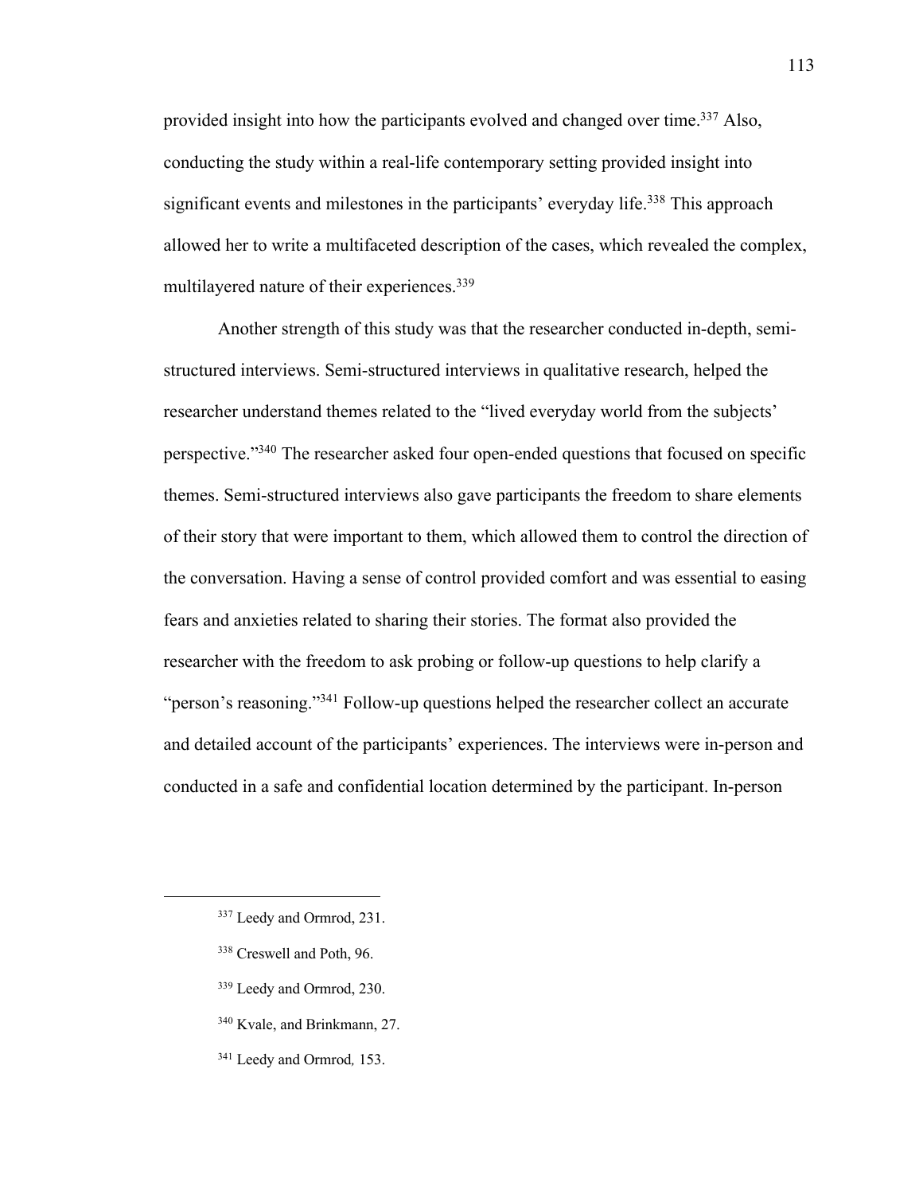provided insight into how the participants evolved and changed over time.[337] Also, conducting the study within a real-life contemporary setting provided insight into significant events and milestones in the participants' everyday life.[338] This approach allowed her to write a multifaceted description of the cases, which revealed the complex, multilayered nature of their experiences.[339]

Another strength of this study was that the researcher conducted in-depth, semi-structured interviews. Semi-structured interviews in qualitative research, helped the researcher understand themes related to the "lived everyday world from the subjects' perspective."[340] The researcher asked four open-ended questions that focused on specific themes. Semi-structured interviews also gave participants the freedom to share elements of their story that were important to them, which allowed them to control the direction of the conversation. Having a sense of control provided comfort and was essential to easing fears and anxieties related to sharing their stories. The format also provided the researcher with the freedom to ask probing or follow-up questions to help clarify a "person's reasoning."[341] Follow-up questions helped the researcher collect an accurate and detailed account of the participants' experiences. The interviews were in-person and conducted in a safe and confidential location determined by the participant. In-person

---

[337] Leedy and Ormrod, 231.

[338] Creswell and Poth, 96.

[339] Leedy and Ormrod, 230.

[340] Kvale, and Brinkmann, 27.

[341] Leedy and Ormrod, 153.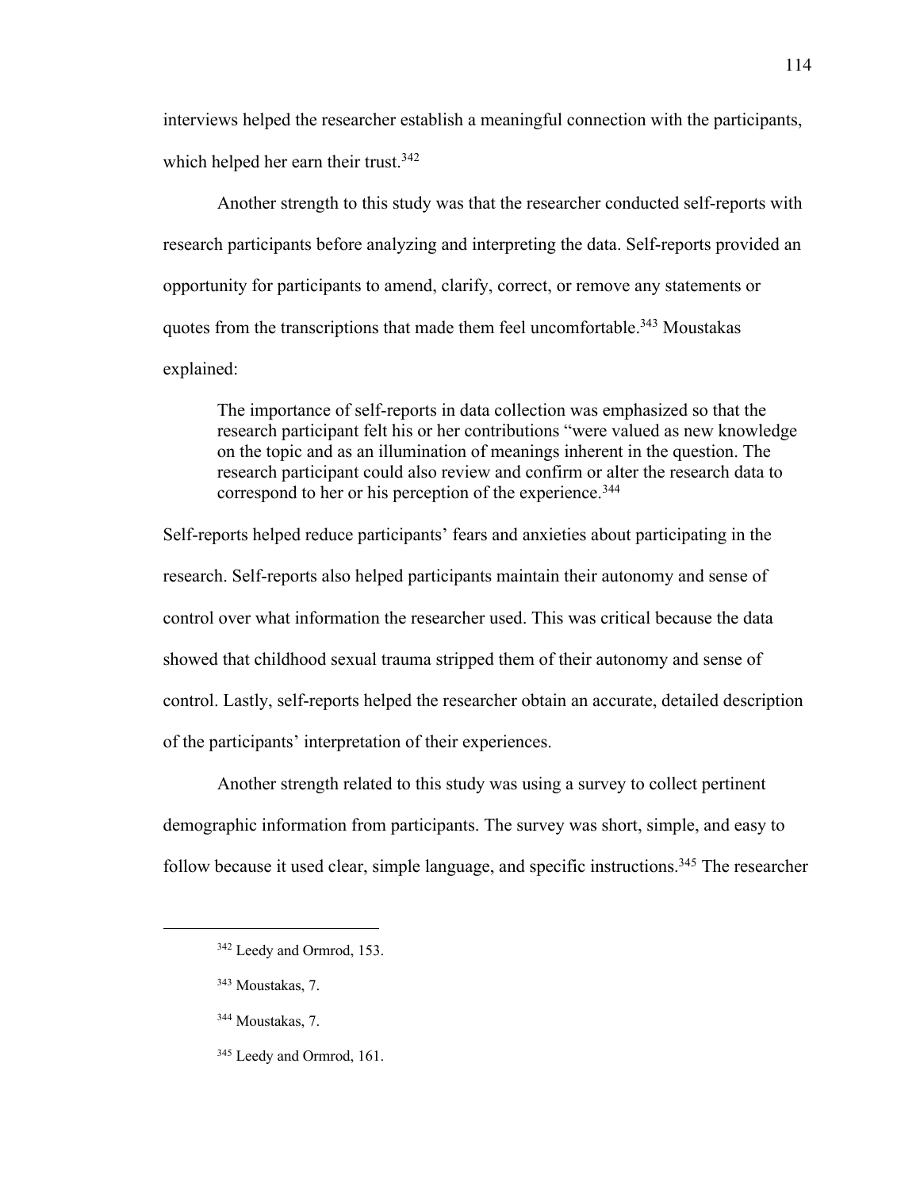interviews helped the researcher establish a meaningful connection with the participants, which helped her earn their trust.[342]

Another strength to this study was that the researcher conducted self-reports with research participants before analyzing and interpreting the data. Self-reports provided an opportunity for participants to amend, clarify, correct, or remove any statements or quotes from the transcriptions that made them feel uncomfortable.[343] Moustakas explained:

> The importance of self-reports in data collection was emphasized so that the research participant felt his or her contributions "were valued as new knowledge on the topic and as an illumination of meanings inherent in the question. The research participant could also review and confirm or alter the research data to correspond to her or his perception of the experience.[344]

Self-reports helped reduce participants' fears and anxieties about participating in the research. Self-reports also helped participants maintain their autonomy and sense of control over what information the researcher used. This was critical because the data showed that childhood sexual trauma stripped them of their autonomy and sense of control. Lastly, self-reports helped the researcher obtain an accurate, detailed description of the participants' interpretation of their experiences.

Another strength related to this study was using a survey to collect pertinent demographic information from participants. The survey was short, simple, and easy to follow because it used clear, simple language, and specific instructions.[345] The researcher

---

[342] Leedy and Ormrod, 153.

[343] Moustakas, 7.

[344] Moustakas, 7.

[345] Leedy and Ormrod, 161.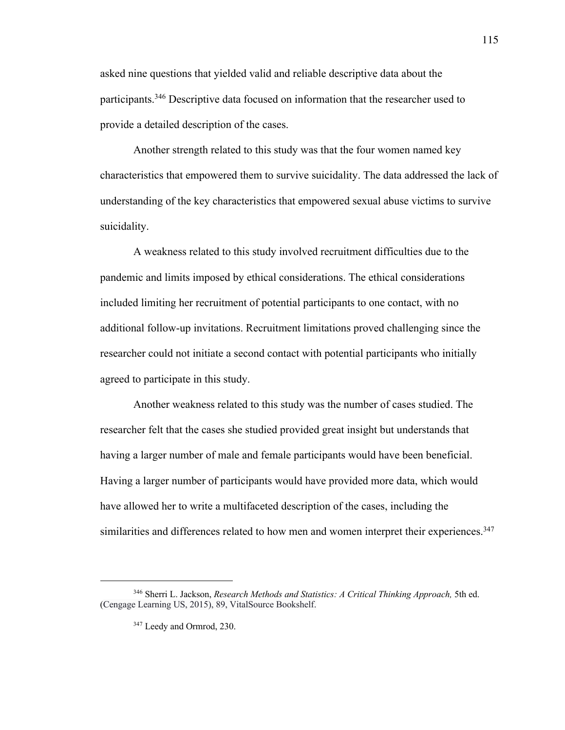asked nine questions that yielded valid and reliable descriptive data about the participants.[346] Descriptive data focused on information that the researcher used to provide a detailed description of the cases.

Another strength related to this study was that the four women named key characteristics that empowered them to survive suicidality. The data addressed the lack of understanding of the key characteristics that empowered sexual abuse victims to survive suicidality.

A weakness related to this study involved recruitment difficulties due to the pandemic and limits imposed by ethical considerations. The ethical considerations included limiting her recruitment of potential participants to one contact, with no additional follow-up invitations. Recruitment limitations proved challenging since the researcher could not initiate a second contact with potential participants who initially agreed to participate in this study.

Another weakness related to this study was the number of cases studied. The researcher felt that the cases she studied provided great insight but understands that having a larger number of male and female participants would have been beneficial. Having a larger number of participants would have provided more data, which would have allowed her to write a multifaceted description of the cases, including the similarities and differences related to how men and women interpret their experiences.[347]

---

[346] Sherri L. Jackson, *Research Methods and Statistics: A Critical Thinking Approach,* 5th ed. (Cengage Learning US, 2015), 89, VitalSource Bookshelf.

[347] Leedy and Ormrod, 230.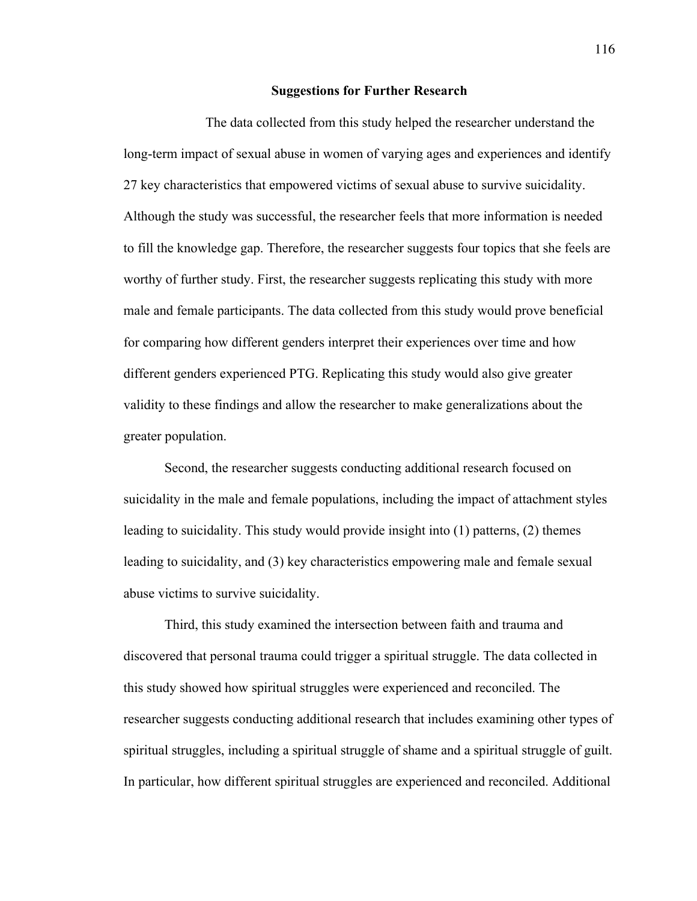## Suggestions for Further Research

The data collected from this study helped the researcher understand the long-term impact of sexual abuse in women of varying ages and experiences and identify 27 key characteristics that empowered victims of sexual abuse to survive suicidality. Although the study was successful, the researcher feels that more information is needed to fill the knowledge gap. Therefore, the researcher suggests four topics that she feels are worthy of further study. First, the researcher suggests replicating this study with more male and female participants. The data collected from this study would prove beneficial for comparing how different genders interpret their experiences over time and how different genders experienced PTG. Replicating this study would also give greater validity to these findings and allow the researcher to make generalizations about the greater population.

Second, the researcher suggests conducting additional research focused on suicidality in the male and female populations, including the impact of attachment styles leading to suicidality. This study would provide insight into (1) patterns, (2) themes leading to suicidality, and (3) key characteristics empowering male and female sexual abuse victims to survive suicidality.

Third, this study examined the intersection between faith and trauma and discovered that personal trauma could trigger a spiritual struggle. The data collected in this study showed how spiritual struggles were experienced and reconciled. The researcher suggests conducting additional research that includes examining other types of spiritual struggles, including a spiritual struggle of shame and a spiritual struggle of guilt. In particular, how different spiritual struggles are experienced and reconciled. Additional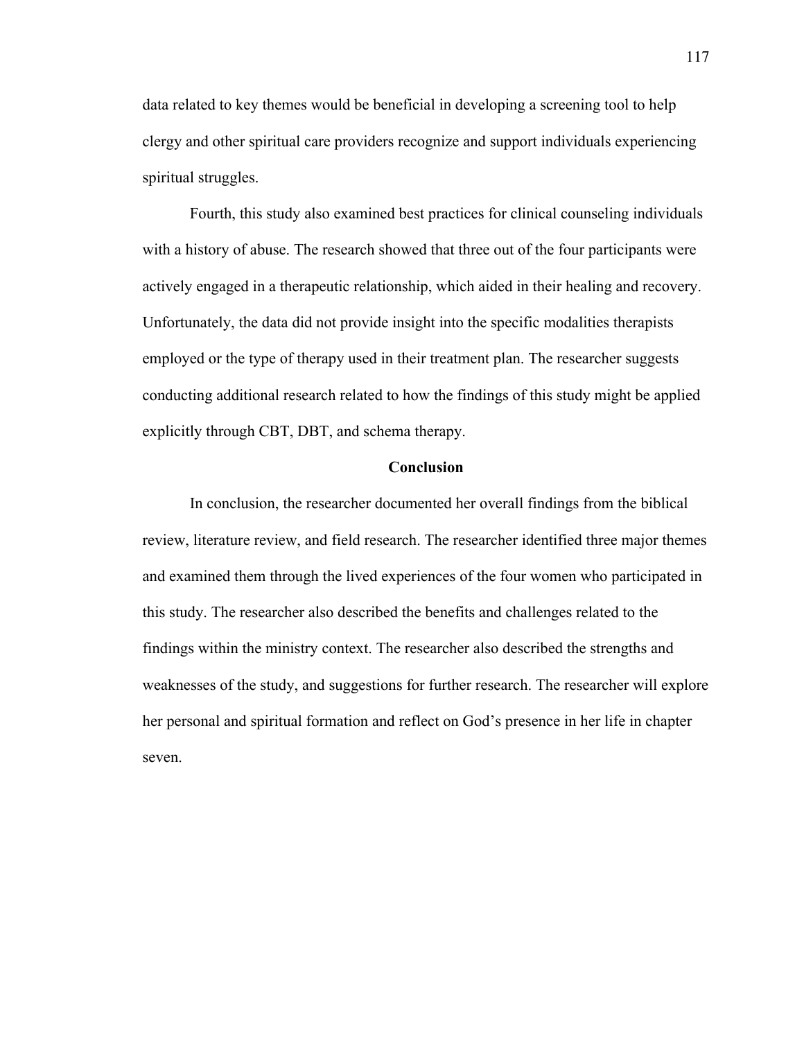data related to key themes would be beneficial in developing a screening tool to help clergy and other spiritual care providers recognize and support individuals experiencing spiritual struggles.

Fourth, this study also examined best practices for clinical counseling individuals with a history of abuse. The research showed that three out of the four participants were actively engaged in a therapeutic relationship, which aided in their healing and recovery. Unfortunately, the data did not provide insight into the specific modalities therapists employed or the type of therapy used in their treatment plan. The researcher suggests conducting additional research related to how the findings of this study might be applied explicitly through CBT, DBT, and schema therapy.

## Conclusion

In conclusion, the researcher documented her overall findings from the biblical review, literature review, and field research. The researcher identified three major themes and examined them through the lived experiences of the four women who participated in this study. The researcher also described the benefits and challenges related to the findings within the ministry context. The researcher also described the strengths and weaknesses of the study, and suggestions for further research. The researcher will explore her personal and spiritual formation and reflect on God's presence in her life in chapter seven.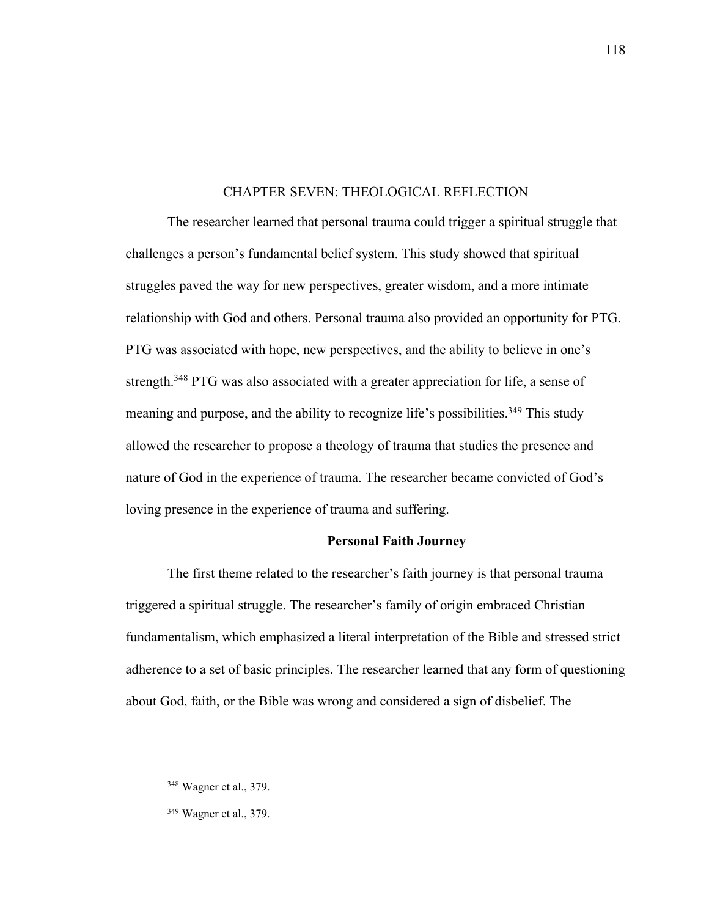# CHAPTER SEVEN: THEOLOGICAL REFLECTION

The researcher learned that personal trauma could trigger a spiritual struggle that challenges a person's fundamental belief system. This study showed that spiritual struggles paved the way for new perspectives, greater wisdom, and a more intimate relationship with God and others. Personal trauma also provided an opportunity for PTG. PTG was associated with hope, new perspectives, and the ability to believe in one's strength.[348] PTG was also associated with a greater appreciation for life, a sense of meaning and purpose, and the ability to recognize life's possibilities.[349] This study allowed the researcher to propose a theology of trauma that studies the presence and nature of God in the experience of trauma. The researcher became convicted of God's loving presence in the experience of trauma and suffering.

## Personal Faith Journey

The first theme related to the researcher's faith journey is that personal trauma triggered a spiritual struggle. The researcher's family of origin embraced Christian fundamentalism, which emphasized a literal interpretation of the Bible and stressed strict adherence to a set of basic principles. The researcher learned that any form of questioning about God, faith, or the Bible was wrong and considered a sign of disbelief. The

---

[348] Wagner et al., 379.

[349] Wagner et al., 379.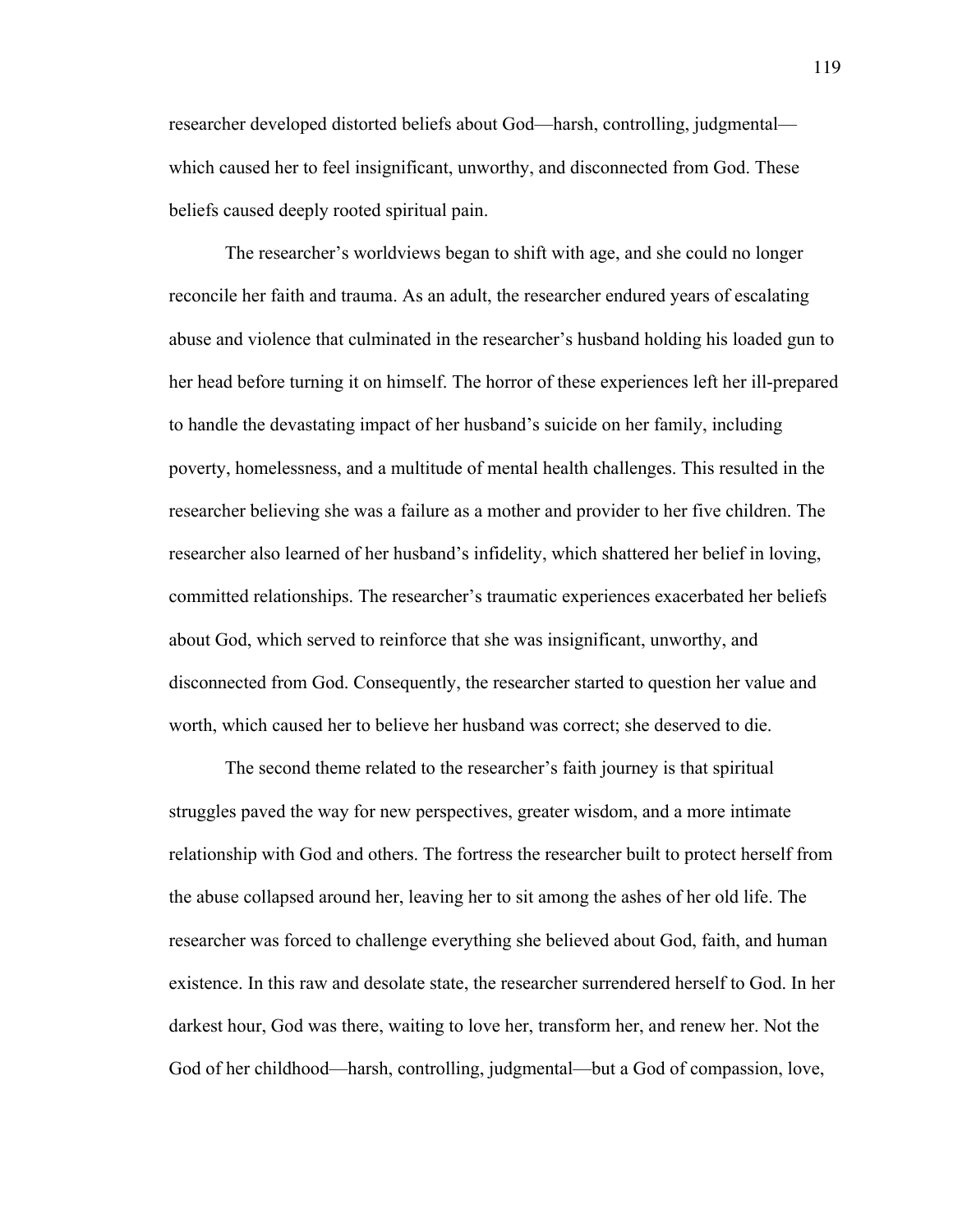researcher developed distorted beliefs about God—harsh, controlling, judgmental—which caused her to feel insignificant, unworthy, and disconnected from God. These beliefs caused deeply rooted spiritual pain.

The researcher's worldviews began to shift with age, and she could no longer reconcile her faith and trauma. As an adult, the researcher endured years of escalating abuse and violence that culminated in the researcher's husband holding his loaded gun to her head before turning it on himself. The horror of these experiences left her ill-prepared to handle the devastating impact of her husband's suicide on her family, including poverty, homelessness, and a multitude of mental health challenges. This resulted in the researcher believing she was a failure as a mother and provider to her five children. The researcher also learned of her husband's infidelity, which shattered her belief in loving, committed relationships. The researcher's traumatic experiences exacerbated her beliefs about God, which served to reinforce that she was insignificant, unworthy, and disconnected from God. Consequently, the researcher started to question her value and worth, which caused her to believe her husband was correct; she deserved to die.

The second theme related to the researcher's faith journey is that spiritual struggles paved the way for new perspectives, greater wisdom, and a more intimate relationship with God and others. The fortress the researcher built to protect herself from the abuse collapsed around her, leaving her to sit among the ashes of her old life. The researcher was forced to challenge everything she believed about God, faith, and human existence. In this raw and desolate state, the researcher surrendered herself to God. In her darkest hour, God was there, waiting to love her, transform her, and renew her. Not the God of her childhood—harsh, controlling, judgmental—but a God of compassion, love,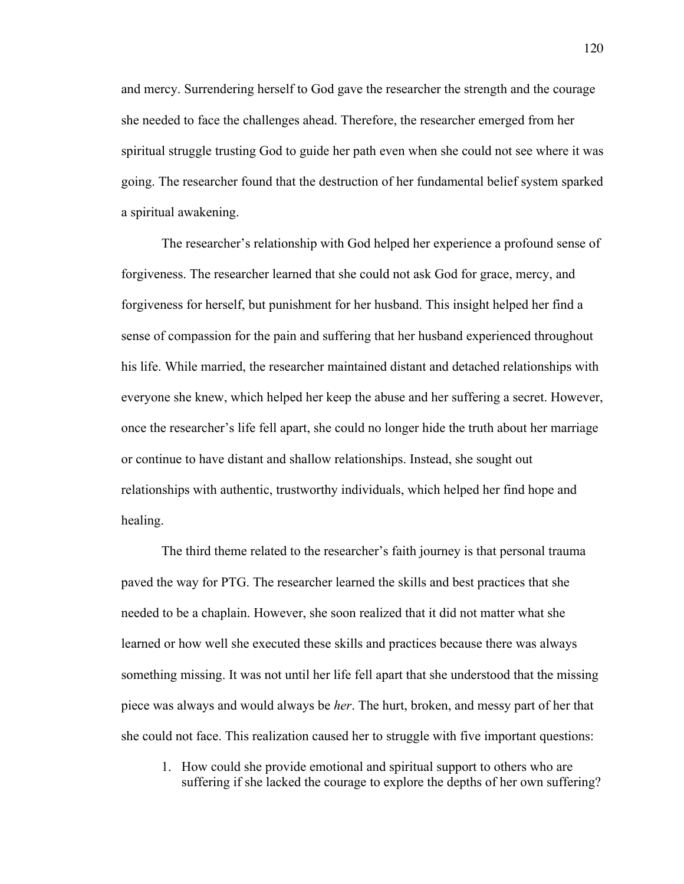and mercy. Surrendering herself to God gave the researcher the strength and the courage she needed to face the challenges ahead. Therefore, the researcher emerged from her spiritual struggle trusting God to guide her path even when she could not see where it was going. The researcher found that the destruction of her fundamental belief system sparked a spiritual awakening.

The researcher's relationship with God helped her experience a profound sense of forgiveness. The researcher learned that she could not ask God for grace, mercy, and forgiveness for herself, but punishment for her husband. This insight helped her find a sense of compassion for the pain and suffering that her husband experienced throughout his life. While married, the researcher maintained distant and detached relationships with everyone she knew, which helped her keep the abuse and her suffering a secret. However, once the researcher's life fell apart, she could no longer hide the truth about her marriage or continue to have distant and shallow relationships. Instead, she sought out relationships with authentic, trustworthy individuals, which helped her find hope and healing.

The third theme related to the researcher's faith journey is that personal trauma paved the way for PTG. The researcher learned the skills and best practices that she needed to be a chaplain. However, she soon realized that it did not matter what she learned or how well she executed these skills and practices because there was always something missing. It was not until her life fell apart that she understood that the missing piece was always and would always be *her*. The hurt, broken, and messy part of her that she could not face. This realization caused her to struggle with five important questions:

1. How could she provide emotional and spiritual support to others who are suffering if she lacked the courage to explore the depths of her own suffering?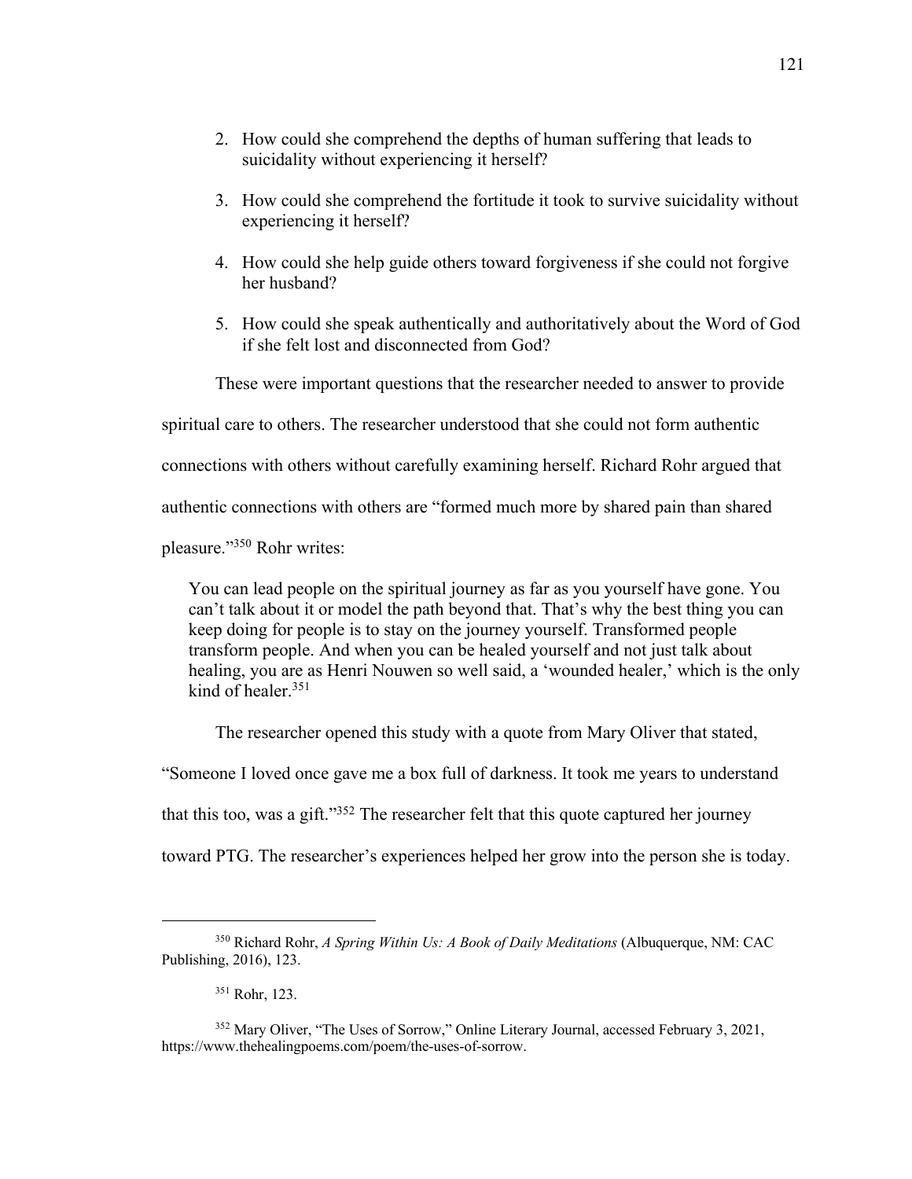2. How could she comprehend the depths of human suffering that leads to suicidality without experiencing it herself?

3. How could she comprehend the fortitude it took to survive suicidality without experiencing it herself?

4. How could she help guide others toward forgiveness if she could not forgive her husband?

5. How could she speak authentically and authoritatively about the Word of God if she felt lost and disconnected from God?

These were important questions that the researcher needed to answer to provide spiritual care to others. The researcher understood that she could not form authentic connections with others without carefully examining herself. Richard Rohr argued that authentic connections with others are "formed much more by shared pain than shared pleasure."[350] Rohr writes:

> You can lead people on the spiritual journey as far as you yourself have gone. You can't talk about it or model the path beyond that. That's why the best thing you can keep doing for people is to stay on the journey yourself. Transformed people transform people. And when you can be healed yourself and not just talk about healing, you are as Henri Nouwen so well said, a 'wounded healer,' which is the only kind of healer.[351]

The researcher opened this study with a quote from Mary Oliver that stated, "Someone I loved once gave me a box full of darkness. It took me years to understand that this too, was a gift."[352] The researcher felt that this quote captured her journey toward PTG. The researcher's experiences helped her grow into the person she is today.

---

[350] Richard Rohr, *A Spring Within Us: A Book of Daily Meditations* (Albuquerque, NM: CAC Publishing, 2016), 123.

[351] Rohr, 123.

[352] Mary Oliver, "The Uses of Sorrow," Online Literary Journal, accessed February 3, 2021, https://www.thehealingpoems.com/poem/the-uses-of-sorrow.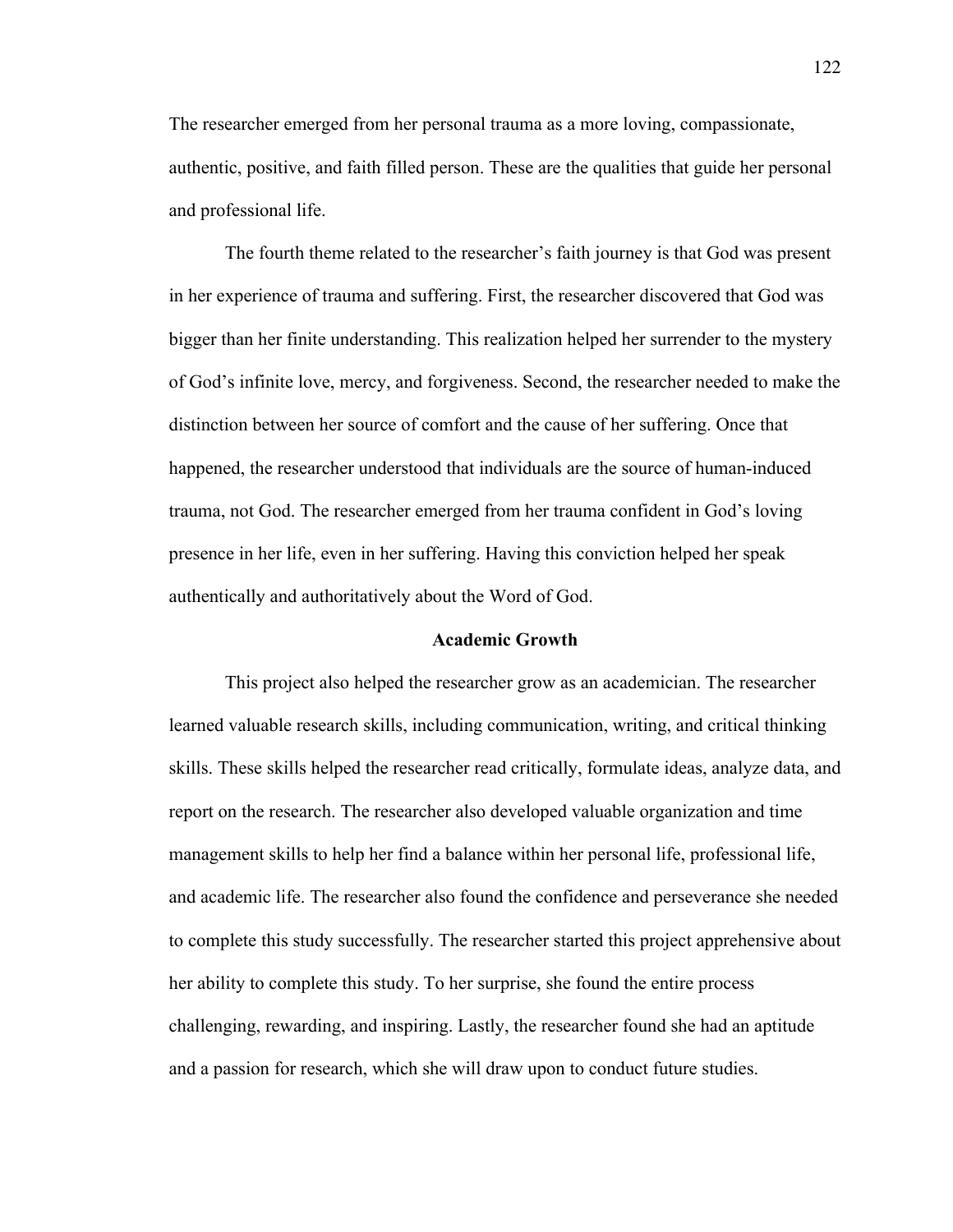The researcher emerged from her personal trauma as a more loving, compassionate, authentic, positive, and faith filled person. These are the qualities that guide her personal and professional life.

The fourth theme related to the researcher's faith journey is that God was present in her experience of trauma and suffering. First, the researcher discovered that God was bigger than her finite understanding. This realization helped her surrender to the mystery of God's infinite love, mercy, and forgiveness. Second, the researcher needed to make the distinction between her source of comfort and the cause of her suffering. Once that happened, the researcher understood that individuals are the source of human-induced trauma, not God. The researcher emerged from her trauma confident in God's loving presence in her life, even in her suffering. Having this conviction helped her speak authentically and authoritatively about the Word of God.

## Academic Growth

This project also helped the researcher grow as an academician. The researcher learned valuable research skills, including communication, writing, and critical thinking skills. These skills helped the researcher read critically, formulate ideas, analyze data, and report on the research. The researcher also developed valuable organization and time management skills to help her find a balance within her personal life, professional life, and academic life. The researcher also found the confidence and perseverance she needed to complete this study successfully. The researcher started this project apprehensive about her ability to complete this study. To her surprise, she found the entire process challenging, rewarding, and inspiring. Lastly, the researcher found she had an aptitude and a passion for research, which she will draw upon to conduct future studies.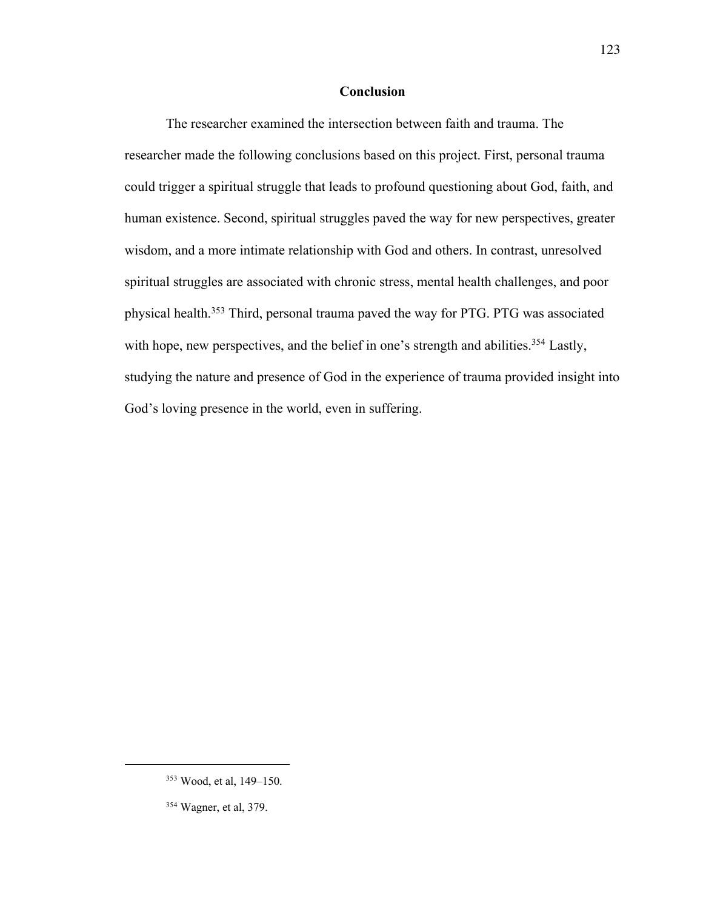## Conclusion

The researcher examined the intersection between faith and trauma. The researcher made the following conclusions based on this project. First, personal trauma could trigger a spiritual struggle that leads to profound questioning about God, faith, and human existence. Second, spiritual struggles paved the way for new perspectives, greater wisdom, and a more intimate relationship with God and others. In contrast, unresolved spiritual struggles are associated with chronic stress, mental health challenges, and poor physical health.[353] Third, personal trauma paved the way for PTG. PTG was associated with hope, new perspectives, and the belief in one's strength and abilities.[354] Lastly, studying the nature and presence of God in the experience of trauma provided insight into God's loving presence in the world, even in suffering.

---

[353] Wood, et al, 149–150.

[354] Wagner, et al, 379.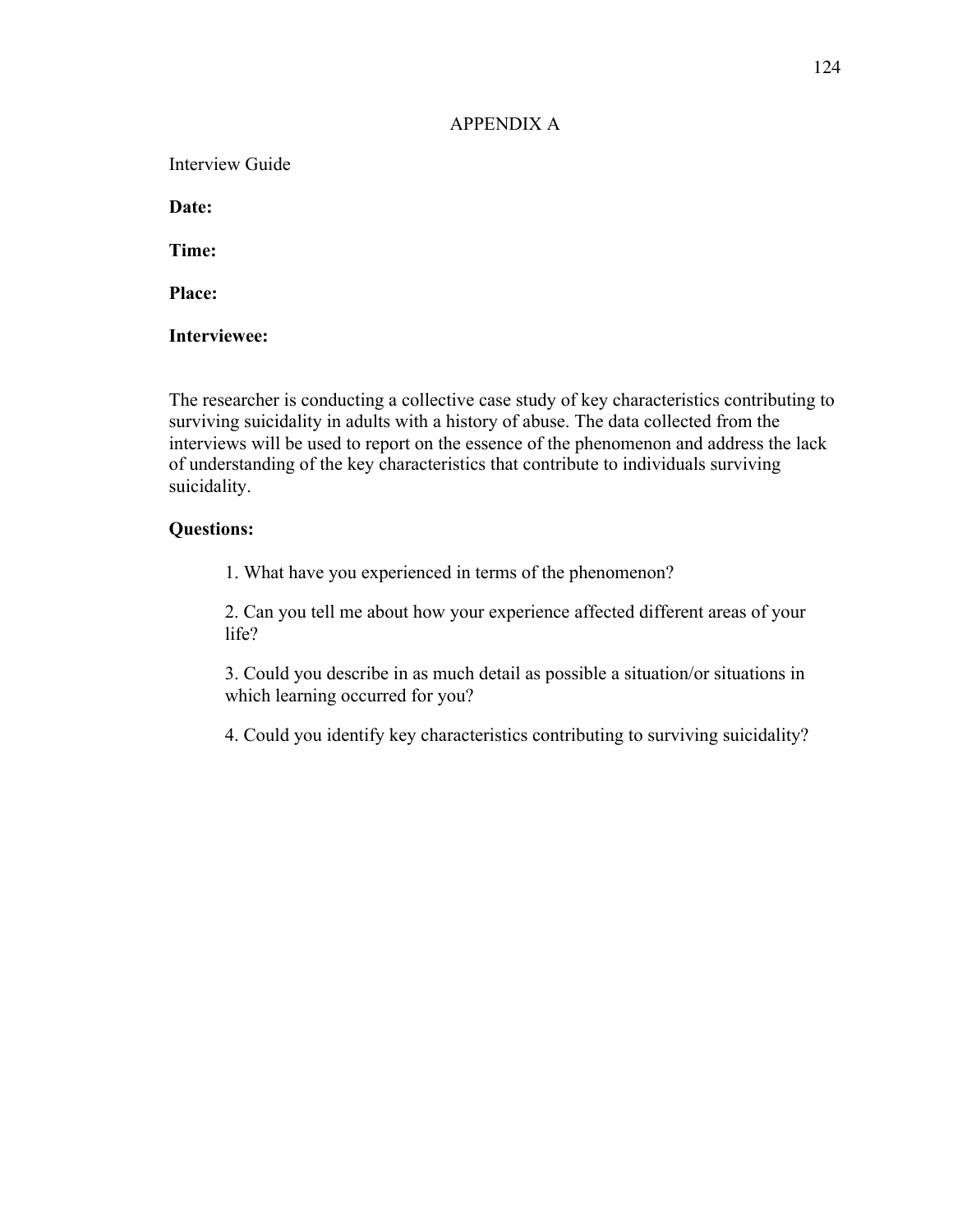# APPENDIX A

Interview Guide

**Date:**

**Time:**

**Place:**

**Interviewee:**

The researcher is conducting a collective case study of key characteristics contributing to surviving suicidality in adults with a history of abuse. The data collected from the interviews will be used to report on the essence of the phenomenon and address the lack of understanding of the key characteristics that contribute to individuals surviving suicidality.

**Questions:**

1. What have you experienced in terms of the phenomenon?

2. Can you tell me about how your experience affected different areas of your life?

3. Could you describe in as much detail as possible a situation/or situations in which learning occurred for you?

4. Could you identify key characteristics contributing to surviving suicidality?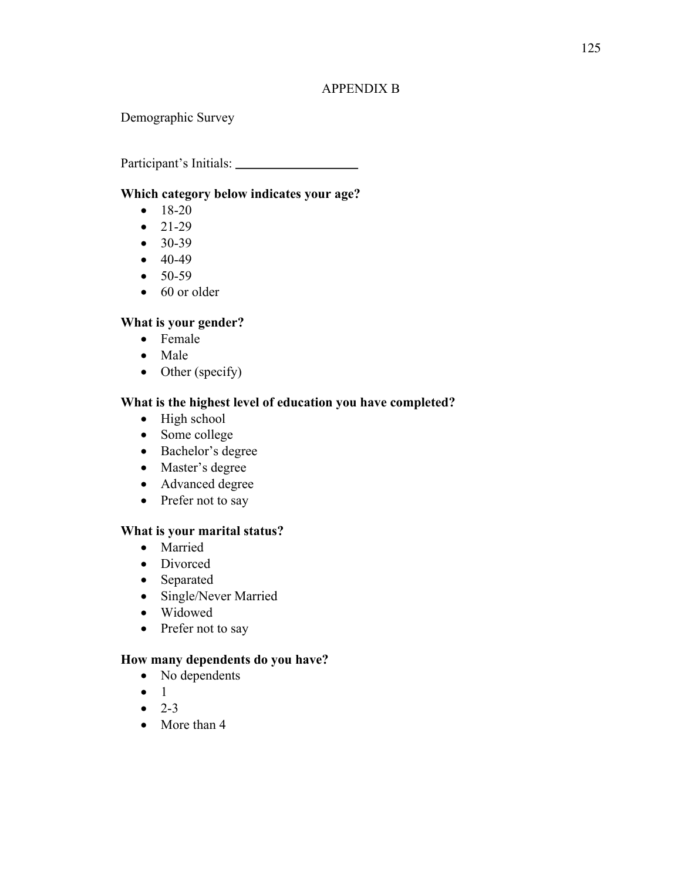# APPENDIX B

Demographic Survey

Participant's Initials: ___________________

**Which category below indicates your age?**

- 18-20
- 21-29
- 30-39
- 40-49
- 50-59
- 60 or older

**What is your gender?**

- Female
- Male
- Other (specify)

**What is the highest level of education you have completed?**

- High school
- Some college
- Bachelor's degree
- Master's degree
- Advanced degree
- Prefer not to say

**What is your marital status?**

- Married
- Divorced
- Separated
- Single/Never Married
- Widowed
- Prefer not to say

**How many dependents do you have?**

- No dependents
- 1
- 2-3
- More than 4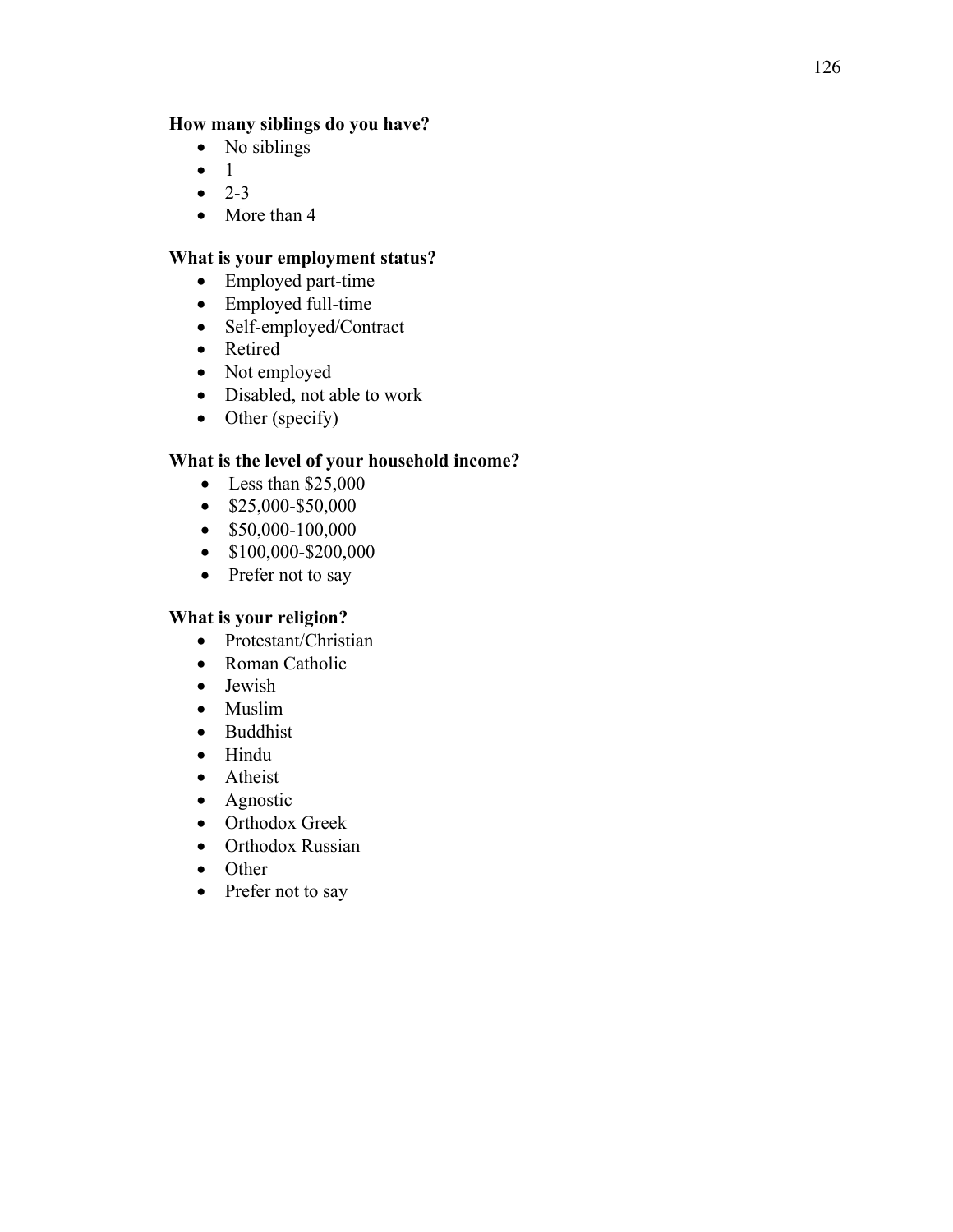**How many siblings do you have?**

- No siblings
- 1
- 2-3
- More than 4

**What is your employment status?**

- Employed part-time
- Employed full-time
- Self-employed/Contract
- Retired
- Not employed
- Disabled, not able to work
- Other (specify)

**What is the level of your household income?**

- Less than $25,000
- $25,000-$50,000
- $50,000-100,000
- $100,000-$200,000
- Prefer not to say

**What is your religion?**

- Protestant/Christian
- Roman Catholic
- Jewish
- Muslim
- Buddhist
- Hindu
- Atheist
- Agnostic
- Orthodox Greek
- Orthodox Russian
- Other
- Prefer not to say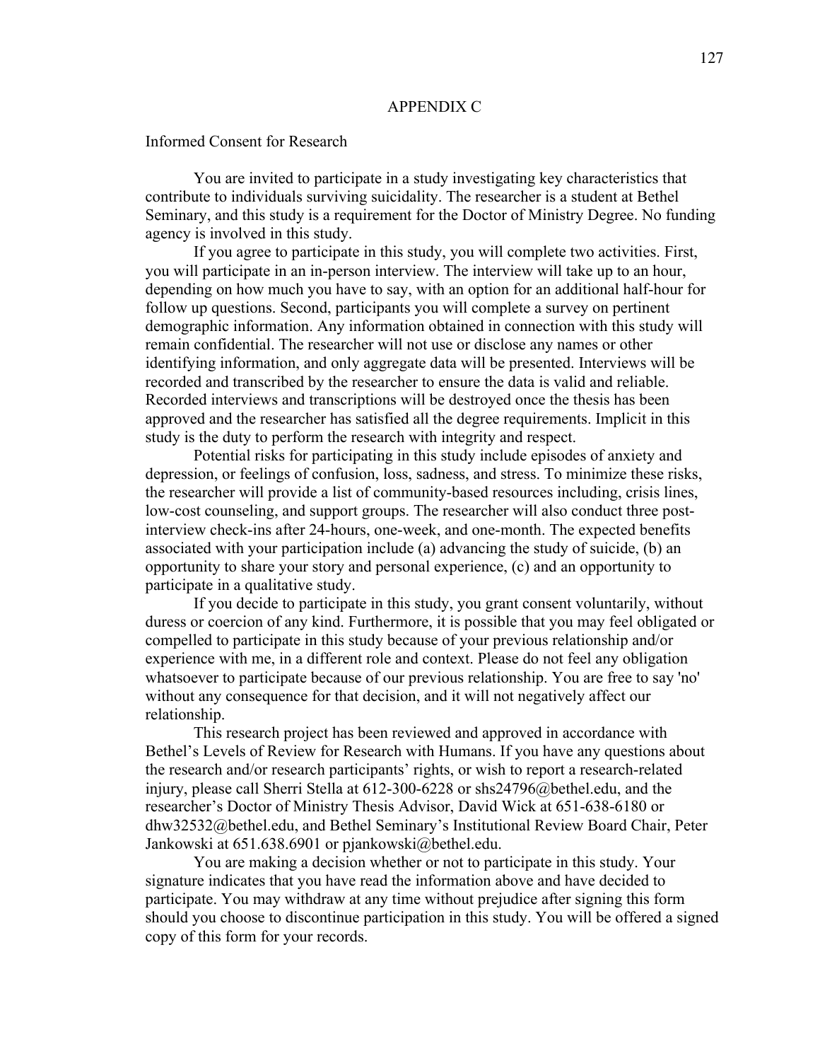# APPENDIX C

Informed Consent for Research

You are invited to participate in a study investigating key characteristics that contribute to individuals surviving suicidality. The researcher is a student at Bethel Seminary, and this study is a requirement for the Doctor of Ministry Degree. No funding agency is involved in this study.

If you agree to participate in this study, you will complete two activities. First, you will participate in an in-person interview. The interview will take up to an hour, depending on how much you have to say, with an option for an additional half-hour for follow up questions. Second, participants you will complete a survey on pertinent demographic information. Any information obtained in connection with this study will remain confidential. The researcher will not use or disclose any names or other identifying information, and only aggregate data will be presented. Interviews will be recorded and transcribed by the researcher to ensure the data is valid and reliable. Recorded interviews and transcriptions will be destroyed once the thesis has been approved and the researcher has satisfied all the degree requirements. Implicit in this study is the duty to perform the research with integrity and respect.

Potential risks for participating in this study include episodes of anxiety and depression, or feelings of confusion, loss, sadness, and stress. To minimize these risks, the researcher will provide a list of community-based resources including, crisis lines, low-cost counseling, and support groups. The researcher will also conduct three post-interview check-ins after 24-hours, one-week, and one-month. The expected benefits associated with your participation include (a) advancing the study of suicide, (b) an opportunity to share your story and personal experience, (c) and an opportunity to participate in a qualitative study.

If you decide to participate in this study, you grant consent voluntarily, without duress or coercion of any kind. Furthermore, it is possible that you may feel obligated or compelled to participate in this study because of your previous relationship and/or experience with me, in a different role and context. Please do not feel any obligation whatsoever to participate because of our previous relationship. You are free to say 'no' without any consequence for that decision, and it will not negatively affect our relationship.

This research project has been reviewed and approved in accordance with Bethel's Levels of Review for Research with Humans. If you have any questions about the research and/or research participants' rights, or wish to report a research-related injury, please call Sherri Stella at 612-300-6228 or shs24796@bethel.edu, and the researcher's Doctor of Ministry Thesis Advisor, David Wick at 651-638-6180 or dhw32532@bethel.edu, and Bethel Seminary's Institutional Review Board Chair, Peter Jankowski at 651.638.6901 or pjankowski@bethel.edu.

You are making a decision whether or not to participate in this study. Your signature indicates that you have read the information above and have decided to participate. You may withdraw at any time without prejudice after signing this form should you choose to discontinue participation in this study. You will be offered a signed copy of this form for your records.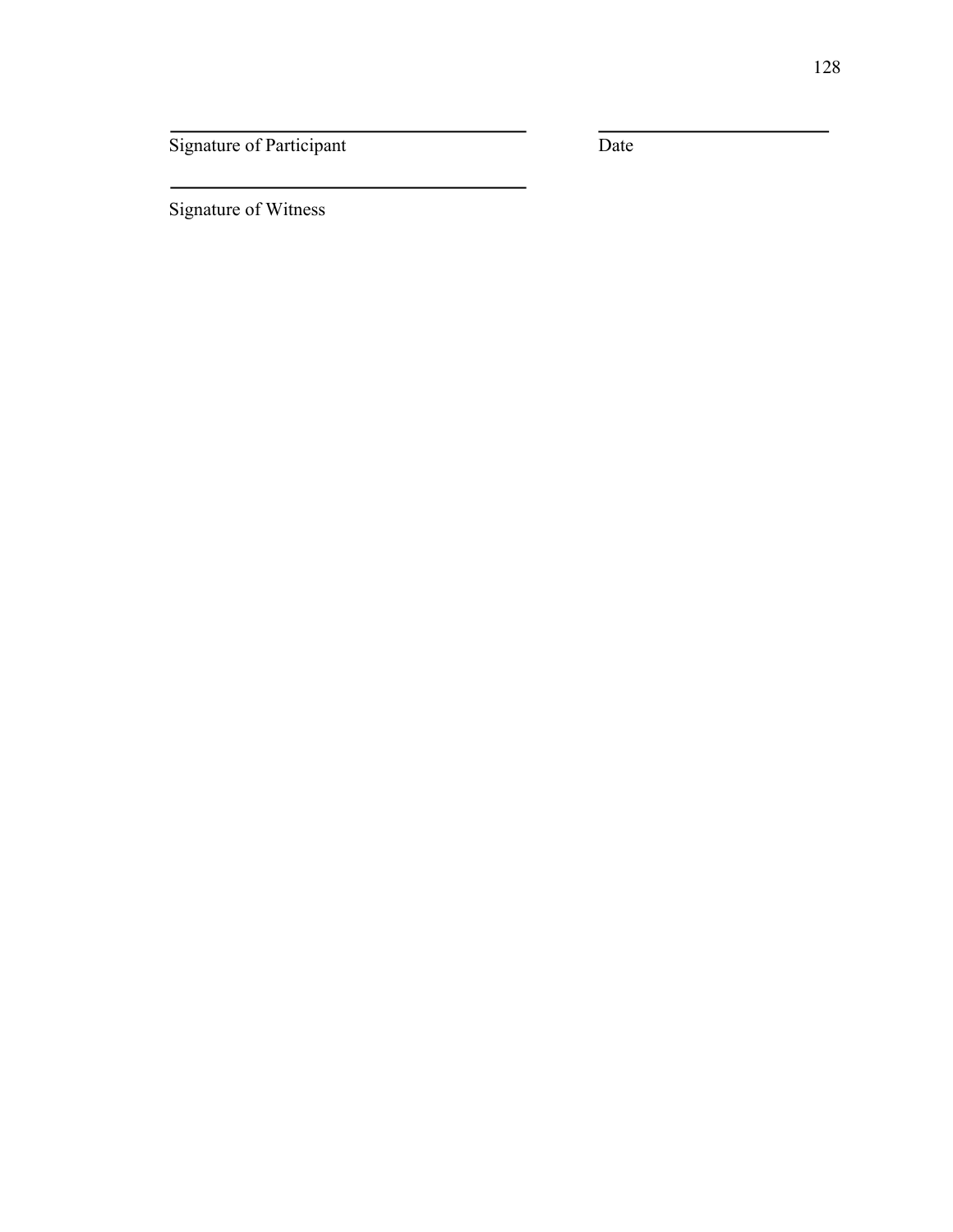\_\_\_\_\_\_\_\_\_\_\_\_\_\_\_\_\_\_\_\_\_\_\_\_\_\_\_\_\_\_\_\_\_\_\_\_\_ \_\_\_\_\_\_\_\_\_\_\_\_\_\_\_\_\_\_\_\_\_\_\_\_

Signature of Participant Date

\_\_\_\_\_\_\_\_\_\_\_\_\_\_\_\_\_\_\_\_\_\_\_\_\_\_\_\_\_\_\_\_\_\_\_\_\_

Signature of Witness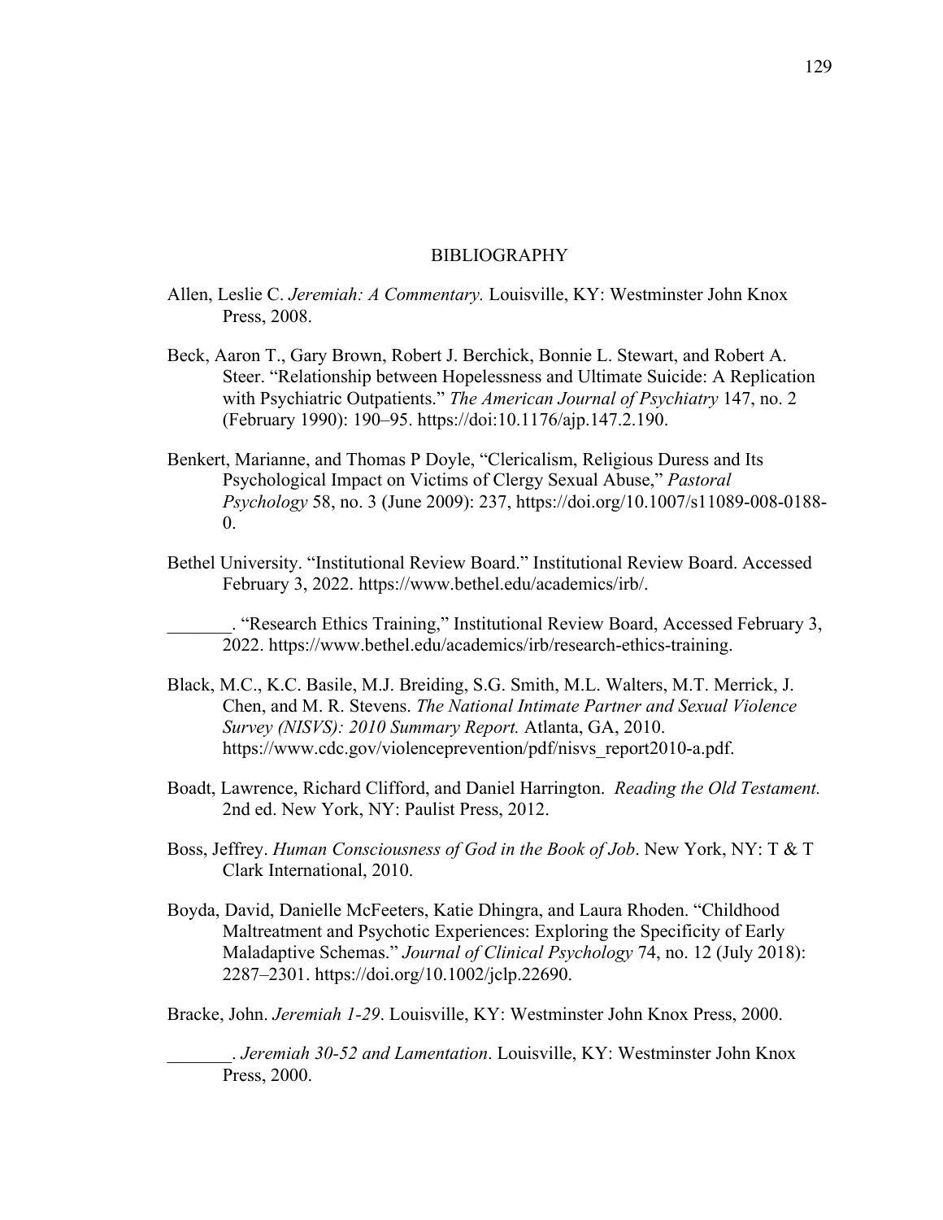# BIBLIOGRAPHY

Allen, Leslie C. *Jeremiah: A Commentary.* Louisville, KY: Westminster John Knox Press, 2008.

Beck, Aaron T., Gary Brown, Robert J. Berchick, Bonnie L. Stewart, and Robert A. Steer. "Relationship between Hopelessness and Ultimate Suicide: A Replication with Psychiatric Outpatients." *The American Journal of Psychiatry* 147, no. 2 (February 1990): 190–95. https://doi:10.1176/ajp.147.2.190.

Benkert, Marianne, and Thomas P Doyle, "Clericalism, Religious Duress and Its Psychological Impact on Victims of Clergy Sexual Abuse," *Pastoral Psychology* 58, no. 3 (June 2009): 237, https://doi.org/10.1007/s11089-008-0188-0.

Bethel University. "Institutional Review Board." Institutional Review Board. Accessed February 3, 2022. https://www.bethel.edu/academics/irb/.

_______. "Research Ethics Training," Institutional Review Board, Accessed February 3, 2022. https://www.bethel.edu/academics/irb/research-ethics-training.

Black, M.C., K.C. Basile, M.J. Breiding, S.G. Smith, M.L. Walters, M.T. Merrick, J. Chen, and M. R. Stevens. *The National Intimate Partner and Sexual Violence Survey (NISVS): 2010 Summary Report.* Atlanta, GA, 2010. https://www.cdc.gov/violenceprevention/pdf/nisvs_report2010-a.pdf.

Boadt, Lawrence, Richard Clifford, and Daniel Harrington. *Reading the Old Testament.* 2nd ed. New York, NY: Paulist Press, 2012.

Boss, Jeffrey. *Human Consciousness of God in the Book of Job*. New York, NY: T & T Clark International, 2010.

Boyda, David, Danielle McFeeters, Katie Dhingra, and Laura Rhoden. "Childhood Maltreatment and Psychotic Experiences: Exploring the Specificity of Early Maladaptive Schemas." *Journal of Clinical Psychology* 74, no. 12 (July 2018): 2287–2301. https://doi.org/10.1002/jclp.22690.

Bracke, John. *Jeremiah 1-29*. Louisville, KY: Westminster John Knox Press, 2000.

_______. *Jeremiah 30-52 and Lamentation*. Louisville, KY: Westminster John Knox Press, 2000.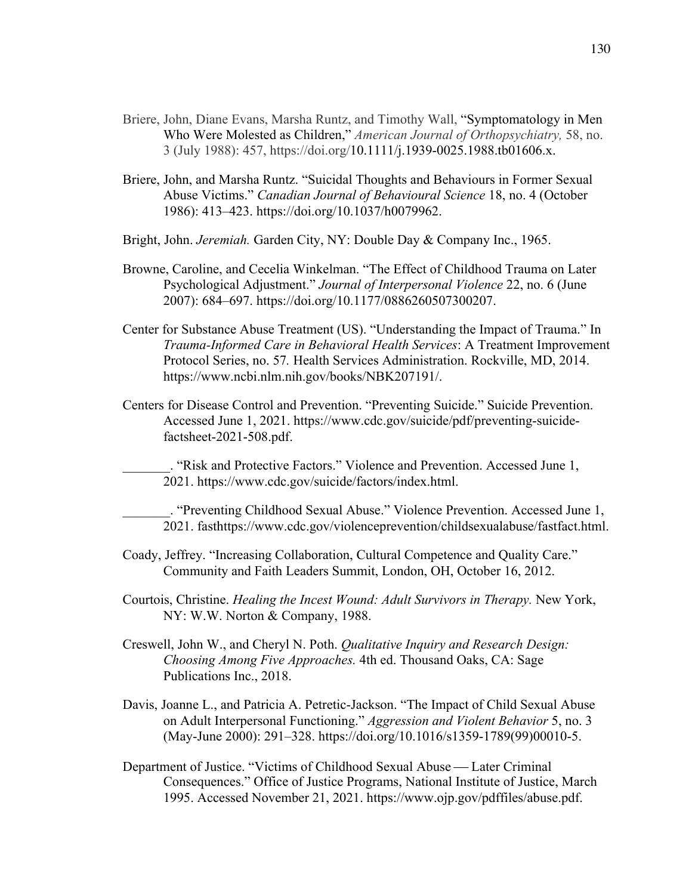Briere, John, Diane Evans, Marsha Runtz, and Timothy Wall, "Symptomatology in Men Who Were Molested as Children," *American Journal of Orthopsychiatry,* 58, no. 3 (July 1988): 457, https://doi.org/10.1111/j.1939-0025.1988.tb01606.x.

Briere, John, and Marsha Runtz. "Suicidal Thoughts and Behaviours in Former Sexual Abuse Victims." *Canadian Journal of Behavioural Science* 18, no. 4 (October 1986): 413–423. https://doi.org/10.1037/h0079962.

Bright, John. *Jeremiah.* Garden City, NY: Double Day & Company Inc., 1965.

Browne, Caroline, and Cecelia Winkelman. "The Effect of Childhood Trauma on Later Psychological Adjustment." *Journal of Interpersonal Violence* 22, no. 6 (June 2007): 684–697. https://doi.org/10.1177/0886260507300207.

Center for Substance Abuse Treatment (US). "Understanding the Impact of Trauma." In *Trauma-Informed Care in Behavioral Health Services*: A Treatment Improvement Protocol Series, no. 57. Health Services Administration. Rockville, MD, 2014. https://www.ncbi.nlm.nih.gov/books/NBK207191/.

Centers for Disease Control and Prevention. "Preventing Suicide." Suicide Prevention. Accessed June 1, 2021. https://www.cdc.gov/suicide/pdf/preventing-suicide-factsheet-2021-508.pdf.

_______. "Risk and Protective Factors." Violence and Prevention. Accessed June 1, 2021. https://www.cdc.gov/suicide/factors/index.html.

_______. "Preventing Childhood Sexual Abuse." Violence Prevention. Accessed June 1, 2021. fasthttps://www.cdc.gov/violenceprevention/childsexualabuse/fastfact.html.

Coady, Jeffrey. "Increasing Collaboration, Cultural Competence and Quality Care." Community and Faith Leaders Summit, London, OH, October 16, 2012.

Courtois, Christine. *Healing the Incest Wound: Adult Survivors in Therapy.* New York, NY: W.W. Norton & Company, 1988.

Creswell, John W., and Cheryl N. Poth. *Qualitative Inquiry and Research Design: Choosing Among Five Approaches.* 4th ed. Thousand Oaks, CA: Sage Publications Inc., 2018.

Davis, Joanne L., and Patricia A. Petretic-Jackson. "The Impact of Child Sexual Abuse on Adult Interpersonal Functioning." *Aggression and Violent Behavior* 5, no. 3 (May-June 2000): 291–328. https://doi.org/10.1016/s1359-1789(99)00010-5.

Department of Justice. "Victims of Childhood Sexual Abuse — Later Criminal Consequences." Office of Justice Programs, National Institute of Justice, March 1995. Accessed November 21, 2021. https://www.ojp.gov/pdffiles/abuse.pdf.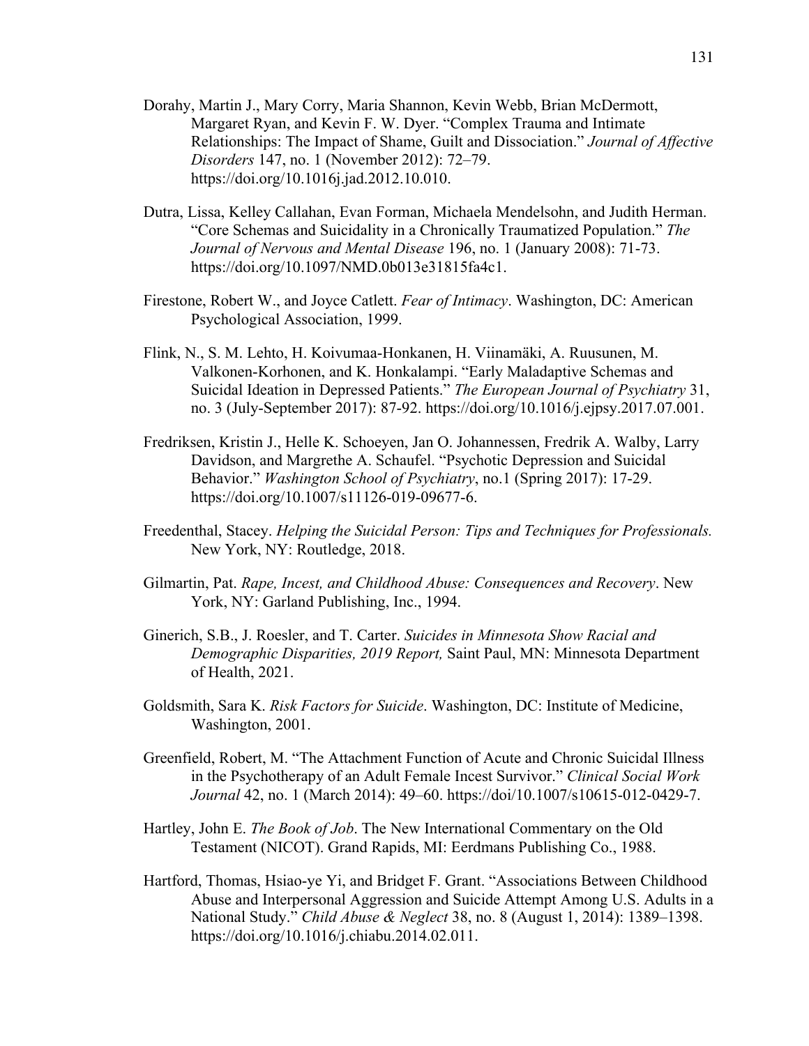Dorahy, Martin J., Mary Corry, Maria Shannon, Kevin Webb, Brian McDermott, Margaret Ryan, and Kevin F. W. Dyer. "Complex Trauma and Intimate Relationships: The Impact of Shame, Guilt and Dissociation." *Journal of Affective Disorders* 147, no. 1 (November 2012): 72–79. https://doi.org/10.1016j.jad.2012.10.010.

Dutra, Lissa, Kelley Callahan, Evan Forman, Michaela Mendelsohn, and Judith Herman. "Core Schemas and Suicidality in a Chronically Traumatized Population." *The Journal of Nervous and Mental Disease* 196, no. 1 (January 2008): 71-73. https://doi.org/10.1097/NMD.0b013e31815fa4c1.

Firestone, Robert W., and Joyce Catlett. *Fear of Intimacy*. Washington, DC: American Psychological Association, 1999.

Flink, N., S. M. Lehto, H. Koivumaa-Honkanen, H. Viinamäki, A. Ruusunen, M. Valkonen-Korhonen, and K. Honkalampi. "Early Maladaptive Schemas and Suicidal Ideation in Depressed Patients." *The European Journal of Psychiatry* 31, no. 3 (July-September 2017): 87-92. https://doi.org/10.1016/j.ejpsy.2017.07.001.

Fredriksen, Kristin J., Helle K. Schoeyen, Jan O. Johannessen, Fredrik A. Walby, Larry Davidson, and Margrethe A. Schaufel. "Psychotic Depression and Suicidal Behavior." *Washington School of Psychiatry*, no.1 (Spring 2017): 17-29. https://doi.org/10.1007/s11126-019-09677-6.

Freedenthal, Stacey. *Helping the Suicidal Person: Tips and Techniques for Professionals.* New York, NY: Routledge, 2018.

Gilmartin, Pat. *Rape, Incest, and Childhood Abuse: Consequences and Recovery*. New York, NY: Garland Publishing, Inc., 1994.

Ginerich, S.B., J. Roesler, and T. Carter. *Suicides in Minnesota Show Racial and Demographic Disparities, 2019 Report,* Saint Paul, MN: Minnesota Department of Health, 2021.

Goldsmith, Sara K. *Risk Factors for Suicide*. Washington, DC: Institute of Medicine, Washington, 2001.

Greenfield, Robert, M. "The Attachment Function of Acute and Chronic Suicidal Illness in the Psychotherapy of an Adult Female Incest Survivor." *Clinical Social Work Journal* 42, no. 1 (March 2014): 49–60. https://doi/10.1007/s10615-012-0429-7.

Hartley, John E. *The Book of Job*. The New International Commentary on the Old Testament (NICOT). Grand Rapids, MI: Eerdmans Publishing Co., 1988.

Hartford, Thomas, Hsiao-ye Yi, and Bridget F. Grant. "Associations Between Childhood Abuse and Interpersonal Aggression and Suicide Attempt Among U.S. Adults in a National Study." *Child Abuse & Neglect* 38, no. 8 (August 1, 2014): 1389–1398. https://doi.org/10.1016/j.chiabu.2014.02.011.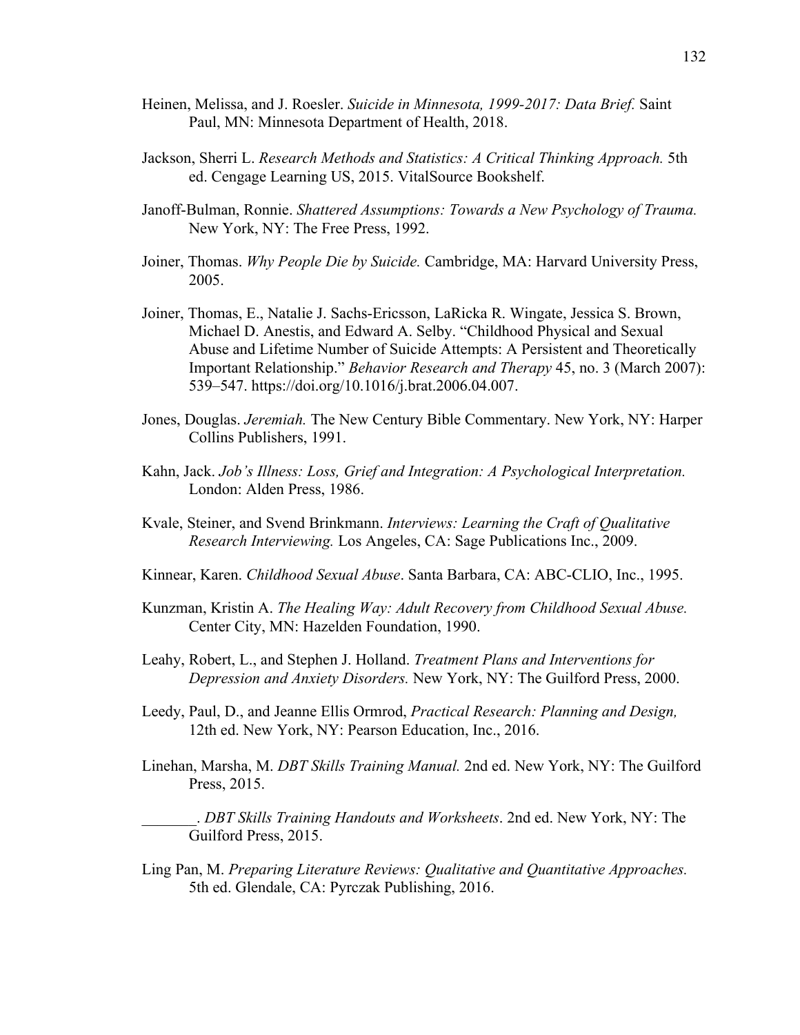Heinen, Melissa, and J. Roesler. *Suicide in Minnesota, 1999-2017: Data Brief.* Saint Paul, MN: Minnesota Department of Health, 2018.

Jackson, Sherri L. *Research Methods and Statistics: A Critical Thinking Approach.* 5th ed. Cengage Learning US, 2015. VitalSource Bookshelf.

Janoff-Bulman, Ronnie. *Shattered Assumptions: Towards a New Psychology of Trauma.* New York, NY: The Free Press, 1992.

Joiner, Thomas. *Why People Die by Suicide.* Cambridge, MA: Harvard University Press, 2005.

Joiner, Thomas, E., Natalie J. Sachs-Ericsson, LaRicka R. Wingate, Jessica S. Brown, Michael D. Anestis, and Edward A. Selby. "Childhood Physical and Sexual Abuse and Lifetime Number of Suicide Attempts: A Persistent and Theoretically Important Relationship." *Behavior Research and Therapy* 45, no. 3 (March 2007): 539–547. https://doi.org/10.1016/j.brat.2006.04.007.

Jones, Douglas. *Jeremiah.* The New Century Bible Commentary. New York, NY: Harper Collins Publishers, 1991.

Kahn, Jack. *Job's Illness: Loss, Grief and Integration: A Psychological Interpretation.* London: Alden Press, 1986.

Kvale, Steiner, and Svend Brinkmann. *Interviews: Learning the Craft of Qualitative Research Interviewing.* Los Angeles, CA: Sage Publications Inc., 2009.

Kinnear, Karen. *Childhood Sexual Abuse*. Santa Barbara, CA: ABC-CLIO, Inc., 1995.

Kunzman, Kristin A. *The Healing Way: Adult Recovery from Childhood Sexual Abuse.* Center City, MN: Hazelden Foundation, 1990.

Leahy, Robert, L., and Stephen J. Holland. *Treatment Plans and Interventions for Depression and Anxiety Disorders.* New York, NY: The Guilford Press, 2000.

Leedy, Paul, D., and Jeanne Ellis Ormrod, *Practical Research: Planning and Design,* 12th ed. New York, NY: Pearson Education, Inc., 2016.

Linehan, Marsha, M. *DBT Skills Training Manual.* 2nd ed. New York, NY: The Guilford Press, 2015.

_______. *DBT Skills Training Handouts and Worksheets*. 2nd ed. New York, NY: The Guilford Press, 2015.

Ling Pan, M. *Preparing Literature Reviews: Qualitative and Quantitative Approaches.* 5th ed. Glendale, CA: Pyrczak Publishing, 2016.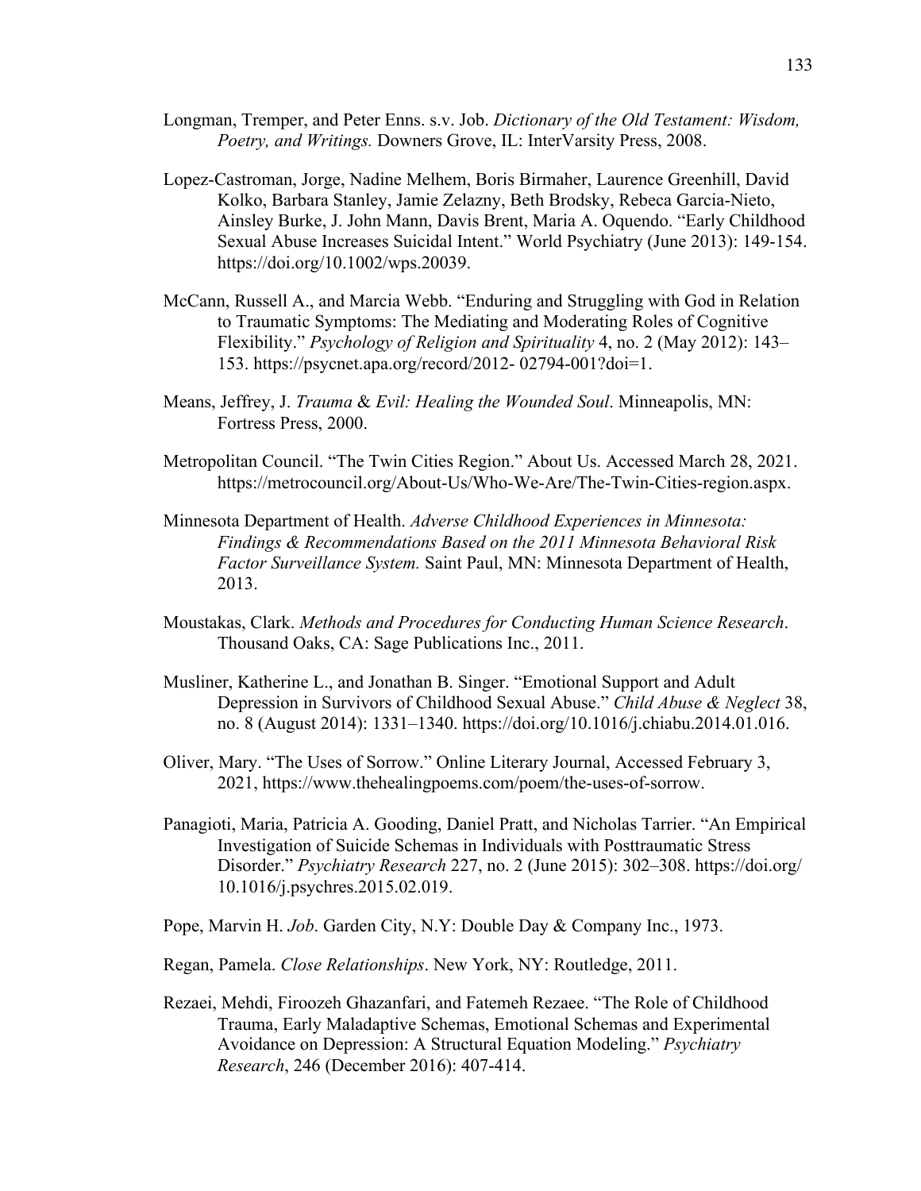Longman, Tremper, and Peter Enns. s.v. Job. *Dictionary of the Old Testament: Wisdom, Poetry, and Writings.* Downers Grove, IL: InterVarsity Press, 2008.

Lopez-Castroman, Jorge, Nadine Melhem, Boris Birmaher, Laurence Greenhill, David Kolko, Barbara Stanley, Jamie Zelazny, Beth Brodsky, Rebeca Garcia-Nieto, Ainsley Burke, J. John Mann, Davis Brent, Maria A. Oquendo. "Early Childhood Sexual Abuse Increases Suicidal Intent." World Psychiatry (June 2013): 149-154. https://doi.org/10.1002/wps.20039.

McCann, Russell A., and Marcia Webb. "Enduring and Struggling with God in Relation to Traumatic Symptoms: The Mediating and Moderating Roles of Cognitive Flexibility." *Psychology of Religion and Spirituality* 4, no. 2 (May 2012): 143–153. https://psycnet.apa.org/record/2012- 02794-001?doi=1.

Means, Jeffrey, J. *Trauma* & *Evil: Healing the Wounded Soul*. Minneapolis, MN: Fortress Press, 2000.

Metropolitan Council. "The Twin Cities Region." About Us. Accessed March 28, 2021. https://metrocouncil.org/About-Us/Who-We-Are/The-Twin-Cities-region.aspx.

Minnesota Department of Health. *Adverse Childhood Experiences in Minnesota: Findings & Recommendations Based on the 2011 Minnesota Behavioral Risk Factor Surveillance System.* Saint Paul, MN: Minnesota Department of Health, 2013.

Moustakas, Clark. *Methods and Procedures for Conducting Human Science Research*. Thousand Oaks, CA: Sage Publications Inc., 2011.

Musliner, Katherine L., and Jonathan B. Singer. "Emotional Support and Adult Depression in Survivors of Childhood Sexual Abuse." *Child Abuse & Neglect* 38, no. 8 (August 2014): 1331–1340. https://doi.org/10.1016/j.chiabu.2014.01.016.

Oliver, Mary. "The Uses of Sorrow." Online Literary Journal, Accessed February 3, 2021, https://www.thehealingpoems.com/poem/the-uses-of-sorrow.

Panagioti, Maria, Patricia A. Gooding, Daniel Pratt, and Nicholas Tarrier. "An Empirical Investigation of Suicide Schemas in Individuals with Posttraumatic Stress Disorder." *Psychiatry Research* 227, no. 2 (June 2015): 302–308. https://doi.org/ 10.1016/j.psychres.2015.02.019.

Pope, Marvin H. *Job*. Garden City, N.Y: Double Day & Company Inc., 1973.

Regan, Pamela. *Close Relationships*. New York, NY: Routledge, 2011.

Rezaei, Mehdi, Firoozeh Ghazanfari, and Fatemeh Rezaee. "The Role of Childhood Trauma, Early Maladaptive Schemas, Emotional Schemas and Experimental Avoidance on Depression: A Structural Equation Modeling." *Psychiatry Research*, 246 (December 2016): 407-414.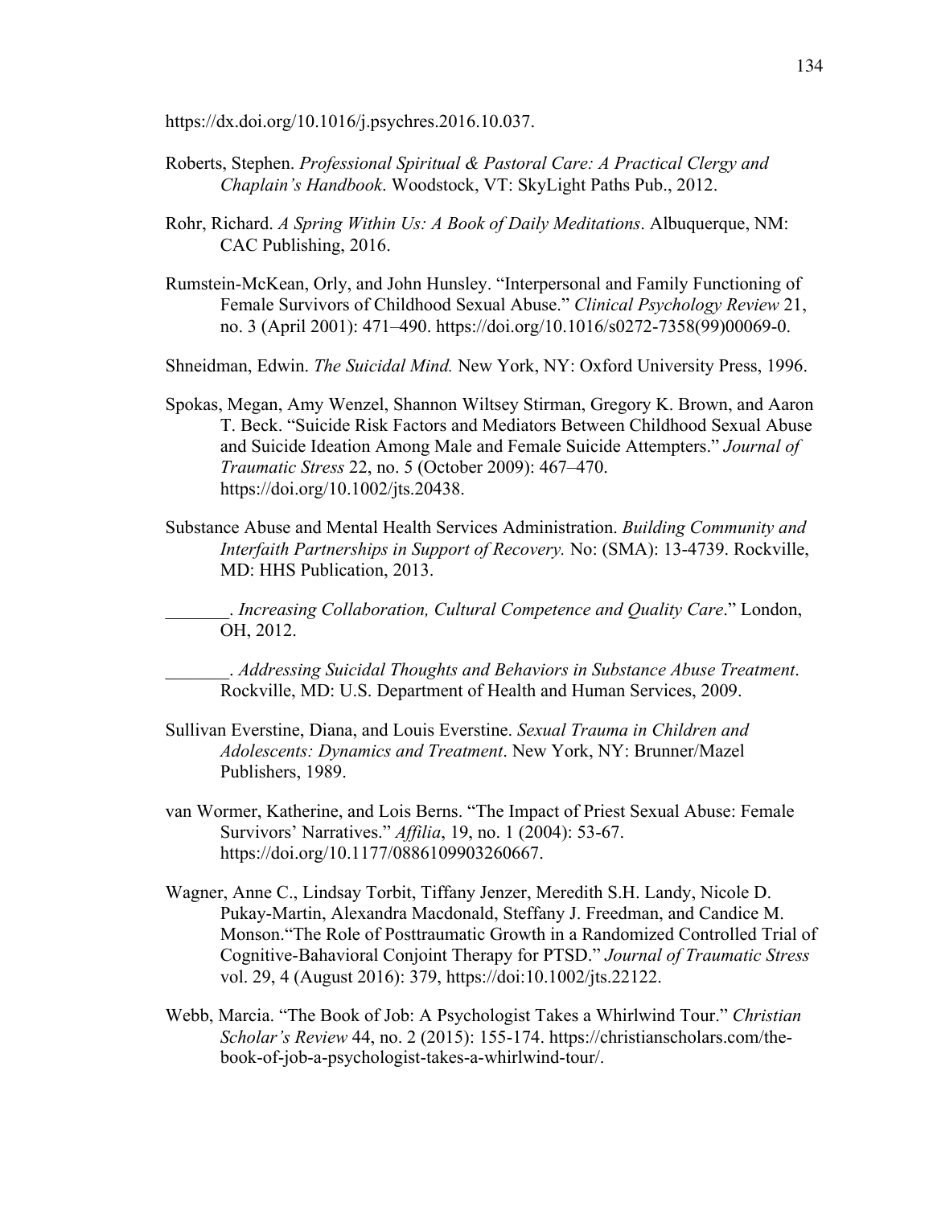https://dx.doi.org/10.1016/j.psychres.2016.10.037.

Roberts, Stephen. *Professional Spiritual & Pastoral Care: A Practical Clergy and Chaplain's Handbook*. Woodstock, VT: SkyLight Paths Pub., 2012.

Rohr, Richard. *A Spring Within Us: A Book of Daily Meditations*. Albuquerque, NM: CAC Publishing, 2016.

Rumstein-McKean, Orly, and John Hunsley. "Interpersonal and Family Functioning of Female Survivors of Childhood Sexual Abuse." *Clinical Psychology Review* 21, no. 3 (April 2001): 471–490. https://doi.org/10.1016/s0272-7358(99)00069-0.

Shneidman, Edwin. *The Suicidal Mind.* New York, NY: Oxford University Press, 1996.

Spokas, Megan, Amy Wenzel, Shannon Wiltsey Stirman, Gregory K. Brown, and Aaron T. Beck. "Suicide Risk Factors and Mediators Between Childhood Sexual Abuse and Suicide Ideation Among Male and Female Suicide Attempters." *Journal of Traumatic Stress* 22, no. 5 (October 2009): 467–470. https://doi.org/10.1002/jts.20438.

Substance Abuse and Mental Health Services Administration. *Building Community and Interfaith Partnerships in Support of Recovery.* No: (SMA): 13-4739. Rockville, MD: HHS Publication, 2013.

_______. *Increasing Collaboration, Cultural Competence and Quality Care*." London, OH, 2012.

_______. *Addressing Suicidal Thoughts and Behaviors in Substance Abuse Treatment*. Rockville, MD: U.S. Department of Health and Human Services, 2009.

Sullivan Everstine, Diana, and Louis Everstine. *Sexual Trauma in Children and Adolescents: Dynamics and Treatment*. New York, NY: Brunner/Mazel Publishers, 1989.

van Wormer, Katherine, and Lois Berns. "The Impact of Priest Sexual Abuse: Female Survivors' Narratives." *Affilia*, 19, no. 1 (2004): 53-67. https://doi.org/10.1177/0886109903260667.

Wagner, Anne C., Lindsay Torbit, Tiffany Jenzer, Meredith S.H. Landy, Nicole D. Pukay-Martin, Alexandra Macdonald, Steffany J. Freedman, and Candice M. Monson."The Role of Posttraumatic Growth in a Randomized Controlled Trial of Cognitive-Bahavioral Conjoint Therapy for PTSD." *Journal of Traumatic Stress* vol. 29, 4 (August 2016): 379, https://doi:10.1002/jts.22122.

Webb, Marcia. "The Book of Job: A Psychologist Takes a Whirlwind Tour." *Christian Scholar's Review* 44, no. 2 (2015): 155-174. https://christianscholars.com/the-book-of-job-a-psychologist-takes-a-whirlwind-tour/.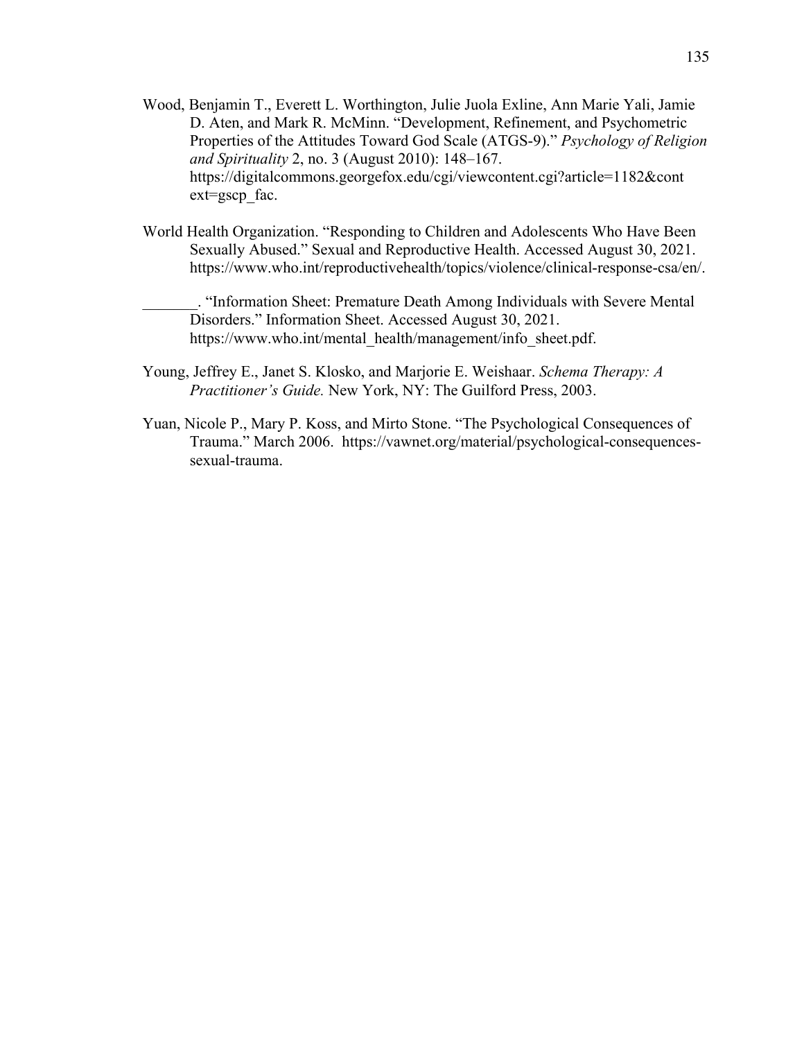Wood, Benjamin T., Everett L. Worthington, Julie Juola Exline, Ann Marie Yali, Jamie D. Aten, and Mark R. McMinn. "Development, Refinement, and Psychometric Properties of the Attitudes Toward God Scale (ATGS-9)." *Psychology of Religion and Spirituality* 2, no. 3 (August 2010): 148–167. https://digitalcommons.georgefox.edu/cgi/viewcontent.cgi?article=1182&context=gscp_fac.

World Health Organization. "Responding to Children and Adolescents Who Have Been Sexually Abused." Sexual and Reproductive Health. Accessed August 30, 2021. https://www.who.int/reproductivehealth/topics/violence/clinical-response-csa/en/.

_______. "Information Sheet: Premature Death Among Individuals with Severe Mental Disorders." Information Sheet. Accessed August 30, 2021. https://www.who.int/mental_health/management/info_sheet.pdf.

Young, Jeffrey E., Janet S. Klosko, and Marjorie E. Weishaar. *Schema Therapy: A Practitioner's Guide.* New York, NY: The Guilford Press, 2003.

Yuan, Nicole P., Mary P. Koss, and Mirto Stone. "The Psychological Consequences of Trauma." March 2006. https://vawnet.org/material/psychological-consequences-sexual-trauma.